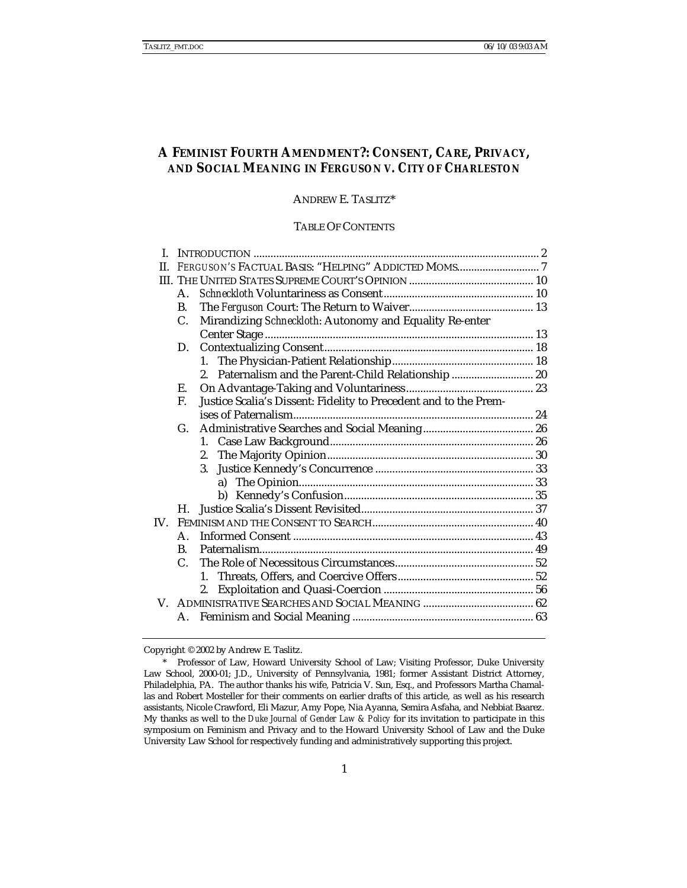# A FEMINIST FOURTH AMENDMENT?: CONSENT, CARE, PRIVACY, AND SOCIAL MEANING IN *FERGUSON V. CITY OF CHARLESTON*

ANDREW E. TASLITZ*

TABLE OF CONTENTS

- I. INTRODUCTION .......... 2
- II. *FERGUSON'S* FACTUAL BASIS: "HELPING" ADDICTED MOMS .......... 7
- III. THE UNITED STATES SUPREME COURT'S OPINION .......... 10
  - A. *Schneckloth* Voluntariness as Consent .......... 10
  - B. The *Ferguson* Court: The Return to Waiver .......... 13
  - C. Mirandizing *Schneckloth*: Autonomy and Equality Re-enter Center Stage .......... 13
  - D. Contextualizing Consent .......... 18
    - 1. The Physician-Patient Relationship .......... 18
    - 2. Paternalism and the Parent-Child Relationship .......... 20
  - E. On Advantage-Taking and Voluntariness .......... 23
  - F. Justice Scalia's Dissent: Fidelity to Precedent and to the Premises of Paternalism .......... 24
  - G. Administrative Searches and Social Meaning .......... 26
    - 1. Case Law Background .......... 26
    - 2. The Majority Opinion .......... 30
    - 3. Justice Kennedy's Concurrence .......... 33
      - a) The Opinion .......... 33
      - b) Kennedy's Confusion .......... 35
  - H. Justice Scalia's Dissent Revisited .......... 37
- IV. FEMINISM AND THE CONSENT TO SEARCH .......... 40
  - A. Informed Consent .......... 43
  - B. Paternalism .......... 49
  - C. The Role of Necessitous Circumstances .......... 52
    - 1. Threats, Offers, and Coercive Offers .......... 52
    - 2. Exploitation and Quasi-Coercion .......... 56
- V. ADMINISTRATIVE SEARCHES AND SOCIAL MEANING .......... 62
  - A. Feminism and Social Meaning .......... 63

---

Copyright © 2002 by Andrew E. Taslitz.

\* Professor of Law, Howard University School of Law; Visiting Professor, Duke University Law School, 2000-01; J.D., University of Pennsylvania, 1981; former Assistant District Attorney, Philadelphia, PA. The author thanks his wife, Patricia V. Sun, Esq., and Professors Martha Chamallas and Robert Mosteller for their comments on earlier drafts of this article, as well as his research assistants, Nicole Crawford, Eli Mazur, Amy Pope, Nia Ayanna, Semira Asfaha, and Nebbiat Baarez. My thanks as well to the *Duke Journal of Gender Law & Policy* for its invitation to participate in this symposium on Feminism and Privacy and to the Howard University School of Law and the Duke University Law School for respectively funding and administratively supporting this project.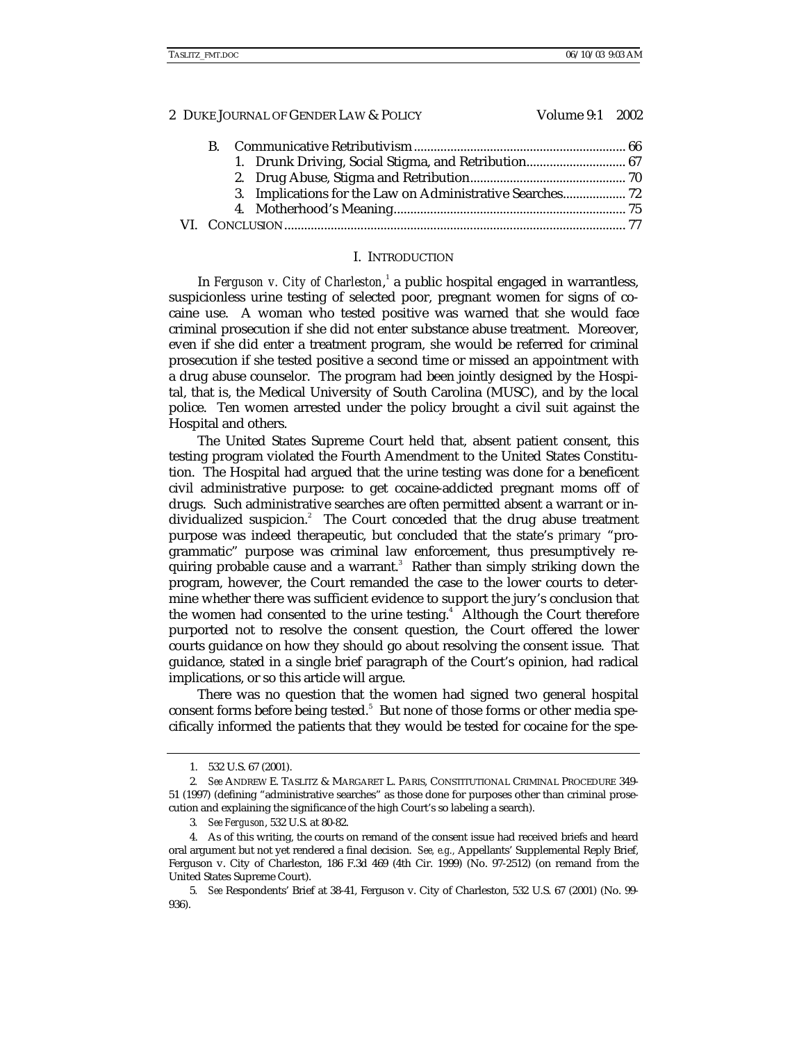B. Communicative Retributivism ............................................................... 66
   1. Drunk Driving, Social Stigma, and Retribution............................. 67
   2. Drug Abuse, Stigma and Retribution............................................... 70
   3. Implications for the Law on Administrative Searches.................. 72
   4. Motherhood's Meaning..................................................................... 75

VI. CONCLUSION....................................................................................................... 77

## I. INTRODUCTION

In *Ferguson v. City of Charleston*,[1] a public hospital engaged in warrantless, suspicionless urine testing of selected poor, pregnant women for signs of cocaine use. A woman who tested positive was warned that she would face criminal prosecution if she did not enter substance abuse treatment. Moreover, even if she did enter a treatment program, she would be referred for criminal prosecution if she tested positive a second time or missed an appointment with a drug abuse counselor. The program had been jointly designed by the Hospital, that is, the Medical University of South Carolina (MUSC), and by the local police. Ten women arrested under the policy brought a civil suit against the Hospital and others.

The United States Supreme Court held that, absent patient consent, this testing program violated the Fourth Amendment to the United States Constitution. The Hospital had argued that the urine testing was done for a beneficent civil administrative purpose: to get cocaine-addicted pregnant moms off of drugs. Such administrative searches are often permitted absent a warrant or individualized suspicion.[2] The Court conceded that the drug abuse treatment purpose was indeed therapeutic, but concluded that the state's *primary* "programmatic" purpose was criminal law enforcement, thus presumptively requiring probable cause and a warrant.[3] Rather than simply striking down the program, however, the Court remanded the case to the lower courts to determine whether there was sufficient evidence to support the jury's conclusion that the women had consented to the urine testing.[4] Although the Court therefore purported not to resolve the consent question, the Court offered the lower courts guidance on how they should go about resolving the consent issue. That guidance, stated in a single brief paragraph of the Court's opinion, had radical implications, or so this article will argue.

There was no question that the women had signed two general hospital consent forms before being tested.[5] But none of those forms or other media specifically informed the patients that they would be tested for cocaine for the spe-

---

1. 532 U.S. 67 (2001).

2. *See* ANDREW E. TASLITZ & MARGARET L. PARIS, CONSTITUTIONAL CRIMINAL PROCEDURE 349-51 (1997) (defining "administrative searches" as those done for purposes other than criminal prosecution and explaining the significance of the high Court's so labeling a search).

3. *See Ferguson*, 532 U.S. at 80-82.

4. As of this writing, the courts on remand of the consent issue had received briefs and heard oral argument but not yet rendered a final decision. *See, e.g.*, Appellants' Supplemental Reply Brief, Ferguson v. City of Charleston, 186 F.3d 469 (4th Cir. 1999) (No. 97-2512) (on remand from the United States Supreme Court).

5. *See* Respondents' Brief at 38-41, Ferguson v. City of Charleston, 532 U.S. 67 (2001) (No. 99-936).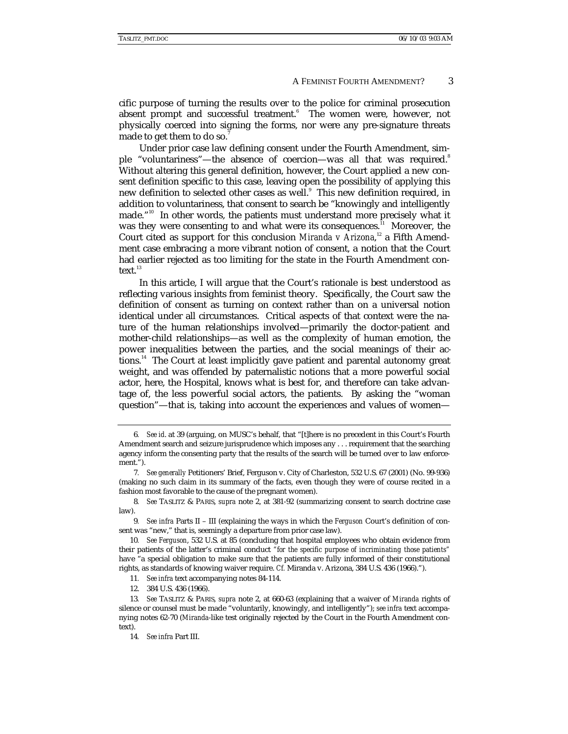cific purpose of turning the results over to the police for criminal prosecution absent prompt and successful treatment.[6] The women were, however, not physically coerced into signing the forms, nor were any pre-signature threats made to get them to do so.[7]

Under prior case law defining consent under the Fourth Amendment, simple "voluntariness"—the absence of coercion—was all that was required.[8] Without altering this general definition, however, the Court applied a new consent definition specific to this case, leaving open the possibility of applying this new definition to selected other cases as well.[9] This new definition required, in addition to voluntariness, that consent to search be "knowingly and intelligently made."[10] In other words, the patients must understand more precisely what it was they were consenting to and what were its consequences.[11] Moreover, the Court cited as support for this conclusion *Miranda v Arizona*,[12] a Fifth Amendment case embracing a more vibrant notion of consent, a notion that the Court had earlier rejected as too limiting for the state in the Fourth Amendment context.[13]

In this article, I will argue that the Court's rationale is best understood as reflecting various insights from feminist theory. Specifically, the Court saw the definition of consent as turning on context rather than on a universal notion identical under all circumstances. Critical aspects of that context were the nature of the human relationships involved—primarily the doctor-patient and mother-child relationships—as well as the complexity of human emotion, the power inequalities between the parties, and the social meanings of their actions.[14] The Court at least implicitly gave patient and parental autonomy great weight, and was offended by paternalistic notions that a more powerful social actor, here, the Hospital, knows what is best for, and therefore can take advantage of, the less powerful social actors, the patients. By asking the "woman question"—that is, taking into account the experiences and values of women—

---

6. *See id*. at 39 (arguing, on MUSC's behalf, that "[t]here is no precedent in this Court's Fourth Amendment search and seizure jurisprudence which imposes any . . . requirement that the searching agency inform the consenting party that the results of the search will be turned over to law enforcement.").

7. *See generally* Petitioners' Brief, Ferguson v. City of Charleston, 532 U.S. 67 (2001) (No. 99-936) (making no such claim in its summary of the facts, even though they were of course recited in a fashion most favorable to the cause of the pregnant women).

8. *See* TASLITZ & PARIS, *supra* note 2, at 381-92 (summarizing consent to search doctrine case law).

9. *See infra* Parts II – III (explaining the ways in which the *Ferguson* Court's definition of consent was "new," that is, seemingly a departure from prior case law).

10. *See Ferguson*, 532 U.S. at 85 (concluding that hospital employees who obtain evidence from their patients of the latter's criminal conduct *"for the specific purpose of incriminating those patients"* have "a special obligation to make sure that the patients are fully informed of their constitutional rights, as standards of knowing waiver require. *Cf.* Miranda v. Arizona, 384 U.S. 436 (1966).").

11. *See infra* text accompanying notes 84-114.

12. 384 U.S. 436 (1966).

13. *See* TASLITZ & PARIS, *supra* note 2, at 660-63 (explaining that a waiver of *Miranda* rights of silence or counsel must be made "voluntarily, knowingly, and intelligently"); *see infra* text accompanying notes 62-70 (*Miranda*-like test originally rejected by the Court in the Fourth Amendment context).

14. *See infra* Part III.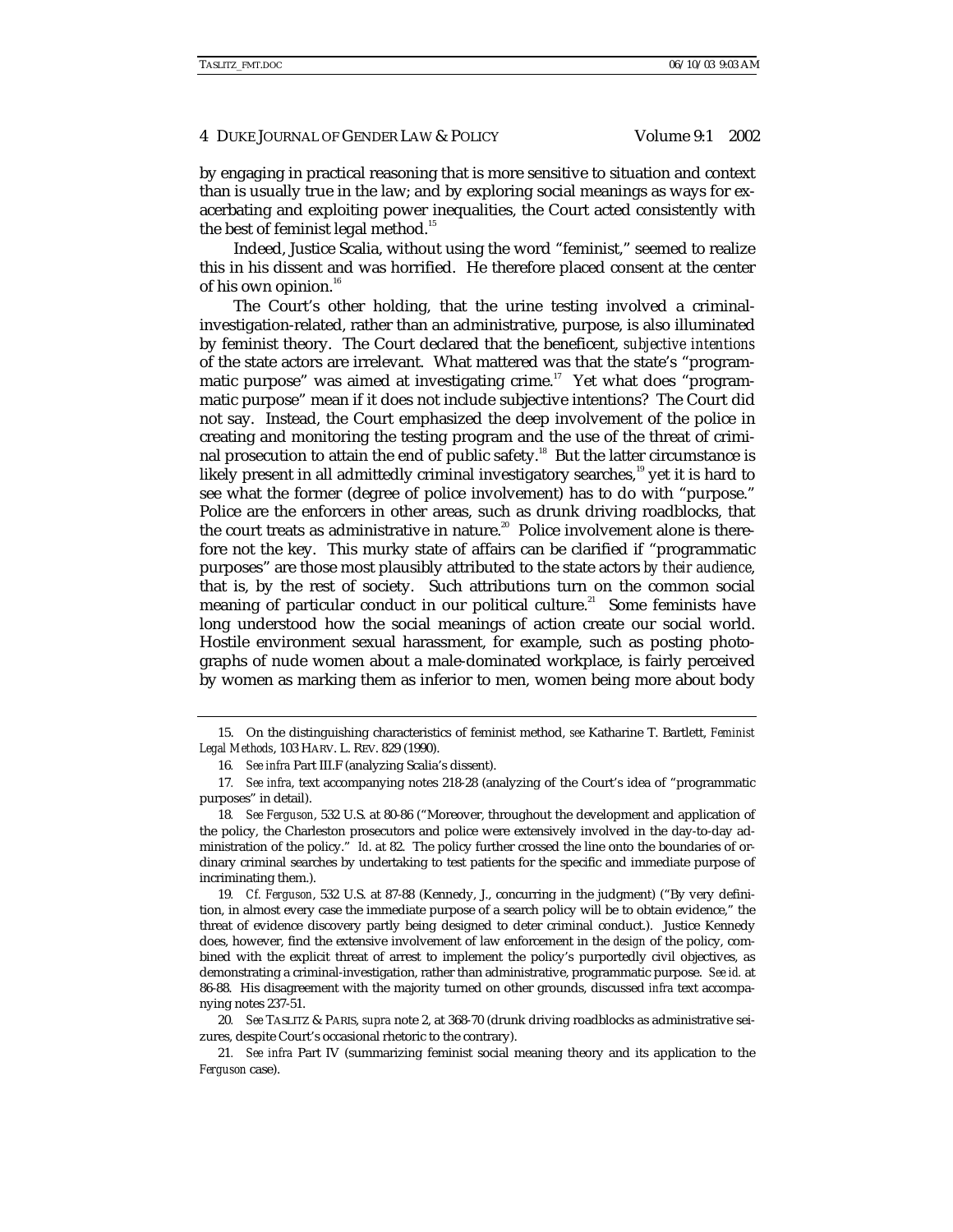by engaging in practical reasoning that is more sensitive to situation and context than is usually true in the law; and by exploring social meanings as ways for exacerbating and exploiting power inequalities, the Court acted consistently with the best of feminist legal method.[15]

Indeed, Justice Scalia, without using the word "feminist," seemed to realize this in his dissent and was horrified. He therefore placed consent at the center of his own opinion.[16]

The Court's other holding, that the urine testing involved a criminal-investigation-related, rather than an administrative, purpose, is also illuminated by feminist theory. The Court declared that the beneficent, *subjective intentions* of the state actors are irrelevant. What mattered was that the state's "programmatic purpose" was aimed at investigating crime.[17] Yet what does "programmatic purpose" mean if it does not include subjective intentions? The Court did not say. Instead, the Court emphasized the deep involvement of the police in creating and monitoring the testing program and the use of the threat of criminal prosecution to attain the end of public safety.[18] But the latter circumstance is likely present in all admittedly criminal investigatory searches,[19] yet it is hard to see what the former (degree of police involvement) has to do with "purpose." Police are the enforcers in other areas, such as drunk driving roadblocks, that the court treats as administrative in nature.[20] Police involvement alone is therefore not the key. This murky state of affairs can be clarified if "programmatic purposes" are those most plausibly attributed to the state actors *by their audience*, that is, by the rest of society. Such attributions turn on the common social meaning of particular conduct in our political culture.[21] Some feminists have long understood how the social meanings of action create our social world. Hostile environment sexual harassment, for example, such as posting photographs of nude women about a male-dominated workplace, is fairly perceived by women as marking them as inferior to men, women being more about body

---

15. On the distinguishing characteristics of feminist method, *see* Katharine T. Bartlett, *Feminist Legal Methods*, 103 HARV. L. REV. 829 (1990).

16. *See infra* Part III.F (analyzing Scalia's dissent).

17. *See infra*, text accompanying notes 218-28 (analyzing of the Court's idea of "programmatic purposes" in detail).

18. *See Ferguson*, 532 U.S. at 80-86 ("Moreover, throughout the development and application of the policy, the Charleston prosecutors and police were extensively involved in the day-to-day administration of the policy." *Id.* at 82. The policy further crossed the line onto the boundaries of ordinary criminal searches by undertaking to test patients for the specific and immediate purpose of incriminating them.).

19. *Cf. Ferguson*, 532 U.S. at 87-88 (Kennedy, J., concurring in the judgment) ("By very definition, in almost every case the immediate purpose of a search policy will be to obtain evidence," the threat of evidence discovery partly being designed to deter criminal conduct.). Justice Kennedy does, however, find the extensive involvement of law enforcement in the *design* of the policy, combined with the explicit threat of arrest to implement the policy's purportedly civil objectives, as demonstrating a criminal-investigation, rather than administrative, programmatic purpose. *See id.* at 86-88. His disagreement with the majority turned on other grounds, discussed *infra* text accompanying notes 237-51.

20. *See* TASLITZ & PARIS, *supra* note 2, at 368-70 (drunk driving roadblocks as administrative seizures, despite Court's occasional rhetoric to the contrary).

21. *See infra* Part IV (summarizing feminist social meaning theory and its application to the *Ferguson* case).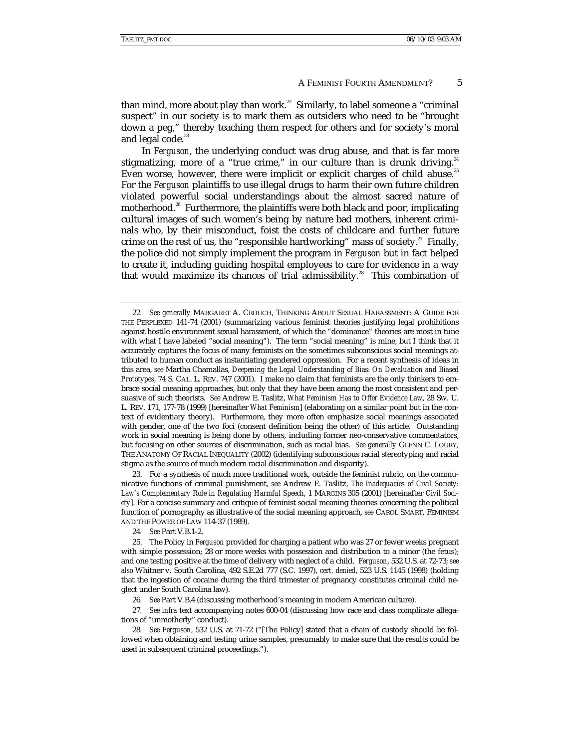than mind, more about play than work.[22] Similarly, to label someone a "criminal suspect" in our society is to mark them as outsiders who need to be "brought down a peg," thereby teaching them respect for others and for society's moral and legal code.[23]

In *Ferguson*, the underlying conduct was drug abuse, and that is far more stigmatizing, more of a "true crime," in our culture than is drunk driving.[24] Even worse, however, there were implicit or explicit charges of child abuse.[25] For the *Ferguson* plaintiffs to use illegal drugs to harm their own future children violated powerful social understandings about the almost sacred nature of motherhood.[26] Furthermore, the plaintiffs were both black and poor, implicating cultural images of such women's being by nature bad mothers, inherent criminals who, by their misconduct, foist the costs of childcare and further future crime on the rest of us, the "responsible hardworking" mass of society.[27] Finally, the police did not simply implement the program in *Ferguson* but in fact helped to create it, including guiding hospital employees to care for evidence in a way that would maximize its chances of trial admissibility.[28] This combination of

---

22. *See generally* MARGARET A. CROUCH, THINKING ABOUT SEXUAL HARASSMENT: A GUIDE FOR THE PERPLEXED 141-74 (2001) (summarizing various feminist theories justifying legal prohibitions against hostile environment sexual harassment, of which the "dominance" theories are most in tune with what I have labeled "social meaning"). The term "social meaning" is mine, but I think that it accurately captures the focus of many feminists on the sometimes subconscious social meanings attributed to human conduct as instantiating gendered oppression. For a recent synthesis of ideas in this area, *see* Martha Chamallas, *Deepening the Legal Understanding of Bias: On Devaluation and Biased Prototypes*, 74 S. CAL. L. REV. 747 (2001). I make no claim that feminists are the only thinkers to embrace social meaning approaches, but only that they have been among the most consistent and persuasive of such theorists. *See* Andrew E. Taslitz, *What Feminism Has to Offer Evidence Law*, 28 SW. U. L. REV. 171, 177-78 (1999) [hereinafter *What Feminism*] (elaborating on a similar point but in the context of evidentiary theory). Furthermore, they more often emphasize social meanings associated with gender, one of the two foci (consent definition being the other) of this article. Outstanding work in social meaning is being done by others, including former neo-conservative commentators, but focusing on other sources of discrimination, such as racial bias. *See generally* GLENN C. LOURY, THE ANATOMY OF RACIAL INEQUALITY (2002) (identifying subconscious racial stereotyping and racial stigma as the source of much modern racial discrimination and disparity).

23. For a synthesis of much more traditional work, outside the feminist rubric, on the communicative functions of criminal punishment, *see* Andrew E. Taslitz, *The Inadequacies of Civil Society: Law's Complementary Role in Regulating Harmful Speech*, 1 MARGINS 305 (2001) [hereinafter *Civil Society*]. For a concise summary and critique of feminist social meaning theories concerning the political function of pornography as illustrative of the social meaning approach, *see* CAROL SMART, FEMINISM AND THE POWER OF LAW 114-37 (1989).

24. *See* Part V.B.1-2.

25. The Policy in *Ferguson* provided for charging a patient who was 27 or fewer weeks pregnant with simple possession; 28 or more weeks with possession and distribution to a minor (the fetus); and one testing positive at the time of delivery with neglect of a child. *Ferguson*, 532 U.S. at 72-73; *see also* Whitner v. South Carolina, 492 S.E.2d 777 (S.C. 1997), *cert. denied*, 523 U.S. 1145 (1998) (holding that the ingestion of cocaine during the third trimester of pregnancy constitutes criminal child neglect under South Carolina law).

26. *See* Part V.B.4 (discussing motherhood's meaning in modern American culture).

27. *See infra* text accompanying notes 600-04 (discussing how race and class complicate allegations of "unmotherly" conduct).

28. *See Ferguson*, 532 U.S. at 71-72 ("[The Policy] stated that a chain of custody should be followed when obtaining and testing urine samples, presumably to make sure that the results could be used in subsequent criminal proceedings.").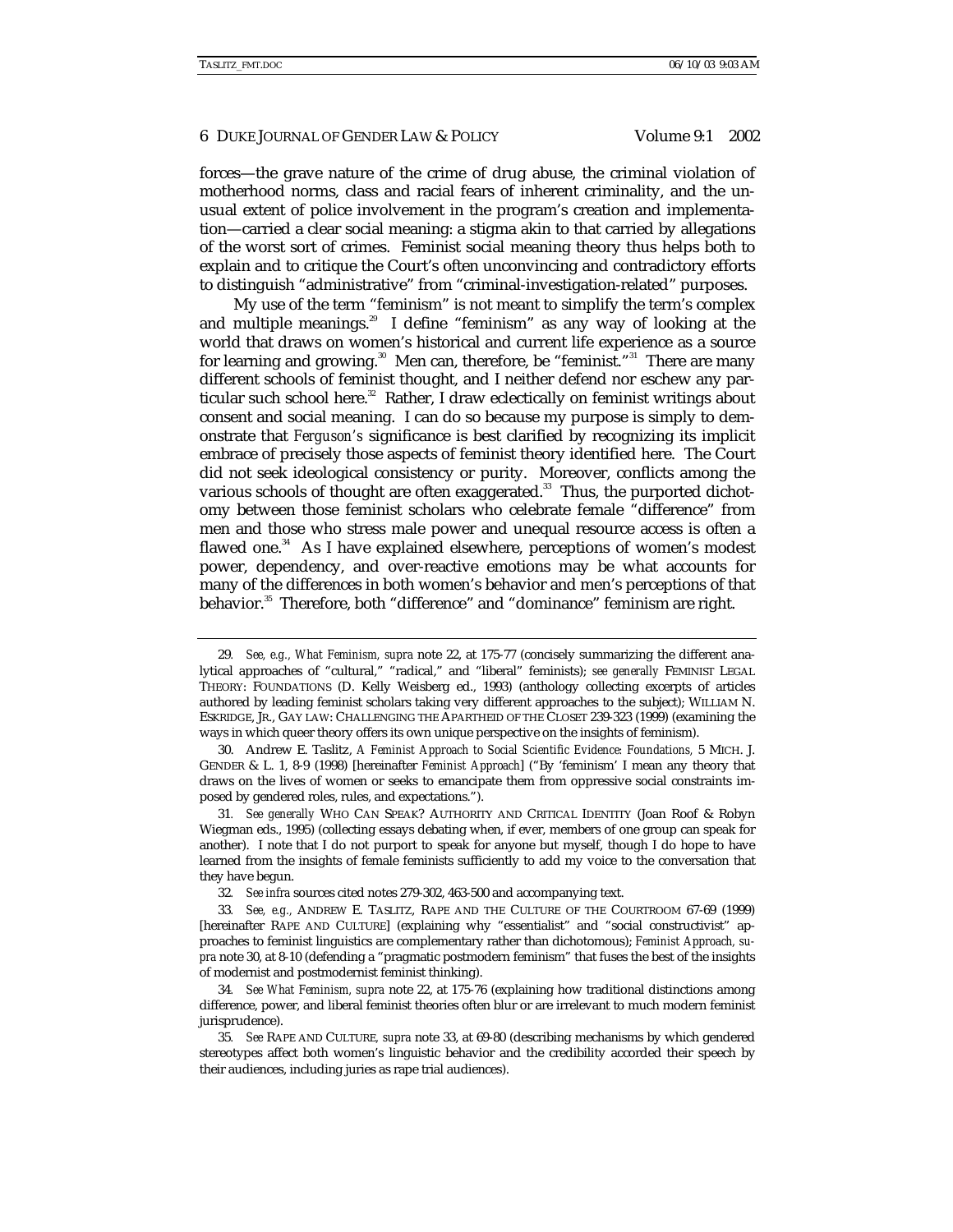forces—the grave nature of the crime of drug abuse, the criminal violation of motherhood norms, class and racial fears of inherent criminality, and the unusual extent of police involvement in the program's creation and implementation—carried a clear social meaning: a stigma akin to that carried by allegations of the worst sort of crimes. Feminist social meaning theory thus helps both to explain and to critique the Court's often unconvincing and contradictory efforts to distinguish "administrative" from "criminal-investigation-related" purposes.

My use of the term "feminism" is not meant to simplify the term's complex and multiple meanings.[29] I define "feminism" as any way of looking at the world that draws on women's historical and current life experience as a source for learning and growing.[30] Men can, therefore, be "feminist."[31] There are many different schools of feminist thought, and I neither defend nor eschew any particular such school here.[32] Rather, I draw eclectically on feminist writings about consent and social meaning. I can do so because my purpose is simply to demonstrate that *Ferguson's* significance is best clarified by recognizing its implicit embrace of precisely those aspects of feminist theory identified here. The Court did not seek ideological consistency or purity. Moreover, conflicts among the various schools of thought are often exaggerated.[33] Thus, the purported dichotomy between those feminist scholars who celebrate female "difference" from men and those who stress male power and unequal resource access is often a flawed one.[34] As I have explained elsewhere, perceptions of women's modest power, dependency, and over-reactive emotions may be what accounts for many of the differences in both women's behavior and men's perceptions of that behavior.[35] Therefore, both "difference" and "dominance" feminism are right.

---

29. *See, e.g.*, *What Feminism*, *supra* note 22, at 175-77 (concisely summarizing the different analytical approaches of "cultural," "radical," and "liberal" feminists); *see generally* FEMINIST LEGAL THEORY: FOUNDATIONS (D. Kelly Weisberg ed., 1993) (anthology collecting excerpts of articles authored by leading feminist scholars taking very different approaches to the subject); WILLIAM N. ESKRIDGE, JR., GAY LAW: CHALLENGING THE APARTHEID OF THE CLOSET 239-323 (1999) (examining the ways in which queer theory offers its own unique perspective on the insights of feminism).

30. Andrew E. Taslitz, *A Feminist Approach to Social Scientific Evidence: Foundations*, 5 MICH. J. GENDER & L. 1, 8-9 (1998) [hereinafter *Feminist Approach*] ("By 'feminism' I mean any theory that draws on the lives of women or seeks to emancipate them from oppressive social constraints imposed by gendered roles, rules, and expectations.").

31. *See generally* WHO CAN SPEAK? AUTHORITY AND CRITICAL IDENTITY (Joan Roof & Robyn Wiegman eds., 1995) (collecting essays debating when, if ever, members of one group can speak for another). I note that I do not purport to speak for anyone but myself, though I do hope to have learned from the insights of female feminists sufficiently to add my voice to the conversation that they have begun.

32. *See infra* sources cited notes 279-302, 463-500 and accompanying text.

33. *See, e.g.*, ANDREW E. TASLITZ, RAPE AND THE CULTURE OF THE COURTROOM 67-69 (1999) [hereinafter RAPE AND CULTURE] (explaining why "essentialist" and "social constructivist" approaches to feminist linguistics are complementary rather than dichotomous); *Feminist Approach*, *supra* note 30, at 8-10 (defending a "pragmatic postmodern feminism" that fuses the best of the insights of modernist and postmodernist feminist thinking).

34. *See What Feminism*, *supra* note 22, at 175-76 (explaining how traditional distinctions among difference, power, and liberal feminist theories often blur or are irrelevant to much modern feminist jurisprudence).

35. *See* RAPE AND CULTURE, *supra* note 33, at 69-80 (describing mechanisms by which gendered stereotypes affect both women's linguistic behavior and the credibility accorded their speech by their audiences, including juries as rape trial audiences).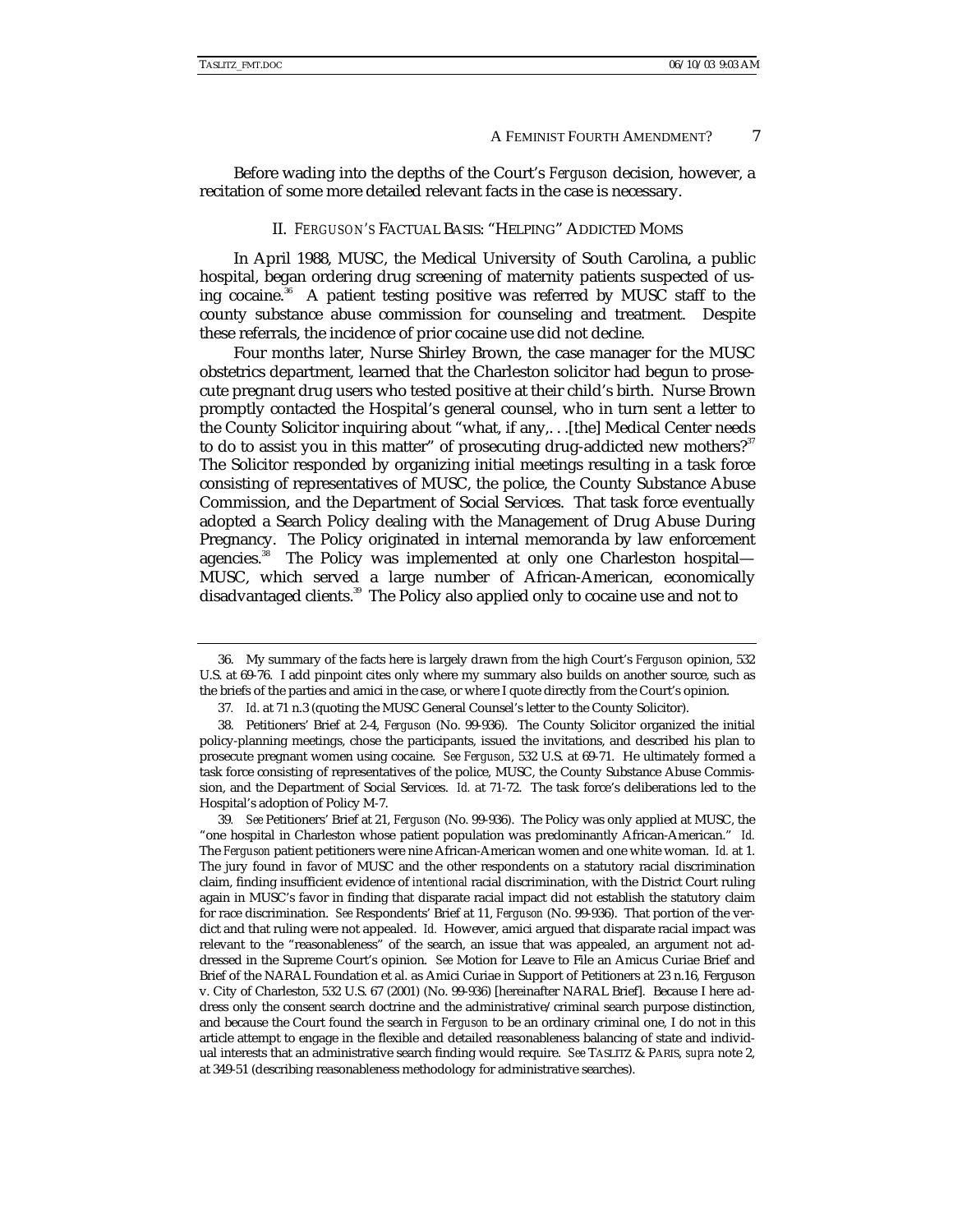Before wading into the depths of the Court's *Ferguson* decision, however, a recitation of some more detailed relevant facts in the case is necessary.

## II. *FERGUSON'S* FACTUAL BASIS: "HELPING" ADDICTED MOMS

In April 1988, MUSC, the Medical University of South Carolina, a public hospital, began ordering drug screening of maternity patients suspected of using cocaine.[36] A patient testing positive was referred by MUSC staff to the county substance abuse commission for counseling and treatment. Despite these referrals, the incidence of prior cocaine use did not decline.

Four months later, Nurse Shirley Brown, the case manager for the MUSC obstetrics department, learned that the Charleston solicitor had begun to prosecute pregnant drug users who tested positive at their child's birth. Nurse Brown promptly contacted the Hospital's general counsel, who in turn sent a letter to the County Solicitor inquiring about "what, if any,. . .[the] Medical Center needs to do to assist you in this matter" of prosecuting drug-addicted new mothers?[37] The Solicitor responded by organizing initial meetings resulting in a task force consisting of representatives of MUSC, the police, the County Substance Abuse Commission, and the Department of Social Services. That task force eventually adopted a Search Policy dealing with the Management of Drug Abuse During Pregnancy. The Policy originated in internal memoranda by law enforcement agencies.[38] The Policy was implemented at only one Charleston hospital—MUSC, which served a large number of African-American, economically disadvantaged clients.[39] The Policy also applied only to cocaine use and not to

---

36. My summary of the facts here is largely drawn from the high Court's *Ferguson* opinion, 532 U.S. at 69-76. I add pinpoint cites only where my summary also builds on another source, such as the briefs of the parties and amici in the case, or where I quote directly from the Court's opinion.

37. *Id.* at 71 n.3 (quoting the MUSC General Counsel's letter to the County Solicitor).

38. Petitioners' Brief at 2-4, *Ferguson* (No. 99-936). The County Solicitor organized the initial policy-planning meetings, chose the participants, issued the invitations, and described his plan to prosecute pregnant women using cocaine. *See Ferguson*, 532 U.S. at 69-71. He ultimately formed a task force consisting of representatives of the police, MUSC, the County Substance Abuse Commission, and the Department of Social Services. *Id.* at 71-72. The task force's deliberations led to the Hospital's adoption of Policy M-7.

39. *See* Petitioners' Brief at 21, *Ferguson* (No. 99-936). The Policy was only applied at MUSC, the "one hospital in Charleston whose patient population was predominantly African-American." *Id.* The *Ferguson* patient petitioners were nine African-American women and one white woman. *Id.* at 1. The jury found in favor of MUSC and the other respondents on a statutory racial discrimination claim, finding insufficient evidence of *intentional* racial discrimination, with the District Court ruling again in MUSC's favor in finding that disparate racial impact did not establish the statutory claim for race discrimination. *See* Respondents' Brief at 11, *Ferguson* (No. 99-936). That portion of the verdict and that ruling were not appealed. *Id.* However, amici argued that disparate racial impact was relevant to the "reasonableness" of the search, an issue that was appealed, an argument not addressed in the Supreme Court's opinion. *See* Motion for Leave to File an Amicus Curiae Brief and Brief of the NARAL Foundation et al. as Amici Curiae in Support of Petitioners at 23 n.16, Ferguson v. City of Charleston, 532 U.S. 67 (2001) (No. 99-936) [hereinafter NARAL Brief]. Because I here address only the consent search doctrine and the administrative/criminal search purpose distinction, and because the Court found the search in *Ferguson* to be an ordinary criminal one, I do not in this article attempt to engage in the flexible and detailed reasonableness balancing of state and individual interests that an administrative search finding would require. *See* TASLITZ & PARIS, *supra* note 2, at 349-51 (describing reasonableness methodology for administrative searches).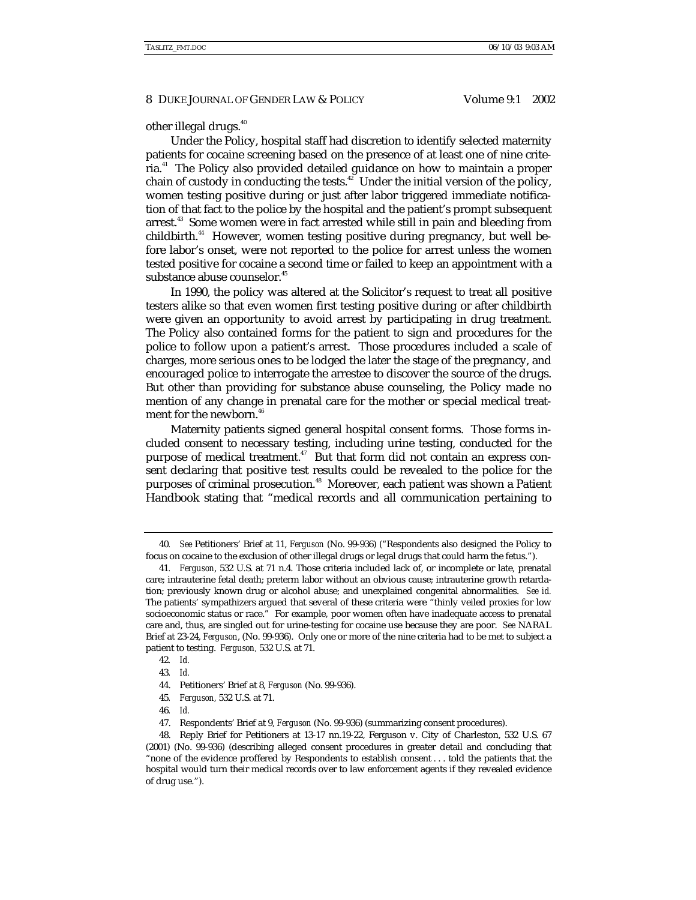other illegal drugs.[40]

Under the Policy, hospital staff had discretion to identify selected maternity patients for cocaine screening based on the presence of at least one of nine criteria.[41] The Policy also provided detailed guidance on how to maintain a proper chain of custody in conducting the tests.[42] Under the initial version of the policy, women testing positive during or just after labor triggered immediate notification of that fact to the police by the hospital and the patient's prompt subsequent arrest.[43] Some women were in fact arrested while still in pain and bleeding from childbirth.[44] However, women testing positive during pregnancy, but well before labor's onset, were not reported to the police for arrest unless the women tested positive for cocaine a second time or failed to keep an appointment with a substance abuse counselor.[45]

In 1990, the policy was altered at the Solicitor's request to treat all positive testers alike so that even women first testing positive during or after childbirth were given an opportunity to avoid arrest by participating in drug treatment. The Policy also contained forms for the patient to sign and procedures for the police to follow upon a patient's arrest. Those procedures included a scale of charges, more serious ones to be lodged the later the stage of the pregnancy, and encouraged police to interrogate the arrestee to discover the source of the drugs. But other than providing for substance abuse counseling, the Policy made no mention of any change in prenatal care for the mother or special medical treatment for the newborn.[46]

Maternity patients signed general hospital consent forms. Those forms included consent to necessary testing, including urine testing, conducted for the purpose of medical treatment.[47] But that form did not contain an express consent declaring that positive test results could be revealed to the police for the purposes of criminal prosecution.[48] Moreover, each patient was shown a Patient Handbook stating that "medical records and all communication pertaining to

---

40. *See* Petitioners' Brief at 11, *Ferguson* (No. 99-936) ("Respondents also designed the Policy to focus on cocaine to the exclusion of other illegal drugs or legal drugs that could harm the fetus.").

41. *Ferguson*, 532 U.S. at 71 n.4. Those criteria included lack of, or incomplete or late, prenatal care; intrauterine fetal death; preterm labor without an obvious cause; intrauterine growth retardation; previously known drug or alcohol abuse; and unexplained congenital abnormalities. *See id.* The patients' sympathizers argued that several of these criteria were "thinly veiled proxies for low socioeconomic status or race." For example, poor women often have inadequate access to prenatal care and, thus, are singled out for urine-testing for cocaine use because they are poor. *See* NARAL Brief at 23-24, *Ferguson*, (No. 99-936). Only one or more of the nine criteria had to be met to subject a patient to testing. *Ferguson,* 532 U.S. at 71.

42. *Id.*

43. *Id.*

44. Petitioners' Brief at 8, *Ferguson* (No. 99-936).

45. *Ferguson,* 532 U.S. at 71.

46. *Id.*

47. Respondents' Brief at 9, *Ferguson* (No. 99-936) (summarizing consent procedures).

48. Reply Brief for Petitioners at 13-17 nn.19-22, Ferguson v. City of Charleston, 532 U.S. 67 (2001) (No. 99-936) (describing alleged consent procedures in greater detail and concluding that "none of the evidence proffered by Respondents to establish consent . . . told the patients that the hospital would turn their medical records over to law enforcement agents if they revealed evidence of drug use.").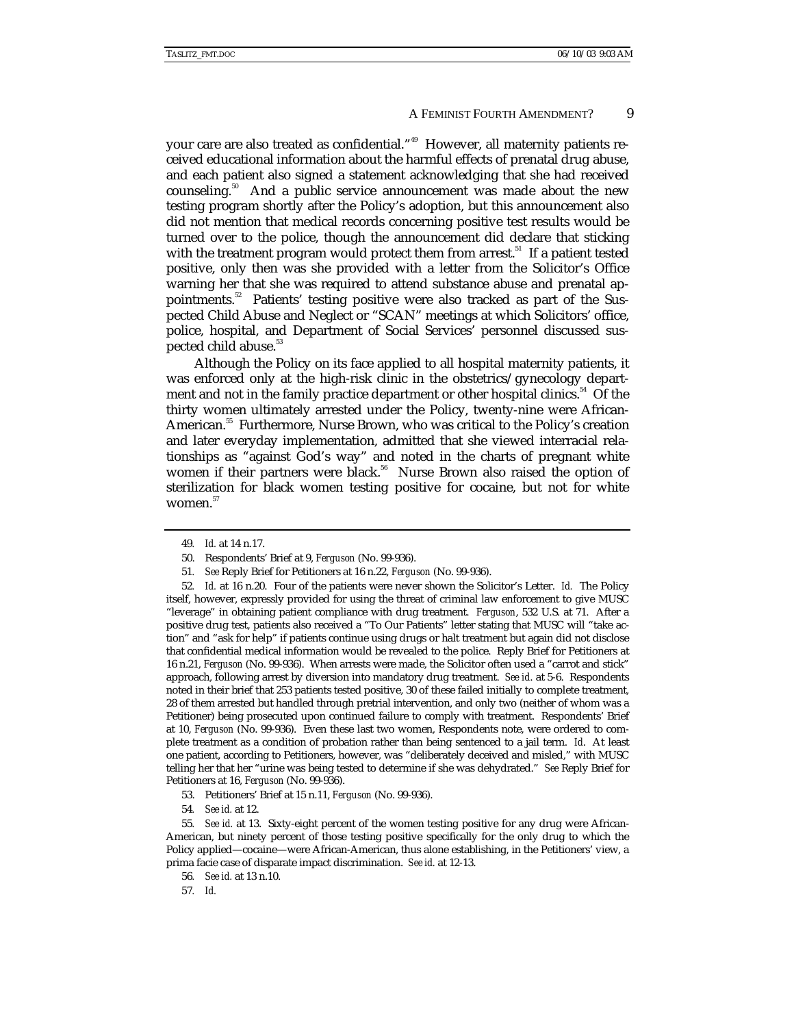your care are also treated as confidential."[49] However, all maternity patients received educational information about the harmful effects of prenatal drug abuse, and each patient also signed a statement acknowledging that she had received counseling.[50] And a public service announcement was made about the new testing program shortly after the Policy's adoption, but this announcement also did not mention that medical records concerning positive test results would be turned over to the police, though the announcement did declare that sticking with the treatment program would protect them from arrest.[51] If a patient tested positive, only then was she provided with a letter from the Solicitor's Office warning her that she was required to attend substance abuse and prenatal appointments.[52] Patients' testing positive were also tracked as part of the Suspected Child Abuse and Neglect or "SCAN" meetings at which Solicitors' office, police, hospital, and Department of Social Services' personnel discussed suspected child abuse.[53]

Although the Policy on its face applied to all hospital maternity patients, it was enforced only at the high-risk clinic in the obstetrics/gynecology department and not in the family practice department or other hospital clinics.[54] Of the thirty women ultimately arrested under the Policy, twenty-nine were African-American.[55] Furthermore, Nurse Brown, who was critical to the Policy's creation and later everyday implementation, admitted that she viewed interracial relationships as "against God's way" and noted in the charts of pregnant white women if their partners were black.[56] Nurse Brown also raised the option of sterilization for black women testing positive for cocaine, but not for white women.[57]

---

49. *Id.* at 14 n.17.

50. Respondents' Brief at 9, *Ferguson* (No. 99-936).

51. *See* Reply Brief for Petitioners at 16 n.22, *Ferguson* (No. 99-936).

52. *Id.* at 16 n.20. Four of the patients were never shown the Solicitor's Letter. *Id.* The Policy itself, however, expressly provided for using the threat of criminal law enforcement to give MUSC "leverage" in obtaining patient compliance with drug treatment. *Ferguson*, 532 U.S. at 71. After a positive drug test, patients also received a "To Our Patients" letter stating that MUSC will "take action" and "ask for help" if patients continue using drugs or halt treatment but again did not disclose that confidential medical information would be revealed to the police. Reply Brief for Petitioners at 16 n.21, *Ferguson* (No. 99-936). When arrests were made, the Solicitor often used a "carrot and stick" approach, following arrest by diversion into mandatory drug treatment. *See id.* at 5-6. Respondents noted in their brief that 253 patients tested positive, 30 of these failed initially to complete treatment, 28 of them arrested but handled through pretrial intervention, and only two (neither of whom was a Petitioner) being prosecuted upon continued failure to comply with treatment. Respondents' Brief at 10, *Ferguson* (No. 99-936). Even these last two women, Respondents note, were ordered to complete treatment as a condition of probation rather than being sentenced to a jail term. *Id.* At least one patient, according to Petitioners, however, was "deliberately deceived and misled," with MUSC telling her that her "urine was being tested to determine if she was dehydrated." *See* Reply Brief for Petitioners at 16, *Ferguson* (No. 99-936).

53. Petitioners' Brief at 15 n.11, *Ferguson* (No. 99-936).

54. *See id.* at 12.

55. *See id.* at 13. Sixty-eight percent of the women testing positive for any drug were African-American, but ninety percent of those testing positive specifically for the only drug to which the Policy applied—cocaine—were African-American, thus alone establishing, in the Petitioners' view, a prima facie case of disparate impact discrimination. *See id.* at 12-13.

56. *See id.* at 13 n.10.

57. *Id.*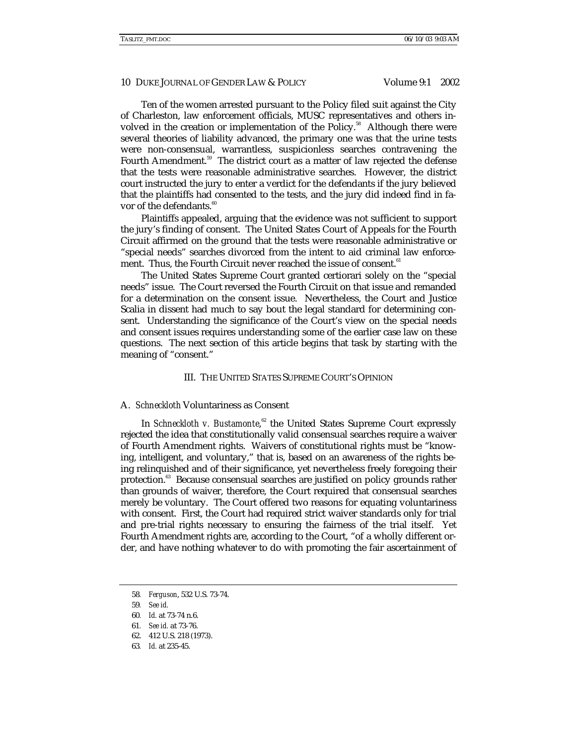Ten of the women arrested pursuant to the Policy filed suit against the City of Charleston, law enforcement officials, MUSC representatives and others involved in the creation or implementation of the Policy.[58] Although there were several theories of liability advanced, the primary one was that the urine tests were non-consensual, warrantless, suspicionless searches contravening the Fourth Amendment.[59] The district court as a matter of law rejected the defense that the tests were reasonable administrative searches. However, the district court instructed the jury to enter a verdict for the defendants if the jury believed that the plaintiffs had consented to the tests, and the jury did indeed find in favor of the defendants.[60]

Plaintiffs appealed, arguing that the evidence was not sufficient to support the jury's finding of consent. The United States Court of Appeals for the Fourth Circuit affirmed on the ground that the tests were reasonable administrative or "special needs" searches divorced from the intent to aid criminal law enforcement. Thus, the Fourth Circuit never reached the issue of consent.[61]

The United States Supreme Court granted certiorari solely on the "special needs" issue. The Court reversed the Fourth Circuit on that issue and remanded for a determination on the consent issue. Nevertheless, the Court and Justice Scalia in dissent had much to say bout the legal standard for determining consent. Understanding the significance of the Court's view on the special needs and consent issues requires understanding some of the earlier case law on these questions. The next section of this article begins that task by starting with the meaning of "consent."

## III. THE UNITED STATES SUPREME COURT'S OPINION

### A. *Schneckloth* Voluntariness as Consent

In *Schneckloth v. Bustamonte*,[62] the United States Supreme Court expressly rejected the idea that constitutionally valid consensual searches require a waiver of Fourth Amendment rights. Waivers of constitutional rights must be "knowing, intelligent, and voluntary," that is, based on an awareness of the rights being relinquished and of their significance, yet nevertheless freely foregoing their protection.[63] Because consensual searches are justified on policy grounds rather than grounds of waiver, therefore, the Court required that consensual searches merely be voluntary. The Court offered two reasons for equating voluntariness with consent. First, the Court had required strict waiver standards only for trial and pre-trial rights necessary to ensuring the fairness of the trial itself. Yet Fourth Amendment rights are, according to the Court, "of a wholly different order, and have nothing whatever to do with promoting the fair ascertainment of

---

58. *Ferguson*, 532 U.S. 73-74.

59. *See id.*

60. *Id.* at 73-74 n.6.

61. *See id.* at 73-76.

62. 412 U.S. 218 (1973).

63. *Id.* at 235-45.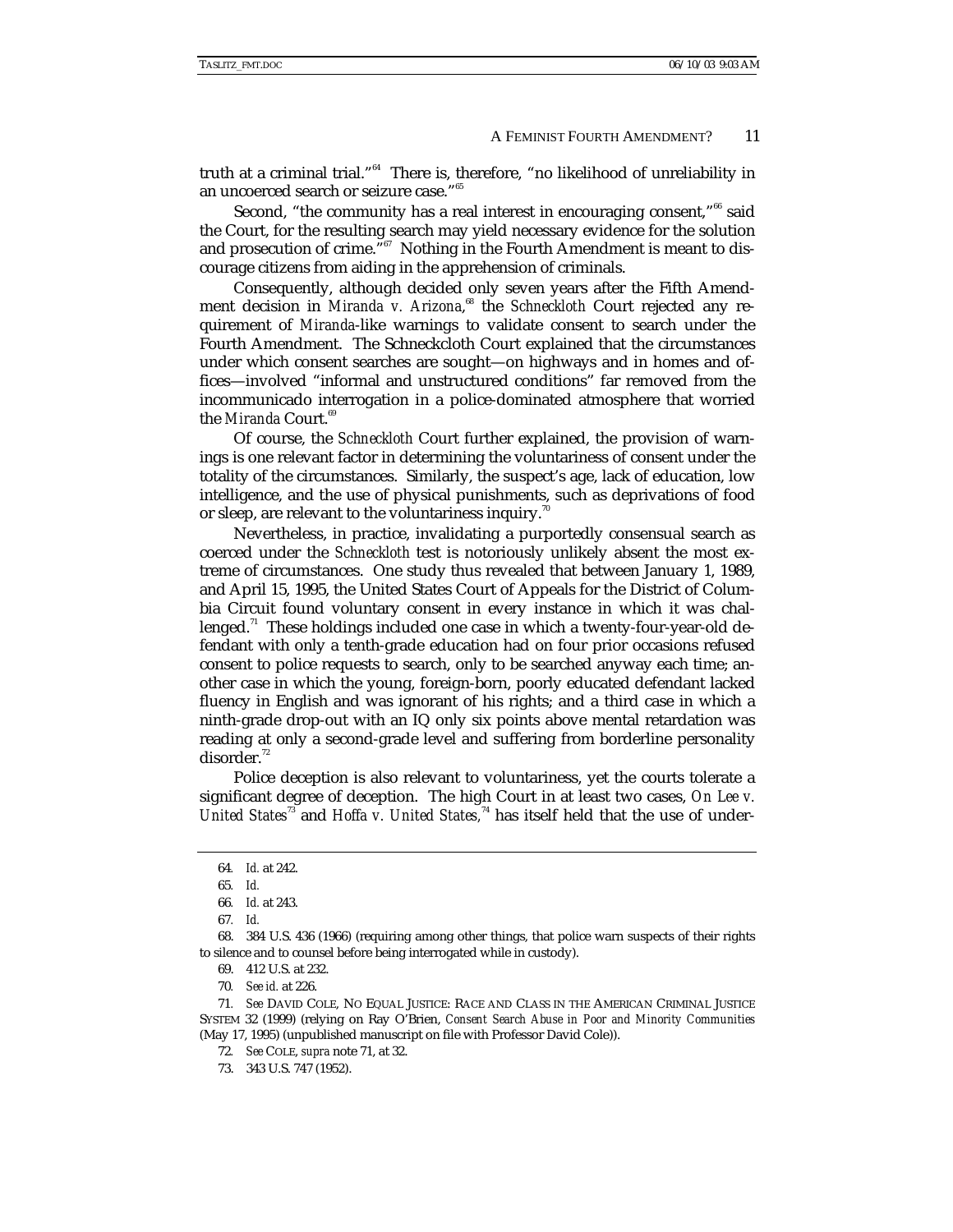truth at a criminal trial."[64] There is, therefore, "no likelihood of unreliability in an uncoerced search or seizure case."[65]

Second, "the community has a real interest in encouraging consent,"[66] said the Court, for the resulting search may yield necessary evidence for the solution and prosecution of crime."[67] Nothing in the Fourth Amendment is meant to discourage citizens from aiding in the apprehension of criminals.

Consequently, although decided only seven years after the Fifth Amendment decision in *Miranda v. Arizona*,[68] the *Schneckloth* Court rejected any requirement of *Miranda*-like warnings to validate consent to search under the Fourth Amendment. The Schneckcloth Court explained that the circumstances under which consent searches are sought—on highways and in homes and offices—involved "informal and unstructured conditions" far removed from the incommunicado interrogation in a police-dominated atmosphere that worried the *Miranda* Court.[69]

Of course, the *Schneckloth* Court further explained, the provision of warnings is one relevant factor in determining the voluntariness of consent under the totality of the circumstances. Similarly, the suspect's age, lack of education, low intelligence, and the use of physical punishments, such as deprivations of food or sleep, are relevant to the voluntariness inquiry.[70]

Nevertheless, in practice, invalidating a purportedly consensual search as coerced under the *Schneckloth* test is notoriously unlikely absent the most extreme of circumstances. One study thus revealed that between January 1, 1989, and April 15, 1995, the United States Court of Appeals for the District of Columbia Circuit found voluntary consent in every instance in which it was challenged.[71] These holdings included one case in which a twenty-four-year-old defendant with only a tenth-grade education had on four prior occasions refused consent to police requests to search, only to be searched anyway each time; another case in which the young, foreign-born, poorly educated defendant lacked fluency in English and was ignorant of his rights; and a third case in which a ninth-grade drop-out with an IQ only six points above mental retardation was reading at only a second-grade level and suffering from borderline personality disorder.[72]

Police deception is also relevant to voluntariness, yet the courts tolerate a significant degree of deception. The high Court in at least two cases, *On Lee v. United States*[73] and *Hoffa v. United States*,[74] has itself held that the use of under-

---

64. *Id.* at 242.

65. *Id.*

66. *Id.* at 243.

67. *Id.*

68. 384 U.S. 436 (1966) (requiring among other things, that police warn suspects of their rights to silence and to counsel before being interrogated while in custody).

69. 412 U.S. at 232.

70. *See id.* at 226.

71. *See* DAVID COLE, NO EQUAL JUSTICE: RACE AND CLASS IN THE AMERICAN CRIMINAL JUSTICE SYSTEM 32 (1999) (relying on Ray O'Brien, *Consent Search Abuse in Poor and Minority Communities* (May 17, 1995) (unpublished manuscript on file with Professor David Cole)).

72. *See* COLE, *supra* note 71, at 32.

73. 343 U.S. 747 (1952).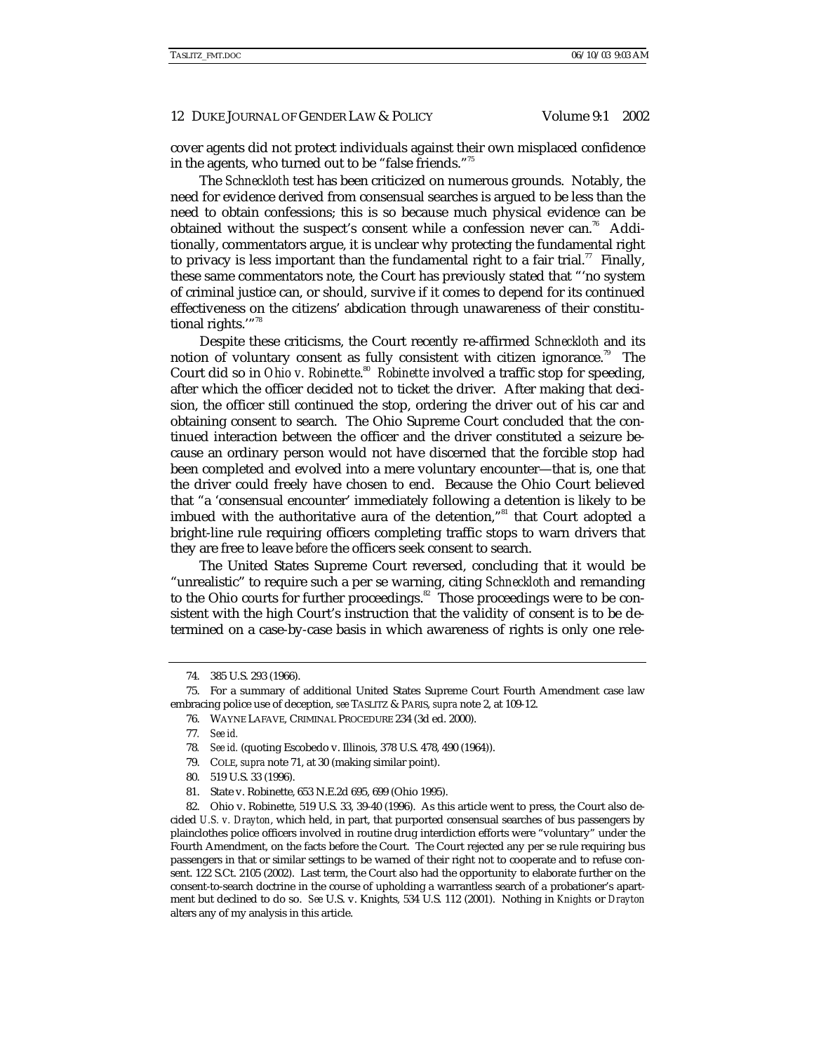cover agents did not protect individuals against their own misplaced confidence in the agents, who turned out to be "false friends."[75]

The *Schneckloth* test has been criticized on numerous grounds. Notably, the need for evidence derived from consensual searches is argued to be less than the need to obtain confessions; this is so because much physical evidence can be obtained without the suspect's consent while a confession never can.[76] Additionally, commentators argue, it is unclear why protecting the fundamental right to privacy is less important than the fundamental right to a fair trial.[77] Finally, these same commentators note, the Court has previously stated that "'no system of criminal justice can, or should, survive if it comes to depend for its continued effectiveness on the citizens' abdication through unawareness of their constitutional rights.'"[78]

Despite these criticisms, the Court recently re-affirmed *Schneckloth* and its notion of voluntary consent as fully consistent with citizen ignorance.[79] The Court did so in *Ohio v. Robinette*.[80] *Robinette* involved a traffic stop for speeding, after which the officer decided not to ticket the driver. After making that decision, the officer still continued the stop, ordering the driver out of his car and obtaining consent to search. The Ohio Supreme Court concluded that the continued interaction between the officer and the driver constituted a seizure because an ordinary person would not have discerned that the forcible stop had been completed and evolved into a mere voluntary encounter—that is, one that the driver could freely have chosen to end. Because the Ohio Court believed that "a 'consensual encounter' immediately following a detention is likely to be imbued with the authoritative aura of the detention,"[81] that Court adopted a bright-line rule requiring officers completing traffic stops to warn drivers that they are free to leave *before* the officers seek consent to search.

The United States Supreme Court reversed, concluding that it would be "unrealistic" to require such a per se warning, citing *Schneckloth* and remanding to the Ohio courts for further proceedings.[82] Those proceedings were to be consistent with the high Court's instruction that the validity of consent is to be determined on a case-by-case basis in which awareness of rights is only one rele-

---

74. 385 U.S. 293 (1966).

75. For a summary of additional United States Supreme Court Fourth Amendment case law embracing police use of deception, *see* TASLITZ & PARIS, *supra* note 2, at 109-12.

76. WAYNE LAFAVE, CRIMINAL PROCEDURE 234 (3d ed. 2000).

77. *See id.*

78. *See id.* (quoting Escobedo v. Illinois, 378 U.S. 478, 490 (1964)).

79. COLE, *supra* note 71, at 30 (making similar point).

80. 519 U.S. 33 (1996).

81. State v. Robinette, 653 N.E.2d 695, 699 (Ohio 1995).

82. Ohio v. Robinette, 519 U.S. 33, 39-40 (1996). As this article went to press, the Court also decided *U.S. v. Drayton*, which held, in part, that purported consensual searches of bus passengers by plainclothes police officers involved in routine drug interdiction efforts were "voluntary" under the Fourth Amendment, on the facts before the Court. The Court rejected any per se rule requiring bus passengers in that or similar settings to be warned of their right not to cooperate and to refuse consent. 122 S.Ct. 2105 (2002). Last term, the Court also had the opportunity to elaborate further on the consent-to-search doctrine in the course of upholding a warrantless search of a probationer's apartment but declined to do so. *See* U.S. v. Knights, 534 U.S. 112 (2001). Nothing in *Knights* or *Drayton* alters any of my analysis in this article.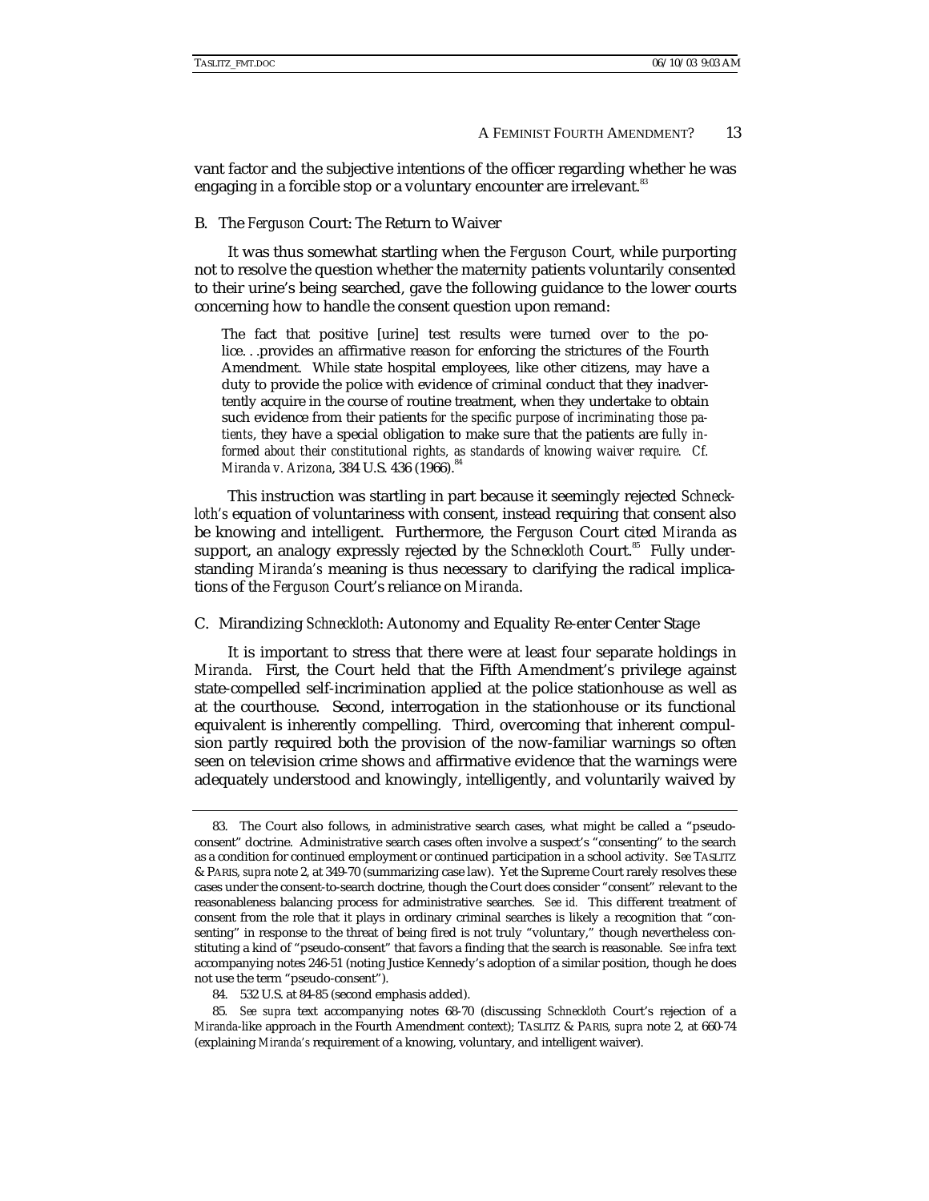vant factor and the subjective intentions of the officer regarding whether he was engaging in a forcible stop or a voluntary encounter are irrelevant.[83]

### B. The *Ferguson* Court: The Return to Waiver

It was thus somewhat startling when the *Ferguson* Court, while purporting not to resolve the question whether the maternity patients voluntarily consented to their urine's being searched, gave the following guidance to the lower courts concerning how to handle the consent question upon remand:

> The fact that positive [urine] test results were turned over to the police. . .provides an affirmative reason for enforcing the strictures of the Fourth Amendment. While state hospital employees, like other citizens, may have a duty to provide the police with evidence of criminal conduct that they inadvertently acquire in the course of routine treatment, when they undertake to obtain such evidence from their patients *for the specific purpose of incriminating those patients*, they have a special obligation to make sure that the patients are *fully informed about their constitutional rights, as standards of knowing waiver require. Cf. Miranda v. Arizona*, 384 U.S. 436 (1966).[84]

This instruction was startling in part because it seemingly rejected *Schneckloth's* equation of voluntariness with consent, instead requiring that consent also be knowing and intelligent. Furthermore, the *Ferguson* Court cited *Miranda* as support, an analogy expressly rejected by the *Schneckloth* Court.[85] Fully understanding *Miranda's* meaning is thus necessary to clarifying the radical implications of the *Ferguson* Court's reliance on *Miranda*.

### C. Mirandizing *Schneckloth*: Autonomy and Equality Re-enter Center Stage

It is important to stress that there were at least four separate holdings in *Miranda*. First, the Court held that the Fifth Amendment's privilege against state-compelled self-incrimination applied at the police stationhouse as well as at the courthouse. Second, interrogation in the stationhouse or its functional equivalent is inherently compelling. Third, overcoming that inherent compulsion partly required both the provision of the now-familiar warnings so often seen on television crime shows *and* affirmative evidence that the warnings were adequately understood and knowingly, intelligently, and voluntarily waived by

---

83. The Court also follows, in administrative search cases, what might be called a "pseudo-consent" doctrine. Administrative search cases often involve a suspect's "consenting" to the search as a condition for continued employment or continued participation in a school activity. *See* TASLITZ & PARIS, *supra* note 2, at 349-70 (summarizing case law). Yet the Supreme Court rarely resolves these cases under the consent-to-search doctrine, though the Court does consider "consent" relevant to the reasonableness balancing process for administrative searches. *See id.* This different treatment of consent from the role that it plays in ordinary criminal searches is likely a recognition that "consenting" in response to the threat of being fired is not truly "voluntary," though nevertheless constituting a kind of "pseudo-consent" that favors a finding that the search is reasonable. *See infra* text accompanying notes 246-51 (noting Justice Kennedy's adoption of a similar position, though he does not use the term "pseudo-consent").

84. 532 U.S. at 84-85 (second emphasis added).

85. *See supra* text accompanying notes 68-70 (discussing *Schneckloth* Court's rejection of a *Miranda*-like approach in the Fourth Amendment context); TASLITZ & PARIS, *supra* note 2, at 660-74 (explaining *Miranda's* requirement of a knowing, voluntary, and intelligent waiver).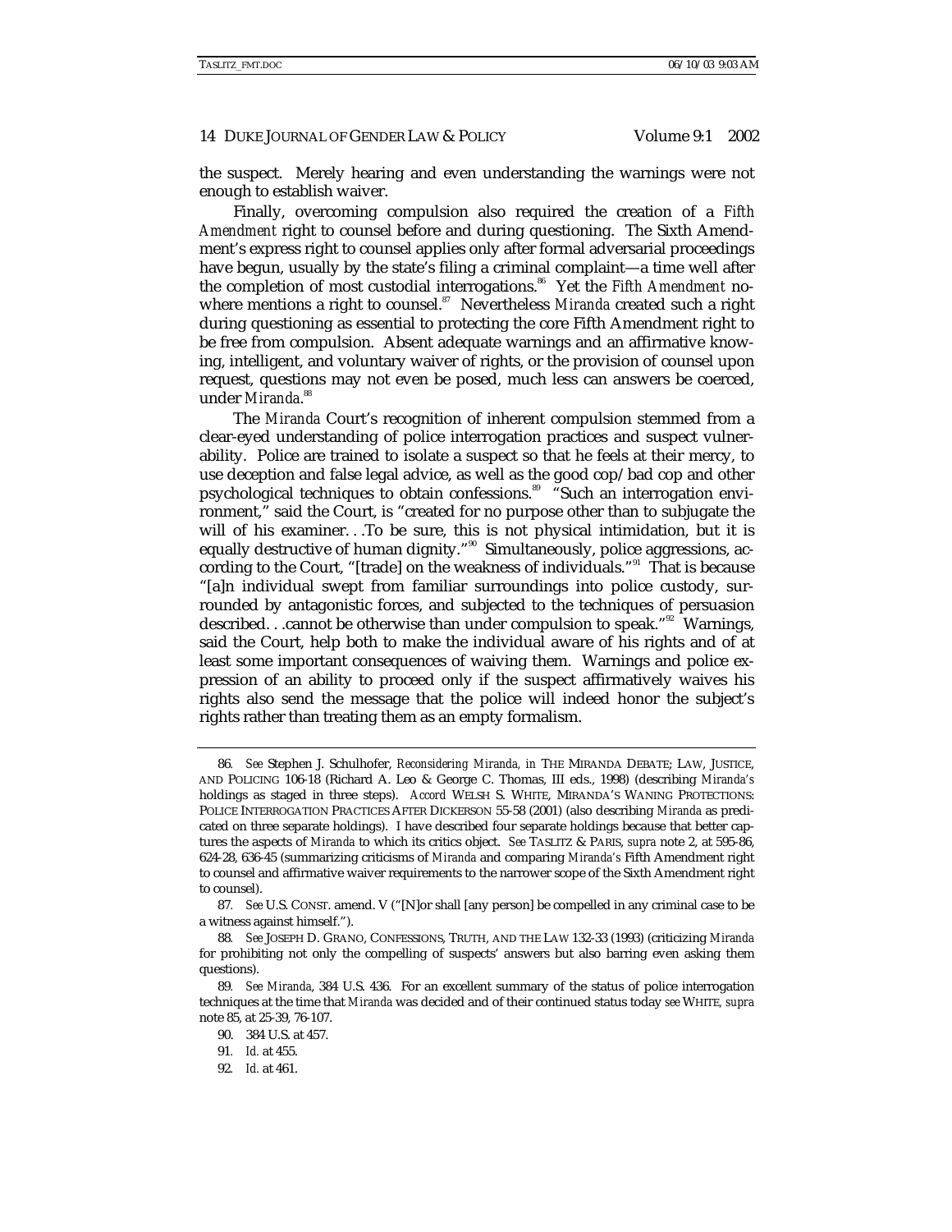the suspect. Merely hearing and even understanding the warnings were not enough to establish waiver.

Finally, overcoming compulsion also required the creation of a *Fifth Amendment* right to counsel before and during questioning. The Sixth Amendment's express right to counsel applies only after formal adversarial proceedings have begun, usually by the state's filing a criminal complaint—a time well after the completion of most custodial interrogations.[86] Yet the *Fifth Amendment* nowhere mentions a right to counsel.[87] Nevertheless *Miranda* created such a right during questioning as essential to protecting the core Fifth Amendment right to be free from compulsion. Absent adequate warnings and an affirmative knowing, intelligent, and voluntary waiver of rights, or the provision of counsel upon request, questions may not even be posed, much less can answers be coerced, under *Miranda*.[88]

The *Miranda* Court's recognition of inherent compulsion stemmed from a clear-eyed understanding of police interrogation practices and suspect vulnerability. Police are trained to isolate a suspect so that he feels at their mercy, to use deception and false legal advice, as well as the good cop/bad cop and other psychological techniques to obtain confessions.[89] "Such an interrogation environment," said the Court, is "created for no purpose other than to subjugate the will of his examiner. . .To be sure, this is not physical intimidation, but it is equally destructive of human dignity."[90] Simultaneously, police aggressions, according to the Court, "[trade] on the weakness of individuals."[91] That is because "[a]n individual swept from familiar surroundings into police custody, surrounded by antagonistic forces, and subjected to the techniques of persuasion described. . .cannot be otherwise than under compulsion to speak."[92] Warnings, said the Court, help both to make the individual aware of his rights and of at least some important consequences of waiving them. Warnings and police expression of an ability to proceed only if the suspect affirmatively waives his rights also send the message that the police will indeed honor the subject's rights rather than treating them as an empty formalism.

---

86. *See* Stephen J. Schulhofer, *Reconsidering Miranda, in* THE MIRANDA DEBATE; LAW, JUSTICE, AND POLICING 106-18 (Richard A. Leo & George C. Thomas, III eds., 1998) (describing *Miranda's* holdings as staged in three steps). *Accord* WELSH S. WHITE, MIRANDA'S WANING PROTECTIONS: POLICE INTERROGATION PRACTICES AFTER DICKERSON 55-58 (2001) (also describing *Miranda* as predicated on three separate holdings). I have described four separate holdings because that better captures the aspects of *Miranda* to which its critics object. *See* TASLITZ & PARIS, *supra* note 2, at 595-86, 624-28, 636-45 (summarizing criticisms of *Miranda* and comparing *Miranda's* Fifth Amendment right to counsel and affirmative waiver requirements to the narrower scope of the Sixth Amendment right to counsel).

87. *See* U.S. CONST. amend. V ("[N]or shall [any person] be compelled in any criminal case to be a witness against himself.").

88. *See* JOSEPH D. GRANO, CONFESSIONS, TRUTH, AND THE LAW 132-33 (1993) (criticizing *Miranda* for prohibiting not only the compelling of suspects' answers but also barring even asking them questions).

89. *See Miranda*, 384 U.S. 436. For an excellent summary of the status of police interrogation techniques at the time that *Miranda* was decided and of their continued status today *see* WHITE, *supra* note 85, at 25-39, 76-107.

90. 384 U.S. at 457.

91. *Id.* at 455.

92. *Id.* at 461.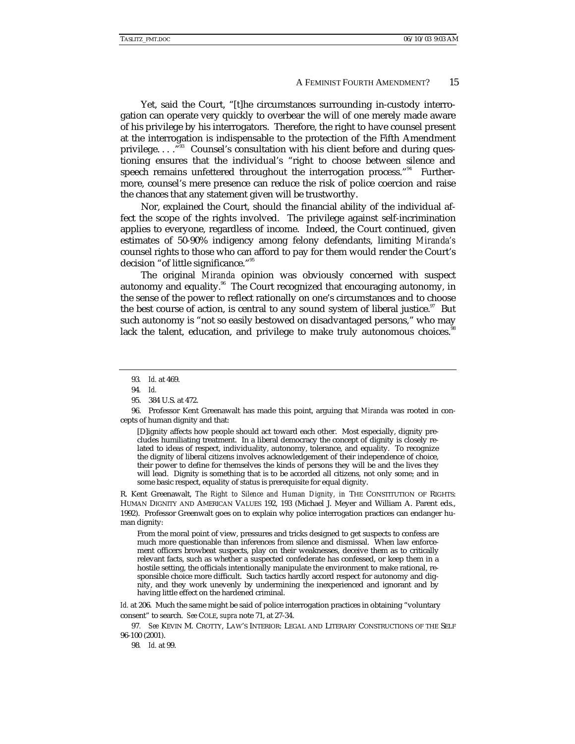Yet, said the Court, "[t]he circumstances surrounding in-custody interrogation can operate very quickly to overbear the will of one merely made aware of his privilege by his interrogators. Therefore, the right to have counsel present at the interrogation is indispensable to the protection of the Fifth Amendment privilege. . . ."[93] Counsel's consultation with his client before and during questioning ensures that the individual's "right to choose between silence and speech remains unfettered throughout the interrogation process."[94] Furthermore, counsel's mere presence can reduce the risk of police coercion and raise the chances that any statement given will be trustworthy.

Nor, explained the Court, should the financial ability of the individual affect the scope of the rights involved. The privilege against self-incrimination applies to everyone, regardless of income. Indeed, the Court continued, given estimates of 50-90% indigency among felony defendants, limiting *Miranda's* counsel rights to those who can afford to pay for them would render the Court's decision "of little significance."[95]

The original *Miranda* opinion was obviously concerned with suspect autonomy and equality.[96] The Court recognized that encouraging autonomy, in the sense of the power to reflect rationally on one's circumstances and to choose the best course of action, is central to any sound system of liberal justice.[97] But such autonomy is "not so easily bestowed on disadvantaged persons," who may lack the talent, education, and privilege to make truly autonomous choices.[98]

---

93. *Id.* at 469.

94. *Id.*

95. 384 U.S. at 472.

96. Professor Kent Greenawalt has made this point, arguing that *Miranda* was rooted in concepts of human dignity and that:

> [D]ignity affects how people should act toward each other. Most especially, dignity precludes humiliating treatment. In a liberal democracy the concept of dignity is closely related to ideas of respect, individuality, autonomy, tolerance, and equality. To recognize the dignity of liberal citizens involves acknowledgement of their independence of choice, their power to define for themselves the kinds of persons they will be and the lives they will lead. Dignity is something that is to be accorded all citizens, not only some; and in some basic respect, equality of status is prerequisite for equal dignity.

R. Kent Greenawalt, *The Right to Silence and Human Dignity*, *in* THE CONSTITUTION OF RIGHTS: HUMAN DIGNITY AND AMERICAN VALUES 192, 193 (Michael J. Meyer and William A. Parent eds., 1992). Professor Greenwalt goes on to explain why police interrogation practices can endanger human dignity:

> From the moral point of view, pressures and tricks designed to get suspects to confess are much more questionable than inferences from silence and dismissal. When law enforcement officers browbeat suspects, play on their weaknesses, deceive them as to critically relevant facts, such as whether a suspected confederate has confessed, or keep them in a hostile setting, the officials intentionally manipulate the environment to make rational, responsible choice more difficult. Such tactics hardly accord respect for autonomy and dignity, and they work unevenly by undermining the inexperienced and ignorant and by having little effect on the hardened criminal.

*Id.* at 206. Much the same might be said of police interrogation practices in obtaining "voluntary consent" to search. *See* COLE, *supra* note 71, at 27-34.

97. *See* KEVIN M. CROTTY, LAW'S INTERIOR: LEGAL AND LITERARY CONSTRUCTIONS OF THE SELF 96-100 (2001).

98. *Id.* at 99.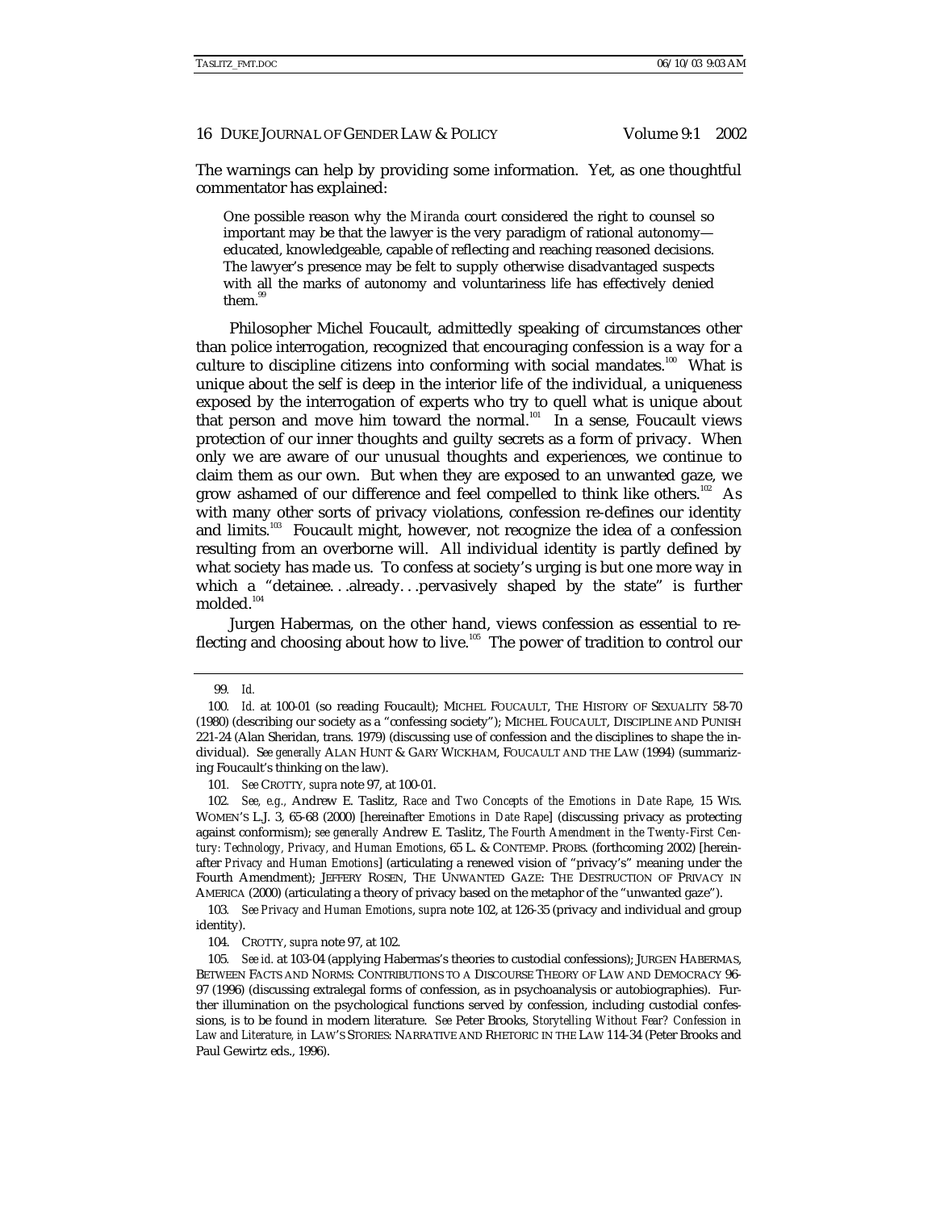The warnings can help by providing some information. Yet, as one thoughtful commentator has explained:

> One possible reason why the *Miranda* court considered the right to counsel so important may be that the lawyer is the very paradigm of rational autonomy—educated, knowledgeable, capable of reflecting and reaching reasoned decisions. The lawyer's presence may be felt to supply otherwise disadvantaged suspects with all the marks of autonomy and voluntariness life has effectively denied them.[99]

Philosopher Michel Foucault, admittedly speaking of circumstances other than police interrogation, recognized that encouraging confession is a way for a culture to discipline citizens into conforming with social mandates.[100] What is unique about the self is deep in the interior life of the individual, a uniqueness exposed by the interrogation of experts who try to quell what is unique about that person and move him toward the normal.[101] In a sense, Foucault views protection of our inner thoughts and guilty secrets as a form of privacy. When only we are aware of our unusual thoughts and experiences, we continue to claim them as our own. But when they are exposed to an unwanted gaze, we grow ashamed of our difference and feel compelled to think like others.[102] As with many other sorts of privacy violations, confession re-defines our identity and limits.[103] Foucault might, however, not recognize the idea of a confession resulting from an overborne will. All individual identity is partly defined by what society has made us. To confess at society's urging is but one more way in which a "detainee. . .already. . .pervasively shaped by the state" is further molded.[104]

Jurgen Habermas, on the other hand, views confession as essential to reflecting and choosing about how to live.[105] The power of tradition to control our

---

99. *Id.*

100. *Id.* at 100-01 (so reading Foucault); MICHEL FOUCAULT, THE HISTORY OF SEXUALITY 58-70 (1980) (describing our society as a "confessing society"); MICHEL FOUCAULT, DISCIPLINE AND PUNISH 221-24 (Alan Sheridan, trans. 1979) (discussing use of confession and the disciplines to shape the individual). *See generally* ALAN HUNT & GARY WICKHAM, FOUCAULT AND THE LAW (1994) (summarizing Foucault's thinking on the law).

101. *See* CROTTY, *supra* note 97, at 100-01.

102. *See, e.g.*, Andrew E. Taslitz, *Race and Two Concepts of the Emotions in Date Rape*, 15 WIS. WOMEN'S L.J. 3, 65-68 (2000) [hereinafter *Emotions in Date Rape*] (discussing privacy as protecting against conformism); *see generally* Andrew E. Taslitz, *The Fourth Amendment in the Twenty-First Century: Technology, Privacy, and Human Emotions*, 65 L. & CONTEMP. PROBS. (forthcoming 2002) [hereinafter *Privacy and Human Emotions*] (articulating a renewed vision of "privacy's" meaning under the Fourth Amendment); JEFFERY ROSEN, THE UNWANTED GAZE: THE DESTRUCTION OF PRIVACY IN AMERICA (2000) (articulating a theory of privacy based on the metaphor of the "unwanted gaze").

103. *See Privacy and Human Emotions*, *supra* note 102, at 126-35 (privacy and individual and group identity).

104. CROTTY, *supra* note 97, at 102.

105. *See id.* at 103-04 (applying Habermas's theories to custodial confessions); JURGEN HABERMAS, BETWEEN FACTS AND NORMS: CONTRIBUTIONS TO A DISCOURSE THEORY OF LAW AND DEMOCRACY 96-97 (1996) (discussing extralegal forms of confession, as in psychoanalysis or autobiographies). Further illumination on the psychological functions served by confession, including custodial confessions, is to be found in modern literature. *See* Peter Brooks, *Storytelling Without Fear? Confession in Law and Literature*, *in* LAW'S STORIES: NARRATIVE AND RHETORIC IN THE LAW 114-34 (Peter Brooks and Paul Gewirtz eds., 1996).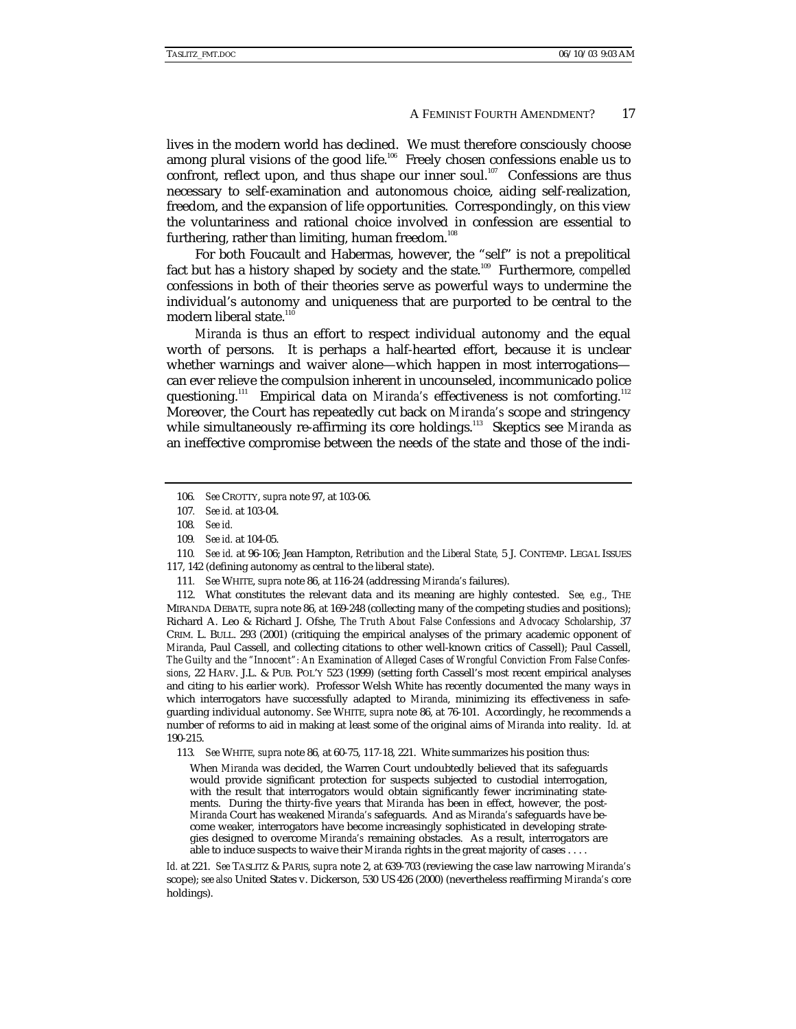lives in the modern world has declined. We must therefore consciously choose among plural visions of the good life.[106] Freely chosen confessions enable us to confront, reflect upon, and thus shape our inner soul.[107] Confessions are thus necessary to self-examination and autonomous choice, aiding self-realization, freedom, and the expansion of life opportunities. Correspondingly, on this view the voluntariness and rational choice involved in confession are essential to furthering, rather than limiting, human freedom.[108]

For both Foucault and Habermas, however, the "self" is not a prepolitical fact but has a history shaped by society and the state.[109] Furthermore, *compelled* confessions in both of their theories serve as powerful ways to undermine the individual's autonomy and uniqueness that are purported to be central to the modern liberal state.[110]

*Miranda* is thus an effort to respect individual autonomy and the equal worth of persons. It is perhaps a half-hearted effort, because it is unclear whether warnings and waiver alone—which happen in most interrogations—can ever relieve the compulsion inherent in uncounseled, incommunicado police questioning.[111] Empirical data on *Miranda's* effectiveness is not comforting.[112] Moreover, the Court has repeatedly cut back on *Miranda's* scope and stringency while simultaneously re-affirming its core holdings.[113] Skeptics see *Miranda* as an ineffective compromise between the needs of the state and those of the indi-

---

106. *See* CROTTY, *supra* note 97, at 103-06.

107. *See id.* at 103-04.

108. *See id.*

109. *See id.* at 104-05.

110. *See id.* at 96-106; Jean Hampton, *Retribution and the Liberal State,* 5 J. CONTEMP. LEGAL ISSUES 117, 142 (defining autonomy as central to the liberal state).

111. *See* WHITE, *supra* note 86, at 116-24 (addressing *Miranda's* failures).

112. What constitutes the relevant data and its meaning are highly contested. *See, e.g.,* THE MIRANDA DEBATE, *supra* note 86, at 169-248 (collecting many of the competing studies and positions); Richard A. Leo & Richard J. Ofshe, *The Truth About False Confessions and Advocacy Scholarship*, 37 CRIM. L. BULL. 293 (2001) (critiquing the empirical analyses of the primary academic opponent of *Miranda*, Paul Cassell, and collecting citations to other well-known critics of Cassell); Paul Cassell, *The Guilty and the "Innocent": An Examination of Alleged Cases of Wrongful Conviction From False Confessions*, 22 HARV. J.L. & PUB. POL'Y 523 (1999) (setting forth Cassell's most recent empirical analyses and citing to his earlier work). Professor Welsh White has recently documented the many ways in which interrogators have successfully adapted to *Miranda*, minimizing its effectiveness in safeguarding individual autonomy. *See* WHITE, *supra* note 86, at 76-101. Accordingly, he recommends a number of reforms to aid in making at least some of the original aims of *Miranda* into reality. *Id.* at 190-215.

113. *See* WHITE, *supra* note 86, at 60-75, 117-18, 221. White summarizes his position thus:

> When *Miranda* was decided, the Warren Court undoubtedly believed that its safeguards would provide significant protection for suspects subjected to custodial interrogation, with the result that interrogators would obtain significantly fewer incriminating statements. During the thirty-five years that *Miranda* has been in effect, however, the post-*Miranda* Court has weakened *Miranda's* safeguards. And as *Miranda's* safeguards have become weaker, interrogators have become increasingly sophisticated in developing strategies designed to overcome *Miranda's* remaining obstacles. As a result, interrogators are able to induce suspects to waive their *Miranda* rights in the great majority of cases . . . .

*Id.* at 221. *See* TASLITZ & PARIS, *supra* note 2, at 639-703 (reviewing the case law narrowing *Miranda's* scope); *see also* United States v. Dickerson, 530 US 426 (2000) (nevertheless reaffirming *Miranda's* core holdings).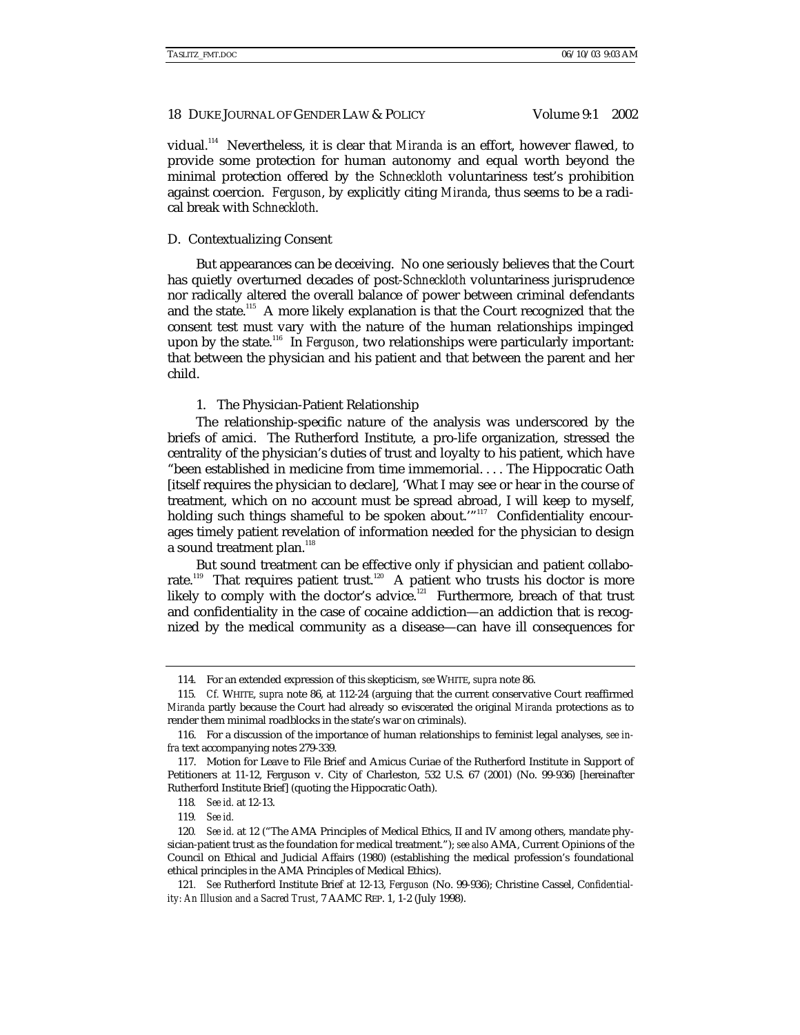vidual.[114] Nevertheless, it is clear that *Miranda* is an effort, however flawed, to provide some protection for human autonomy and equal worth beyond the minimal protection offered by the *Schneckloth* voluntariness test's prohibition against coercion. *Ferguson*, by explicitly citing *Miranda*, thus seems to be a radical break with *Schneckloth*.

### D. Contextualizing Consent

But appearances can be deceiving. No one seriously believes that the Court has quietly overturned decades of post-*Schneckloth* voluntariness jurisprudence nor radically altered the overall balance of power between criminal defendants and the state.[115] A more likely explanation is that the Court recognized that the consent test must vary with the nature of the human relationships impinged upon by the state.[116] In *Ferguson*, two relationships were particularly important: that between the physician and his patient and that between the parent and her child.

#### 1. The Physician-Patient Relationship

The relationship-specific nature of the analysis was underscored by the briefs of amici. The Rutherford Institute, a pro-life organization, stressed the centrality of the physician's duties of trust and loyalty to his patient, which have "been established in medicine from time immemorial. . . . The Hippocratic Oath [itself requires the physician to declare], 'What I may see or hear in the course of treatment, which on no account must be spread abroad, I will keep to myself, holding such things shameful to be spoken about.'"[117] Confidentiality encourages timely patient revelation of information needed for the physician to design a sound treatment plan.[118]

But sound treatment can be effective only if physician and patient collaborate.[119] That requires patient trust.[120] A patient who trusts his doctor is more likely to comply with the doctor's advice.[121] Furthermore, breach of that trust and confidentiality in the case of cocaine addiction—an addiction that is recognized by the medical community as a disease—can have ill consequences for

---

114. For an extended expression of this skepticism, *see* WHITE, *supra* note 86.

115. *Cf.* WHITE, *supra* note 86, at 112-24 (arguing that the current conservative Court reaffirmed *Miranda* partly because the Court had already so eviscerated the original *Miranda* protections as to render them minimal roadblocks in the state's war on criminals).

116. For a discussion of the importance of human relationships to feminist legal analyses, *see infra* text accompanying notes 279-339.

117. Motion for Leave to File Brief and Amicus Curiae of the Rutherford Institute in Support of Petitioners at 11-12, Ferguson v. City of Charleston, 532 U.S. 67 (2001) (No. 99-936) [hereinafter Rutherford Institute Brief] (quoting the Hippocratic Oath).

118. *See id.* at 12-13.

119. *See id.*

120. *See id.* at 12 ("The AMA Principles of Medical Ethics, II and IV among others, mandate physician-patient trust as the foundation for medical treatment."); *see also* AMA, Current Opinions of the Council on Ethical and Judicial Affairs (1980) (establishing the medical profession's foundational ethical principles in the AMA Principles of Medical Ethics).

121. *See* Rutherford Institute Brief at 12-13, *Ferguson* (No. 99-936); Christine Cassel, *Confidentiality: An Illusion and a Sacred Trust*, 7 AAMC REP. 1, 1-2 (July 1998).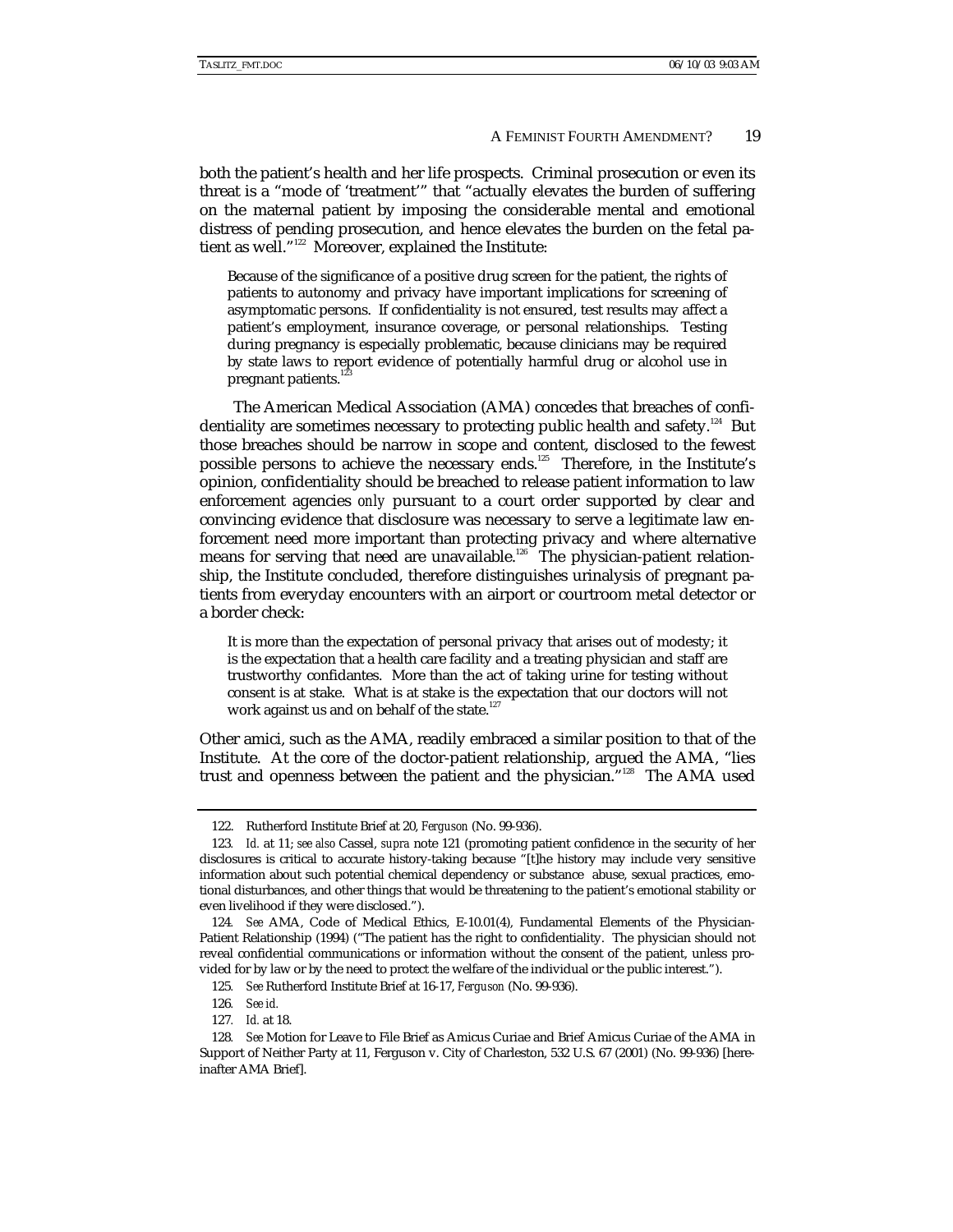both the patient's health and her life prospects. Criminal prosecution or even its threat is a "mode of 'treatment'" that "actually elevates the burden of suffering on the maternal patient by imposing the considerable mental and emotional distress of pending prosecution, and hence elevates the burden on the fetal patient as well."[122] Moreover, explained the Institute:

> Because of the significance of a positive drug screen for the patient, the rights of patients to autonomy and privacy have important implications for screening of asymptomatic persons. If confidentiality is not ensured, test results may affect a patient's employment, insurance coverage, or personal relationships. Testing during pregnancy is especially problematic, because clinicians may be required by state laws to report evidence of potentially harmful drug or alcohol use in pregnant patients.[123]

The American Medical Association (AMA) concedes that breaches of confidentiality are sometimes necessary to protecting public health and safety.[124] But those breaches should be narrow in scope and content, disclosed to the fewest possible persons to achieve the necessary ends.[125] Therefore, in the Institute's opinion, confidentiality should be breached to release patient information to law enforcement agencies *only* pursuant to a court order supported by clear and convincing evidence that disclosure was necessary to serve a legitimate law enforcement need more important than protecting privacy and where alternative means for serving that need are unavailable.[126] The physician-patient relationship, the Institute concluded, therefore distinguishes urinalysis of pregnant patients from everyday encounters with an airport or courtroom metal detector or a border check:

> It is more than the expectation of personal privacy that arises out of modesty; it is the expectation that a health care facility and a treating physician and staff are trustworthy confidantes. More than the act of taking urine for testing without consent is at stake. What is at stake is the expectation that our doctors will not work against us and on behalf of the state.[127]

Other amici, such as the AMA, readily embraced a similar position to that of the Institute. At the core of the doctor-patient relationship, argued the AMA, "lies trust and openness between the patient and the physician."[128] The AMA used

---

122. Rutherford Institute Brief at 20, *Ferguson* (No. 99-936).

123. *Id.* at 11; *see also* Cassel, *supra* note 121 (promoting patient confidence in the security of her disclosures is critical to accurate history-taking because "[t]he history may include very sensitive information about such potential chemical dependency or substance abuse, sexual practices, emotional disturbances, and other things that would be threatening to the patient's emotional stability or even livelihood if they were disclosed.").

124. *See* AMA, Code of Medical Ethics, E-10.01(4), Fundamental Elements of the Physician-Patient Relationship (1994) ("The patient has the right to confidentiality. The physician should not reveal confidential communications or information without the consent of the patient, unless provided for by law or by the need to protect the welfare of the individual or the public interest.").

125. *See* Rutherford Institute Brief at 16-17, *Ferguson* (No. 99-936).

126. *See id.*

127. *Id.* at 18.

128. *See* Motion for Leave to File Brief as Amicus Curiae and Brief Amicus Curiae of the AMA in Support of Neither Party at 11, Ferguson v. City of Charleston, 532 U.S. 67 (2001) (No. 99-936) [hereinafter AMA Brief].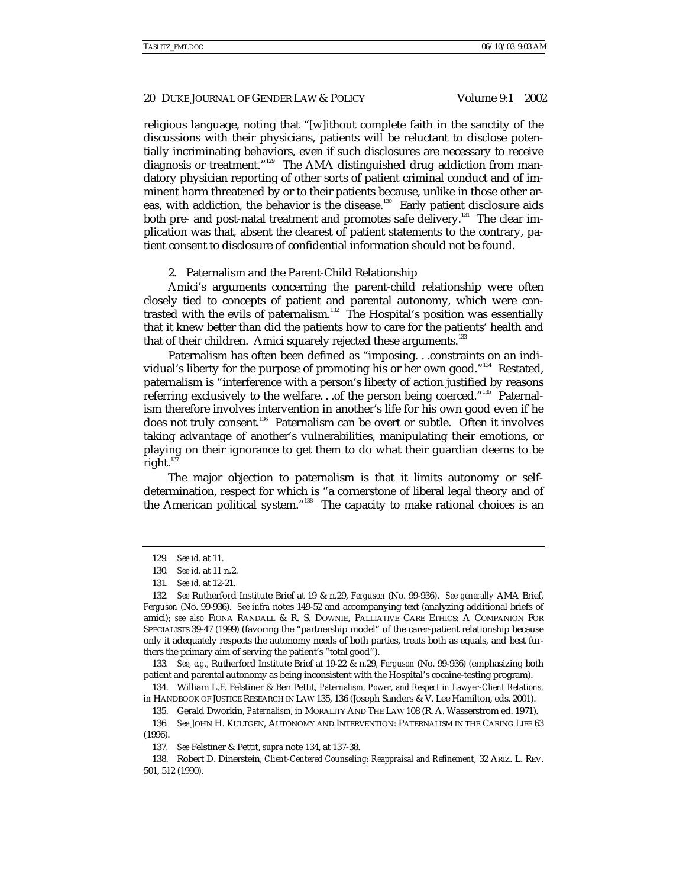religious language, noting that "[w]ithout complete faith in the sanctity of the discussions with their physicians, patients will be reluctant to disclose potentially incriminating behaviors, even if such disclosures are necessary to receive diagnosis or treatment."[129] The AMA distinguished drug addiction from mandatory physician reporting of other sorts of patient criminal conduct and of imminent harm threatened by or to their patients because, unlike in those other areas, with addiction, the behavior *is* the disease.[130] Early patient disclosure aids both pre- and post-natal treatment and promotes safe delivery.[131] The clear implication was that, absent the clearest of patient statements to the contrary, patient consent to disclosure of confidential information should not be found.

2. Paternalism and the Parent-Child Relationship

Amici's arguments concerning the parent-child relationship were often closely tied to concepts of patient and parental autonomy, which were contrasted with the evils of paternalism.[132] The Hospital's position was essentially that it knew better than did the patients how to care for the patients' health and that of their children. Amici squarely rejected these arguments.[133]

Paternalism has often been defined as "imposing. . .constraints on an individual's liberty for the purpose of promoting his or her own good."[134] Restated, paternalism is "interference with a person's liberty of action justified by reasons referring exclusively to the welfare. . .of the person being coerced."[135] Paternalism therefore involves intervention in another's life for his own good even if he does not truly consent.[136] Paternalism can be overt or subtle. Often it involves taking advantage of another's vulnerabilities, manipulating their emotions, or playing on their ignorance to get them to do what their guardian deems to be right.[137]

The major objection to paternalism is that it limits autonomy or self-determination, respect for which is "a cornerstone of liberal legal theory and of the American political system."[138] The capacity to make rational choices is an

---

129. *See id.* at 11.

130. *See id.* at 11 n.2.

131. *See id.* at 12-21.

132. *See* Rutherford Institute Brief at 19 & n.29, *Ferguson* (No. 99-936). *See generally* AMA Brief, *Ferguson* (No. 99-936). *See infra* notes 149-52 and accompanying text (analyzing additional briefs of amici); *see also* FIONA RANDALL & R. S. DOWNIE, PALLIATIVE CARE ETHICS: A COMPANION FOR SPECIALISTS 39-47 (1999) (favoring the "partnership model" of the carer-patient relationship because only it adequately respects the autonomy needs of both parties, treats both as equals, and best furthers the primary aim of serving the patient's "total good").

133. *See, e.g.,* Rutherford Institute Brief at 19-22 & n.29, *Ferguson* (No. 99-936) (emphasizing both patient and parental autonomy as being inconsistent with the Hospital's cocaine-testing program).

134. William L.F. Felstiner & Ben Pettit, *Paternalism, Power, and Respect in Lawyer-Client Relations, in* HANDBOOK OF JUSTICE RESEARCH IN LAW 135, 136 (Joseph Sanders & V. Lee Hamilton, eds. 2001).

135. Gerald Dworkin, *Paternalism, in* MORALITY AND THE LAW 108 (R. A. Wasserstrom ed. 1971).

136. *See* JOHN H. KULTGEN, AUTONOMY AND INTERVENTION: PATERNALISM IN THE CARING LIFE 63 (1996).

137. *See* Felstiner & Pettit, *supra* note 134, at 137-38.

138. Robert D. Dinerstein, *Client-Centered Counseling: Reappraisal and Refinement,* 32 ARIZ. L. REV. 501, 512 (1990).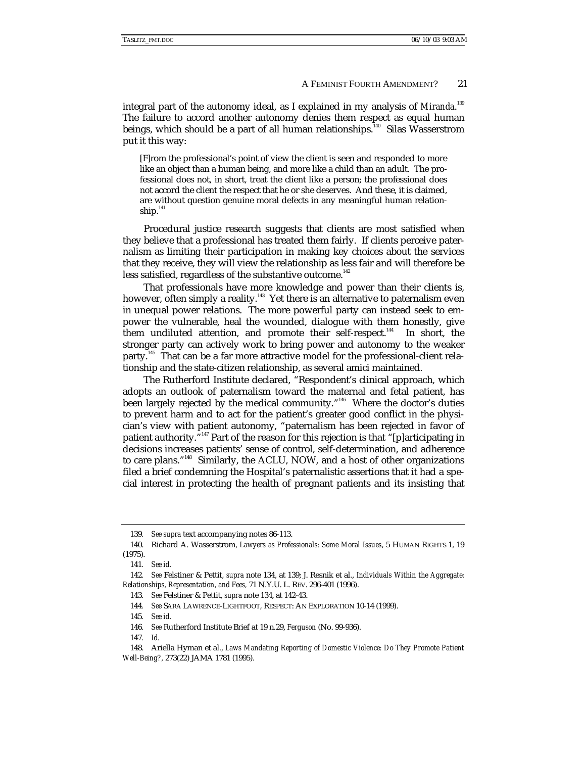integral part of the autonomy ideal, as I explained in my analysis of *Miranda*.[139] The failure to accord another autonomy denies them respect as equal human beings, which should be a part of all human relationships.[140] Silas Wasserstrom put it this way:

> [F]rom the professional's point of view the client is seen and responded to more like an object than a human being, and more like a child than an adult. The professional does not, in short, treat the client like a person; the professional does not accord the client the respect that he or she deserves. And these, it is claimed, are without question genuine moral defects in any meaningful human relationship.[141]

Procedural justice research suggests that clients are most satisfied when they believe that a professional has treated them fairly. If clients perceive paternalism as limiting their participation in making key choices about the services that they receive, they will view the relationship as less fair and will therefore be less satisfied, regardless of the substantive outcome.[142]

That professionals have more knowledge and power than their clients is, however, often simply a reality.[143] Yet there is an alternative to paternalism even in unequal power relations. The more powerful party can instead seek to empower the vulnerable, heal the wounded, dialogue with them honestly, give them undiluted attention, and promote their self-respect.[144] In short, the stronger party can actively work to bring power and autonomy to the weaker party.[145] That can be a far more attractive model for the professional-client relationship and the state-citizen relationship, as several amici maintained.

The Rutherford Institute declared, "Respondent's clinical approach, which adopts an outlook of paternalism toward the maternal and fetal patient, has been largely rejected by the medical community."[146] Where the doctor's duties to prevent harm and to act for the patient's greater good conflict in the physician's view with patient autonomy, "paternalism has been rejected in favor of patient authority."[147] Part of the reason for this rejection is that "[p]articipating in decisions increases patients' sense of control, self-determination, and adherence to care plans."[148] Similarly, the ACLU, NOW, and a host of other organizations filed a brief condemning the Hospital's paternalistic assertions that it had a special interest in protecting the health of pregnant patients and its insisting that

---

139. *See supra* text accompanying notes 86-113.

140. Richard A. Wasserstrom, *Lawyers as Professionals: Some Moral Issues*, 5 HUMAN RIGHTS 1, 19 (1975).

141. *See id.*

142. *See* Felstiner & Pettit, *supra* note 134, at 139; J. Resnik et al., *Individuals Within the Aggregate: Relationships, Representation, and Fees,* 71 N.Y.U. L. REV. 296-401 (1996).

143. *See* Felstiner & Pettit, *supra* note 134, at 142-43.

144. *See* SARA LAWRENCE-LIGHTFOOT, RESPECT: AN EXPLORATION 10-14 (1999).

145. *See id.*

146. *See* Rutherford Institute Brief at 19 n.29, *Ferguson* (No. 99-936).

147. *Id.*

148. Ariella Hyman et al., *Laws Mandating Reporting of Domestic Violence: Do They Promote Patient Well-Being?*, 273(22) JAMA 1781 (1995).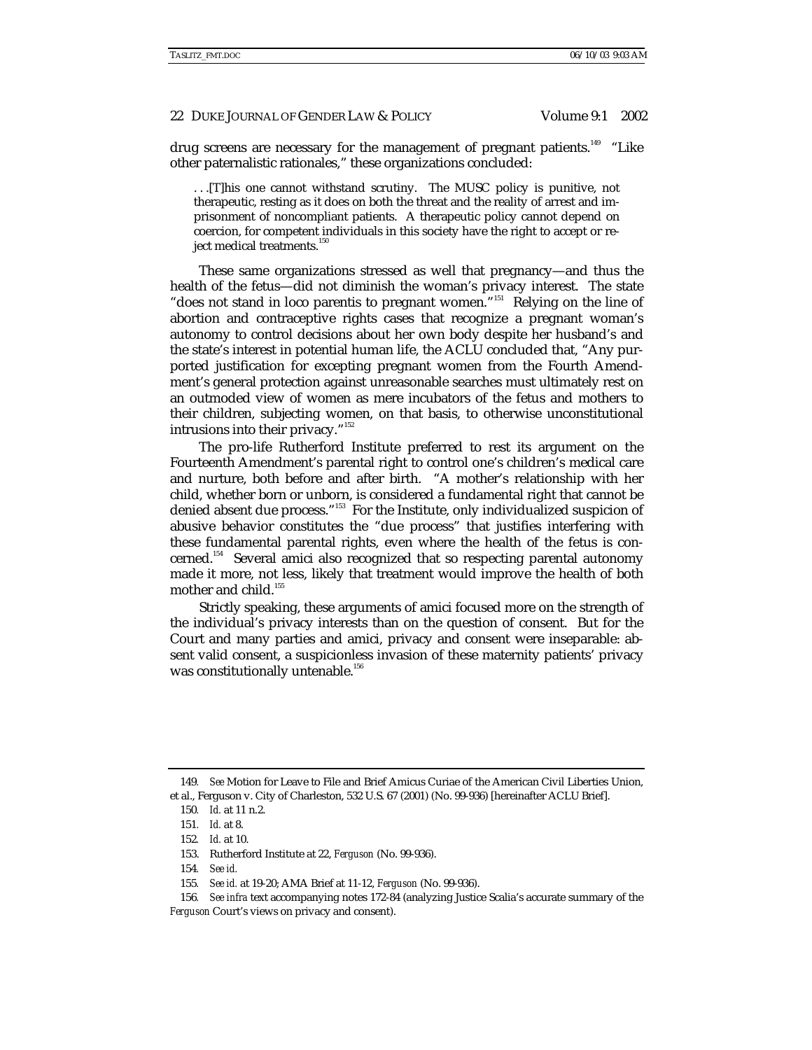drug screens are necessary for the management of pregnant patients.[149] "Like other paternalistic rationales," these organizations concluded:

> . . .[T]his one cannot withstand scrutiny. The MUSC policy is punitive, not therapeutic, resting as it does on both the threat and the reality of arrest and imprisonment of noncompliant patients. A therapeutic policy cannot depend on coercion, for competent individuals in this society have the right to accept or reject medical treatments.[150]

These same organizations stressed as well that pregnancy—and thus the health of the fetus—did not diminish the woman's privacy interest. The state "does not stand in loco parentis to pregnant women."[151] Relying on the line of abortion and contraceptive rights cases that recognize a pregnant woman's autonomy to control decisions about her own body despite her husband's and the state's interest in potential human life, the ACLU concluded that, "Any purported justification for excepting pregnant women from the Fourth Amendment's general protection against unreasonable searches must ultimately rest on an outmoded view of women as mere incubators of the fetus and mothers to their children, subjecting women, on that basis, to otherwise unconstitutional intrusions into their privacy."[152]

The pro-life Rutherford Institute preferred to rest its argument on the Fourteenth Amendment's parental right to control one's children's medical care and nurture, both before and after birth. "A mother's relationship with her child, whether born or unborn, is considered a fundamental right that cannot be denied absent due process."[153] For the Institute, only individualized suspicion of abusive behavior constitutes the "due process" that justifies interfering with these fundamental parental rights, even where the health of the fetus is concerned.[154] Several amici also recognized that so respecting parental autonomy made it more, not less, likely that treatment would improve the health of both mother and child.[155]

Strictly speaking, these arguments of amici focused more on the strength of the individual's privacy interests than on the question of consent. But for the Court and many parties and amici, privacy and consent were inseparable: absent valid consent, a suspicionless invasion of these maternity patients' privacy was constitutionally untenable.[156]

---

149. *See* Motion for Leave to File and Brief Amicus Curiae of the American Civil Liberties Union, et al., Ferguson v. City of Charleston, 532 U.S. 67 (2001) (No. 99-936) [hereinafter ACLU Brief].

150. *Id.* at 11 n.2.

151. *Id.* at 8.

152. *Id.* at 10.

153. Rutherford Institute at 22, *Ferguson* (No. 99-936).

154. *See id.*

155. *See id.* at 19-20; AMA Brief at 11-12, *Ferguson* (No. 99-936).

156. *See infra* text accompanying notes 172-84 (analyzing Justice Scalia's accurate summary of the *Ferguson* Court's views on privacy and consent).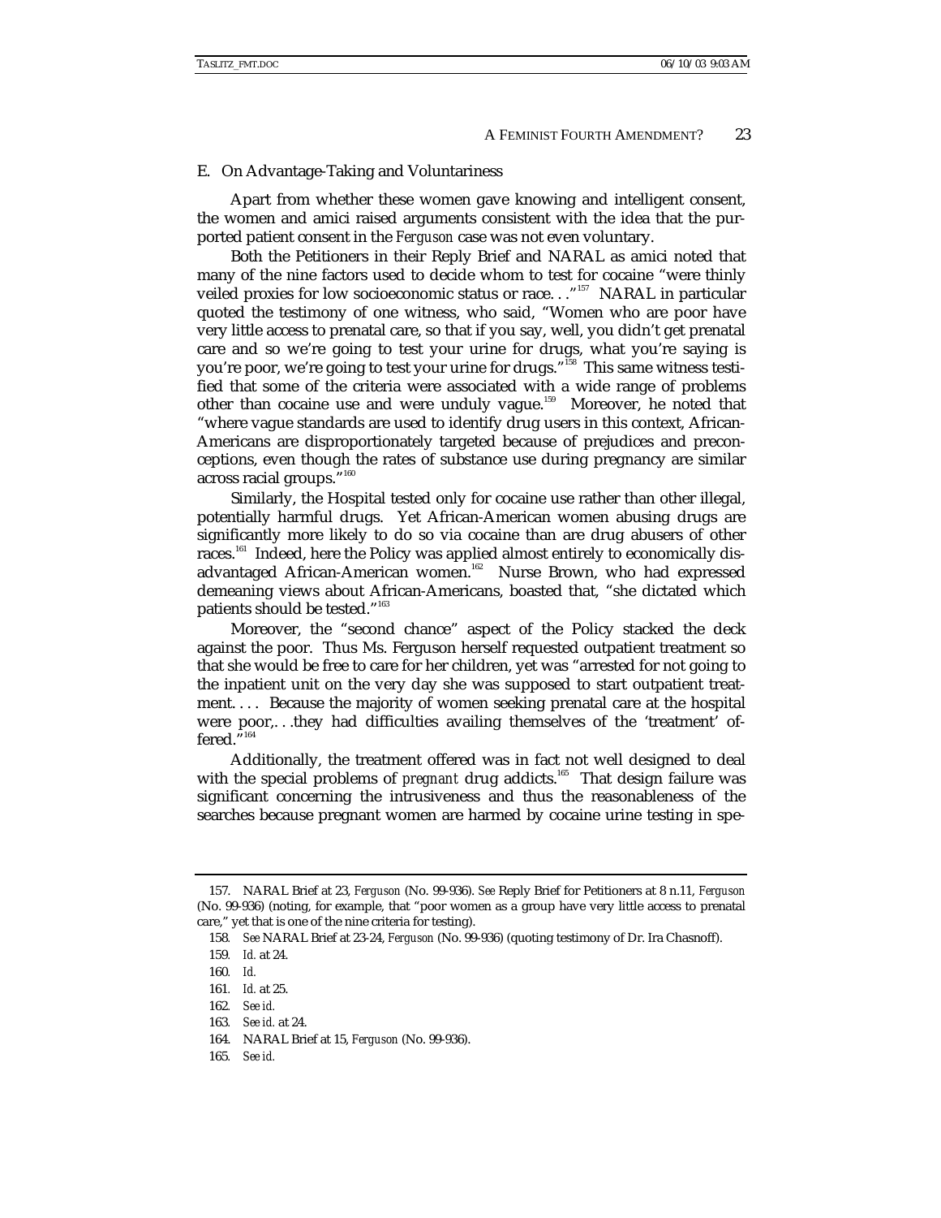### E. On Advantage-Taking and Voluntariness

Apart from whether these women gave knowing and intelligent consent, the women and amici raised arguments consistent with the idea that the purported patient consent in the *Ferguson* case was not even voluntary.

Both the Petitioners in their Reply Brief and NARAL as amici noted that many of the nine factors used to decide whom to test for cocaine "were thinly veiled proxies for low socioeconomic status or race. . ."[157] NARAL in particular quoted the testimony of one witness, who said, "Women who are poor have very little access to prenatal care, so that if you say, well, you didn't get prenatal care and so we're going to test your urine for drugs, what you're saying is you're poor, we're going to test your urine for drugs."[158] This same witness testified that some of the criteria were associated with a wide range of problems other than cocaine use and were unduly vague.[159] Moreover, he noted that "where vague standards are used to identify drug users in this context, African-Americans are disproportionately targeted because of prejudices and preconceptions, even though the rates of substance use during pregnancy are similar across racial groups."[160]

Similarly, the Hospital tested only for cocaine use rather than other illegal, potentially harmful drugs. Yet African-American women abusing drugs are significantly more likely to do so via cocaine than are drug abusers of other races.[161] Indeed, here the Policy was applied almost entirely to economically disadvantaged African-American women.[162] Nurse Brown, who had expressed demeaning views about African-Americans, boasted that, "she dictated which patients should be tested."[163]

Moreover, the "second chance" aspect of the Policy stacked the deck against the poor. Thus Ms. Ferguson herself requested outpatient treatment so that she would be free to care for her children, yet was "arrested for not going to the inpatient unit on the very day she was supposed to start outpatient treatment. . . . Because the majority of women seeking prenatal care at the hospital were poor,. . .they had difficulties availing themselves of the 'treatment' offered."[164]

Additionally, the treatment offered was in fact not well designed to deal with the special problems of *pregnant* drug addicts.[165] That design failure was significant concerning the intrusiveness and thus the reasonableness of the searches because pregnant women are harmed by cocaine urine testing in spe-

---

157. NARAL Brief at 23, *Ferguson* (No. 99-936). *See* Reply Brief for Petitioners at 8 n.11, *Ferguson* (No. 99-936) (noting, for example, that "poor women as a group have very little access to prenatal care," yet that is one of the nine criteria for testing).

158. *See* NARAL Brief at 23-24, *Ferguson* (No. 99-936) (quoting testimony of Dr. Ira Chasnoff).

159. *Id.* at 24.

160. *Id.*

161. *Id.* at 25.

162. *See id.*

163. *See id.* at 24.

164. NARAL Brief at 15, *Ferguson* (No. 99-936).

165. *See id.*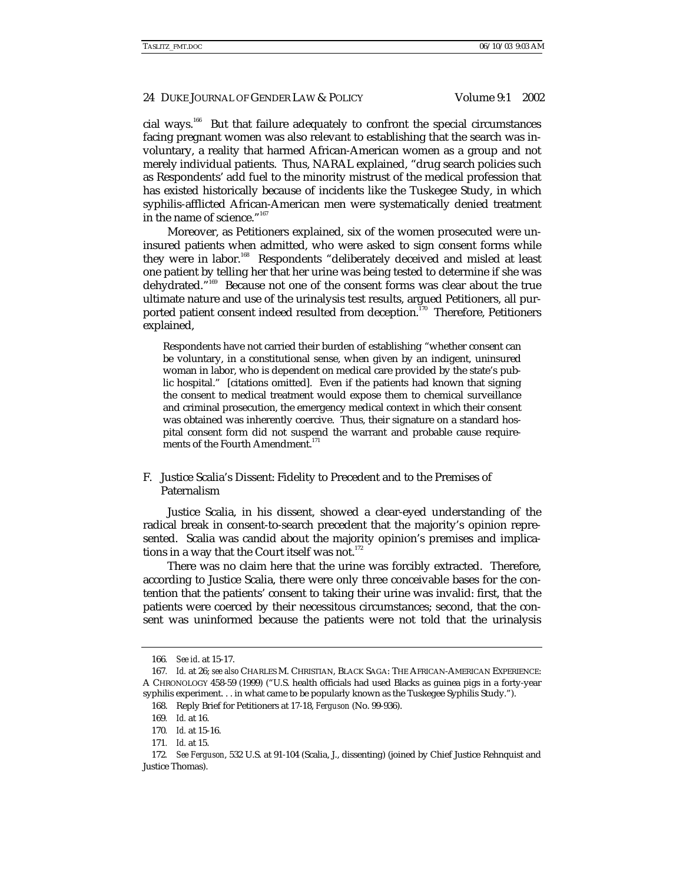cial ways.[166] But that failure adequately to confront the special circumstances facing pregnant women was also relevant to establishing that the search was involuntary, a reality that harmed African-American women as a group and not merely individual patients. Thus, NARAL explained, "drug search policies such as Respondents' add fuel to the minority mistrust of the medical profession that has existed historically because of incidents like the Tuskegee Study, in which syphilis-afflicted African-American men were systematically denied treatment in the name of science."[167]

Moreover, as Petitioners explained, six of the women prosecuted were uninsured patients when admitted, who were asked to sign consent forms while they were in labor.[168] Respondents "deliberately deceived and misled at least one patient by telling her that her urine was being tested to determine if she was dehydrated."[169] Because not one of the consent forms was clear about the true ultimate nature and use of the urinalysis test results, argued Petitioners, all purported patient consent indeed resulted from deception.[170] Therefore, Petitioners explained,

> Respondents have not carried their burden of establishing "whether consent can be voluntary, in a constitutional sense, when given by an indigent, uninsured woman in labor, who is dependent on medical care provided by the state's public hospital." [citations omitted]. Even if the patients had known that signing the consent to medical treatment would expose them to chemical surveillance and criminal prosecution, the emergency medical context in which their consent was obtained was inherently coercive. Thus, their signature on a standard hospital consent form did not suspend the warrant and probable cause requirements of the Fourth Amendment.[171]

### F. Justice Scalia's Dissent: Fidelity to Precedent and to the Premises of Paternalism

Justice Scalia, in his dissent, showed a clear-eyed understanding of the radical break in consent-to-search precedent that the majority's opinion represented. Scalia was candid about the majority opinion's premises and implications in a way that the Court itself was not.[172]

There was no claim here that the urine was forcibly extracted. Therefore, according to Justice Scalia, there were only three conceivable bases for the contention that the patients' consent to taking their urine was invalid: first, that the patients were coerced by their necessitous circumstances; second, that the consent was uninformed because the patients were not told that the urinalysis

---

166. *See id*. at 15-17.

167. *Id.* at 26; *see also* CHARLES M. CHRISTIAN, BLACK SAGA: THE AFRICAN-AMERICAN EXPERIENCE: A CHRONOLOGY 458-59 (1999) ("U.S. health officials had used Blacks as guinea pigs in a forty-year syphilis experiment. . . in what came to be popularly known as the Tuskegee Syphilis Study.").

168. Reply Brief for Petitioners at 17-18, *Ferguson* (No. 99-936).

169. *Id.* at 16.

170. *Id.* at 15-16.

171. *Id.* at 15.

172. *See Ferguson*, 532 U.S. at 91-104 (Scalia, J., dissenting) (joined by Chief Justice Rehnquist and Justice Thomas).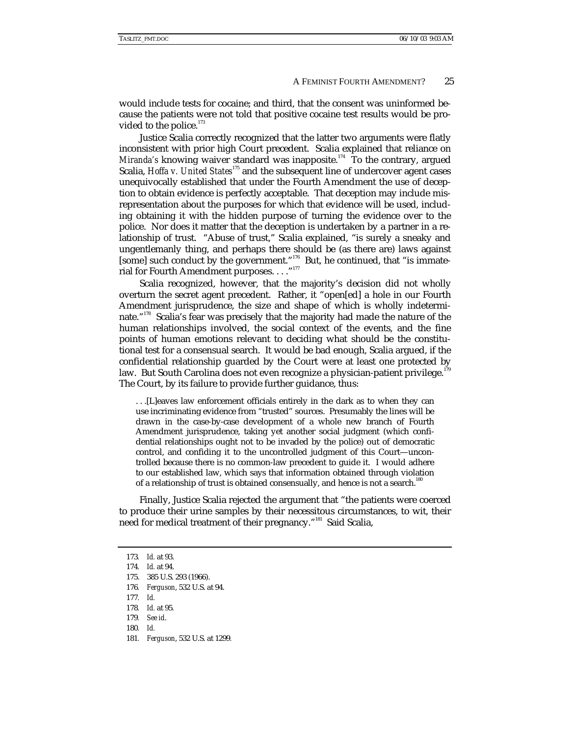would include tests for cocaine; and third, that the consent was uninformed because the patients were not told that positive cocaine test results would be provided to the police.[173]

Justice Scalia correctly recognized that the latter two arguments were flatly inconsistent with prior high Court precedent. Scalia explained that reliance on *Miranda's* knowing waiver standard was inapposite.[174] To the contrary, argued Scalia, *Hoffa v. United States*[175] and the subsequent line of undercover agent cases unequivocally established that under the Fourth Amendment the use of deception to obtain evidence is perfectly acceptable. That deception may include misrepresentation about the purposes for which that evidence will be used, including obtaining it with the hidden purpose of turning the evidence over to the police. Nor does it matter that the deception is undertaken by a partner in a relationship of trust. "Abuse of trust," Scalia explained, "is surely a sneaky and ungentlemanly thing, and perhaps there should be (as there are) laws against [some] such conduct by the government."[176] But, he continued, that "is immaterial for Fourth Amendment purposes. . . ."[177]

Scalia recognized, however, that the majority's decision did not wholly overturn the secret agent precedent. Rather, it "open[ed] a hole in our Fourth Amendment jurisprudence, the size and shape of which is wholly indeterminate."[178] Scalia's fear was precisely that the majority had made the nature of the human relationships involved, the social context of the events, and the fine points of human emotions relevant to deciding what should be the constitutional test for a consensual search. It would be bad enough, Scalia argued, if the confidential relationship guarded by the Court were at least one protected by law. But South Carolina does not even recognize a physician-patient privilege.[179] The Court, by its failure to provide further guidance, thus:

> . . .[L]eaves law enforcement officials entirely in the dark as to when they can use incriminating evidence from "trusted" sources. Presumably the lines will be drawn in the case-by-case development of a whole new branch of Fourth Amendment jurisprudence, taking yet another social judgment (which confidential relationships ought not to be invaded by the police) out of democratic control, and confiding it to the uncontrolled judgment of this Court—uncontrolled because there is no common-law precedent to guide it. I would adhere to our established law, which says that information obtained through violation of a relationship of trust is obtained consensually, and hence is not a search.[180]

Finally, Justice Scalia rejected the argument that "the patients were coerced to produce their urine samples by their necessitous circumstances, to wit, their need for medical treatment of their pregnancy."[181] Said Scalia,

---

173. *Id.* at 93.
174. *Id.* at 94.
175. 385 U.S. 293 (1966).
176. *Ferguson*, 532 U.S. at 94.
177. *Id.*
178. *Id.* at 95.
179. *See id.*
180. *Id.*
181. *Ferguson*, 532 U.S. at 1299.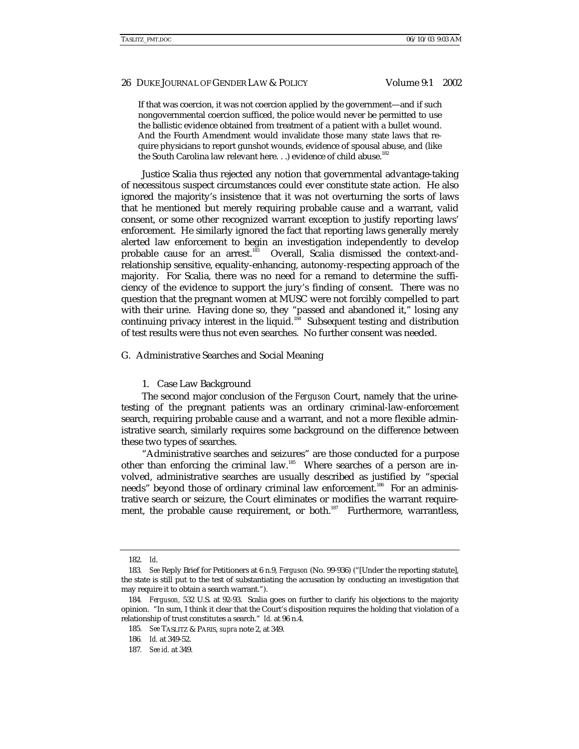> If that was coercion, it was not coercion applied by the government—and if such nongovernmental coercion sufficed, the police would never be permitted to use the ballistic evidence obtained from treatment of a patient with a bullet wound. And the Fourth Amendment would invalidate those many state laws that require physicians to report gunshot wounds, evidence of spousal abuse, and (like the South Carolina law relevant here. . .) evidence of child abuse.[182]

Justice Scalia thus rejected any notion that governmental advantage-taking of necessitous suspect circumstances could ever constitute state action. He also ignored the majority's insistence that it was not overturning the sorts of laws that he mentioned but merely requiring probable cause and a warrant, valid consent, or some other recognized warrant exception to justify reporting laws' enforcement. He similarly ignored the fact that reporting laws generally merely alerted law enforcement to begin an investigation independently to develop probable cause for an arrest.[183] Overall, Scalia dismissed the context-and-relationship sensitive, equality-enhancing, autonomy-respecting approach of the majority. For Scalia, there was no need for a remand to determine the sufficiency of the evidence to support the jury's finding of consent. There was no question that the pregnant women at MUSC were not forcibly compelled to part with their urine. Having done so, they "passed and abandoned it," losing any continuing privacy interest in the liquid.[184] Subsequent testing and distribution of test results were thus not even searches. No further consent was needed.

## G. Administrative Searches and Social Meaning

### 1. Case Law Background

The second major conclusion of the *Ferguson* Court, namely that the urine-testing of the pregnant patients was an ordinary criminal-law-enforcement search, requiring probable cause and a warrant, and not a more flexible administrative search, similarly requires some background on the difference between these two types of searches.

"Administrative searches and seizures" are those conducted for a purpose other than enforcing the criminal law.[185] Where searches of a person are involved, administrative searches are usually described as justified by "special needs" beyond those of ordinary criminal law enforcement.[186] For an administrative search or seizure, the Court eliminates or modifies the warrant requirement, the probable cause requirement, or both.[187] Furthermore, warrantless,

---

182. *Id.*

183. *See* Reply Brief for Petitioners at 6 n.9, *Ferguson* (No. 99-936) ("[Under the reporting statute], the state is still put to the test of substantiating the accusation by conducting an investigation that may require it to obtain a search warrant.").

184. *Ferguson,* 532 U.S. at 92-93. Scalia goes on further to clarify his objections to the majority opinion. "In sum, I think it clear that the Court's disposition requires the holding that violation of a relationship of trust constitutes a search." *Id.* at 96 n.4.

185. *See* TASLITZ & PARIS, *supra* note 2, at 349.

186. *Id.* at 349-52.

187. *See id.* at 349.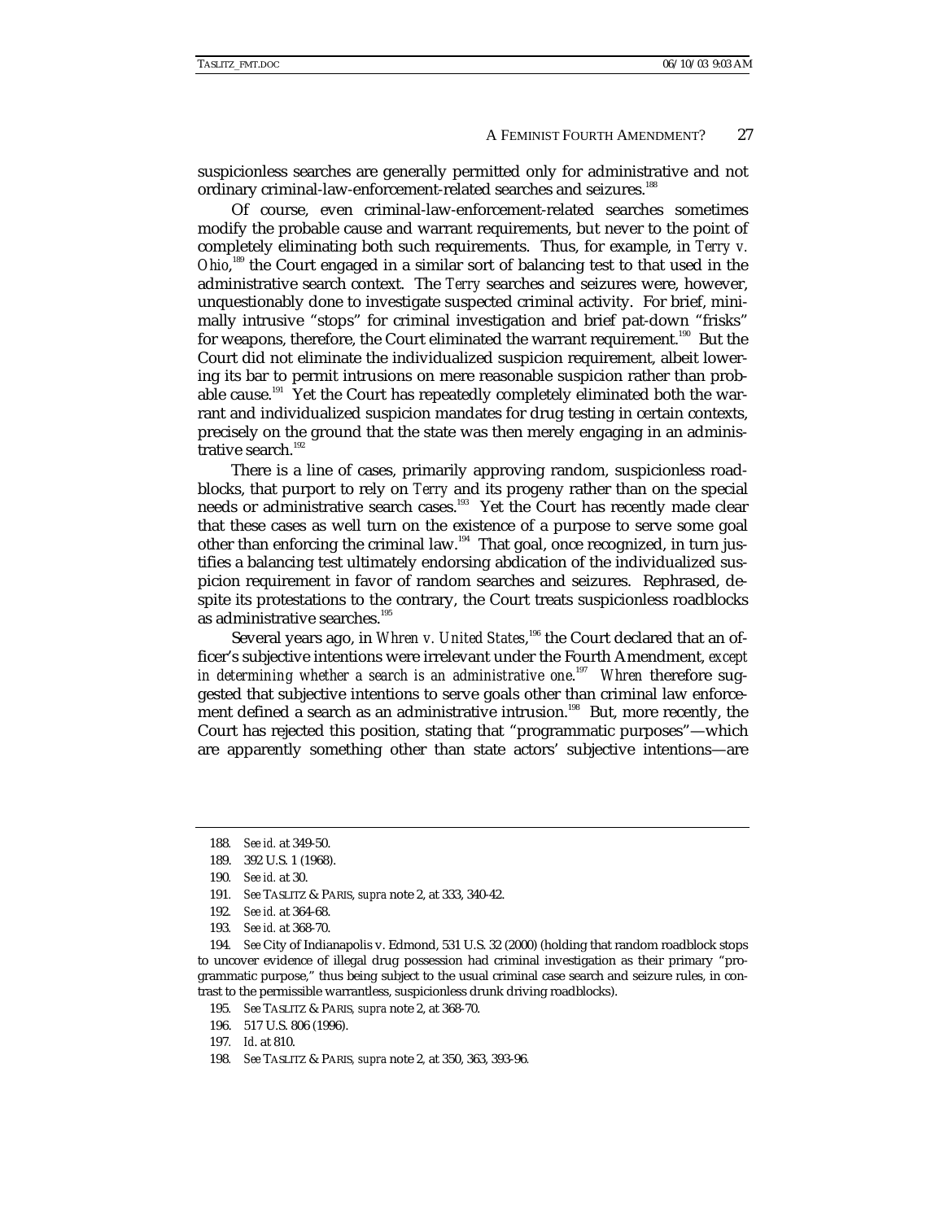suspicionless searches are generally permitted only for administrative and not ordinary criminal-law-enforcement-related searches and seizures.[188]

Of course, even criminal-law-enforcement-related searches sometimes modify the probable cause and warrant requirements, but never to the point of completely eliminating both such requirements. Thus, for example, in *Terry v. Ohio*,[189] the Court engaged in a similar sort of balancing test to that used in the administrative search context. The *Terry* searches and seizures were, however, unquestionably done to investigate suspected criminal activity. For brief, minimally intrusive "stops" for criminal investigation and brief pat-down "frisks" for weapons, therefore, the Court eliminated the warrant requirement.[190] But the Court did not eliminate the individualized suspicion requirement, albeit lowering its bar to permit intrusions on mere reasonable suspicion rather than probable cause.[191] Yet the Court has repeatedly completely eliminated both the warrant and individualized suspicion mandates for drug testing in certain contexts, precisely on the ground that the state was then merely engaging in an administrative search.[192]

There is a line of cases, primarily approving random, suspicionless roadblocks, that purport to rely on *Terry* and its progeny rather than on the special needs or administrative search cases.[193] Yet the Court has recently made clear that these cases as well turn on the existence of a purpose to serve some goal other than enforcing the criminal law.[194] That goal, once recognized, in turn justifies a balancing test ultimately endorsing abdication of the individualized suspicion requirement in favor of random searches and seizures. Rephrased, despite its protestations to the contrary, the Court treats suspicionless roadblocks as administrative searches.[195]

Several years ago, in *Whren v. United States*,[196] the Court declared that an officer's subjective intentions were irrelevant under the Fourth Amendment, *except in determining whether a search is an administrative one*.[197] *Whren* therefore suggested that subjective intentions to serve goals other than criminal law enforcement defined a search as an administrative intrusion.[198] But, more recently, the Court has rejected this position, stating that "programmatic purposes"—which are apparently something other than state actors' subjective intentions—are

---

188. *See id.* at 349-50.

189. 392 U.S. 1 (1968).

190. *See id.* at 30.

191. *See* TASLITZ & PARIS, *supra* note 2, at 333, 340-42.

192. *See id.* at 364-68.

193. *See id.* at 368-70.

194. *See* City of Indianapolis v. Edmond, 531 U.S. 32 (2000) (holding that random roadblock stops to uncover evidence of illegal drug possession had criminal investigation as their primary "programmatic purpose," thus being subject to the usual criminal case search and seizure rules, in contrast to the permissible warrantless, suspicionless drunk driving roadblocks).

195. *See* TASLITZ & PARIS, *supra* note 2, at 368-70.

196. 517 U.S. 806 (1996).

197. *Id.* at 810.

198. *See* TASLITZ & PARIS, *supra* note 2, at 350, 363, 393-96.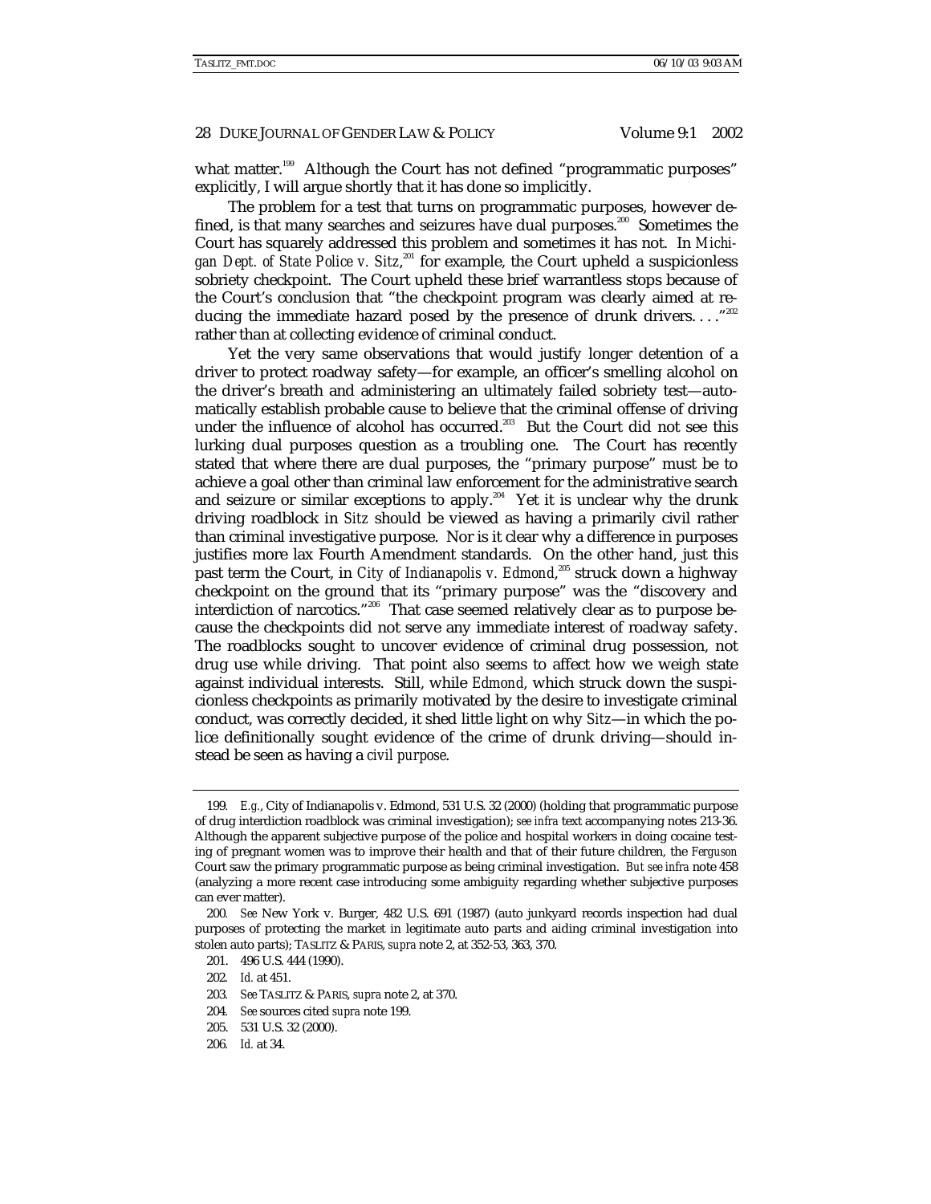what matter.[199] Although the Court has not defined "programmatic purposes" explicitly, I will argue shortly that it has done so implicitly.

The problem for a test that turns on programmatic purposes, however defined, is that many searches and seizures have dual purposes.[200] Sometimes the Court has squarely addressed this problem and sometimes it has not. In *Michigan Dept. of State Police v. Sitz*,[201] for example, the Court upheld a suspicionless sobriety checkpoint. The Court upheld these brief warrantless stops because of the Court's conclusion that "the checkpoint program was clearly aimed at reducing the immediate hazard posed by the presence of drunk drivers. . . ."[202] rather than at collecting evidence of criminal conduct.

Yet the very same observations that would justify longer detention of a driver to protect roadway safety—for example, an officer's smelling alcohol on the driver's breath and administering an ultimately failed sobriety test—automatically establish probable cause to believe that the criminal offense of driving under the influence of alcohol has occurred.[203] But the Court did not see this lurking dual purposes question as a troubling one. The Court has recently stated that where there are dual purposes, the "primary purpose" must be to achieve a goal other than criminal law enforcement for the administrative search and seizure or similar exceptions to apply.[204] Yet it is unclear why the drunk driving roadblock in *Sitz* should be viewed as having a primarily civil rather than criminal investigative purpose. Nor is it clear why a difference in purposes justifies more lax Fourth Amendment standards. On the other hand, just this past term the Court, in *City of Indianapolis v. Edmond*,[205] struck down a highway checkpoint on the ground that its "primary purpose" was the "discovery and interdiction of narcotics."[206] That case seemed relatively clear as to purpose because the checkpoints did not serve any immediate interest of roadway safety. The roadblocks sought to uncover evidence of criminal drug possession, not drug use while driving. That point also seems to affect how we weigh state against individual interests. Still, while *Edmond*, which struck down the suspicionless checkpoints as primarily motivated by the desire to investigate criminal conduct, was correctly decided, it shed little light on why *Sitz*—in which the police definitionally sought evidence of the crime of drunk driving—should instead be seen as having a *civil purpose*.

---

199. *E.g.*, City of Indianapolis v. Edmond, 531 U.S. 32 (2000) (holding that programmatic purpose of drug interdiction roadblock was criminal investigation); *see infra* text accompanying notes 213-36. Although the apparent subjective purpose of the police and hospital workers in doing cocaine testing of pregnant women was to improve their health and that of their future children, the *Ferguson* Court saw the primary programmatic purpose as being criminal investigation. *But see infra* note 458 (analyzing a more recent case introducing some ambiguity regarding whether subjective purposes can ever matter).

200. *See* New York v. Burger, 482 U.S. 691 (1987) (auto junkyard records inspection had dual purposes of protecting the market in legitimate auto parts and aiding criminal investigation into stolen auto parts); TASLITZ & PARIS, *supra* note 2, at 352-53, 363, 370.

201. 496 U.S. 444 (1990).

202. *Id.* at 451.

203. *See* TASLITZ & PARIS, *supra* note 2, at 370.

204. *See* sources cited *supra* note 199.

205. 531 U.S. 32 (2000).

206. *Id.* at 34.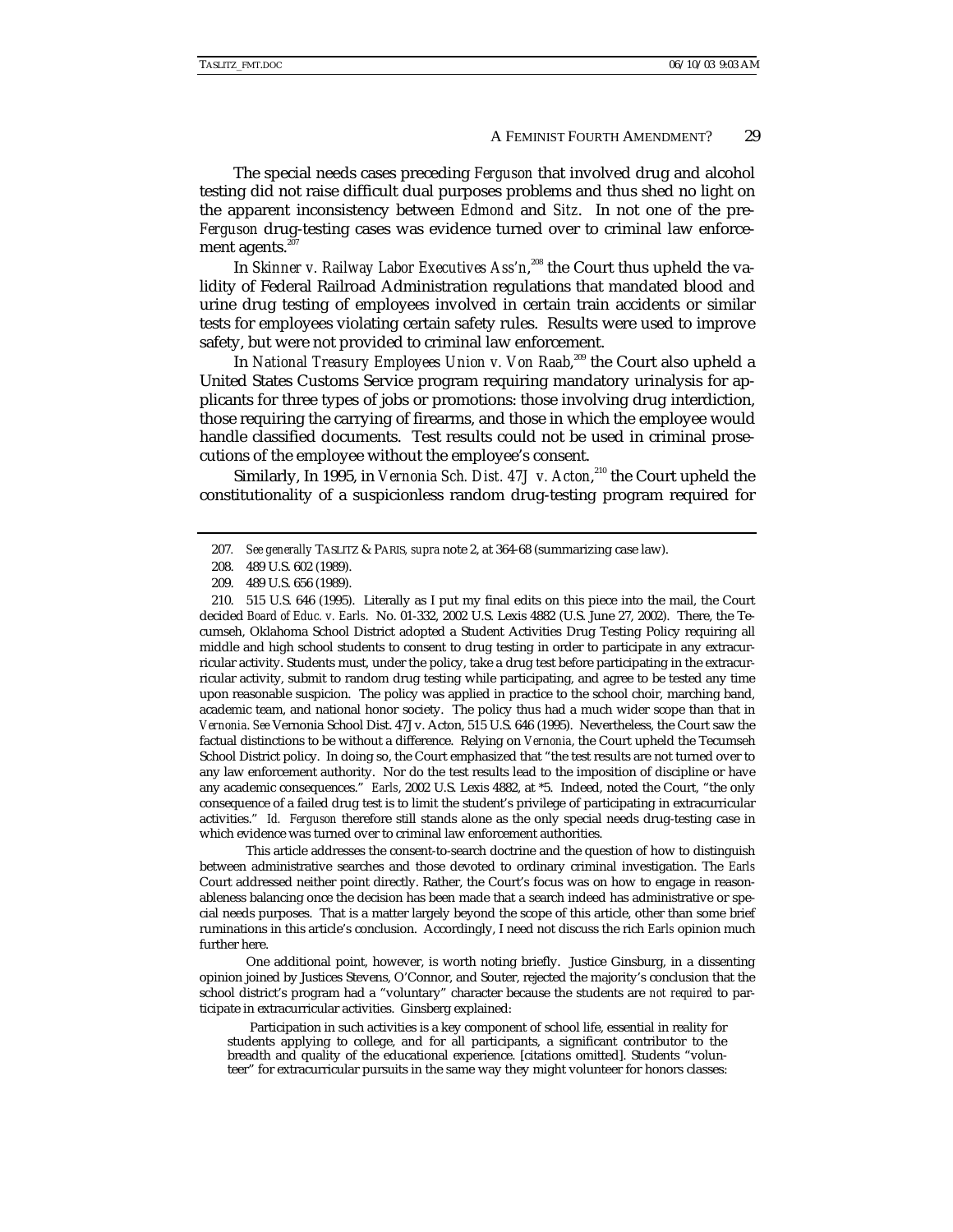The special needs cases preceding *Ferguson* that involved drug and alcohol testing did not raise difficult dual purposes problems and thus shed no light on the apparent inconsistency between *Edmond* and *Sitz*. In not one of the pre-*Ferguson* drug-testing cases was evidence turned over to criminal law enforcement agents.[207]

In *Skinner v. Railway Labor Executives Ass'n*,[208] the Court thus upheld the validity of Federal Railroad Administration regulations that mandated blood and urine drug testing of employees involved in certain train accidents or similar tests for employees violating certain safety rules. Results were used to improve safety, but were not provided to criminal law enforcement.

In *National Treasury Employees Union v. Von Raab*,[209] the Court also upheld a United States Customs Service program requiring mandatory urinalysis for applicants for three types of jobs or promotions: those involving drug interdiction, those requiring the carrying of firearms, and those in which the employee would handle classified documents. Test results could not be used in criminal prosecutions of the employee without the employee's consent.

Similarly, In 1995, in *Vernonia Sch. Dist. 47J v. Acton*,[210] the Court upheld the constitutionality of a suspicionless random drug-testing program required for

---

207. *See generally* TASLITZ & PARIS, *supra* note 2, at 364-68 (summarizing case law).

208. 489 U.S. 602 (1989).

209. 489 U.S. 656 (1989).

210. 515 U.S. 646 (1995). Literally as I put my final edits on this piece into the mail, the Court decided *Board of Educ. v. Earls*. No. 01-332, 2002 U.S. Lexis 4882 (U.S. June 27, 2002). There, the Tecumseh, Oklahoma School District adopted a Student Activities Drug Testing Policy requiring all middle and high school students to consent to drug testing in order to participate in any extracurricular activity. Students must, under the policy, take a drug test before participating in the extracurricular activity, submit to random drug testing while participating, and agree to be tested any time upon reasonable suspicion. The policy was applied in practice to the school choir, marching band, academic team, and national honor society. The policy thus had a much wider scope than that in *Vernonia*. *See* Vernonia School Dist. 47J v. Acton, 515 U.S. 646 (1995). Nevertheless, the Court saw the factual distinctions to be without a difference. Relying on *Vernonia*, the Court upheld the Tecumseh School District policy. In doing so, the Court emphasized that "the test results are not turned over to any law enforcement authority. Nor do the test results lead to the imposition of discipline or have any academic consequences." *Earls*, 2002 U.S. Lexis 4882, at \*5. Indeed, noted the Court, "the only consequence of a failed drug test is to limit the student's privilege of participating in extracurricular activities." *Id. Ferguson* therefore still stands alone as the only special needs drug-testing case in which evidence was turned over to criminal law enforcement authorities.

This article addresses the consent-to-search doctrine and the question of how to distinguish between administrative searches and those devoted to ordinary criminal investigation. The *Earls* Court addressed neither point directly. Rather, the Court's focus was on how to engage in reasonableness balancing once the decision has been made that a search indeed has administrative or special needs purposes. That is a matter largely beyond the scope of this article, other than some brief ruminations in this article's conclusion. Accordingly, I need not discuss the rich *Earls* opinion much further here.

One additional point, however, is worth noting briefly. Justice Ginsburg, in a dissenting opinion joined by Justices Stevens, O'Connor, and Souter, rejected the majority's conclusion that the school district's program had a "voluntary" character because the students are *not required* to participate in extracurricular activities. Ginsberg explained:

> Participation in such activities is a key component of school life, essential in reality for students applying to college, and for all participants, a significant contributor to the breadth and quality of the educational experience. [citations omitted]. Students "volunteer" for extracurricular pursuits in the same way they might volunteer for honors classes: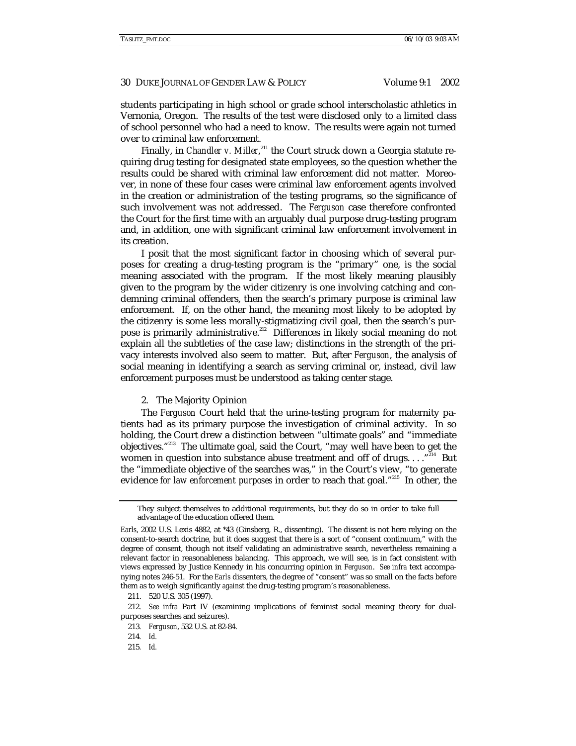students participating in high school or grade school interscholastic athletics in Vernonia, Oregon. The results of the test were disclosed only to a limited class of school personnel who had a need to know. The results were again not turned over to criminal law enforcement.

Finally, in *Chandler v. Miller*,[211] the Court struck down a Georgia statute requiring drug testing for designated state employees, so the question whether the results could be shared with criminal law enforcement did not matter. Moreover, in none of these four cases were criminal law enforcement agents involved in the creation or administration of the testing programs, so the significance of such involvement was not addressed. The *Ferguson* case therefore confronted the Court for the first time with an arguably dual purpose drug-testing program and, in addition, one with significant criminal law enforcement involvement in its creation.

I posit that the most significant factor in choosing which of several purposes for creating a drug-testing program is the "primary" one, is the social meaning associated with the program. If the most likely meaning plausibly given to the program by the wider citizenry is one involving catching and condemning criminal offenders, then the search's primary purpose is criminal law enforcement. If, on the other hand, the meaning most likely to be adopted by the citizenry is some less morally-stigmatizing civil goal, then the search's purpose is primarily administrative.[212] Differences in likely social meaning do not explain all the subtleties of the case law; distinctions in the strength of the privacy interests involved also seem to matter. But, after *Ferguson*, the analysis of social meaning in identifying a search as serving criminal or, instead, civil law enforcement purposes must be understood as taking center stage.

2. The Majority Opinion

The *Ferguson* Court held that the urine-testing program for maternity patients had as its primary purpose the investigation of criminal activity. In so holding, the Court drew a distinction between "ultimate goals" and "immediate objectives."[213] The ultimate goal, said the Court, "may well have been to get the women in question into substance abuse treatment and off of drugs. . . ."[214] But the "immediate objective of the searches was," in the Court's view, "to generate evidence *for law enforcement purposes* in order to reach that goal."[215] In other, the

---

They subject themselves to additional requirements, but they do so in order to take full advantage of the education offered them.

*Earls*, 2002 U.S. Lexis 4882, at *43 (Ginsberg, R., dissenting). The dissent is not here relying on the consent-to-search doctrine, but it does suggest that there is a sort of "consent continuum," with the degree of consent, though not itself validating an administrative search, nevertheless remaining a relevant factor in reasonableness balancing. This approach, we will see, is in fact consistent with views expressed by Justice Kennedy in his concurring opinion in *Ferguson*. *See infra* text accompanying notes 246-51. For the *Earls* dissenters, the degree of "consent" was so small on the facts before them as to weigh significantly *against* the drug-testing program's reasonableness.

211. 520 U.S. 305 (1997).

212. *See infra* Part IV (examining implications of feminist social meaning theory for dual-purposes searches and seizures).

213. *Ferguson*, 532 U.S. at 82-84.

214. *Id.*

215. *Id.*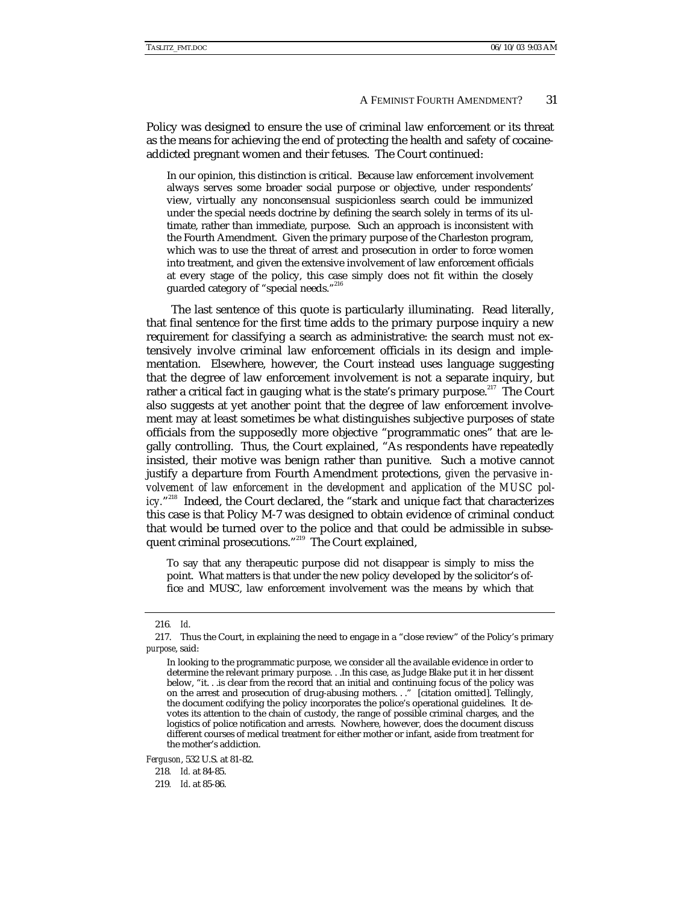Policy was designed to ensure the use of criminal law enforcement or its threat as the means for achieving the end of protecting the health and safety of cocaine-addicted pregnant women and their fetuses. The Court continued:

> In our opinion, this distinction is critical. Because law enforcement involvement always serves some broader social purpose or objective, under respondents' view, virtually any nonconsensual suspicionless search could be immunized under the special needs doctrine by defining the search solely in terms of its ultimate, rather than immediate, purpose. Such an approach is inconsistent with the Fourth Amendment. Given the primary purpose of the Charleston program, which was to use the threat of arrest and prosecution in order to force women into treatment, and given the extensive involvement of law enforcement officials at every stage of the policy, this case simply does not fit within the closely guarded category of "special needs."[216]

The last sentence of this quote is particularly illuminating. Read literally, that final sentence for the first time adds to the primary purpose inquiry a new requirement for classifying a search as administrative: the search must not extensively involve criminal law enforcement officials in its design and implementation. Elsewhere, however, the Court instead uses language suggesting that the degree of law enforcement involvement is not a separate inquiry, but rather a critical fact in gauging what is the state's primary purpose.[217] The Court also suggests at yet another point that the degree of law enforcement involvement may at least sometimes be what distinguishes subjective purposes of state officials from the supposedly more objective "programmatic ones" that are legally controlling. Thus, the Court explained, "As respondents have repeatedly insisted, their motive was benign rather than punitive. Such a motive cannot justify a departure from Fourth Amendment protections, *given the pervasive involvement of law enforcement in the development and application of the MUSC policy*."[218] Indeed, the Court declared, the "stark and unique fact that characterizes this case is that Policy M-7 was designed to obtain evidence of criminal conduct that would be turned over to the police and that could be admissible in subsequent criminal prosecutions."[219] The Court explained,

> To say that any therapeutic purpose did not disappear is simply to miss the point. What matters is that under the new policy developed by the solicitor's office and MUSC, law enforcement involvement was the means by which that

---

216. *Id.*

217. Thus the Court, in explaining the need to engage in a "close review" of the Policy's primary *purpose*, said:

> In looking to the programmatic purpose, we consider all the available evidence in order to determine the relevant primary purpose. . .In this case, as Judge Blake put it in her dissent below, "it. . .is clear from the record that an initial and continuing focus of the policy was on the arrest and prosecution of drug-abusing mothers. . ." [citation omitted]. Tellingly, the document codifying the policy incorporates the police's operational guidelines. It devotes its attention to the chain of custody, the range of possible criminal charges, and the logistics of police notification and arrests. Nowhere, however, does the document discuss different courses of medical treatment for either mother or infant, aside from treatment for the mother's addiction.

*Ferguson*, 532 U.S. at 81-82.

218. *Id.* at 84-85.

219. *Id.* at 85-86.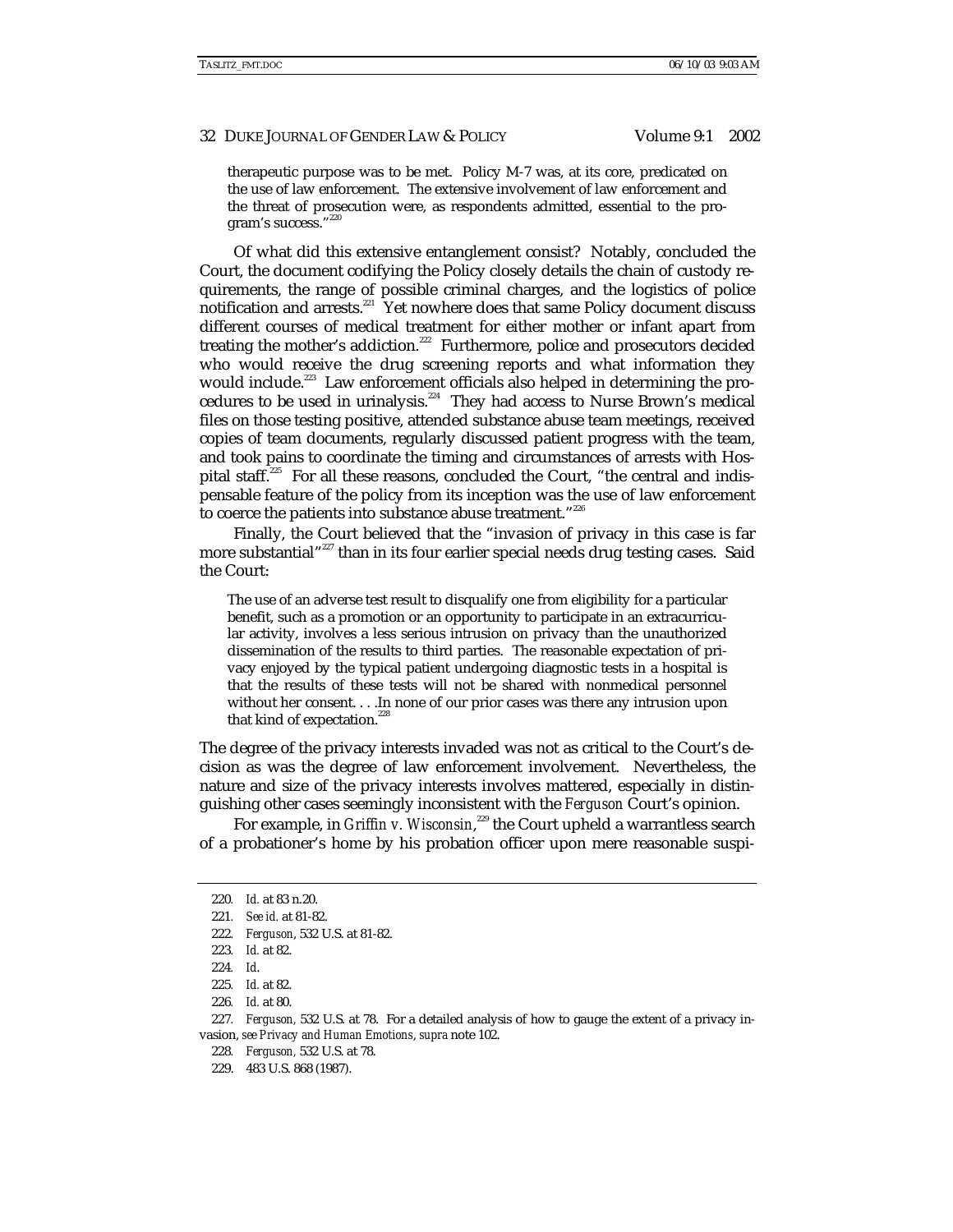therapeutic purpose was to be met. Policy M-7 was, at its core, predicated on the use of law enforcement. The extensive involvement of law enforcement and the threat of prosecution were, as respondents admitted, essential to the program's success."[220]

Of what did this extensive entanglement consist? Notably, concluded the Court, the document codifying the Policy closely details the chain of custody requirements, the range of possible criminal charges, and the logistics of police notification and arrests.[221] Yet nowhere does that same Policy document discuss different courses of medical treatment for either mother or infant apart from treating the mother's addiction.[222] Furthermore, police and prosecutors decided who would receive the drug screening reports and what information they would include.[223] Law enforcement officials also helped in determining the procedures to be used in urinalysis.[224] They had access to Nurse Brown's medical files on those testing positive, attended substance abuse team meetings, received copies of team documents, regularly discussed patient progress with the team, and took pains to coordinate the timing and circumstances of arrests with Hospital staff.[225] For all these reasons, concluded the Court, "the central and indispensable feature of the policy from its inception was the use of law enforcement to coerce the patients into substance abuse treatment."[226]

Finally, the Court believed that the "invasion of privacy in this case is far more substantial"[227] than in its four earlier special needs drug testing cases. Said the Court:

> The use of an adverse test result to disqualify one from eligibility for a particular benefit, such as a promotion or an opportunity to participate in an extracurricular activity, involves a less serious intrusion on privacy than the unauthorized dissemination of the results to third parties. The reasonable expectation of privacy enjoyed by the typical patient undergoing diagnostic tests in a hospital is that the results of these tests will not be shared with nonmedical personnel without her consent. . . .In none of our prior cases was there any intrusion upon that kind of expectation.[228]

The degree of the privacy interests invaded was not as critical to the Court's decision as was the degree of law enforcement involvement. Nevertheless, the nature and size of the privacy interests involves mattered, especially in distinguishing other cases seemingly inconsistent with the *Ferguson* Court's opinion.

For example, in *Griffin v. Wisconsin*,[229] the Court upheld a warrantless search of a probationer's home by his probation officer upon mere reasonable suspi-

---

220. *Id.* at 83 n.20.

221. *See id.* at 81-82.

222. *Ferguson*, 532 U.S. at 81-82.

223. *Id.* at 82.

224. *Id.*

225. *Id.* at 82.

226. *Id.* at 80.

227. *Ferguson*, 532 U.S. at 78. For a detailed analysis of how to gauge the extent of a privacy invasion, *see Privacy and Human Emotions*, *supra* note 102.

228. *Ferguson*, 532 U.S. at 78.

229. 483 U.S. 868 (1987).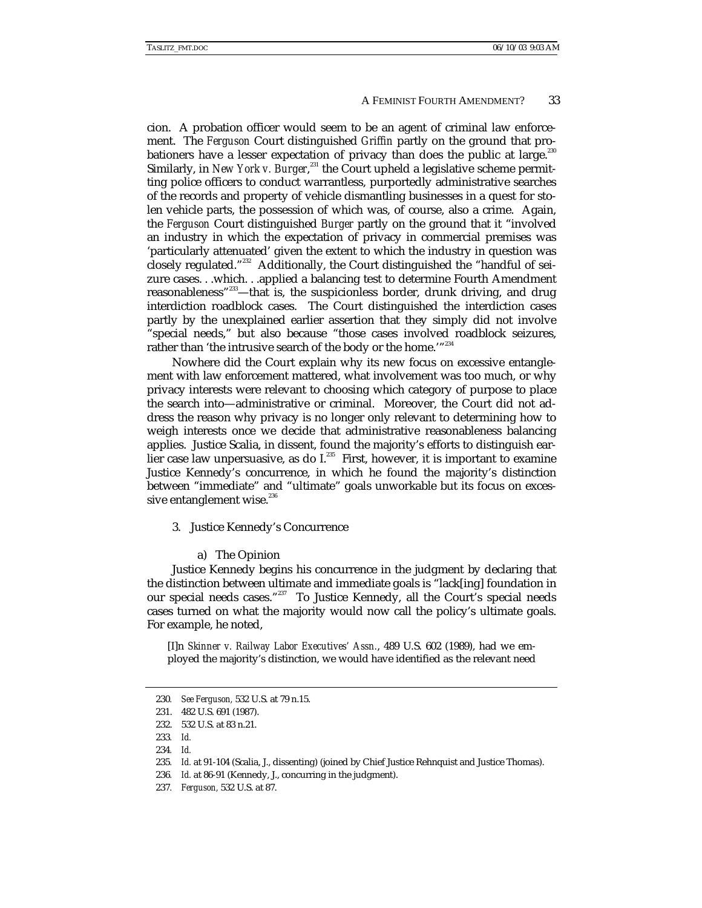cion. A probation officer would seem to be an agent of criminal law enforcement. The *Ferguson* Court distinguished *Griffin* partly on the ground that probationers have a lesser expectation of privacy than does the public at large.[230] Similarly, in *New York v. Burger*,[231] the Court upheld a legislative scheme permitting police officers to conduct warrantless, purportedly administrative searches of the records and property of vehicle dismantling businesses in a quest for stolen vehicle parts, the possession of which was, of course, also a crime. Again, the *Ferguson* Court distinguished *Burger* partly on the ground that it "involved an industry in which the expectation of privacy in commercial premises was 'particularly attenuated' given the extent to which the industry in question was closely regulated."[232] Additionally, the Court distinguished the "handful of seizure cases. . .which. . .applied a balancing test to determine Fourth Amendment reasonableness"[233]—that is, the suspicionless border, drunk driving, and drug interdiction roadblock cases. The Court distinguished the interdiction cases partly by the unexplained earlier assertion that they simply did not involve "special needs," but also because "those cases involved roadblock seizures, rather than 'the intrusive search of the body or the home.'"[234]

Nowhere did the Court explain why its new focus on excessive entanglement with law enforcement mattered, what involvement was too much, or why privacy interests were relevant to choosing which category of purpose to place the search into—administrative or criminal. Moreover, the Court did not address the reason why privacy is no longer only relevant to determining how to weigh interests once we decide that administrative reasonableness balancing applies. Justice Scalia, in dissent, found the majority's efforts to distinguish earlier case law unpersuasive, as do I.[235] First, however, it is important to examine Justice Kennedy's concurrence, in which he found the majority's distinction between "immediate" and "ultimate" goals unworkable but its focus on excessive entanglement wise.[236]

### 3. Justice Kennedy's Concurrence

#### a) The Opinion

Justice Kennedy begins his concurrence in the judgment by declaring that the distinction between ultimate and immediate goals is "lack[ing] foundation in our special needs cases."[237] To Justice Kennedy, all the Court's special needs cases turned on what the majority would now call the policy's ultimate goals. For example, he noted,

> [I]n *Skinner v. Railway Labor Executives' Assn.*, 489 U.S. 602 (1989), had we employed the majority's distinction, we would have identified as the relevant need

---

230. *See Ferguson,* 532 U.S. at 79 n.15.

231. 482 U.S. 691 (1987).

232. 532 U.S. at 83 n.21.

233. *Id.*

234. *Id.*

235. *Id.* at 91-104 (Scalia, J., dissenting) (joined by Chief Justice Rehnquist and Justice Thomas).

236. *Id.* at 86-91 (Kennedy, J., concurring in the judgment).

237. *Ferguson,* 532 U.S. at 87.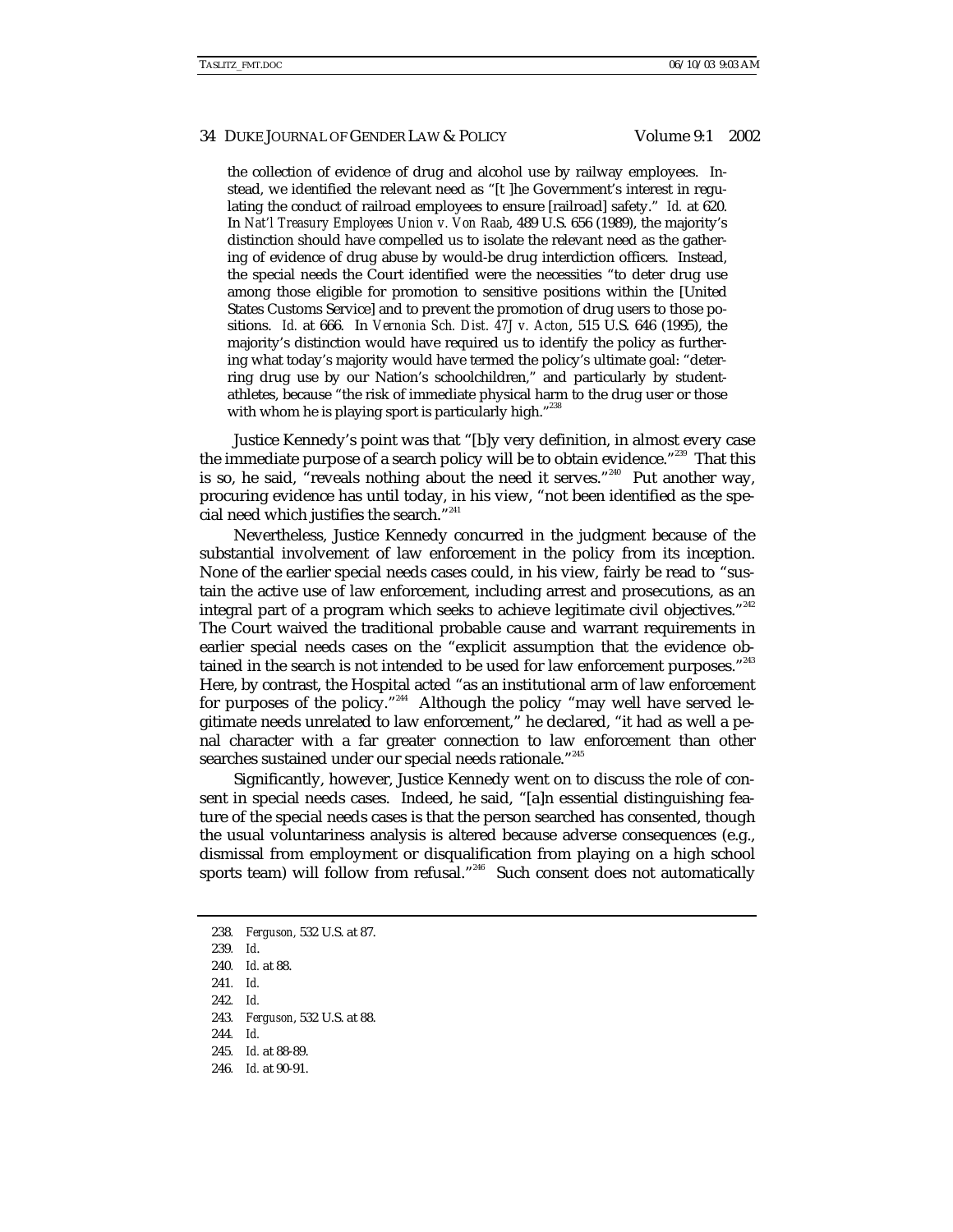the collection of evidence of drug and alcohol use by railway employees. Instead, we identified the relevant need as "[t]he Government's interest in regulating the conduct of railroad employees to ensure [railroad] safety." *Id.* at 620. In *Nat'l Treasury Employees Union v. Von Raab*, 489 U.S. 656 (1989), the majority's distinction should have compelled us to isolate the relevant need as the gathering of evidence of drug abuse by would-be drug interdiction officers. Instead, the special needs the Court identified were the necessities "to deter drug use among those eligible for promotion to sensitive positions within the [United States Customs Service] and to prevent the promotion of drug users to those positions. *Id.* at 666. In *Vernonia Sch. Dist. 47J v. Acton*, 515 U.S. 646 (1995), the majority's distinction would have required us to identify the policy as furthering what today's majority would have termed the policy's ultimate goal: "deterring drug use by our Nation's schoolchildren," and particularly by student-athletes, because "the risk of immediate physical harm to the drug user or those with whom he is playing sport is particularly high."[238]

Justice Kennedy's point was that "[b]y very definition, in almost every case the immediate purpose of a search policy will be to obtain evidence."[239] That this is so, he said, "reveals nothing about the need it serves."[240] Put another way, procuring evidence has until today, in his view, "not been identified as the special need which justifies the search."[241]

Nevertheless, Justice Kennedy concurred in the judgment because of the substantial involvement of law enforcement in the policy from its inception. None of the earlier special needs cases could, in his view, fairly be read to "sustain the active use of law enforcement, including arrest and prosecutions, as an integral part of a program which seeks to achieve legitimate civil objectives."[242] The Court waived the traditional probable cause and warrant requirements in earlier special needs cases on the "explicit assumption that the evidence obtained in the search is not intended to be used for law enforcement purposes."[243] Here, by contrast, the Hospital acted "as an institutional arm of law enforcement for purposes of the policy."[244] Although the policy "may well have served legitimate needs unrelated to law enforcement," he declared, "it had as well a penal character with a far greater connection to law enforcement than other searches sustained under our special needs rationale."[245]

Significantly, however, Justice Kennedy went on to discuss the role of consent in special needs cases. Indeed, he said, "[a]n essential distinguishing feature of the special needs cases is that the person searched has consented, though the usual voluntariness analysis is altered because adverse consequences (e.g., dismissal from employment or disqualification from playing on a high school sports team) will follow from refusal."[246] Such consent does not automatically

---

238. *Ferguson*, 532 U.S. at 87.

239. *Id.*

240. *Id.* at 88.

241. *Id.*

242. *Id.*

243. *Ferguson*, 532 U.S. at 88.

244. *Id.*

245. *Id.* at 88-89.

246. *Id.* at 90-91.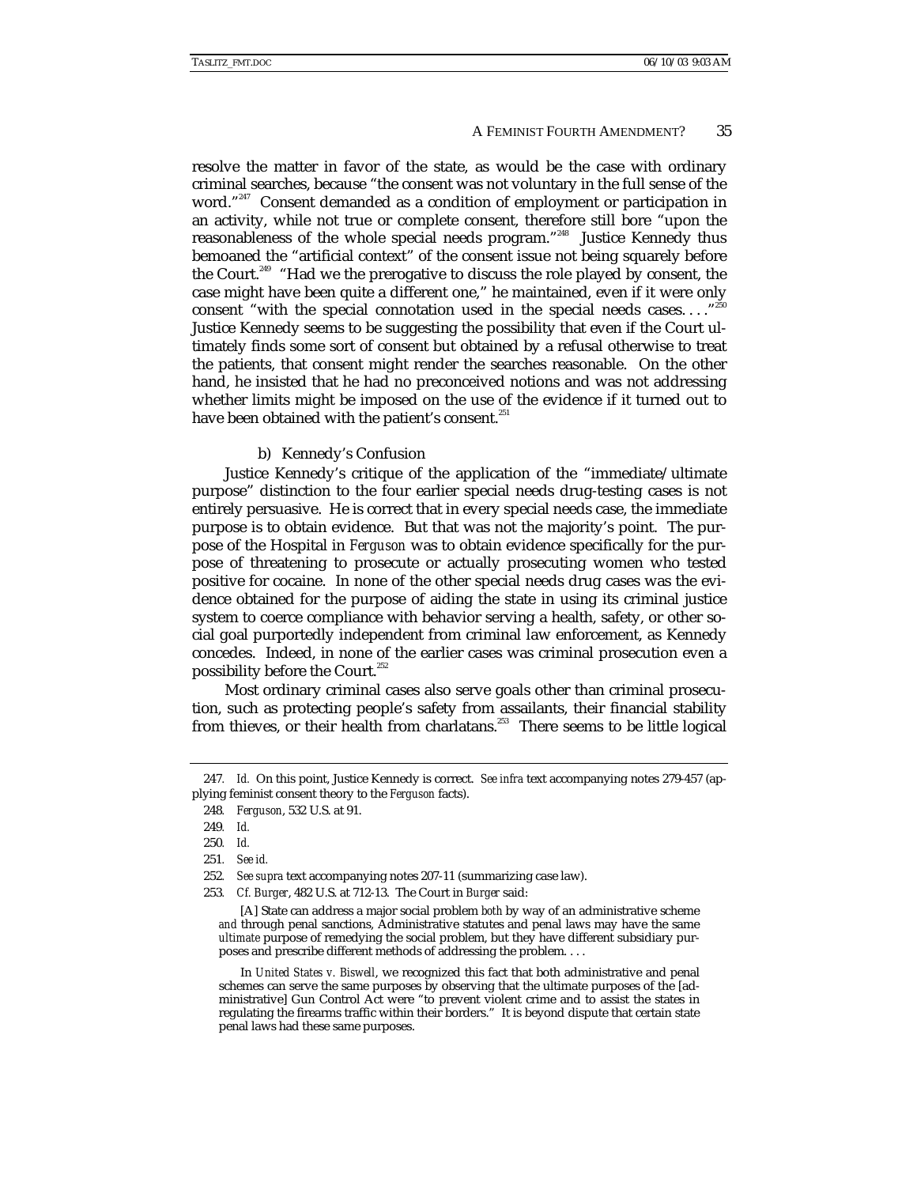resolve the matter in favor of the state, as would be the case with ordinary criminal searches, because "the consent was not voluntary in the full sense of the word."[247] Consent demanded as a condition of employment or participation in an activity, while not true or complete consent, therefore still bore "upon the reasonableness of the whole special needs program."[248] Justice Kennedy thus bemoaned the "artificial context" of the consent issue not being squarely before the Court.[249] "Had we the prerogative to discuss the role played by consent, the case might have been quite a different one," he maintained, even if it were only consent "with the special connotation used in the special needs cases. . . ."[250] Justice Kennedy seems to be suggesting the possibility that even if the Court ultimately finds some sort of consent but obtained by a refusal otherwise to treat the patients, that consent might render the searches reasonable. On the other hand, he insisted that he had no preconceived notions and was not addressing whether limits might be imposed on the use of the evidence if it turned out to have been obtained with the patient's consent.[251]

b) Kennedy's Confusion

Justice Kennedy's critique of the application of the "immediate/ultimate purpose" distinction to the four earlier special needs drug-testing cases is not entirely persuasive. He is correct that in every special needs case, the immediate purpose is to obtain evidence. But that was not the majority's point. The purpose of the Hospital in *Ferguson* was to obtain evidence specifically for the purpose of threatening to prosecute or actually prosecuting women who tested positive for cocaine. In none of the other special needs drug cases was the evidence obtained for the purpose of aiding the state in using its criminal justice system to coerce compliance with behavior serving a health, safety, or other social goal purportedly independent from criminal law enforcement, as Kennedy concedes. Indeed, in none of the earlier cases was criminal prosecution even a possibility before the Court.[252]

Most ordinary criminal cases also serve goals other than criminal prosecution, such as protecting people's safety from assailants, their financial stability from thieves, or their health from charlatans.[253] There seems to be little logical

---

247. *Id.* On this point, Justice Kennedy is correct. *See infra* text accompanying notes 279-457 (applying feminist consent theory to the *Ferguson* facts).

248. *Ferguson*, 532 U.S. at 91.

249. *Id.*

250. *Id.*

251. *See id.*

252. *See supra* text accompanying notes 207-11 (summarizing case law).

253. *Cf. Burger*, 482 U.S. at 712-13. The Court in *Burger* said:

> [A] State can address a major social problem *both* by way of an administrative scheme *and* through penal sanctions, Administrative statutes and penal laws may have the same *ultimate* purpose of remedying the social problem, but they have different subsidiary purposes and prescribe different methods of addressing the problem. . . .
>
> In *United States v. Biswell*, we recognized this fact that both administrative and penal schemes can serve the same purposes by observing that the ultimate purposes of the [administrative] Gun Control Act were "to prevent violent crime and to assist the states in regulating the firearms traffic within their borders." It is beyond dispute that certain state penal laws had these same purposes.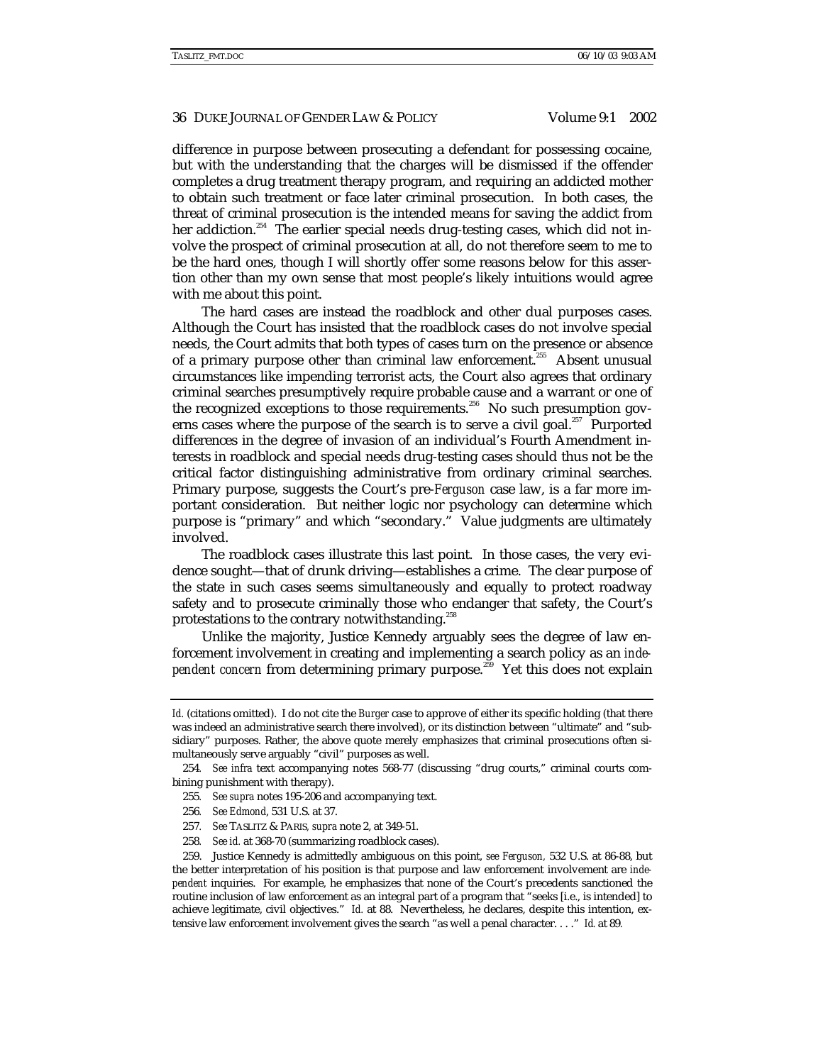difference in purpose between prosecuting a defendant for possessing cocaine, but with the understanding that the charges will be dismissed if the offender completes a drug treatment therapy program, and requiring an addicted mother to obtain such treatment or face later criminal prosecution. In both cases, the threat of criminal prosecution is the intended means for saving the addict from her addiction.[254] The earlier special needs drug-testing cases, which did not involve the prospect of criminal prosecution at all, do not therefore seem to me to be the hard ones, though I will shortly offer some reasons below for this assertion other than my own sense that most people's likely intuitions would agree with me about this point.

The hard cases are instead the roadblock and other dual purposes cases. Although the Court has insisted that the roadblock cases do not involve special needs, the Court admits that both types of cases turn on the presence or absence of a primary purpose other than criminal law enforcement.[255] Absent unusual circumstances like impending terrorist acts, the Court also agrees that ordinary criminal searches presumptively require probable cause and a warrant or one of the recognized exceptions to those requirements.[256] No such presumption governs cases where the purpose of the search is to serve a civil goal.[257] Purported differences in the degree of invasion of an individual's Fourth Amendment interests in roadblock and special needs drug-testing cases should thus not be the critical factor distinguishing administrative from ordinary criminal searches. Primary purpose, suggests the Court's pre-*Ferguson* case law, is a far more important consideration. But neither logic nor psychology can determine which purpose is "primary" and which "secondary." Value judgments are ultimately involved.

The roadblock cases illustrate this last point. In those cases, the very evidence sought—that of drunk driving—establishes a crime. The clear purpose of the state in such cases seems simultaneously and equally to protect roadway safety and to prosecute criminally those who endanger that safety, the Court's protestations to the contrary notwithstanding.[258]

Unlike the majority, Justice Kennedy arguably sees the degree of law enforcement involvement in creating and implementing a search policy as an *independent concern* from determining primary purpose.[259] Yet this does not explain

---

*Id.* (citations omitted). I do not cite the *Burger* case to approve of either its specific holding (that there was indeed an administrative search there involved), or its distinction between "ultimate" and "subsidiary" purposes. Rather, the above quote merely emphasizes that criminal prosecutions often simultaneously serve arguably "civil" purposes as well.

254. *See infra* text accompanying notes 568-77 (discussing "drug courts," criminal courts combining punishment with therapy).

255. *See supra* notes 195-206 and accompanying text.

256. *See Edmond*, 531 U.S. at 37.

257. *See* TASLITZ & PARIS, *supra* note 2, at 349-51.

258. *See id.* at 368-70 (summarizing roadblock cases).

259. Justice Kennedy is admittedly ambiguous on this point, *see Ferguson,* 532 U.S. at 86-88, but the better interpretation of his position is that purpose and law enforcement involvement are *independent* inquiries. For example, he emphasizes that none of the Court's precedents sanctioned the routine inclusion of law enforcement as an integral part of a program that "seeks [i.e., is intended] to achieve legitimate, civil objectives." *Id.* at 88. Nevertheless, he declares, despite this intention, extensive law enforcement involvement gives the search "as well a penal character. . . ." *Id.* at 89.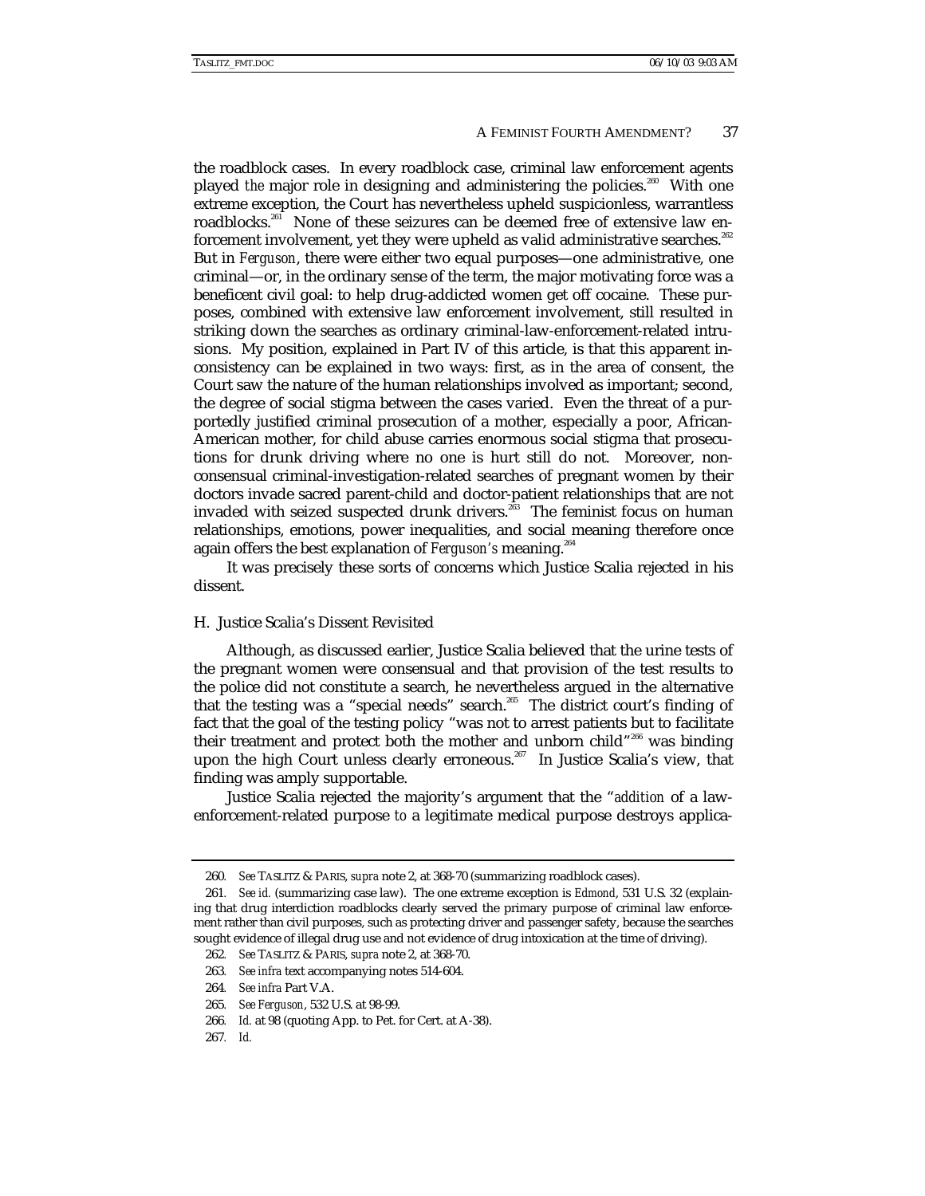the roadblock cases. In every roadblock case, criminal law enforcement agents played *the* major role in designing and administering the policies.[260] With one extreme exception, the Court has nevertheless upheld suspicionless, warrantless roadblocks.[261] None of these seizures can be deemed free of extensive law enforcement involvement, yet they were upheld as valid administrative searches.[262] But in *Ferguson*, there were either two equal purposes—one administrative, one criminal—or, in the ordinary sense of the term, the major motivating force was a beneficent civil goal: to help drug-addicted women get off cocaine. These purposes, combined with extensive law enforcement involvement, still resulted in striking down the searches as ordinary criminal-law-enforcement-related intrusions. My position, explained in Part IV of this article, is that this apparent inconsistency can be explained in two ways: first, as in the area of consent, the Court saw the nature of the human relationships involved as important; second, the degree of social stigma between the cases varied. Even the threat of a purportedly justified criminal prosecution of a mother, especially a poor, African-American mother, for child abuse carries enormous social stigma that prosecutions for drunk driving where no one is hurt still do not. Moreover, nonconsensual criminal-investigation-related searches of pregnant women by their doctors invade sacred parent-child and doctor-patient relationships that are not invaded with seized suspected drunk drivers.[263] The feminist focus on human relationships, emotions, power inequalities, and social meaning therefore once again offers the best explanation of *Ferguson's* meaning.[264]

It was precisely these sorts of concerns which Justice Scalia rejected in his dissent.

### H. Justice Scalia's Dissent Revisited

Although, as discussed earlier, Justice Scalia believed that the urine tests of the pregnant women were consensual and that provision of the test results to the police did not constitute a search, he nevertheless argued in the alternative that the testing was a "special needs" search.[265] The district court's finding of fact that the goal of the testing policy "was not to arrest patients but to facilitate their treatment and protect both the mother and unborn child"[266] was binding upon the high Court unless clearly erroneous.[267] In Justice Scalia's view, that finding was amply supportable.

Justice Scalia rejected the majority's argument that the "*addition* of a law-enforcement-related purpose *to* a legitimate medical purpose destroys applica-

---

260. *See* TASLITZ & PARIS, *supra* note 2, at 368-70 (summarizing roadblock cases).

261. *See id.* (summarizing case law). The one extreme exception is *Edmond*, 531 U.S. 32 (explaining that drug interdiction roadblocks clearly served the primary purpose of criminal law enforcement rather than civil purposes, such as protecting driver and passenger safety, because the searches sought evidence of illegal drug use and not evidence of drug intoxication at the time of driving).

262. *See* TASLITZ & PARIS, *supra* note 2, at 368-70.

263. *See infra* text accompanying notes 514-604.

264. *See infra* Part V.A.

265. *See Ferguson*, 532 U.S. at 98-99.

266. *Id.* at 98 (quoting App. to Pet. for Cert. at A-38).

267. *Id.*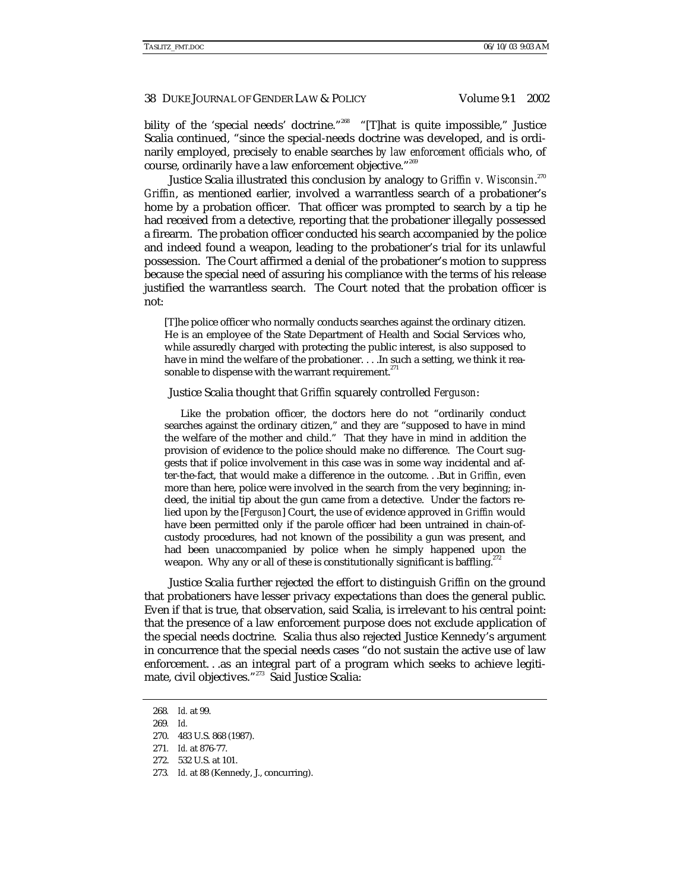bility of the 'special needs' doctrine."[268] "[T]hat is quite impossible," Justice Scalia continued, "since the special-needs doctrine was developed, and is ordinarily employed, precisely to enable searches *by law enforcement officials* who, of course, ordinarily have a law enforcement objective."[269]

Justice Scalia illustrated this conclusion by analogy to *Griffin v. Wisconsin*.[270] *Griffin*, as mentioned earlier, involved a warrantless search of a probationer's home by a probation officer. That officer was prompted to search by a tip he had received from a detective, reporting that the probationer illegally possessed a firearm. The probation officer conducted his search accompanied by the police and indeed found a weapon, leading to the probationer's trial for its unlawful possession. The Court affirmed a denial of the probationer's motion to suppress because the special need of assuring his compliance with the terms of his release justified the warrantless search. The Court noted that the probation officer is not:

> [T]he police officer who normally conducts searches against the ordinary citizen. He is an employee of the State Department of Health and Social Services who, while assuredly charged with protecting the public interest, is also supposed to have in mind the welfare of the probationer. . . .In such a setting, we think it reasonable to dispense with the warrant requirement.[271]

Justice Scalia thought that *Griffin* squarely controlled *Ferguson*:

> Like the probation officer, the doctors here do not "ordinarily conduct searches against the ordinary citizen," and they are "supposed to have in mind the welfare of the mother and child." That they have in mind in addition the provision of evidence to the police should make no difference. The Court suggests that if police involvement in this case was in some way incidental and after-the-fact, that would make a difference in the outcome. . .But in *Griffin*, even more than here, police were involved in the search from the very beginning; indeed, the initial tip about the gun came from a detective. Under the factors relied upon by the [*Ferguson*] Court, the use of evidence approved in *Griffin* would have been permitted only if the parole officer had been untrained in chain-of-custody procedures, had not known of the possibility a gun was present, and had been unaccompanied by police when he simply happened upon the weapon. Why any or all of these is constitutionally significant is baffling.[272]

Justice Scalia further rejected the effort to distinguish *Griffin* on the ground that probationers have lesser privacy expectations than does the general public. Even if that is true, that observation, said Scalia, is irrelevant to his central point: that the presence of a law enforcement purpose does not exclude application of the special needs doctrine. Scalia thus also rejected Justice Kennedy's argument in concurrence that the special needs cases "do not sustain the active use of law enforcement. . .as an integral part of a program which seeks to achieve legitimate, civil objectives."[273] Said Justice Scalia:

---

268. *Id.* at 99.

269. *Id.*

270. 483 U.S. 868 (1987).

271. *Id.* at 876-77.

272. 532 U.S. at 101.

273. *Id.* at 88 (Kennedy, J., concurring).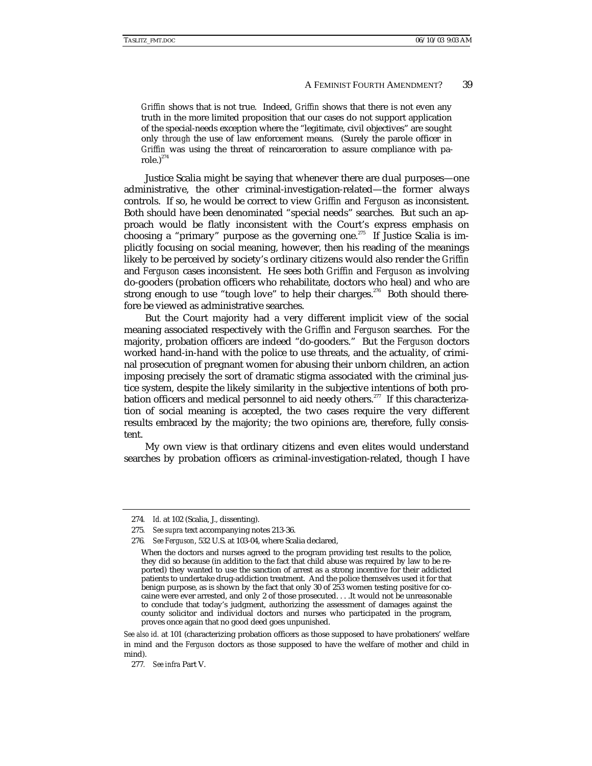> *Griffin* shows that is not true. Indeed, *Griffin* shows that there is not even any truth in the more limited proposition that our cases do not support application of the special-needs exception where the "legitimate, civil objectives" are sought only *through* the use of law enforcement means. (Surely the parole officer in *Griffin* was using the threat of reincarceration to assure compliance with parole.)[274]

Justice Scalia might be saying that whenever there are dual purposes—one administrative, the other criminal-investigation-related—the former always controls. If so, he would be correct to view *Griffin* and *Ferguson* as inconsistent. Both should have been denominated "special needs" searches. But such an approach would be flatly inconsistent with the Court's express emphasis on choosing a "primary" purpose as the governing one.[275] If Justice Scalia is implicitly focusing on social meaning, however, then his reading of the meanings likely to be perceived by society's ordinary citizens would also render the *Griffin* and *Ferguson* cases inconsistent. He sees both *Griffin* and *Ferguson* as involving do-gooders (probation officers who rehabilitate, doctors who heal) and who are strong enough to use "tough love" to help their charges.[276] Both should therefore be viewed as administrative searches.

But the Court majority had a very different implicit view of the social meaning associated respectively with the *Griffin* and *Ferguson* searches. For the majority, probation officers are indeed "do-gooders." But the *Ferguson* doctors worked hand-in-hand with the police to use threats, and the actuality, of criminal prosecution of pregnant women for abusing their unborn children, an action imposing precisely the sort of dramatic stigma associated with the criminal justice system, despite the likely similarity in the subjective intentions of both probation officers and medical personnel to aid needy others.[277] If this characterization of social meaning is accepted, the two cases require the very different results embraced by the majority; the two opinions are, therefore, fully consistent.

My own view is that ordinary citizens and even elites would understand searches by probation officers as criminal-investigation-related, though I have

---

274. *Id.* at 102 (Scalia, J., dissenting).

275. *See supra* text accompanying notes 213-36.

276. *See Ferguson*, 532 U.S. at 103-04, where Scalia declared,

> When the doctors and nurses agreed to the program providing test results to the police, they did so because (in addition to the fact that child abuse was required by law to be reported) they wanted to use the sanction of arrest as a strong incentive for their addicted patients to undertake drug-addiction treatment. And the police themselves used it for that benign purpose, as is shown by the fact that only 30 of 253 women testing positive for cocaine were ever arrested, and only 2 of those prosecuted. . . .It would not be unreasonable to conclude that today's judgment, authorizing the assessment of damages against the county solicitor and individual doctors and nurses who participated in the program, proves once again that no good deed goes unpunished.

*See also id.* at 101 (characterizing probation officers as those supposed to have probationers' welfare in mind and the *Ferguson* doctors as those supposed to have the welfare of mother and child in mind).

277. *See infra* Part V.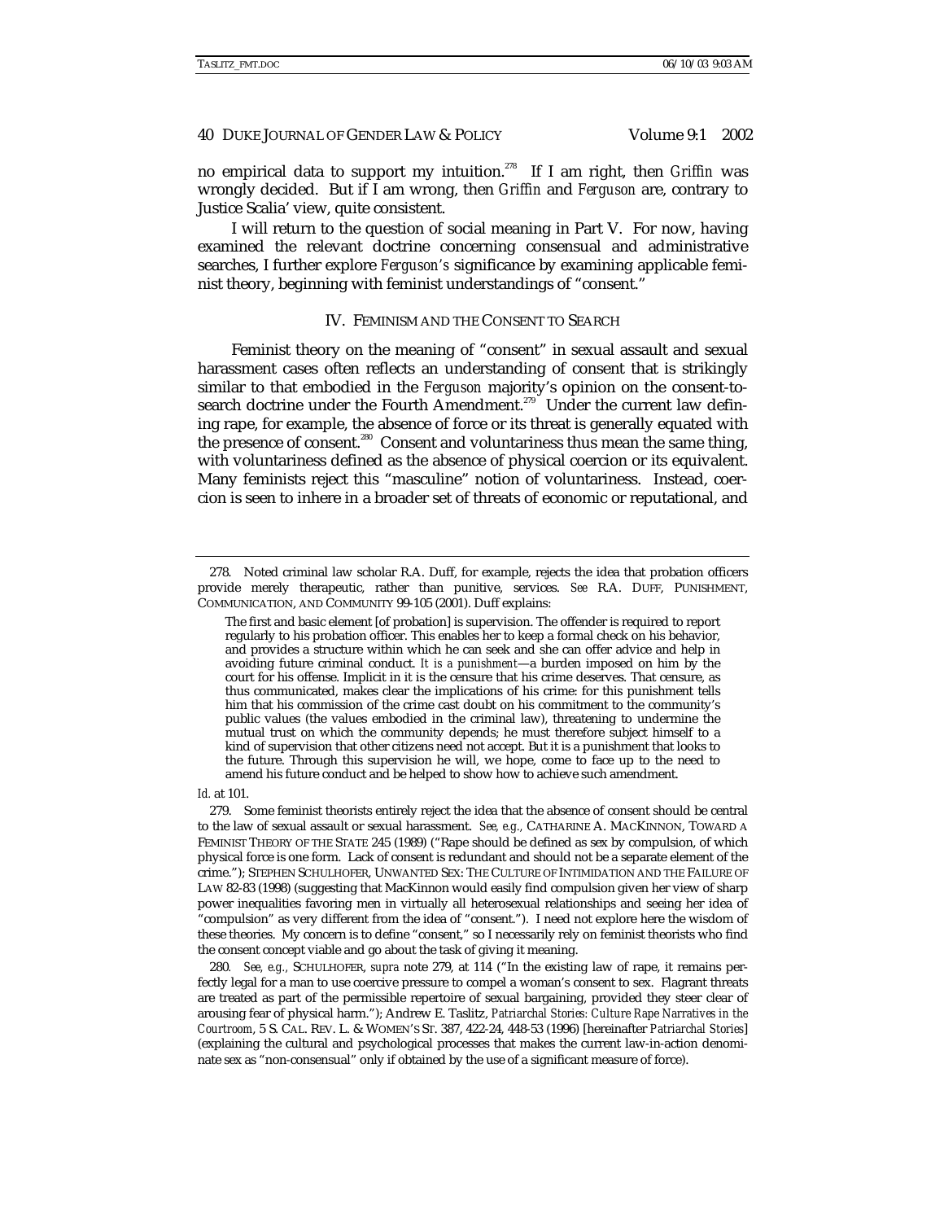no empirical data to support my intuition.[278] If I am right, then *Griffin* was wrongly decided. But if I am wrong, then *Griffin* and *Ferguson* are, contrary to Justice Scalia' view, quite consistent.

I will return to the question of social meaning in Part V. For now, having examined the relevant doctrine concerning consensual and administrative searches, I further explore *Ferguson's* significance by examining applicable feminist theory, beginning with feminist understandings of "consent."

## IV. FEMINISM AND THE CONSENT TO SEARCH

Feminist theory on the meaning of "consent" in sexual assault and sexual harassment cases often reflects an understanding of consent that is strikingly similar to that embodied in the *Ferguson* majority's opinion on the consent-to-search doctrine under the Fourth Amendment.[279] Under the current law defining rape, for example, the absence of force or its threat is generally equated with the presence of consent.[280] Consent and voluntariness thus mean the same thing, with voluntariness defined as the absence of physical coercion or its equivalent. Many feminists reject this "masculine" notion of voluntariness. Instead, coercion is seen to inhere in a broader set of threats of economic or reputational, and

---

278. Noted criminal law scholar R.A. Duff, for example, rejects the idea that probation officers provide merely therapeutic, rather than punitive, services. *See* R.A. DUFF, PUNISHMENT, COMMUNICATION, AND COMMUNITY 99-105 (2001). Duff explains:

> The first and basic element [of probation] is supervision. The offender is required to report regularly to his probation officer. This enables her to keep a formal check on his behavior, and provides a structure within which he can seek and she can offer advice and help in avoiding future criminal conduct. *It is a punishment*—a burden imposed on him by the court for his offense. Implicit in it is the censure that his crime deserves. That censure, as thus communicated, makes clear the implications of his crime: for this punishment tells him that his commission of the crime cast doubt on his commitment to the community's public values (the values embodied in the criminal law), threatening to undermine the mutual trust on which the community depends; he must therefore subject himself to a kind of supervision that other citizens need not accept. But it is a punishment that looks to the future. Through this supervision he will, we hope, come to face up to the need to amend his future conduct and be helped to show how to achieve such amendment.

*Id.* at 101.

279. Some feminist theorists entirely reject the idea that the absence of consent should be central to the law of sexual assault or sexual harassment. *See, e.g.*, CATHARINE A. MACKINNON, TOWARD A FEMINIST THEORY OF THE STATE 245 (1989) ("Rape should be defined as sex by compulsion, of which physical force is one form. Lack of consent is redundant and should not be a separate element of the crime."); STEPHEN SCHULHOFER, UNWANTED SEX: THE CULTURE OF INTIMIDATION AND THE FAILURE OF LAW 82-83 (1998) (suggesting that MacKinnon would easily find compulsion given her view of sharp power inequalities favoring men in virtually all heterosexual relationships and seeing her idea of "compulsion" as very different from the idea of "consent."). I need not explore here the wisdom of these theories. My concern is to define "consent," so I necessarily rely on feminist theorists who find the consent concept viable and go about the task of giving it meaning.

280. *See, e.g.*, SCHULHOFER, *supra* note 279, at 114 ("In the existing law of rape, it remains perfectly legal for a man to use coercive pressure to compel a woman's consent to sex. Flagrant threats are treated as part of the permissible repertoire of sexual bargaining, provided they steer clear of arousing fear of physical harm."); Andrew E. Taslitz, *Patriarchal Stories: Culture Rape Narratives in the Courtroom*, 5 S. CAL. REV. L. & WOMEN'S ST. 387, 422-24, 448-53 (1996) [hereinafter *Patriarchal Stories*] (explaining the cultural and psychological processes that makes the current law-in-action denominate sex as "non-consensual" only if obtained by the use of a significant measure of force).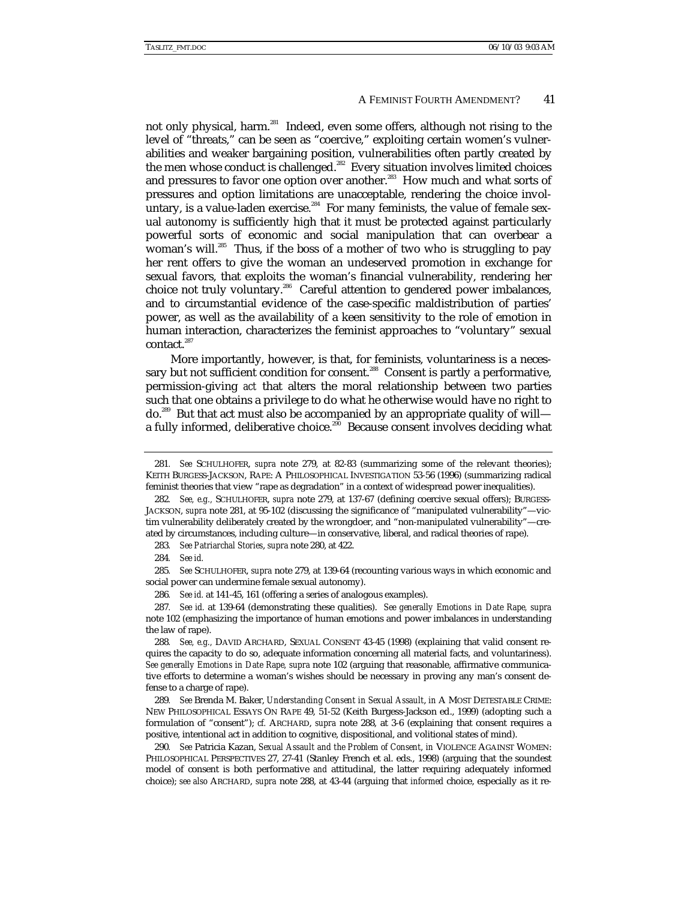not only physical, harm.[281] Indeed, even some offers, although not rising to the level of "threats," can be seen as "coercive," exploiting certain women's vulnerabilities and weaker bargaining position, vulnerabilities often partly created by the men whose conduct is challenged.[282] Every situation involves limited choices and pressures to favor one option over another.[283] How much and what sorts of pressures and option limitations are unacceptable, rendering the choice involuntary, is a value-laden exercise.[284] For many feminists, the value of female sexual autonomy is sufficiently high that it must be protected against particularly powerful sorts of economic and social manipulation that can overbear a woman's will.[285] Thus, if the boss of a mother of two who is struggling to pay her rent offers to give the woman an undeserved promotion in exchange for sexual favors, that exploits the woman's financial vulnerability, rendering her choice not truly voluntary.[286] Careful attention to gendered power imbalances, and to circumstantial evidence of the case-specific maldistribution of parties' power, as well as the availability of a keen sensitivity to the role of emotion in human interaction, characterizes the feminist approaches to "voluntary" sexual contact.[287]

More importantly, however, is that, for feminists, voluntariness is a necessary but not sufficient condition for consent.[288] Consent is partly a performative, permission-giving *act* that alters the moral relationship between two parties such that one obtains a privilege to do what he otherwise would have no right to do.[289] But that act must also be accompanied by an appropriate quality of will—a fully informed, deliberative choice.[290] Because consent involves deciding what

---

281. *See* SCHULHOFER, *supra* note 279, at 82-83 (summarizing some of the relevant theories); KEITH BURGESS-JACKSON, RAPE: A PHILOSOPHICAL INVESTIGATION 53-56 (1996) (summarizing radical feminist theories that view "rape as degradation" in a context of widespread power inequalities).

282. *See, e.g.*, SCHULHOFER, *supra* note 279, at 137-67 (defining coercive sexual offers); BURGESS-JACKSON, *supra* note 281, at 95-102 (discussing the significance of "manipulated vulnerability"—victim vulnerability deliberately created by the wrongdoer, and "non-manipulated vulnerability"—created by circumstances, including culture—in conservative, liberal, and radical theories of rape).

283. *See Patriarchal Stories*, *supra* note 280, at 422.

284. *See id.*

285. *See* SCHULHOFER, *supra* note 279, at 139-64 (recounting various ways in which economic and social power can undermine female sexual autonomy).

286. *See id.* at 141-45, 161 (offering a series of analogous examples).

287. *See id.* at 139-64 (demonstrating these qualities). *See generally Emotions in Date Rape*, *supra* note 102 (emphasizing the importance of human emotions and power imbalances in understanding the law of rape).

288. *See, e.g.*, DAVID ARCHARD, SEXUAL CONSENT 43-45 (1998) (explaining that valid consent requires the capacity to do so, adequate information concerning all material facts, and voluntariness). *See generally Emotions in Date Rape*, *supra* note 102 (arguing that reasonable, affirmative communicative efforts to determine a woman's wishes should be necessary in proving any man's consent defense to a charge of rape).

289. *See* Brenda M. Baker, *Understanding Consent in Sexual Assault*, *in* A MOST DETESTABLE CRIME: NEW PHILOSOPHICAL ESSAYS ON RAPE 49, 51-52 (Keith Burgess-Jackson ed., 1999) (adopting such a formulation of "consent"); *cf.* ARCHARD, *supra* note 288, at 3-6 (explaining that consent requires a positive, intentional act in addition to cognitive, dispositional, and volitional states of mind).

290. *See* Patricia Kazan, *Sexual Assault and the Problem of Consent*, *in* VIOLENCE AGAINST WOMEN: PHILOSOPHICAL PERSPECTIVES 27, 27-41 (Stanley French et al. eds., 1998) (arguing that the soundest model of consent is both performative *and* attitudinal, the latter requiring adequately informed choice); *see also* ARCHARD, *supra* note 288, at 43-44 (arguing that *informed* choice, especially as it re-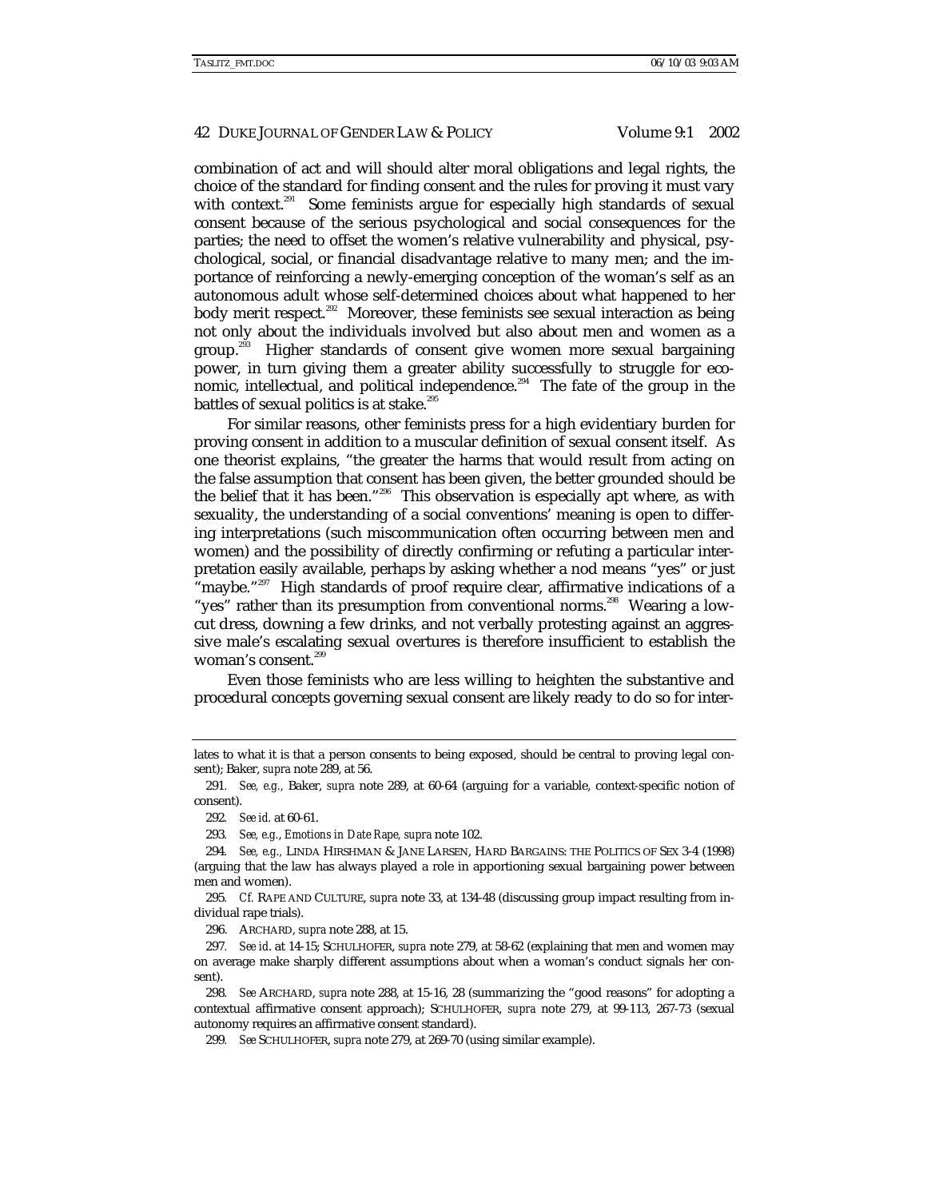combination of act and will should alter moral obligations and legal rights, the choice of the standard for finding consent and the rules for proving it must vary with context.[291] Some feminists argue for especially high standards of sexual consent because of the serious psychological and social consequences for the parties; the need to offset the women's relative vulnerability and physical, psychological, social, or financial disadvantage relative to many men; and the importance of reinforcing a newly-emerging conception of the woman's self as an autonomous adult whose self-determined choices about what happened to her body merit respect.[292] Moreover, these feminists see sexual interaction as being not only about the individuals involved but also about men and women as a group.[293] Higher standards of consent give women more sexual bargaining power, in turn giving them a greater ability successfully to struggle for economic, intellectual, and political independence.[294] The fate of the group in the battles of sexual politics is at stake.[295]

For similar reasons, other feminists press for a high evidentiary burden for proving consent in addition to a muscular definition of sexual consent itself. As one theorist explains, "the greater the harms that would result from acting on the false assumption that consent has been given, the better grounded should be the belief that it has been."[296] This observation is especially apt where, as with sexuality, the understanding of a social conventions' meaning is open to differing interpretations (such miscommunication often occurring between men and women) and the possibility of directly confirming or refuting a particular interpretation easily available, perhaps by asking whether a nod means "yes" or just "maybe."[297] High standards of proof require clear, affirmative indications of a "yes" rather than its presumption from conventional norms.[298] Wearing a low-cut dress, downing a few drinks, and not verbally protesting against an aggressive male's escalating sexual overtures is therefore insufficient to establish the woman's consent.[299]

Even those feminists who are less willing to heighten the substantive and procedural concepts governing sexual consent are likely ready to do so for inter-

---

lates to what it is that a person consents to being exposed, should be central to proving legal consent); Baker, *supra* note 289, at 56.

291. *See, e.g.,* Baker, *supra* note 289, at 60-64 (arguing for a variable, context-specific notion of consent).

292. *See id.* at 60-61.

293. *See, e.g., Emotions in Date Rape, supra* note 102.

294. *See, e.g.,* LINDA HIRSHMAN & JANE LARSEN, HARD BARGAINS: THE POLITICS OF SEX 3-4 (1998) (arguing that the law has always played a role in apportioning sexual bargaining power between men and women).

295. *Cf.* RAPE AND CULTURE, *supra* note 33, at 134-48 (discussing group impact resulting from individual rape trials).

296. ARCHARD, *supra* note 288, at 15.

297. *See id.* at 14-15; SCHULHOFER, *supra* note 279, at 58-62 (explaining that men and women may on average make sharply different assumptions about when a woman's conduct signals her consent).

298. *See* ARCHARD, *supra* note 288, at 15-16, 28 (summarizing the "good reasons" for adopting a contextual affirmative consent approach); SCHULHOFER, *supra* note 279, at 99-113, 267-73 (sexual autonomy requires an affirmative consent standard).

299. *See* SCHULHOFER, *supra* note 279, at 269-70 (using similar example).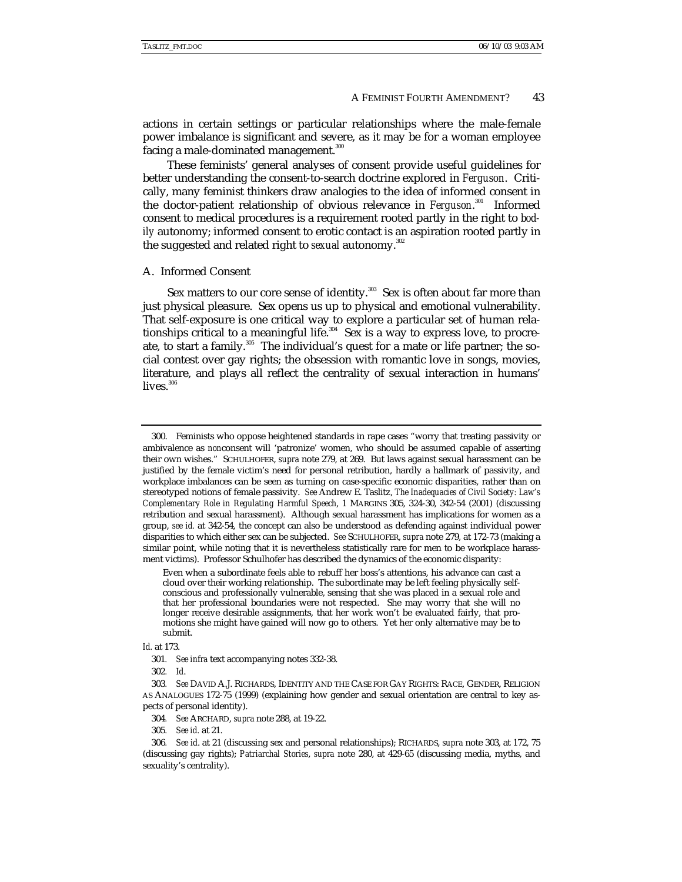actions in certain settings or particular relationships where the male-female power imbalance is significant and severe, as it may be for a woman employee facing a male-dominated management.[300]

These feminists' general analyses of consent provide useful guidelines for better understanding the consent-to-search doctrine explored in *Ferguson*. Critically, many feminist thinkers draw analogies to the idea of informed consent in the doctor-patient relationship of obvious relevance in *Ferguson*.[301] Informed consent to medical procedures is a requirement rooted partly in the right to *bodily* autonomy; informed consent to erotic contact is an aspiration rooted partly in the suggested and related right to *sexual* autonomy.[302]

## A. Informed Consent

Sex matters to our core sense of identity.[303] Sex is often about far more than just physical pleasure. Sex opens us up to physical and emotional vulnerability. That self-exposure is one critical way to explore a particular set of human relationships critical to a meaningful life.[304] Sex is a way to express love, to procreate, to start a family.[305] The individual's quest for a mate or life partner; the social contest over gay rights; the obsession with romantic love in songs, movies, literature, and plays all reflect the centrality of sexual interaction in humans' lives.[306]

---

300. Feminists who oppose heightened standards in rape cases "worry that treating passivity or ambivalence as *non*consent will 'patronize' women, who should be assumed capable of asserting their own wishes." SCHULHOFER, *supra* note 279, at 269. But laws against sexual harassment can be justified by the female victim's need for personal retribution, hardly a hallmark of passivity, and workplace imbalances can be seen as turning on case-specific economic disparities, rather than on stereotyped notions of female passivity. *See* Andrew E. Taslitz, *The Inadequacies of Civil Society: Law's Complementary Role in Regulating Harmful Speech*, 1 MARGINS 305, 324-30, 342-54 (2001) (discussing retribution and sexual harassment). Although sexual harassment has implications for women as a group, *see id.* at 342-54, the concept can also be understood as defending against individual power disparities to which either sex can be subjected. *See* SCHULHOFER, *supra* note 279, at 172-73 (making a similar point, while noting that it is nevertheless statistically rare for men to be workplace harassment victims). Professor Schulhofer has described the dynamics of the economic disparity:

> Even when a subordinate feels able to rebuff her boss's attentions, his advance can cast a cloud over their working relationship. The subordinate may be left feeling physically self-conscious and professionally vulnerable, sensing that she was placed in a sexual role and that her professional boundaries were not respected. She may worry that she will no longer receive desirable assignments, that her work won't be evaluated fairly, that promotions she might have gained will now go to others. Yet her only alternative may be to submit.

*Id.* at 173.

301. *See infra* text accompanying notes 332-38.

302. *Id.*

303. *See* DAVID A.J. RICHARDS, IDENTITY AND THE CASE FOR GAY RIGHTS: RACE, GENDER, RELIGION AS ANALOGUES 172-75 (1999) (explaining how gender and sexual orientation are central to key aspects of personal identity).

304. *See* ARCHARD, *supra* note 288, at 19-22.

305. *See id.* at 21.

306. *See id.* at 21 (discussing sex and personal relationships); RICHARDS, *supra* note 303, at 172, 75 (discussing gay rights); *Patriarchal Stories*, *supra* note 280, at 429-65 (discussing media, myths, and sexuality's centrality).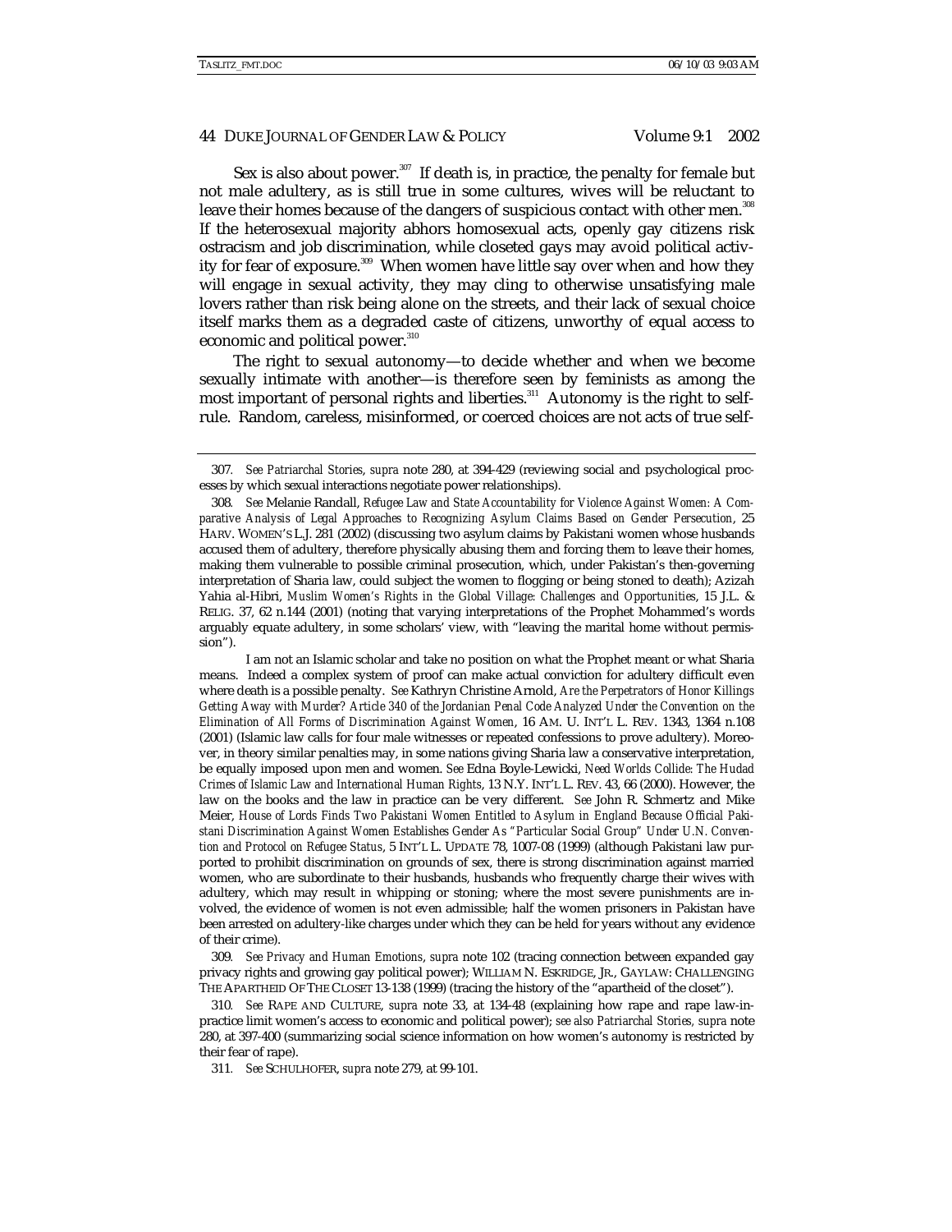Sex is also about power.[307] If death is, in practice, the penalty for female but not male adultery, as is still true in some cultures, wives will be reluctant to leave their homes because of the dangers of suspicious contact with other men.[308] If the heterosexual majority abhors homosexual acts, openly gay citizens risk ostracism and job discrimination, while closeted gays may avoid political activity for fear of exposure.[309] When women have little say over when and how they will engage in sexual activity, they may cling to otherwise unsatisfying male lovers rather than risk being alone on the streets, and their lack of sexual choice itself marks them as a degraded caste of citizens, unworthy of equal access to economic and political power.[310]

The right to sexual autonomy—to decide whether and when we become sexually intimate with another—is therefore seen by feminists as among the most important of personal rights and liberties.[311] Autonomy is the right to self-rule. Random, careless, misinformed, or coerced choices are not acts of true self-

---

307. *See Patriarchal Stories*, *supra* note 280, at 394-429 (reviewing social and psychological processes by which sexual interactions negotiate power relationships).

308. *See* Melanie Randall, *Refugee Law and State Accountability for Violence Against Women: A Comparative Analysis of Legal Approaches to Recognizing Asylum Claims Based on Gender Persecution*, 25 HARV. WOMEN'S L.J. 281 (2002) (discussing two asylum claims by Pakistani women whose husbands accused them of adultery, therefore physically abusing them and forcing them to leave their homes, making them vulnerable to possible criminal prosecution, which, under Pakistan's then-governing interpretation of Sharia law, could subject the women to flogging or being stoned to death); Azizah Yahia al-Hibri, *Muslim Women's Rights in the Global Village: Challenges and Opportunities*, 15 J.L. & RELIG. 37, 62 n.144 (2001) (noting that varying interpretations of the Prophet Mohammed's words arguably equate adultery, in some scholars' view, with "leaving the marital home without permission").

I am not an Islamic scholar and take no position on what the Prophet meant or what Sharia means. Indeed a complex system of proof can make actual conviction for adultery difficult even where death is a possible penalty. *See* Kathryn Christine Arnold, *Are the Perpetrators of Honor Killings Getting Away with Murder? Article 340 of the Jordanian Penal Code Analyzed Under the Convention on the Elimination of All Forms of Discrimination Against Women*, 16 AM. U. INT'L L. REV. 1343, 1364 n.108 (2001) (Islamic law calls for four male witnesses or repeated confessions to prove adultery). Moreover, in theory similar penalties may, in some nations giving Sharia law a conservative interpretation, be equally imposed upon men and women. *See* Edna Boyle-Lewicki, *Need Worlds Collide: The Hudad Crimes of Islamic Law and International Human Rights*, 13 N.Y. INT'L L. REV. 43, 66 (2000). However, the law on the books and the law in practice can be very different. *See* John R. Schmertz and Mike Meier, *House of Lords Finds Two Pakistani Women Entitled to Asylum in England Because Official Pakistani Discrimination Against Women Establishes Gender As "Particular Social Group" Under U.N. Convention and Protocol on Refugee Status*, 5 INT'L L. UPDATE 78, 1007-08 (1999) (although Pakistani law purported to prohibit discrimination on grounds of sex, there is strong discrimination against married women, who are subordinate to their husbands, husbands who frequently charge their wives with adultery, which may result in whipping or stoning; where the most severe punishments are involved, the evidence of women is not even admissible; half the women prisoners in Pakistan have been arrested on adultery-like charges under which they can be held for years without any evidence of their crime).

309. *See Privacy and Human Emotions*, *supra* note 102 (tracing connection between expanded gay privacy rights and growing gay political power); WILLIAM N. ESKRIDGE, JR., GAYLAW: CHALLENGING THE APARTHEID OF THE CLOSET 13-138 (1999) (tracing the history of the "apartheid of the closet").

310. *See* RAPE AND CULTURE, *supra* note 33, at 134-48 (explaining how rape and rape law-in-practice limit women's access to economic and political power); *see also Patriarchal Stories*, *supra* note 280, at 397-400 (summarizing social science information on how women's autonomy is restricted by their fear of rape).

311. *See* SCHULHOFER, *supra* note 279, at 99-101.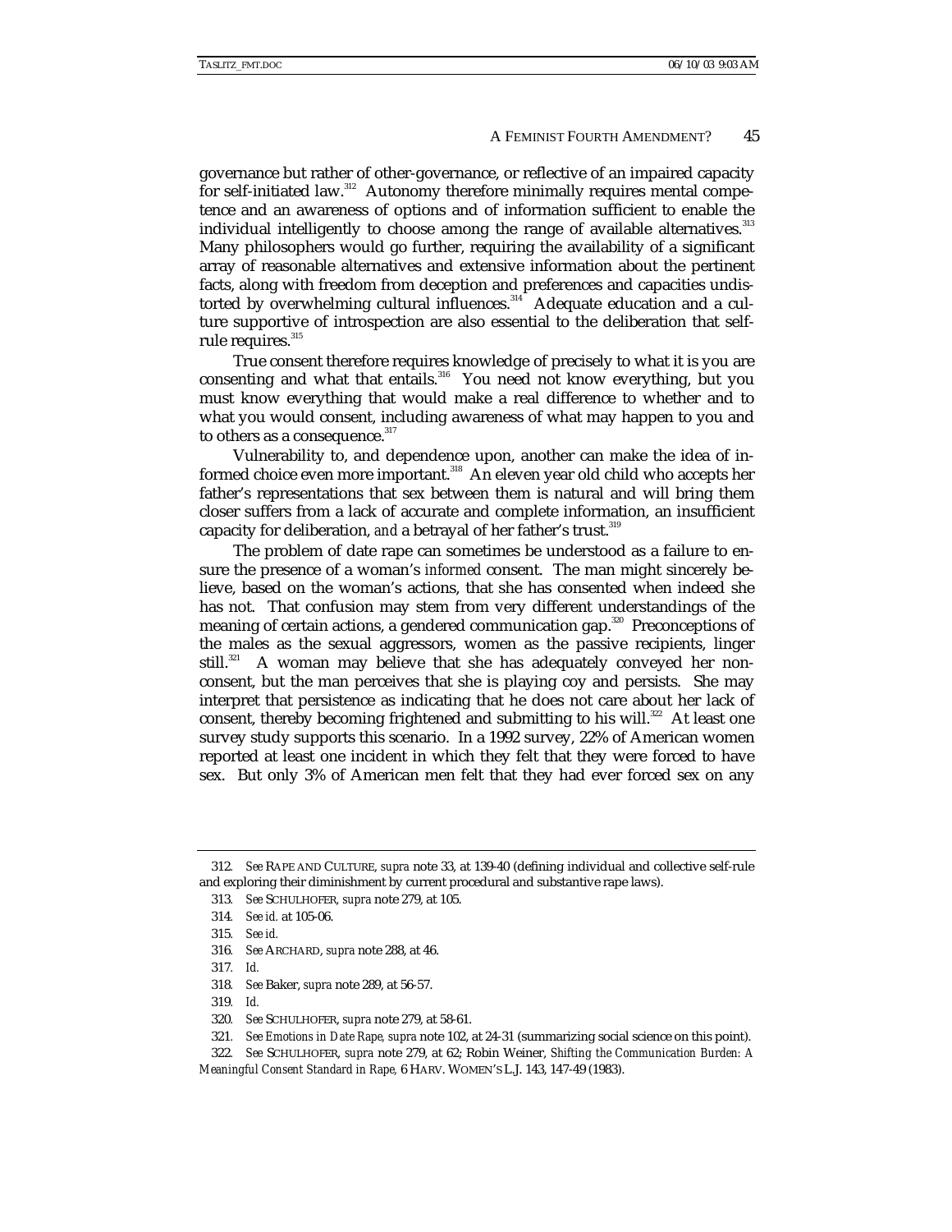governance but rather of other-governance, or reflective of an impaired capacity for self-initiated law.[312] Autonomy therefore minimally requires mental competence and an awareness of options and of information sufficient to enable the individual intelligently to choose among the range of available alternatives.[313] Many philosophers would go further, requiring the availability of a significant array of reasonable alternatives and extensive information about the pertinent facts, along with freedom from deception and preferences and capacities undistorted by overwhelming cultural influences.[314] Adequate education and a culture supportive of introspection are also essential to the deliberation that self-rule requires.[315]

True consent therefore requires knowledge of precisely to what it is you are consenting and what that entails.[316] You need not know everything, but you must know everything that would make a real difference to whether and to what you would consent, including awareness of what may happen to you and to others as a consequence.[317]

Vulnerability to, and dependence upon, another can make the idea of informed choice even more important.[318] An eleven year old child who accepts her father's representations that sex between them is natural and will bring them closer suffers from a lack of accurate and complete information, an insufficient capacity for deliberation, *and* a betrayal of her father's trust.[319]

The problem of date rape can sometimes be understood as a failure to ensure the presence of a woman's *informed* consent. The man might sincerely believe, based on the woman's actions, that she has consented when indeed she has not. That confusion may stem from very different understandings of the meaning of certain actions, a gendered communication gap.[320] Preconceptions of the males as the sexual aggressors, women as the passive recipients, linger still.[321] A woman may believe that she has adequately conveyed her non-consent, but the man perceives that she is playing coy and persists. She may interpret that persistence as indicating that he does not care about her lack of consent, thereby becoming frightened and submitting to his will.[322] At least one survey study supports this scenario. In a 1992 survey, 22% of American women reported at least one incident in which they felt that they were forced to have sex. But only 3% of American men felt that they had ever forced sex on any

---

312. *See* RAPE AND CULTURE, *supra* note 33, at 139-40 (defining individual and collective self-rule and exploring their diminishment by current procedural and substantive rape laws).

313. *See* SCHULHOFER, *supra* note 279, at 105.

314. *See id.* at 105-06.

315. *See id.*

316. *See* ARCHARD, *supra* note 288, at 46.

317. *Id.*

318. *See* Baker, *supra* note 289, at 56-57.

319. *Id.*

320. *See* SCHULHOFER, *supra* note 279, at 58-61.

321. *See Emotions in Date Rape*, *supra* note 102, at 24-31 (summarizing social science on this point).

322. *See* SCHULHOFER, *supra* note 279, at 62; Robin Weiner, *Shifting the Communication Burden: A Meaningful Consent Standard in Rape*, 6 HARV. WOMEN'S L.J. 143, 147-49 (1983).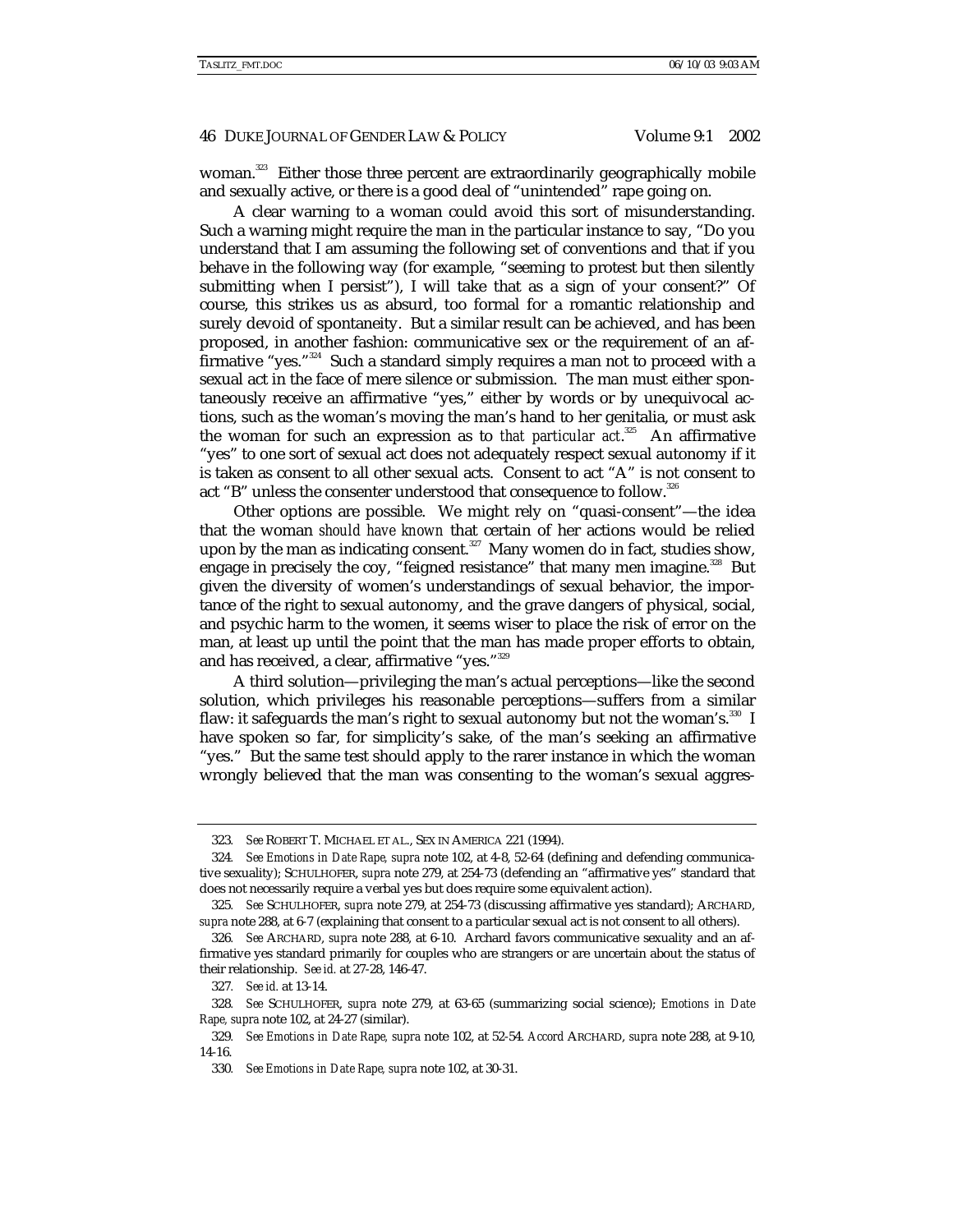woman.[323] Either those three percent are extraordinarily geographically mobile and sexually active, or there is a good deal of "unintended" rape going on.

A clear warning to a woman could avoid this sort of misunderstanding. Such a warning might require the man in the particular instance to say, "Do you understand that I am assuming the following set of conventions and that if you behave in the following way (for example, "seeming to protest but then silently submitting when I persist"), I will take that as a sign of your consent?" Of course, this strikes us as absurd, too formal for a romantic relationship and surely devoid of spontaneity. But a similar result can be achieved, and has been proposed, in another fashion: communicative sex or the requirement of an affirmative "yes."[324] Such a standard simply requires a man not to proceed with a sexual act in the face of mere silence or submission. The man must either spontaneously receive an affirmative "yes," either by words or by unequivocal actions, such as the woman's moving the man's hand to her genitalia, or must ask the woman for such an expression as to *that particular act*.[325] An affirmative "yes" to one sort of sexual act does not adequately respect sexual autonomy if it is taken as consent to all other sexual acts. Consent to act "A" is not consent to act "B" unless the consenter understood that consequence to follow.[326]

Other options are possible. We might rely on "quasi-consent"—the idea that the woman *should have known* that certain of her actions would be relied upon by the man as indicating consent.[327] Many women do in fact, studies show, engage in precisely the coy, "feigned resistance" that many men imagine.[328] But given the diversity of women's understandings of sexual behavior, the importance of the right to sexual autonomy, and the grave dangers of physical, social, and psychic harm to the women, it seems wiser to place the risk of error on the man, at least up until the point that the man has made proper efforts to obtain, and has received, a clear, affirmative "yes."[329]

A third solution—privileging the man's actual perceptions—like the second solution, which privileges his reasonable perceptions—suffers from a similar flaw: it safeguards the man's right to sexual autonomy but not the woman's.[330] I have spoken so far, for simplicity's sake, of the man's seeking an affirmative "yes." But the same test should apply to the rarer instance in which the woman wrongly believed that the man was consenting to the woman's sexual aggres-

---

323. *See* ROBERT T. MICHAEL ET AL., SEX IN AMERICA 221 (1994).

324. *See Emotions in Date Rape, supra* note 102, at 4-8, 52-64 (defining and defending communicative sexuality); SCHULHOFER, *supra* note 279, at 254-73 (defending an "affirmative yes" standard that does not necessarily require a verbal yes but does require some equivalent action).

325. *See* SCHULHOFER, *supra* note 279, at 254-73 (discussing affirmative yes standard); ARCHARD, *supra* note 288, at 6-7 (explaining that consent to a particular sexual act is not consent to all others).

326. *See* ARCHARD, *supra* note 288, at 6-10. Archard favors communicative sexuality and an affirmative yes standard primarily for couples who are strangers or are uncertain about the status of their relationship. *See id.* at 27-28, 146-47.

327. *See id.* at 13-14.

328. *See* SCHULHOFER, *supra* note 279, at 63-65 (summarizing social science); *Emotions in Date Rape, supra* note 102, at 24-27 (similar).

329. *See Emotions in Date Rape, supra* note 102, at 52-54. *Accord* ARCHARD, *supra* note 288, at 9-10, 14-16.

330. *See Emotions in Date Rape, supra* note 102, at 30-31.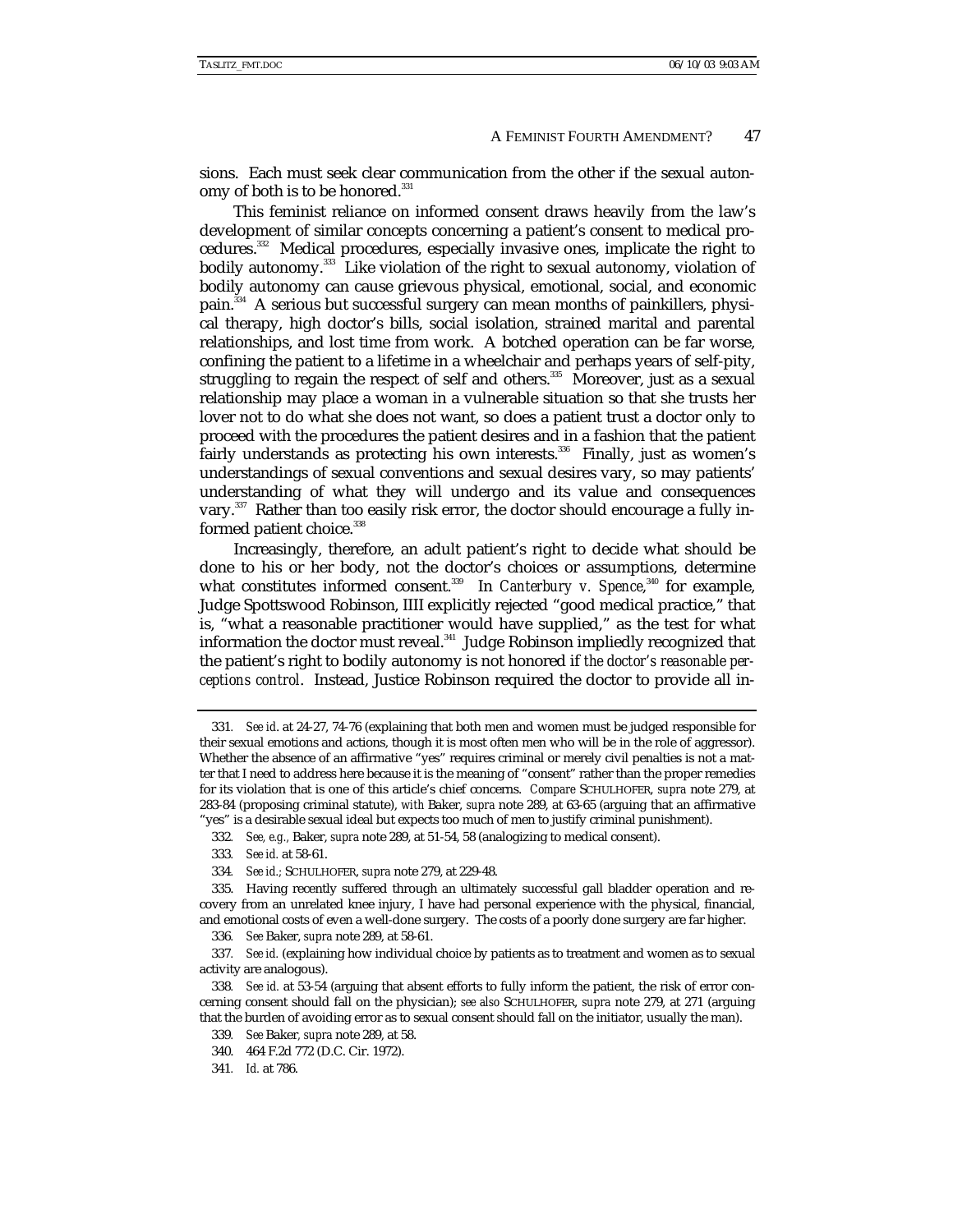sions. Each must seek clear communication from the other if the sexual autonomy of both is to be honored.[331]

This feminist reliance on informed consent draws heavily from the law's development of similar concepts concerning a patient's consent to medical procedures.[332] Medical procedures, especially invasive ones, implicate the right to bodily autonomy.[333] Like violation of the right to sexual autonomy, violation of bodily autonomy can cause grievous physical, emotional, social, and economic pain.[334] A serious but successful surgery can mean months of painkillers, physical therapy, high doctor's bills, social isolation, strained marital and parental relationships, and lost time from work. A botched operation can be far worse, confining the patient to a lifetime in a wheelchair and perhaps years of self-pity, struggling to regain the respect of self and others.[335] Moreover, just as a sexual relationship may place a woman in a vulnerable situation so that she trusts her lover not to do what she does not want, so does a patient trust a doctor only to proceed with the procedures the patient desires and in a fashion that the patient fairly understands as protecting his own interests.[336] Finally, just as women's understandings of sexual conventions and sexual desires vary, so may patients' understanding of what they will undergo and its value and consequences vary.[337] Rather than too easily risk error, the doctor should encourage a fully informed patient choice.[338]

Increasingly, therefore, an adult patient's right to decide what should be done to his or her body, not the doctor's choices or assumptions, determine what constitutes informed consent.[339] In *Canterbury v. Spence*,[340] for example, Judge Spottswood Robinson, IIII explicitly rejected "good medical practice," that is, "what a reasonable practitioner would have supplied," as the test for what information the doctor must reveal.[341] Judge Robinson impliedly recognized that the patient's right to bodily autonomy is not honored if *the doctor's reasonable perceptions control*. Instead, Justice Robinson required the doctor to provide all in-

---

331. *See id.* at 24-27, 74-76 (explaining that both men and women must be judged responsible for their sexual emotions and actions, though it is most often men who will be in the role of aggressor). Whether the absence of an affirmative "yes" requires criminal or merely civil penalties is not a matter that I need to address here because it is the meaning of "consent" rather than the proper remedies for its violation that is one of this article's chief concerns. *Compare* SCHULHOFER, *supra* note 279, at 283-84 (proposing criminal statute), *with* Baker, *supra* note 289, at 63-65 (arguing that an affirmative "yes" is a desirable sexual ideal but expects too much of men to justify criminal punishment).

332. *See, e.g.*, Baker, *supra* note 289, at 51-54, 58 (analogizing to medical consent).

333. *See id.* at 58-61.

334. *See id.*; SCHULHOFER, *supra* note 279, at 229-48.

335. Having recently suffered through an ultimately successful gall bladder operation and recovery from an unrelated knee injury, I have had personal experience with the physical, financial, and emotional costs of even a well-done surgery. The costs of a poorly done surgery are far higher.

336. *See* Baker, *supra* note 289, at 58-61.

337. *See id.* (explaining how individual choice by patients as to treatment and women as to sexual activity are analogous).

338. *See id.* at 53-54 (arguing that absent efforts to fully inform the patient, the risk of error concerning consent should fall on the physician); *see also* SCHULHOFER, *supra* note 279, at 271 (arguing that the burden of avoiding error as to sexual consent should fall on the initiator, usually the man).

339. *See* Baker, *supra* note 289, at 58.

340. 464 F.2d 772 (D.C. Cir. 1972).

341. *Id.* at 786.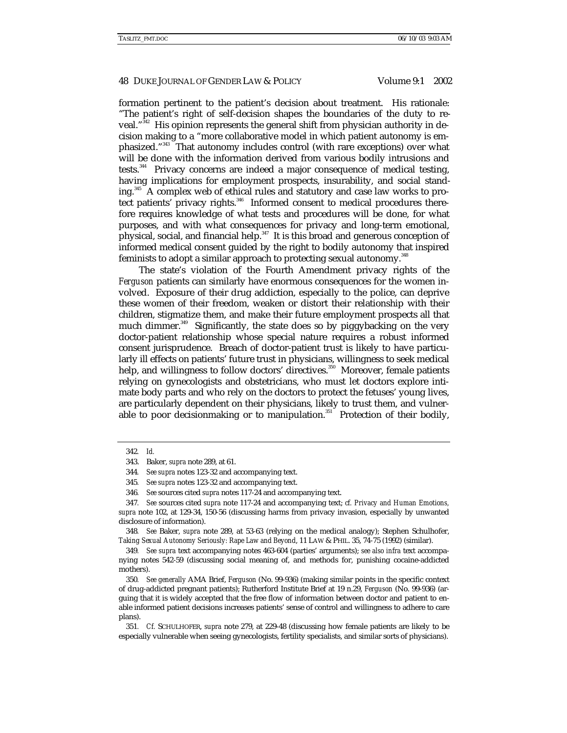formation pertinent to the patient's decision about treatment. His rationale: "The patient's right of self-decision shapes the boundaries of the duty to reveal."[342] His opinion represents the general shift from physician authority in decision making to a "more collaborative model in which patient autonomy is emphasized."[343] That autonomy includes control (with rare exceptions) over what will be done with the information derived from various bodily intrusions and tests.[344] Privacy concerns are indeed a major consequence of medical testing, having implications for employment prospects, insurability, and social standing.[345] A complex web of ethical rules and statutory and case law works to protect patients' privacy rights.[346] Informed consent to medical procedures therefore requires knowledge of what tests and procedures will be done, for what purposes, and with what consequences for privacy and long-term emotional, physical, social, and financial help.[347] It is this broad and generous conception of informed medical consent guided by the right to bodily autonomy that inspired feminists to adopt a similar approach to protecting sexual autonomy.[348]

The state's violation of the Fourth Amendment privacy rights of the *Ferguson* patients can similarly have enormous consequences for the women involved. Exposure of their drug addiction, especially to the police, can deprive these women of their freedom, weaken or distort their relationship with their children, stigmatize them, and make their future employment prospects all that much dimmer.[349] Significantly, the state does so by piggybacking on the very doctor-patient relationship whose special nature requires a robust informed consent jurisprudence. Breach of doctor-patient trust is likely to have particularly ill effects on patients' future trust in physicians, willingness to seek medical help, and willingness to follow doctors' directives.[350] Moreover, female patients relying on gynecologists and obstetricians, who must let doctors explore intimate body parts and who rely on the doctors to protect the fetuses' young lives, are particularly dependent on their physicians, likely to trust them, and vulnerable to poor decisionmaking or to manipulation.[351] Protection of their bodily,

---

342. *Id.*

343. Baker, *supra* note 289, at 61.

344. *See supra* notes 123-32 and accompanying text.

345. *See supra* notes 123-32 and accompanying text.

346. *See* sources cited *supra* notes 117-24 and accompanying text.

347. *See* sources cited *supra* note 117-24 and accompanying text; *cf. Privacy and Human Emotions*, *supra* note 102, at 129-34, 150-56 (discussing harms from privacy invasion, especially by unwanted disclosure of information).

348. *See* Baker, *supra* note 289, at 53-63 (relying on the medical analogy); Stephen Schulhofer, *Taking Sexual Autonomy Seriously: Rape Law and Beyond*, 11 LAW & PHIL. 35, 74-75 (1992) (similar).

349. *See supra* text accompanying notes 463-604 (parties' arguments); *see also infra* text accompanying notes 542-59 (discussing social meaning of, and methods for, punishing cocaine-addicted mothers).

350. *See generally* AMA Brief, *Ferguson* (No. 99-936) (making similar points in the specific context of drug-addicted pregnant patients); Rutherford Institute Brief at 19 n.29, *Ferguson* (No. 99-936) (arguing that it is widely accepted that the free flow of information between doctor and patient to enable informed patient decisions increases patients' sense of control and willingness to adhere to care plans).

351. *Cf.* SCHULHOFER, *supra* note 279, at 229-48 (discussing how female patients are likely to be especially vulnerable when seeing gynecologists, fertility specialists, and similar sorts of physicians).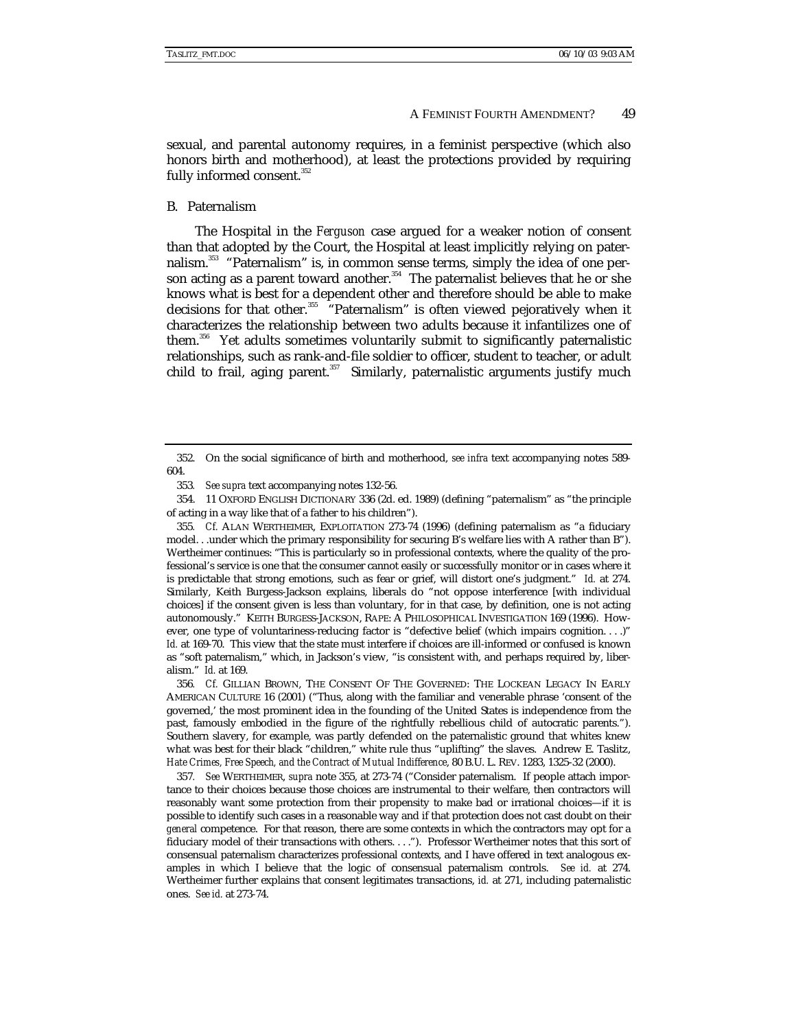sexual, and parental autonomy requires, in a feminist perspective (which also honors birth and motherhood), at least the protections provided by requiring fully informed consent.[352]

## B. Paternalism

The Hospital in the *Ferguson* case argued for a weaker notion of consent than that adopted by the Court, the Hospital at least implicitly relying on paternalism.[353] "Paternalism" is, in common sense terms, simply the idea of one person acting as a parent toward another.[354] The paternalist believes that he or she knows what is best for a dependent other and therefore should be able to make decisions for that other.[355] "Paternalism" is often viewed pejoratively when it characterizes the relationship between two adults because it infantilizes one of them.[356] Yet adults sometimes voluntarily submit to significantly paternalistic relationships, such as rank-and-file soldier to officer, student to teacher, or adult child to frail, aging parent.[357] Similarly, paternalistic arguments justify much

---

352. On the social significance of birth and motherhood, *see infra* text accompanying notes 589-604.

353. *See supra* text accompanying notes 132-56.

354. 11 OXFORD ENGLISH DICTIONARY 336 (2d. ed. 1989) (defining "paternalism" as "the principle of acting in a way like that of a father to his children").

355. *Cf.* ALAN WERTHEIMER, EXPLOITATION 273-74 (1996) (defining paternalism as "a fiduciary model. . .under which the primary responsibility for securing B's welfare lies with A rather than B"). Wertheimer continues: "This is particularly so in professional contexts, where the quality of the professional's service is one that the consumer cannot easily or successfully monitor or in cases where it is predictable that strong emotions, such as fear or grief, will distort one's judgment." *Id.* at 274. Similarly, Keith Burgess-Jackson explains, liberals do "not oppose interference [with individual choices] if the consent given is less than voluntary, for in that case, by definition, one is not acting autonomously." KEITH BURGESS-JACKSON, RAPE: A PHILOSOPHICAL INVESTIGATION 169 (1996). However, one type of voluntariness-reducing factor is "defective belief (which impairs cognition. . . .)" *Id.* at 169-70. This view that the state must interfere if choices are ill-informed or confused is known as "soft paternalism," which, in Jackson's view, "is consistent with, and perhaps required by, liberalism." *Id.* at 169.

356. *Cf.* GILLIAN BROWN, THE CONSENT OF THE GOVERNED: THE LOCKEAN LEGACY IN EARLY AMERICAN CULTURE 16 (2001) ("Thus, along with the familiar and venerable phrase 'consent of the governed,' the most prominent idea in the founding of the United States is independence from the past, famously embodied in the figure of the rightfully rebellious child of autocratic parents."). Southern slavery, for example, was partly defended on the paternalistic ground that whites knew what was best for their black "children," white rule thus "uplifting" the slaves. Andrew E. Taslitz, *Hate Crimes, Free Speech, and the Contract of Mutual Indifference*, 80 B.U. L. REV. 1283, 1325-32 (2000).

357. *See* WERTHEIMER, *supra* note 355, at 273-74 ("Consider paternalism. If people attach importance to their choices because those choices are instrumental to their welfare, then contractors will reasonably want some protection from their propensity to make bad or irrational choices—if it is possible to identify such cases in a reasonable way and if that protection does not cast doubt on their *general* competence. For that reason, there are some contexts in which the contractors may opt for a fiduciary model of their transactions with others. . . ."). Professor Wertheimer notes that this sort of consensual paternalism characterizes professional contexts, and I have offered in text analogous examples in which I believe that the logic of consensual paternalism controls. *See id.* at 274. Wertheimer further explains that consent legitimates transactions, *id.* at 271, including paternalistic ones. *See id.* at 273-74.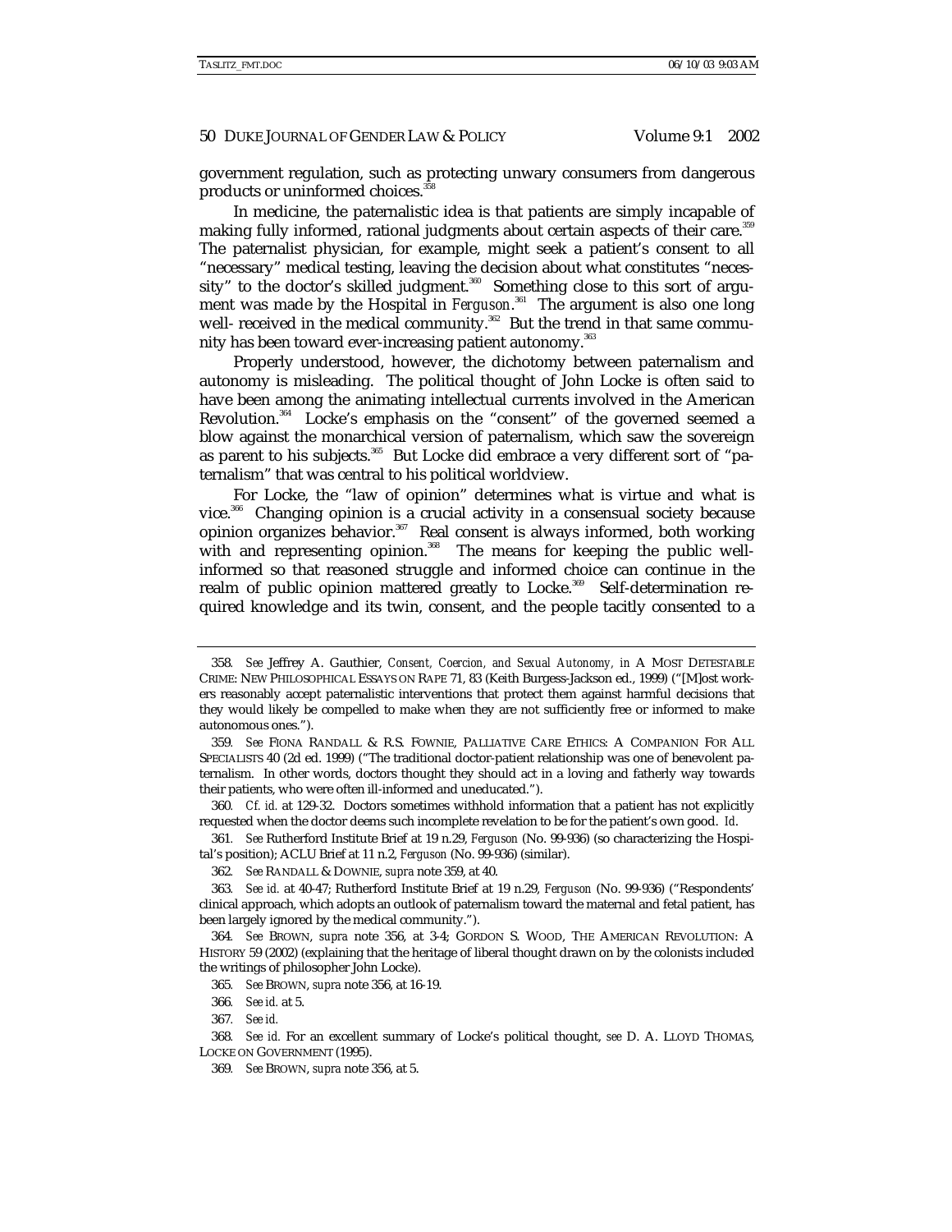government regulation, such as protecting unwary consumers from dangerous products or uninformed choices.[358]

In medicine, the paternalistic idea is that patients are simply incapable of making fully informed, rational judgments about certain aspects of their care.[359] The paternalist physician, for example, might seek a patient's consent to all "necessary" medical testing, leaving the decision about what constitutes "necessity" to the doctor's skilled judgment.[360] Something close to this sort of argument was made by the Hospital in *Ferguson*.[361] The argument is also one long well- received in the medical community.[362] But the trend in that same community has been toward ever-increasing patient autonomy.[363]

Properly understood, however, the dichotomy between paternalism and autonomy is misleading. The political thought of John Locke is often said to have been among the animating intellectual currents involved in the American Revolution.[364] Locke's emphasis on the "consent" of the governed seemed a blow against the monarchical version of paternalism, which saw the sovereign as parent to his subjects.[365] But Locke did embrace a very different sort of "paternalism" that was central to his political worldview.

For Locke, the "law of opinion" determines what is virtue and what is vice.[366] Changing opinion is a crucial activity in a consensual society because opinion organizes behavior.[367] Real consent is always informed, both working with and representing opinion.[368] The means for keeping the public well-informed so that reasoned struggle and informed choice can continue in the realm of public opinion mattered greatly to Locke.[369] Self-determination required knowledge and its twin, consent, and the people tacitly consented to a

---

358. *See* Jeffrey A. Gauthier, *Consent, Coercion, and Sexual Autonomy*, *in* A MOST DETESTABLE CRIME: NEW PHILOSOPHICAL ESSAYS ON RAPE 71, 83 (Keith Burgess-Jackson ed., 1999) ("[M]ost workers reasonably accept paternalistic interventions that protect them against harmful decisions that they would likely be compelled to make when they are not sufficiently free or informed to make autonomous ones.").

359. *See* FIONA RANDALL & R.S. FOWNIE, PALLIATIVE CARE ETHICS: A COMPANION FOR ALL SPECIALISTS 40 (2d ed. 1999) ("The traditional doctor-patient relationship was one of benevolent paternalism. In other words, doctors thought they should act in a loving and fatherly way towards their patients, who were often ill-informed and uneducated.").

360. *Cf. id.* at 129-32. Doctors sometimes withhold information that a patient has not explicitly requested when the doctor deems such incomplete revelation to be for the patient's own good. *Id*.

361. *See* Rutherford Institute Brief at 19 n.29, *Ferguson* (No. 99-936) (so characterizing the Hospital's position); ACLU Brief at 11 n.2, *Ferguson* (No. 99-936) (similar).

362. *See* RANDALL & DOWNIE, *supra* note 359, at 40.

363. *See id.* at 40-47; Rutherford Institute Brief at 19 n.29, *Ferguson* (No. 99-936) ("Respondents' clinical approach, which adopts an outlook of paternalism toward the maternal and fetal patient, has been largely ignored by the medical community.").

364. *See* BROWN, *supra* note 356, at 3-4; GORDON S. WOOD, THE AMERICAN REVOLUTION: A HISTORY 59 (2002) (explaining that the heritage of liberal thought drawn on by the colonists included the writings of philosopher John Locke).

365. *See* BROWN, *supra* note 356, at 16-19.

366. *See id.* at 5.

367. *See id.*

368. *See id.* For an excellent summary of Locke's political thought, *see* D. A. LLOYD THOMAS, LOCKE ON GOVERNMENT (1995).

369. *See* BROWN, *supra* note 356, at 5.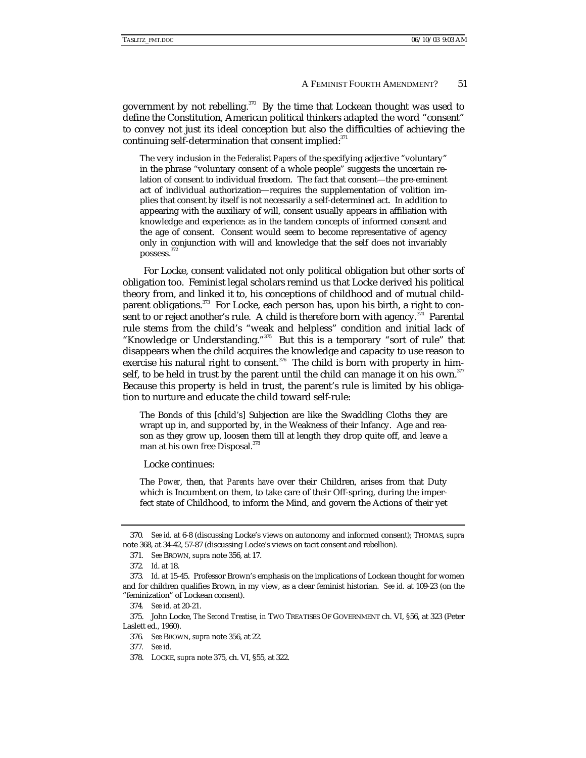government by not rebelling.[370] By the time that Lockean thought was used to define the Constitution, American political thinkers adapted the word "consent" to convey not just its ideal conception but also the difficulties of achieving the continuing self-determination that consent implied:[371]

> The very inclusion in the *Federalist Papers* of the specifying adjective "voluntary" in the phrase "voluntary consent of a whole people" suggests the uncertain relation of consent to individual freedom. The fact that consent—the pre-eminent act of individual authorization—requires the supplementation of volition implies that consent by itself is not necessarily a self-determined act. In addition to appearing with the auxiliary of will, consent usually appears in affiliation with knowledge and experience: as in the tandem concepts of informed consent and the age of consent. Consent would seem to become representative of agency only in conjunction with will and knowledge that the self does not invariably possess.[372]

For Locke, consent validated not only political obligation but other sorts of obligation too. Feminist legal scholars remind us that Locke derived his political theory from, and linked it to, his conceptions of childhood and of mutual child-parent obligations.[373] For Locke, each person has, upon his birth, a right to consent to or reject another's rule. A child is therefore born with agency.[374] Parental rule stems from the child's "weak and helpless" condition and initial lack of "Knowledge or Understanding."[375] But this is a temporary "sort of rule" that disappears when the child acquires the knowledge and capacity to use reason to exercise his natural right to consent.[376] The child is born with property in himself, to be held in trust by the parent until the child can manage it on his own.[377] Because this property is held in trust, the parent's rule is limited by his obligation to nurture and educate the child toward self-rule:

> The Bonds of this [child's] Subjection are like the Swaddling Cloths they are wrapt up in, and supported by, in the Weakness of their Infancy. Age and reason as they grow up, loosen them till at length they drop quite off, and leave a man at his own free Disposal.[378]

Locke continues:

> The *Power*, then, *that Parents have* over their Children, arises from that Duty which is Incumbent on them, to take care of their Off-spring, during the imperfect state of Childhood, to inform the Mind, and govern the Actions of their yet

---

370. *See id.* at 6-8 (discussing Locke's views on autonomy and informed consent); THOMAS, *supra* note 368, at 34-42, 57-87 (discussing Locke's views on tacit consent and rebellion).

371. *See* BROWN, *supra* note 356, at 17.

372. *Id.* at 18.

373. *Id.* at 15-45. Professor Brown's emphasis on the implications of Lockean thought for women and for children qualifies Brown, in my view, as a clear feminist historian. *See id.* at 109-23 (on the "feminization" of Lockean consent).

374. *See id.* at 20-21.

375. John Locke, *The Second Treatise*, *in* TWO TREATISES OF GOVERNMENT ch. VI, §56, at 323 (Peter Laslett ed., 1960).

376. *See* BROWN, *supra* note 356, at 22.

377. *See id.*

378. LOCKE, *supra* note 375, ch. VI, §55, at 322.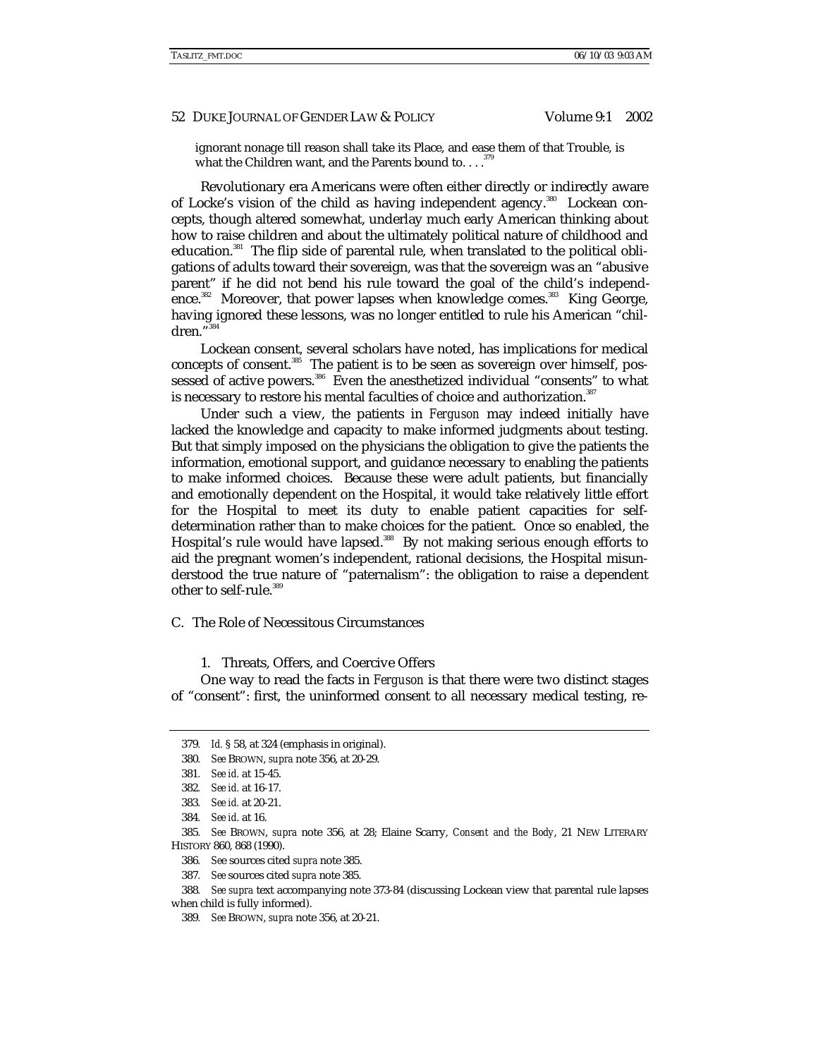ignorant nonage till reason shall take its Place, and ease them of that Trouble, is what the Children want, and the Parents bound to. . . .[379]

Revolutionary era Americans were often either directly or indirectly aware of Locke's vision of the child as having independent agency.[380] Lockean concepts, though altered somewhat, underlay much early American thinking about how to raise children and about the ultimately political nature of childhood and education.[381] The flip side of parental rule, when translated to the political obligations of adults toward their sovereign, was that the sovereign was an "abusive parent" if he did not bend his rule toward the goal of the child's independence.[382] Moreover, that power lapses when knowledge comes.[383] King George, having ignored these lessons, was no longer entitled to rule his American "children."[384]

Lockean consent, several scholars have noted, has implications for medical concepts of consent.[385] The patient is to be seen as sovereign over himself, possessed of active powers.[386] Even the anesthetized individual "consents" to what is necessary to restore his mental faculties of choice and authorization.[387]

Under such a view, the patients in *Ferguson* may indeed initially have lacked the knowledge and capacity to make informed judgments about testing. But that simply imposed on the physicians the obligation to give the patients the information, emotional support, and guidance necessary to enabling the patients to make informed choices. Because these were adult patients, but financially and emotionally dependent on the Hospital, it would take relatively little effort for the Hospital to meet its duty to enable patient capacities for self-determination rather than to make choices for the patient. Once so enabled, the Hospital's rule would have lapsed.[388] By not making serious enough efforts to aid the pregnant women's independent, rational decisions, the Hospital misunderstood the true nature of "paternalism": the obligation to raise a dependent other to self-rule.[389]

### C. The Role of Necessitous Circumstances

#### 1. Threats, Offers, and Coercive Offers

One way to read the facts in *Ferguson* is that there were two distinct stages of "consent": first, the uninformed consent to all necessary medical testing, re-

---

379. *Id.* § 58, at 324 (emphasis in original).

380. *See* BROWN, *supra* note 356, at 20-29.

381. *See id.* at 15-45.

382. *See id.* at 16-17.

383. *See id.* at 20-21.

384. *See id.* at 16.

385. *See* BROWN, *supra* note 356, at 28; Elaine Scarry, *Consent and the Body*, 21 NEW LITERARY HISTORY 860, 868 (1990).

386. *See* sources cited *supra* note 385.

387. *See* sources cited *supra* note 385.

388. *See supra* text accompanying note 373-84 (discussing Lockean view that parental rule lapses when child is fully informed).

389. *See* BROWN, *supra* note 356, at 20-21.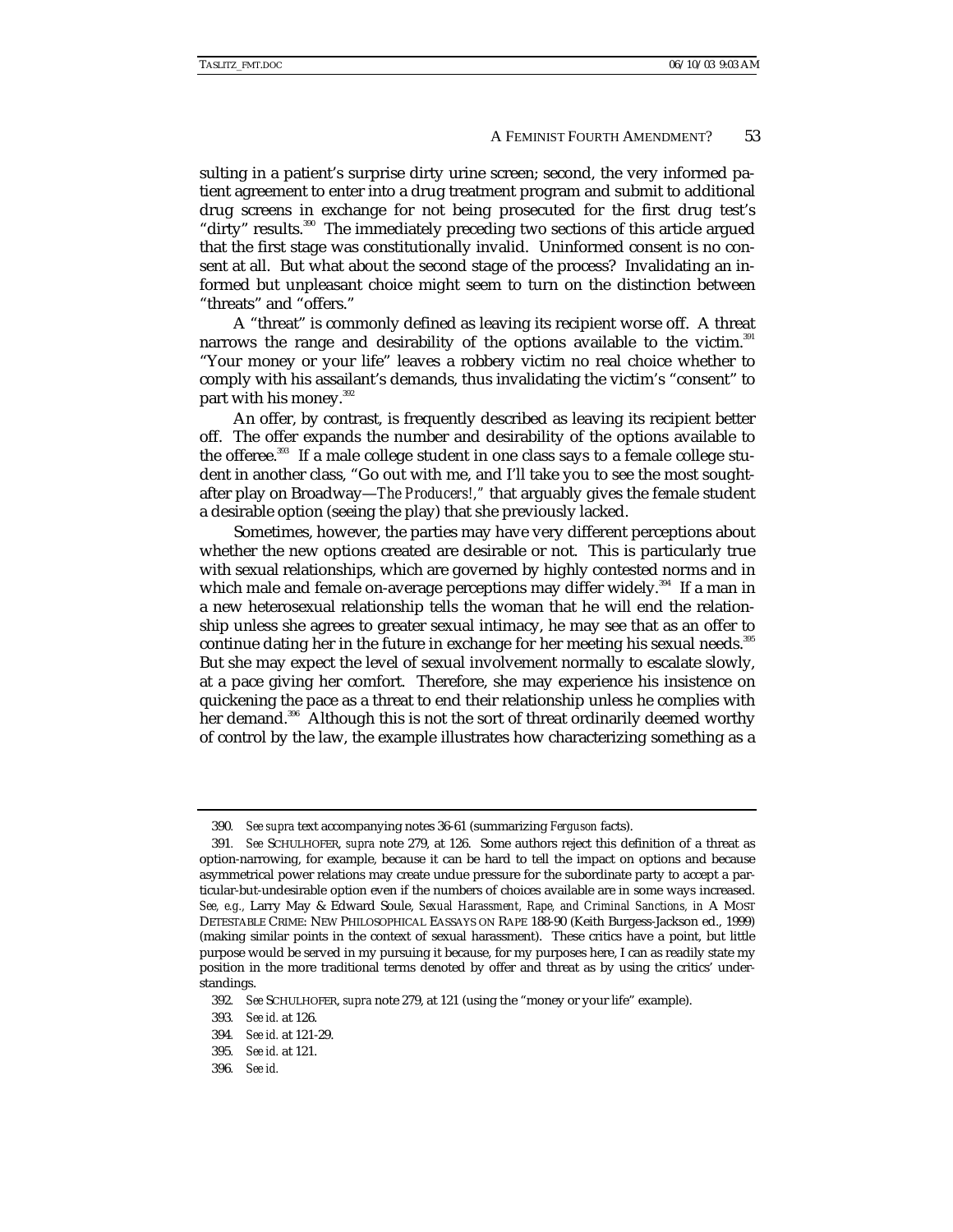sulting in a patient's surprise dirty urine screen; second, the very informed patient agreement to enter into a drug treatment program and submit to additional drug screens in exchange for not being prosecuted for the first drug test's "dirty" results.[390] The immediately preceding two sections of this article argued that the first stage was constitutionally invalid. Uninformed consent is no consent at all. But what about the second stage of the process? Invalidating an informed but unpleasant choice might seem to turn on the distinction between "threats" and "offers."

A "threat" is commonly defined as leaving its recipient worse off. A threat narrows the range and desirability of the options available to the victim.[391] "Your money or your life" leaves a robbery victim no real choice whether to comply with his assailant's demands, thus invalidating the victim's "consent" to part with his money.[392]

An offer, by contrast, is frequently described as leaving its recipient better off. The offer expands the number and desirability of the options available to the offeree.[393] If a male college student in one class says to a female college student in another class, "Go out with me, and I'll take you to see the most sought-after play on Broadway—*The Producers!*," that arguably gives the female student a desirable option (seeing the play) that she previously lacked.

Sometimes, however, the parties may have very different perceptions about whether the new options created are desirable or not. This is particularly true with sexual relationships, which are governed by highly contested norms and in which male and female on-average perceptions may differ widely.[394] If a man in a new heterosexual relationship tells the woman that he will end the relationship unless she agrees to greater sexual intimacy, he may see that as an offer to continue dating her in the future in exchange for her meeting his sexual needs.[395] But she may expect the level of sexual involvement normally to escalate slowly, at a pace giving her comfort. Therefore, she may experience his insistence on quickening the pace as a threat to end their relationship unless he complies with her demand.[396] Although this is not the sort of threat ordinarily deemed worthy of control by the law, the example illustrates how characterizing something as a

---

390. *See supra* text accompanying notes 36-61 (summarizing *Ferguson* facts).

391. *See* SCHULHOFER, *supra* note 279, at 126. Some authors reject this definition of a threat as option-narrowing, for example, because it can be hard to tell the impact on options and because asymmetrical power relations may create undue pressure for the subordinate party to accept a particular-but-undesirable option even if the numbers of choices available are in some ways increased. *See, e.g.*, Larry May & Edward Soule, *Sexual Harassment, Rape, and Criminal Sanctions*, *in* A MOST DETESTABLE CRIME: NEW PHILOSOPHICAL ESSAYS ON RAPE 188-90 (Keith Burgess-Jackson ed., 1999) (making similar points in the context of sexual harassment). These critics have a point, but little purpose would be served in my pursuing it because, for my purposes here, I can as readily state my position in the more traditional terms denoted by offer and threat as by using the critics' understandings.

392. *See* SCHULHOFER, *supra* note 279, at 121 (using the "money or your life" example).

393. *See id.* at 126.

394. *See id.* at 121-29.

395. *See id.* at 121.

396. *See id.*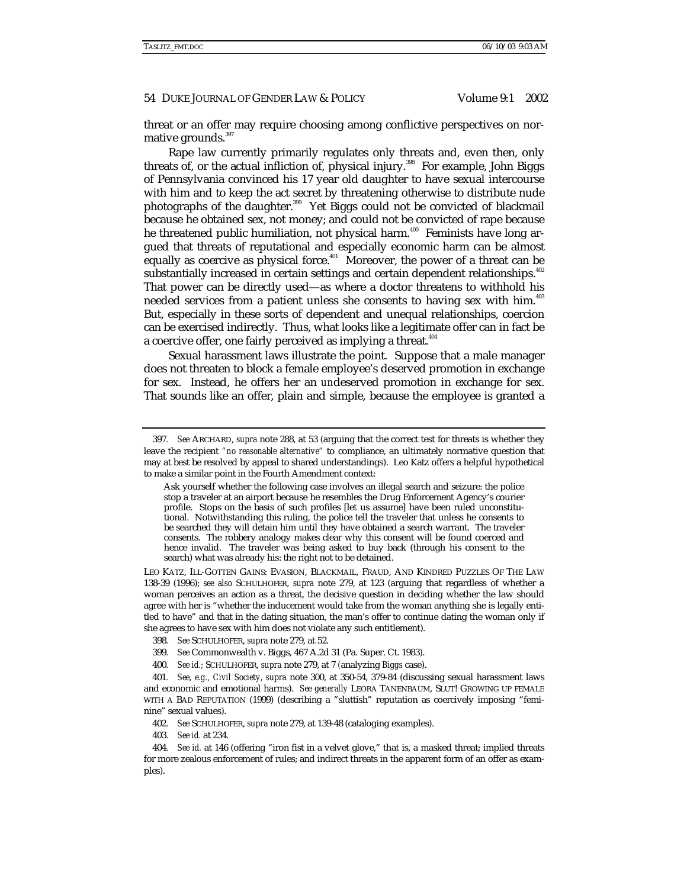threat or an offer may require choosing among conflictive perspectives on normative grounds.[397]

Rape law currently primarily regulates only threats and, even then, only threats of, or the actual infliction of, physical injury.[398] For example, John Biggs of Pennsylvania convinced his 17 year old daughter to have sexual intercourse with him and to keep the act secret by threatening otherwise to distribute nude photographs of the daughter.[399] Yet Biggs could not be convicted of blackmail because he obtained sex, not money; and could not be convicted of rape because he threatened public humiliation, not physical harm.[400] Feminists have long argued that threats of reputational and especially economic harm can be almost equally as coercive as physical force.[401] Moreover, the power of a threat can be substantially increased in certain settings and certain dependent relationships.[402] That power can be directly used—as where a doctor threatens to withhold his needed services from a patient unless she consents to having sex with him.[403] But, especially in these sorts of dependent and unequal relationships, coercion can be exercised indirectly. Thus, what looks like a legitimate offer can in fact be a coercive offer, one fairly perceived as implying a threat.[404]

Sexual harassment laws illustrate the point. Suppose that a male manager does not threaten to block a female employee's deserved promotion in exchange for sex. Instead, he offers her an *un*deserved promotion in exchange for sex. That sounds like an offer, plain and simple, because the employee is granted a

---

397. *See* ARCHARD, *supra* note 288, at 53 (arguing that the correct test for threats is whether they leave the recipient *"no reasonable alternative"* to compliance, an ultimately normative question that may at best be resolved by appeal to shared understandings). Leo Katz offers a helpful hypothetical to make a similar point in the Fourth Amendment context:

> Ask yourself whether the following case involves an illegal search and seizure: the police stop a traveler at an airport because he resembles the Drug Enforcement Agency's courier profile. Stops on the basis of such profiles [let us assume] have been ruled unconstitutional. Notwithstanding this ruling, the police tell the traveler that unless he consents to be searched they will detain him until they have obtained a search warrant. The traveler consents. The robbery analogy makes clear why this consent will be found coerced and hence invalid. The traveler was being asked to buy back (through his consent to the search) what was already his: the right not to be detained.

LEO KATZ, ILL-GOTTEN GAINS: EVASION, BLACKMAIL, FRAUD, AND KINDRED PUZZLES OF THE LAW 138-39 (1996); *see also* SCHULHOFER, *supra* note 279, at 123 (arguing that regardless of whether a woman perceives an action as a threat, the decisive question in deciding whether the law should agree with her is "whether the inducement would take from the woman anything she is legally entitled to have" and that in the dating situation, the man's offer to continue dating the woman only if she agrees to have sex with him does not violate any such entitlement).

398. *See* SCHULHOFER, *supra* note 279, at 52.

399. *See* Commonwealth v. Biggs, 467 A.2d 31 (Pa. Super. Ct. 1983).

400. *See id.*; SCHULHOFER, *supra* note 279, at 7 (analyzing *Biggs* case).

401. *See, e.g.*, *Civil Society*, *supra* note 300, at 350-54, 379-84 (discussing sexual harassment laws and economic and emotional harms). *See generally* LEORA TANENBAUM, SLUT! GROWING UP FEMALE WITH A BAD REPUTATION (1999) (describing a "sluttish" reputation as coercively imposing "feminine" sexual values).

402. *See* SCHULHOFER, *supra* note 279, at 139-48 (cataloging examples).

403. *See id.* at 234.

404. *See id.* at 146 (offering "iron fist in a velvet glove," that is, a masked threat; implied threats for more zealous enforcement of rules; and indirect threats in the apparent form of an offer as examples).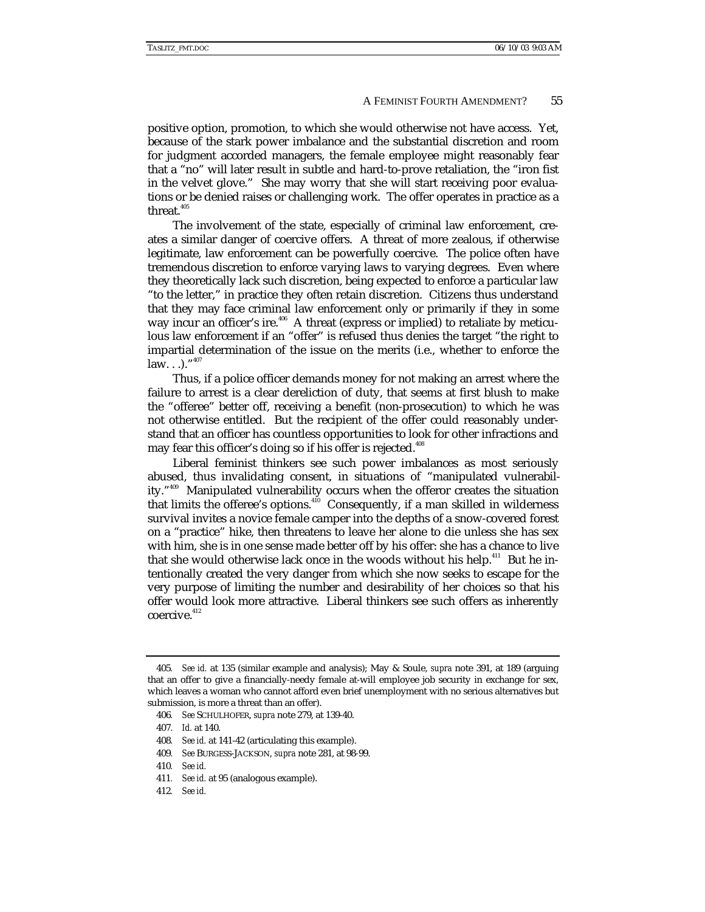positive option, promotion, to which she would otherwise not have access. Yet, because of the stark power imbalance and the substantial discretion and room for judgment accorded managers, the female employee might reasonably fear that a "no" will later result in subtle and hard-to-prove retaliation, the "iron fist in the velvet glove." She may worry that she will start receiving poor evaluations or be denied raises or challenging work. The offer operates in practice as a threat.[405]

The involvement of the state, especially of criminal law enforcement, creates a similar danger of coercive offers. A threat of more zealous, if otherwise legitimate, law enforcement can be powerfully coercive. The police often have tremendous discretion to enforce varying laws to varying degrees. Even where they theoretically lack such discretion, being expected to enforce a particular law "to the letter," in practice they often retain discretion. Citizens thus understand that they may face criminal law enforcement only or primarily if they in some way incur an officer's ire.[406] A threat (express or implied) to retaliate by meticulous law enforcement if an "offer" is refused thus denies the target "the right to impartial determination of the issue on the merits (i.e., whether to enforce the law. . .)."[407]

Thus, if a police officer demands money for not making an arrest where the failure to arrest is a clear dereliction of duty, that seems at first blush to make the "offeree" better off, receiving a benefit (non-prosecution) to which he was not otherwise entitled. But the recipient of the offer could reasonably understand that an officer has countless opportunities to look for other infractions and may fear this officer's doing so if his offer is rejected.[408]

Liberal feminist thinkers see such power imbalances as most seriously abused, thus invalidating consent, in situations of "manipulated vulnerability."[409] Manipulated vulnerability occurs when the offeror creates the situation that limits the offeree's options.[410] Consequently, if a man skilled in wilderness survival invites a novice female camper into the depths of a snow-covered forest on a "practice" hike, then threatens to leave her alone to die unless she has sex with him, she is in one sense made better off by his offer: she has a chance to live that she would otherwise lack once in the woods without his help.[411] But he intentionally created the very danger from which she now seeks to escape for the very purpose of limiting the number and desirability of her choices so that his offer would look more attractive. Liberal thinkers see such offers as inherently coercive.[412]

---

405. *See id.* at 135 (similar example and analysis); May & Soule, *supra* note 391, at 189 (arguing that an offer to give a financially-needy female at-will employee job security in exchange for sex, which leaves a woman who cannot afford even brief unemployment with no serious alternatives but submission, is more a threat than an offer).

406. *See* SCHULHOFER, *supra* note 279, at 139-40.

407. *Id.* at 140.

408. *See id.* at 141-42 (articulating this example).

409. *See* BURGESS-JACKSON, *supra* note 281, at 98-99.

410. *See id.*

411. *See id.* at 95 (analogous example).

412. *See id.*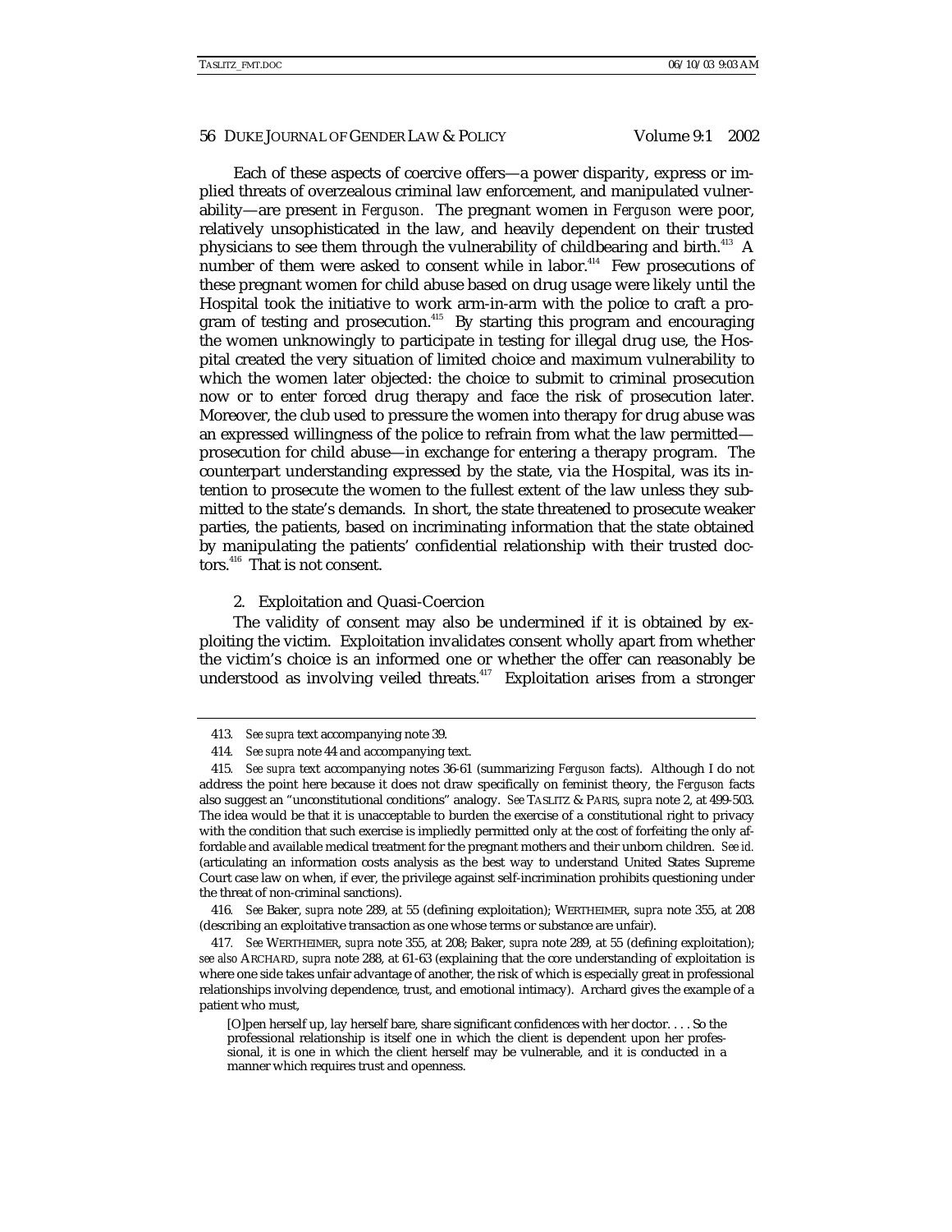Each of these aspects of coercive offers—a power disparity, express or implied threats of overzealous criminal law enforcement, and manipulated vulnerability—are present in *Ferguson.* The pregnant women in *Ferguson* were poor, relatively unsophisticated in the law, and heavily dependent on their trusted physicians to see them through the vulnerability of childbearing and birth.[413] A number of them were asked to consent while in labor.[414] Few prosecutions of these pregnant women for child abuse based on drug usage were likely until the Hospital took the initiative to work arm-in-arm with the police to craft a program of testing and prosecution.[415] By starting this program and encouraging the women unknowingly to participate in testing for illegal drug use, the Hospital created the very situation of limited choice and maximum vulnerability to which the women later objected: the choice to submit to criminal prosecution now or to enter forced drug therapy and face the risk of prosecution later. Moreover, the club used to pressure the women into therapy for drug abuse was an expressed willingness of the police to refrain from what the law permitted—prosecution for child abuse—in exchange for entering a therapy program. The counterpart understanding expressed by the state, via the Hospital, was its intention to prosecute the women to the fullest extent of the law unless they submitted to the state's demands. In short, the state threatened to prosecute weaker parties, the patients, based on incriminating information that the state obtained by manipulating the patients' confidential relationship with their trusted doctors.[416] That is not consent.

### 2. Exploitation and Quasi-Coercion

The validity of consent may also be undermined if it is obtained by exploiting the victim. Exploitation invalidates consent wholly apart from whether the victim's choice is an informed one or whether the offer can reasonably be understood as involving veiled threats.[417] Exploitation arises from a stronger

---

413. *See supra* text accompanying note 39.

414. *See supra* note 44 and accompanying text.

415. *See supra* text accompanying notes 36-61 (summarizing *Ferguson* facts). Although I do not address the point here because it does not draw specifically on feminist theory, the *Ferguson* facts also suggest an "unconstitutional conditions" analogy. *See* TASLITZ & PARIS, *supra* note 2, at 499-503. The idea would be that it is unacceptable to burden the exercise of a constitutional right to privacy with the condition that such exercise is impliedly permitted only at the cost of forfeiting the only affordable and available medical treatment for the pregnant mothers and their unborn children. *See id.* (articulating an information costs analysis as the best way to understand United States Supreme Court case law on when, if ever, the privilege against self-incrimination prohibits questioning under the threat of non-criminal sanctions).

416. *See* Baker, *supra* note 289, at 55 (defining exploitation); WERTHEIMER, *supra* note 355, at 208 (describing an exploitative transaction as one whose terms or substance are unfair).

417. *See* WERTHEIMER, *supra* note 355, at 208; Baker, *supra* note 289, at 55 (defining exploitation); *see also* ARCHARD, *supra* note 288, at 61-63 (explaining that the core understanding of exploitation is where one side takes unfair advantage of another, the risk of which is especially great in professional relationships involving dependence, trust, and emotional intimacy). Archard gives the example of a patient who must,

> [O]pen herself up, lay herself bare, share significant confidences with her doctor. . . . So the professional relationship is itself one in which the client is dependent upon her professional, it is one in which the client herself may be vulnerable, and it is conducted in a manner which requires trust and openness.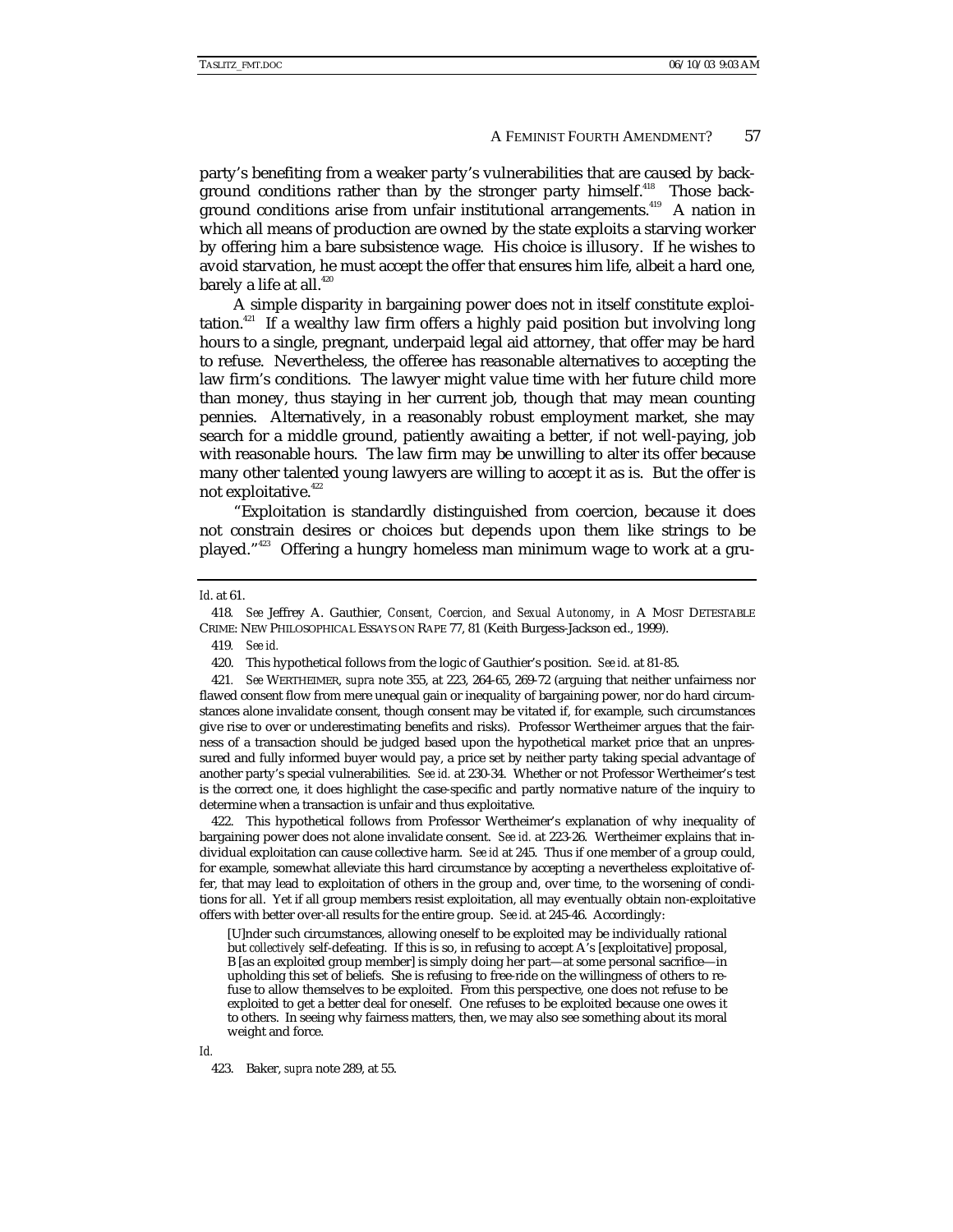party's benefiting from a weaker party's vulnerabilities that are caused by background conditions rather than by the stronger party himself.[418] Those background conditions arise from unfair institutional arrangements.[419] A nation in which all means of production are owned by the state exploits a starving worker by offering him a bare subsistence wage. His choice is illusory. If he wishes to avoid starvation, he must accept the offer that ensures him life, albeit a hard one, barely a life at all.[420]

A simple disparity in bargaining power does not in itself constitute exploitation.[421] If a wealthy law firm offers a highly paid position but involving long hours to a single, pregnant, underpaid legal aid attorney, that offer may be hard to refuse. Nevertheless, the offeree has reasonable alternatives to accepting the law firm's conditions. The lawyer might value time with her future child more than money, thus staying in her current job, though that may mean counting pennies. Alternatively, in a reasonably robust employment market, she may search for a middle ground, patiently awaiting a better, if not well-paying, job with reasonable hours. The law firm may be unwilling to alter its offer because many other talented young lawyers are willing to accept it as is. But the offer is not exploitative.[422]

"Exploitation is standardly distinguished from coercion, because it does not constrain desires or choices but depends upon them like strings to be played."[423] Offering a hungry homeless man minimum wage to work at a gru-

---

*Id.* at 61.

418. *See* Jeffrey A. Gauthier, *Consent, Coercion, and Sexual Autonomy*, *in* A MOST DETESTABLE CRIME: NEW PHILOSOPHICAL ESSAYS ON RAPE 77, 81 (Keith Burgess-Jackson ed., 1999).

419. *See id.*

420. This hypothetical follows from the logic of Gauthier's position. *See id.* at 81-85.

421. *See* WERTHEIMER, *supra* note 355, at 223, 264-65, 269-72 (arguing that neither unfairness nor flawed consent flow from mere unequal gain or inequality of bargaining power, nor do hard circumstances alone invalidate consent, though consent may be vitated if, for example, such circumstances give rise to over or underestimating benefits and risks). Professor Wertheimer argues that the fairness of a transaction should be judged based upon the hypothetical market price that an unpressured and fully informed buyer would pay, a price set by neither party taking special advantage of another party's special vulnerabilities. *See id.* at 230-34. Whether or not Professor Wertheimer's test is the correct one, it does highlight the case-specific and partly normative nature of the inquiry to determine when a transaction is unfair and thus exploitative.

422. This hypothetical follows from Professor Wertheimer's explanation of why inequality of bargaining power does not alone invalidate consent. *See id.* at 223-26. Wertheimer explains that individual exploitation can cause collective harm. *See id* at 245. Thus if one member of a group could, for example, somewhat alleviate this hard circumstance by accepting a nevertheless exploitative offer, that may lead to exploitation of others in the group and, over time, to the worsening of conditions for all. Yet if all group members resist exploitation, all may eventually obtain non-exploitative offers with better over-all results for the entire group. *See id.* at 245-46. Accordingly:

> [U]nder such circumstances, allowing oneself to be exploited may be individually rational but *collectively* self-defeating. If this is so, in refusing to accept A's [exploitative] proposal, B [as an exploited group member] is simply doing her part—at some personal sacrifice—in upholding this set of beliefs. She is refusing to free-ride on the willingness of others to refuse to allow themselves to be exploited. From this perspective, one does not refuse to be exploited to get a better deal for oneself. One refuses to be exploited because one owes it to others. In seeing why fairness matters, then, we may also see something about its moral weight and force.

*Id.*

423. Baker, *supra* note 289, at 55.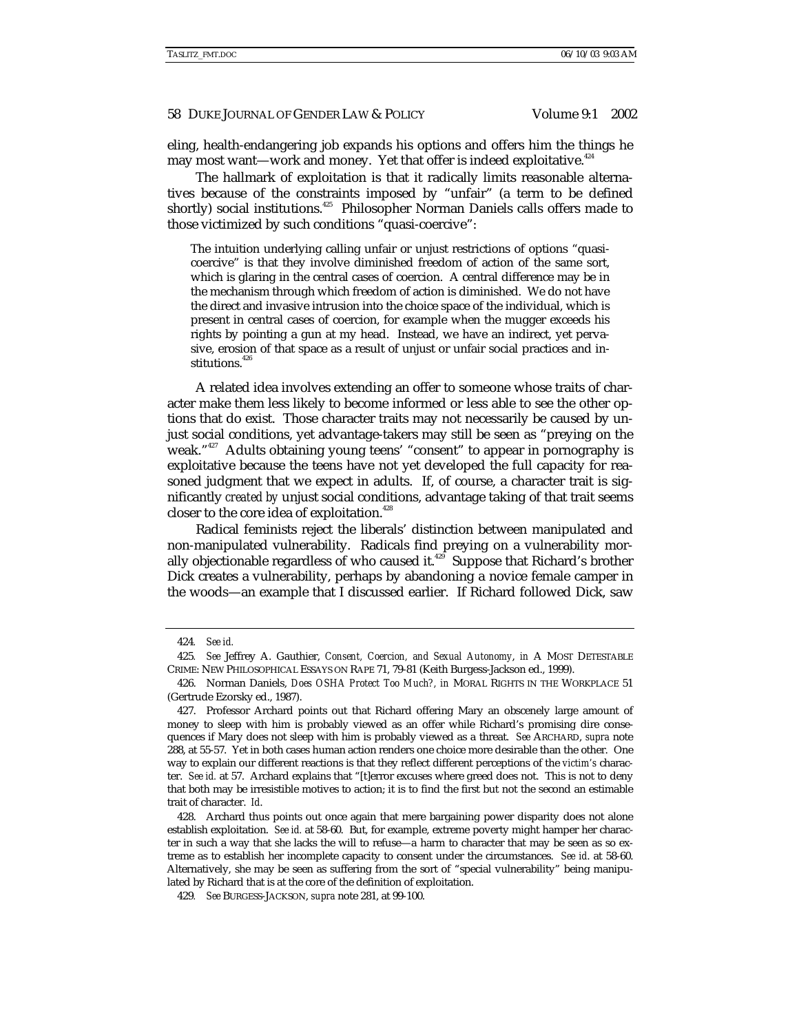eling, health-endangering job expands his options and offers him the things he may most want—work and money. Yet that offer is indeed exploitative.[424]

The hallmark of exploitation is that it radically limits reasonable alternatives because of the constraints imposed by "unfair" (a term to be defined shortly) social institutions.[425] Philosopher Norman Daniels calls offers made to those victimized by such conditions "quasi-coercive":

> The intuition underlying calling unfair or unjust restrictions of options "quasi-coercive" is that they involve diminished freedom of action of the same sort, which is glaring in the central cases of coercion. A central difference may be in the mechanism through which freedom of action is diminished. We do not have the direct and invasive intrusion into the choice space of the individual, which is present in central cases of coercion, for example when the mugger exceeds his rights by pointing a gun at my head. Instead, we have an indirect, yet pervasive, erosion of that space as a result of unjust or unfair social practices and institutions.[426]

A related idea involves extending an offer to someone whose traits of character make them less likely to become informed or less able to see the other options that do exist. Those character traits may not necessarily be caused by unjust social conditions, yet advantage-takers may still be seen as "preying on the weak."[427] Adults obtaining young teens' "consent" to appear in pornography is exploitative because the teens have not yet developed the full capacity for reasoned judgment that we expect in adults. If, of course, a character trait is significantly *created by* unjust social conditions, advantage taking of that trait seems closer to the core idea of exploitation.[428]

Radical feminists reject the liberals' distinction between manipulated and non-manipulated vulnerability. Radicals find preying on a vulnerability morally objectionable regardless of who caused it.[429] Suppose that Richard's brother Dick creates a vulnerability, perhaps by abandoning a novice female camper in the woods—an example that I discussed earlier. If Richard followed Dick, saw

---

424. *See id.*

425. *See* Jeffrey A. Gauthier, *Consent, Coercion, and Sexual Autonomy*, *in* A MOST DETESTABLE CRIME: NEW PHILOSOPHICAL ESSAYS ON RAPE 71, 79-81 (Keith Burgess-Jackson ed., 1999).

426. Norman Daniels, *Does OSHA Protect Too Much?*, *in* MORAL RIGHTS IN THE WORKPLACE 51 (Gertrude Ezorsky ed., 1987).

427. Professor Archard points out that Richard offering Mary an obscenely large amount of money to sleep with him is probably viewed as an offer while Richard's promising dire consequences if Mary does not sleep with him is probably viewed as a threat. *See* ARCHARD, *supra* note 288, at 55-57. Yet in both cases human action renders one choice more desirable than the other. One way to explain our different reactions is that they reflect different perceptions of the *victim's* character. *See id.* at 57. Archard explains that "[t]error excuses where greed does not. This is not to deny that both may be irresistible motives to action; it is to find the first but not the second an estimable trait of character. *Id.*

428. Archard thus points out once again that mere bargaining power disparity does not alone establish exploitation. *See id.* at 58-60. But, for example, extreme poverty might hamper her character in such a way that she lacks the will to refuse—a harm to character that may be seen as so extreme as to establish her incomplete capacity to consent under the circumstances. *See id.* at 58-60. Alternatively, she may be seen as suffering from the sort of "special vulnerability" being manipulated by Richard that is at the core of the definition of exploitation.

429. *See* BURGESS-JACKSON, *supra* note 281, at 99-100.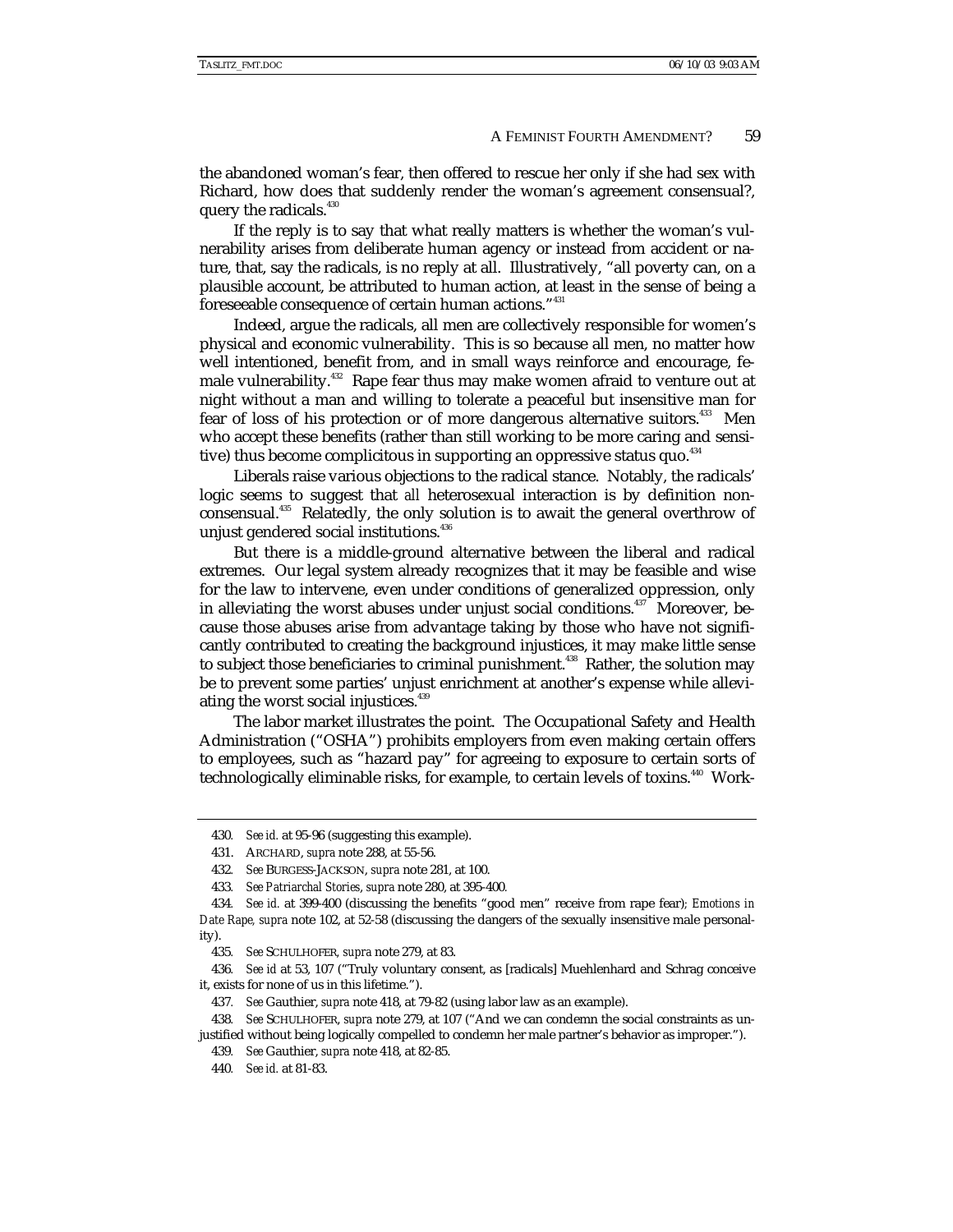the abandoned woman's fear, then offered to rescue her only if she had sex with Richard, how does that suddenly render the woman's agreement consensual?, query the radicals.[430]

If the reply is to say that what really matters is whether the woman's vulnerability arises from deliberate human agency or instead from accident or nature, that, say the radicals, is no reply at all. Illustratively, "all poverty can, on a plausible account, be attributed to human action, at least in the sense of being a foreseeable consequence of certain human actions."[431]

Indeed, argue the radicals, all men are collectively responsible for women's physical and economic vulnerability. This is so because all men, no matter how well intentioned, benefit from, and in small ways reinforce and encourage, female vulnerability.[432] Rape fear thus may make women afraid to venture out at night without a man and willing to tolerate a peaceful but insensitive man for fear of loss of his protection or of more dangerous alternative suitors.[433] Men who accept these benefits (rather than still working to be more caring and sensitive) thus become complicitous in supporting an oppressive status quo.[434]

Liberals raise various objections to the radical stance. Notably, the radicals' logic seems to suggest that *all* heterosexual interaction is by definition non-consensual.[435] Relatedly, the only solution is to await the general overthrow of unjust gendered social institutions.[436]

But there is a middle-ground alternative between the liberal and radical extremes. Our legal system already recognizes that it may be feasible and wise for the law to intervene, even under conditions of generalized oppression, only in alleviating the worst abuses under unjust social conditions.[437] Moreover, because those abuses arise from advantage taking by those who have not significantly contributed to creating the background injustices, it may make little sense to subject those beneficiaries to criminal punishment.[438] Rather, the solution may be to prevent some parties' unjust enrichment at another's expense while alleviating the worst social injustices.[439]

The labor market illustrates the point. The Occupational Safety and Health Administration ("OSHA") prohibits employers from even making certain offers to employees, such as "hazard pay" for agreeing to exposure to certain sorts of technologically eliminable risks, for example, to certain levels of toxins.[440] Work-

---

430. *See id.* at 95-96 (suggesting this example).

431. ARCHARD, *supra* note 288, at 55-56.

432. *See* BURGESS-JACKSON, *supra* note 281, at 100.

433. *See Patriarchal Stories*, *supra* note 280, at 395-400.

434. *See id.* at 399-400 (discussing the benefits "good men" receive from rape fear); *Emotions in Date Rape, supra* note 102, at 52-58 (discussing the dangers of the sexually insensitive male personality).

435. *See* SCHULHOFER, *supra* note 279, at 83.

436. *See id* at 53, 107 ("Truly voluntary consent, as [radicals] Muehlenhard and Schrag conceive it, exists for none of us in this lifetime.").

437. *See* Gauthier, *supra* note 418, at 79-82 (using labor law as an example).

438. *See* SCHULHOFER, *supra* note 279, at 107 ("And we can condemn the social constraints as unjustified without being logically compelled to condemn her male partner's behavior as improper.").

439. *See* Gauthier, *supra* note 418, at 82-85.

440. *See id.* at 81-83.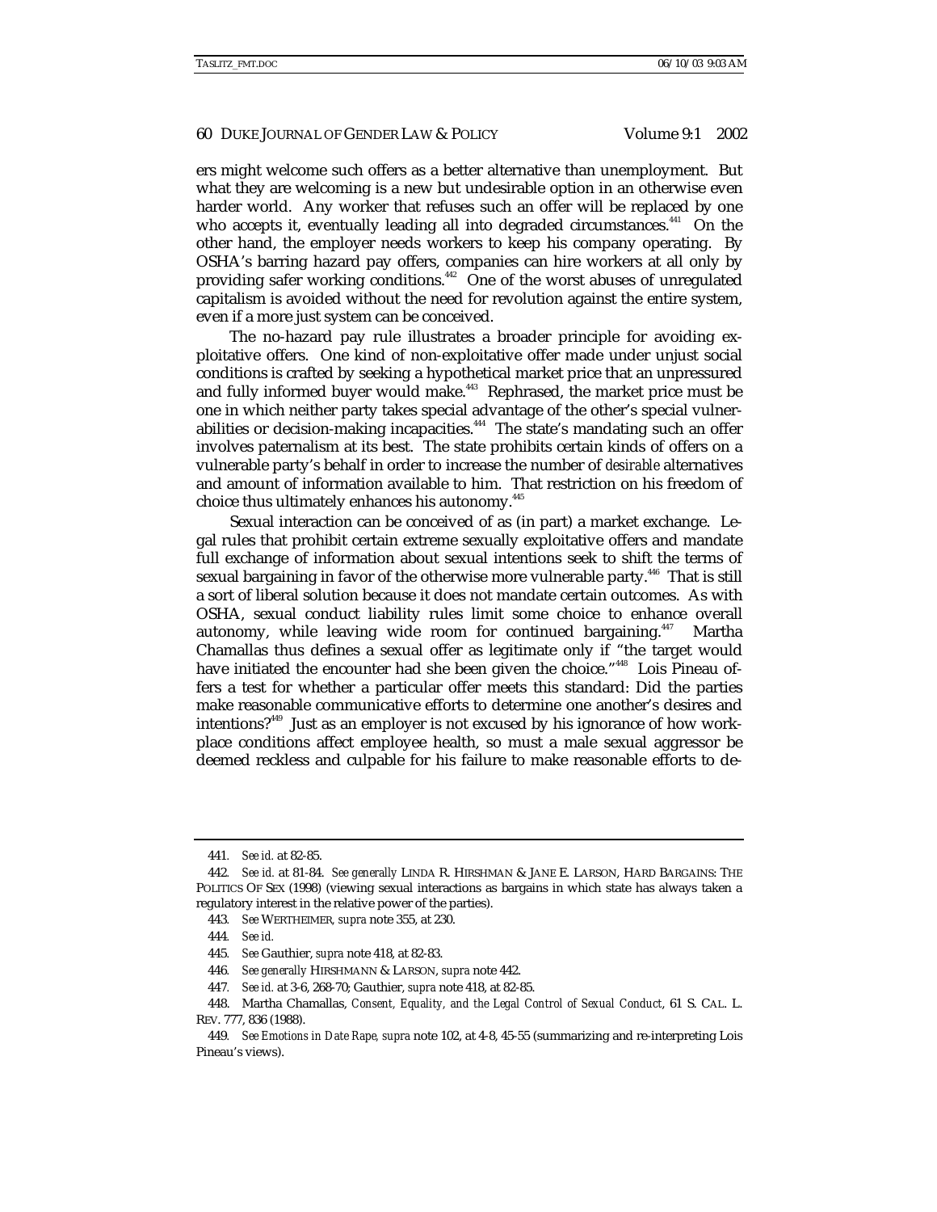ers might welcome such offers as a better alternative than unemployment. But what they are welcoming is a new but undesirable option in an otherwise even harder world. Any worker that refuses such an offer will be replaced by one who accepts it, eventually leading all into degraded circumstances.[441] On the other hand, the employer needs workers to keep his company operating. By OSHA's barring hazard pay offers, companies can hire workers at all only by providing safer working conditions.[442] One of the worst abuses of unregulated capitalism is avoided without the need for revolution against the entire system, even if a more just system can be conceived.

The no-hazard pay rule illustrates a broader principle for avoiding exploitative offers. One kind of non-exploitative offer made under unjust social conditions is crafted by seeking a hypothetical market price that an unpressured and fully informed buyer would make.[443] Rephrased, the market price must be one in which neither party takes special advantage of the other's special vulnerabilities or decision-making incapacities.[444] The state's mandating such an offer involves paternalism at its best. The state prohibits certain kinds of offers on a vulnerable party's behalf in order to increase the number of *desirable* alternatives and amount of information available to him. That restriction on his freedom of choice thus ultimately enhances his autonomy.[445]

Sexual interaction can be conceived of as (in part) a market exchange. Legal rules that prohibit certain extreme sexually exploitative offers and mandate full exchange of information about sexual intentions seek to shift the terms of sexual bargaining in favor of the otherwise more vulnerable party.[446] That is still a sort of liberal solution because it does not mandate certain outcomes. As with OSHA, sexual conduct liability rules limit some choice to enhance overall autonomy, while leaving wide room for continued bargaining.[447] Martha Chamallas thus defines a sexual offer as legitimate only if "the target would have initiated the encounter had she been given the choice."[448] Lois Pineau offers a test for whether a particular offer meets this standard: Did the parties make reasonable communicative efforts to determine one another's desires and intentions?[449] Just as an employer is not excused by his ignorance of how workplace conditions affect employee health, so must a male sexual aggressor be deemed reckless and culpable for his failure to make reasonable efforts to de-

---

441. *See id.* at 82-85.

442. *See id.* at 81-84. *See generally* LINDA R. HIRSHMAN & JANE E. LARSON, HARD BARGAINS: THE POLITICS OF SEX (1998) (viewing sexual interactions as bargains in which state has always taken a regulatory interest in the relative power of the parties).

443. *See* WERTHEIMER, *supra* note 355, at 230.

444. *See id.*

445. *See* Gauthier, *supra* note 418, at 82-83.

446. *See generally* HIRSHMANN & LARSON, *supra* note 442.

447. *See id.* at 3-6, 268-70; Gauthier, *supra* note 418, at 82-85.

448. Martha Chamallas, *Consent, Equality, and the Legal Control of Sexual Conduct*, 61 S. CAL. L. REV. 777, 836 (1988).

449. *See Emotions in Date Rape, supra* note 102, at 4-8, 45-55 (summarizing and re-interpreting Lois Pineau's views).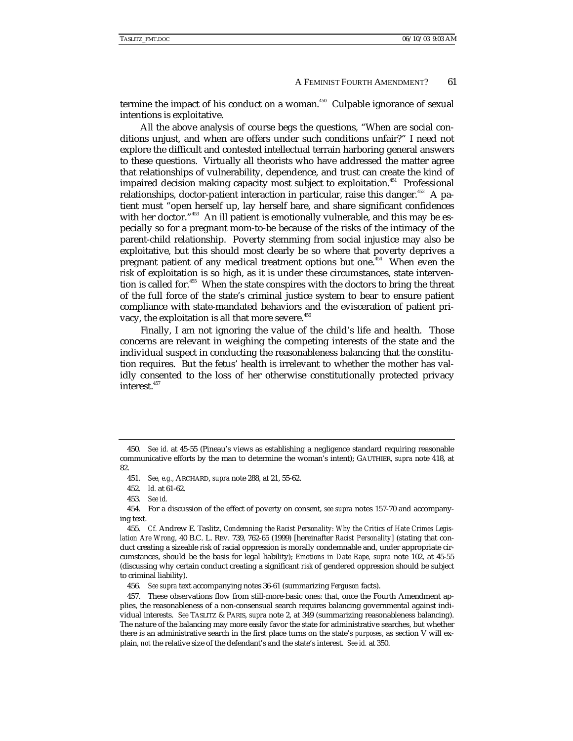termine the impact of his conduct on a woman.[450] Culpable ignorance of sexual intentions is exploitative.

All the above analysis of course begs the questions, "When are social conditions unjust, and when are offers under such conditions unfair?" I need not explore the difficult and contested intellectual terrain harboring general answers to these questions. Virtually all theorists who have addressed the matter agree that relationships of vulnerability, dependence, and trust can create the kind of impaired decision making capacity most subject to exploitation.[451] Professional relationships, doctor-patient interaction in particular, raise this danger.[452] A patient must "open herself up, lay herself bare, and share significant confidences with her doctor."[453] An ill patient is emotionally vulnerable, and this may be especially so for a pregnant mom-to-be because of the risks of the intimacy of the parent-child relationship. Poverty stemming from social injustice may also be exploitative, but this should most clearly be so where that poverty deprives a pregnant patient of any medical treatment options but one.[454] When even the *risk* of exploitation is so high, as it is under these circumstances, state intervention is called for.[455] When the state conspires with the doctors to bring the threat of the full force of the state's criminal justice system to bear to ensure patient compliance with state-mandated behaviors and the evisceration of patient privacy, the exploitation is all that more severe.[456]

Finally, I am not ignoring the value of the child's life and health. Those concerns are relevant in weighing the competing interests of the state and the individual suspect in conducting the reasonableness balancing that the constitution requires. But the fetus' health is irrelevant to whether the mother has validly consented to the loss of her otherwise constitutionally protected privacy interest.[457]

---

450. *See id.* at 45-55 (Pineau's views as establishing a negligence standard requiring reasonable communicative efforts by the man to determine the woman's intent); GAUTHIER, *supra* note 418, at 82.

451. *See, e.g.*, ARCHARD, *supra* note 288, at 21, 55-62.

452. *Id.* at 61-62.

453. *See id.*

454. For a discussion of the effect of poverty on consent, *see supra* notes 157-70 and accompanying text.

455. *Cf.* Andrew E. Taslitz, *Condemning the Racist Personality: Why the Critics of Hate Crimes Legislation Are Wrong*, 40 B.C. L. REV. 739, 762-65 (1999) [hereinafter *Racist Personality*] (stating that conduct creating a sizeable *risk* of racial oppression is morally condemnable and, under appropriate circumstances, should be the basis for legal liability); *Emotions in Date Rape, supra* note 102, at 45-55 (discussing why certain conduct creating a significant *risk* of gendered oppression should be subject to criminal liability).

456. *See supra* text accompanying notes 36-61 (summarizing *Ferguson* facts).

457. These observations flow from still-more-basic ones: that, once the Fourth Amendment applies, the reasonableness of a non-consensual search requires balancing governmental against individual interests. *See* TASLITZ & PARIS, *supra* note 2, at 349 (summarizing reasonableness balancing). The nature of the balancing may more easily favor the state for administrative searches, but whether there is an administrative search in the first place turns on the state's *purposes*, as section V will explain, *not* the relative size of the defendant's and the state's interest. *See id.* at 350.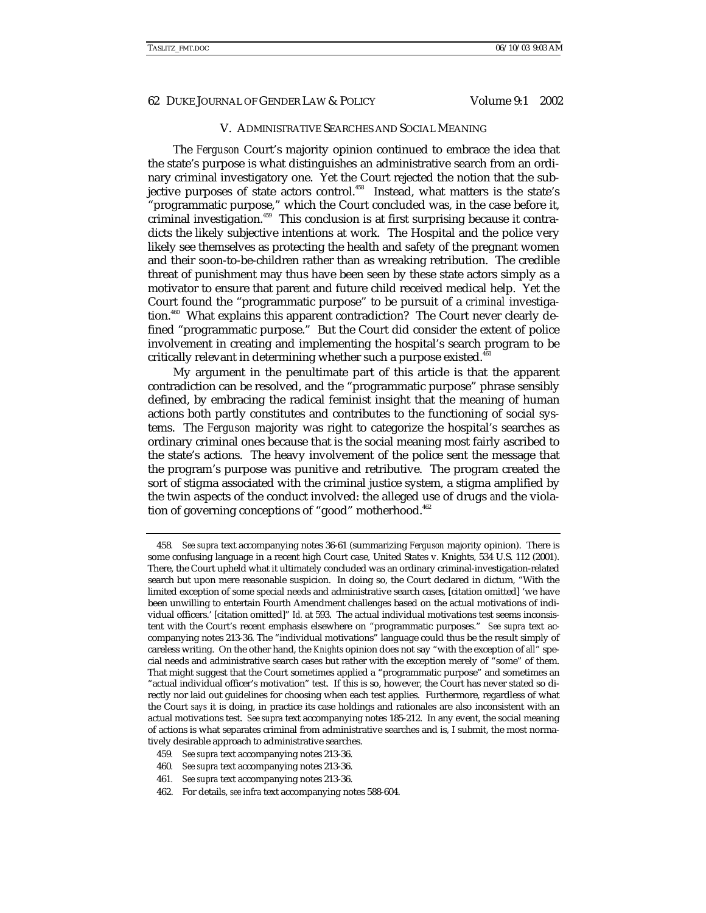## V. ADMINISTRATIVE SEARCHES AND SOCIAL MEANING

The *Ferguson* Court's majority opinion continued to embrace the idea that the state's purpose is what distinguishes an administrative search from an ordinary criminal investigatory one. Yet the Court rejected the notion that the subjective purposes of state actors control.[458] Instead, what matters is the state's "programmatic purpose," which the Court concluded was, in the case before it, criminal investigation.[459] This conclusion is at first surprising because it contradicts the likely subjective intentions at work. The Hospital and the police very likely see themselves as protecting the health and safety of the pregnant women and their soon-to-be-children rather than as wreaking retribution. The credible threat of punishment may thus have been seen by these state actors simply as a motivator to ensure that parent and future child received medical help. Yet the Court found the "programmatic purpose" to be pursuit of a *criminal* investigation.[460] What explains this apparent contradiction? The Court never clearly defined "programmatic purpose." But the Court did consider the extent of police involvement in creating and implementing the hospital's search program to be critically relevant in determining whether such a purpose existed.[461]

My argument in the penultimate part of this article is that the apparent contradiction can be resolved, and the "programmatic purpose" phrase sensibly defined, by embracing the radical feminist insight that the meaning of human actions both partly constitutes and contributes to the functioning of social systems. The *Ferguson* majority was right to categorize the hospital's searches as ordinary criminal ones because that is the social meaning most fairly ascribed to the state's actions. The heavy involvement of the police sent the message that the program's purpose was punitive and retributive. The program created the sort of stigma associated with the criminal justice system, a stigma amplified by the twin aspects of the conduct involved: the alleged use of drugs *and* the violation of governing conceptions of "good" motherhood.[462]

---

458. *See supra* text accompanying notes 36-61 (summarizing *Ferguson* majority opinion). There is some confusing language in a recent high Court case, United States v. Knights, 534 U.S. 112 (2001). There, the Court upheld what it ultimately concluded was an ordinary criminal-investigation-related search but upon mere reasonable suspicion. In doing so, the Court declared in dictum, "With the limited exception of some special needs and administrative search cases, [citation omitted] 'we have been unwilling to entertain Fourth Amendment challenges based on the actual motivations of individual officers.' [citation omitted]" *Id.* at 593. The actual individual motivations test seems inconsistent with the Court's recent emphasis elsewhere on "programmatic purposes." *See supra* text accompanying notes 213-36. The "individual motivations" language could thus be the result simply of careless writing. On the other hand, the *Knights* opinion does not say "with the exception of *all*" special needs and administrative search cases but rather with the exception merely of "some" of them. That might suggest that the Court sometimes applied a "programmatic purpose" and sometimes an "actual individual officer's motivation" test. If this is so, however, the Court has never stated so directly nor laid out guidelines for choosing when each test applies. Furthermore, regardless of what the Court *says* it is doing, in practice its case holdings and rationales are also inconsistent with an actual motivations test. *See supra* text accompanying notes 185-212. In any event, the social meaning of actions is what separates criminal from administrative searches and is, I submit, the most normatively desirable approach to administrative searches.

459. *See supra* text accompanying notes 213-36.

460. *See supra* text accompanying notes 213-36.

461. *See supra* text accompanying notes 213-36.

462. For details, *see infra* text accompanying notes 588-604.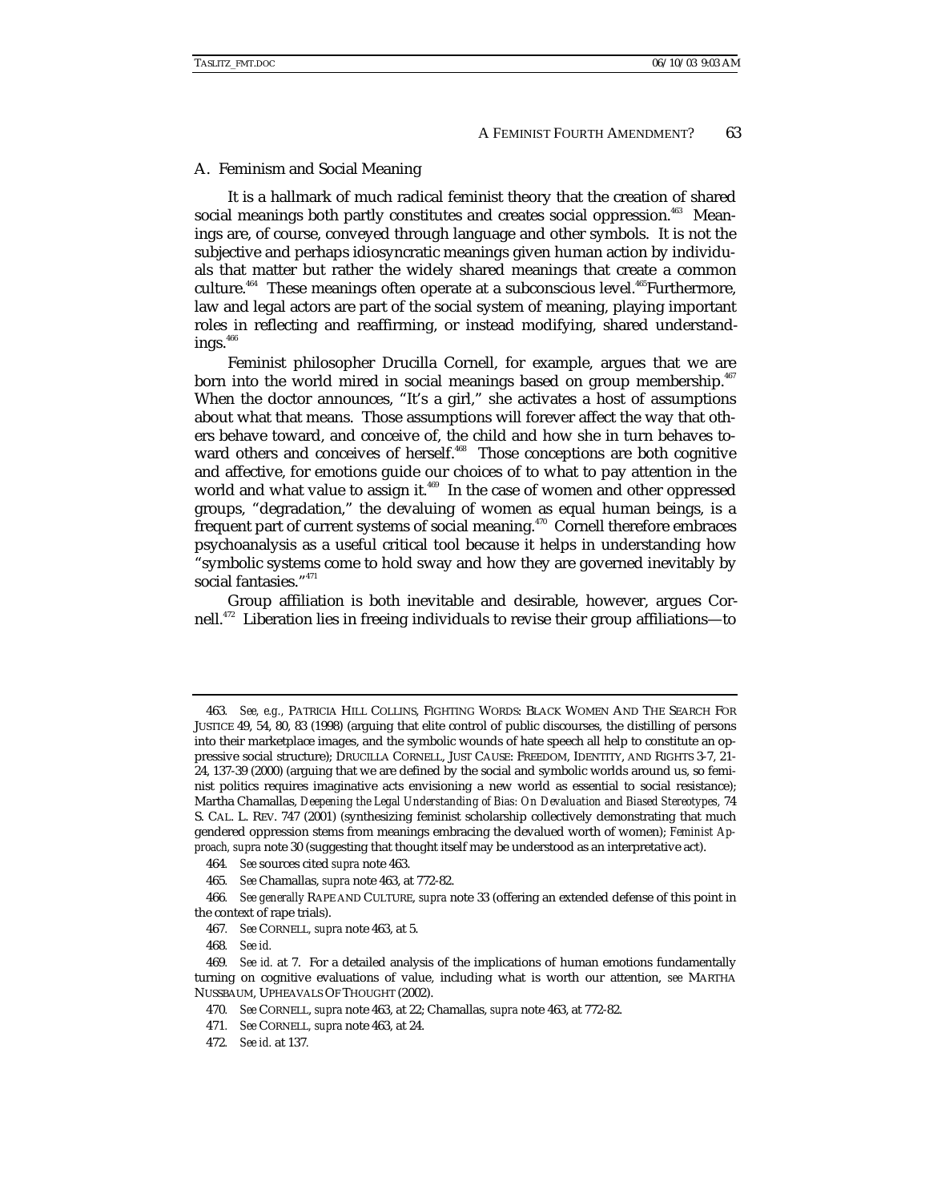## A. Feminism and Social Meaning

It is a hallmark of much radical feminist theory that the creation of shared social meanings both partly constitutes and creates social oppression.[463] Meanings are, of course, conveyed through language and other symbols. It is not the subjective and perhaps idiosyncratic meanings given human action by individuals that matter but rather the widely shared meanings that create a common culture.[464] These meanings often operate at a subconscious level.[465]Furthermore, law and legal actors are part of the social system of meaning, playing important roles in reflecting and reaffirming, or instead modifying, shared understandings.[466]

Feminist philosopher Drucilla Cornell, for example, argues that we are born into the world mired in social meanings based on group membership.[467] When the doctor announces, "It's a girl," she activates a host of assumptions about what that means. Those assumptions will forever affect the way that others behave toward, and conceive of, the child and how she in turn behaves toward others and conceives of herself.[468] Those conceptions are both cognitive and affective, for emotions guide our choices of to what to pay attention in the world and what value to assign it.[469] In the case of women and other oppressed groups, "degradation," the devaluing of women as equal human beings, is a frequent part of current systems of social meaning.[470] Cornell therefore embraces psychoanalysis as a useful critical tool because it helps in understanding how "symbolic systems come to hold sway and how they are governed inevitably by social fantasies."[471]

Group affiliation is both inevitable and desirable, however, argues Cornell.[472] Liberation lies in freeing individuals to revise their group affiliations—to

---

463. *See, e.g.*, PATRICIA HILL COLLINS, FIGHTING WORDS: BLACK WOMEN AND THE SEARCH FOR JUSTICE 49, 54, 80, 83 (1998) (arguing that elite control of public discourses, the distilling of persons into their marketplace images, and the symbolic wounds of hate speech all help to constitute an oppressive social structure); DRUCILLA CORNELL, JUST CAUSE: FREEDOM, IDENTITY, AND RIGHTS 3-7, 21-24, 137-39 (2000) (arguing that we are defined by the social and symbolic worlds around us, so feminist politics requires imaginative acts envisioning a new world as essential to social resistance); Martha Chamallas, *Deepening the Legal Understanding of Bias: On Devaluation and Biased Stereotypes*, 74 S. CAL. L. REV. 747 (2001) (synthesizing feminist scholarship collectively demonstrating that much gendered oppression stems from meanings embracing the devalued worth of women); *Feminist Approach*, *supra* note 30 (suggesting that thought itself may be understood as an interpretative act).

464. *See* sources cited *supra* note 463.

465. *See* Chamallas, *supra* note 463, at 772-82.

466. *See generally* RAPE AND CULTURE, *supra* note 33 (offering an extended defense of this point in the context of rape trials).

467. *See* CORNELL, *supra* note 463, at 5.

468. *See id.*

469. *See id.* at 7. For a detailed analysis of the implications of human emotions fundamentally turning on cognitive evaluations of value, including what is worth our attention, *see* MARTHA NUSSBAUM, UPHEAVALS OF THOUGHT (2002).

470. *See* CORNELL, *supra* note 463, at 22; Chamallas, *supra* note 463, at 772-82.

471. *See* CORNELL, *supra* note 463, at 24.

472. *See id.* at 137.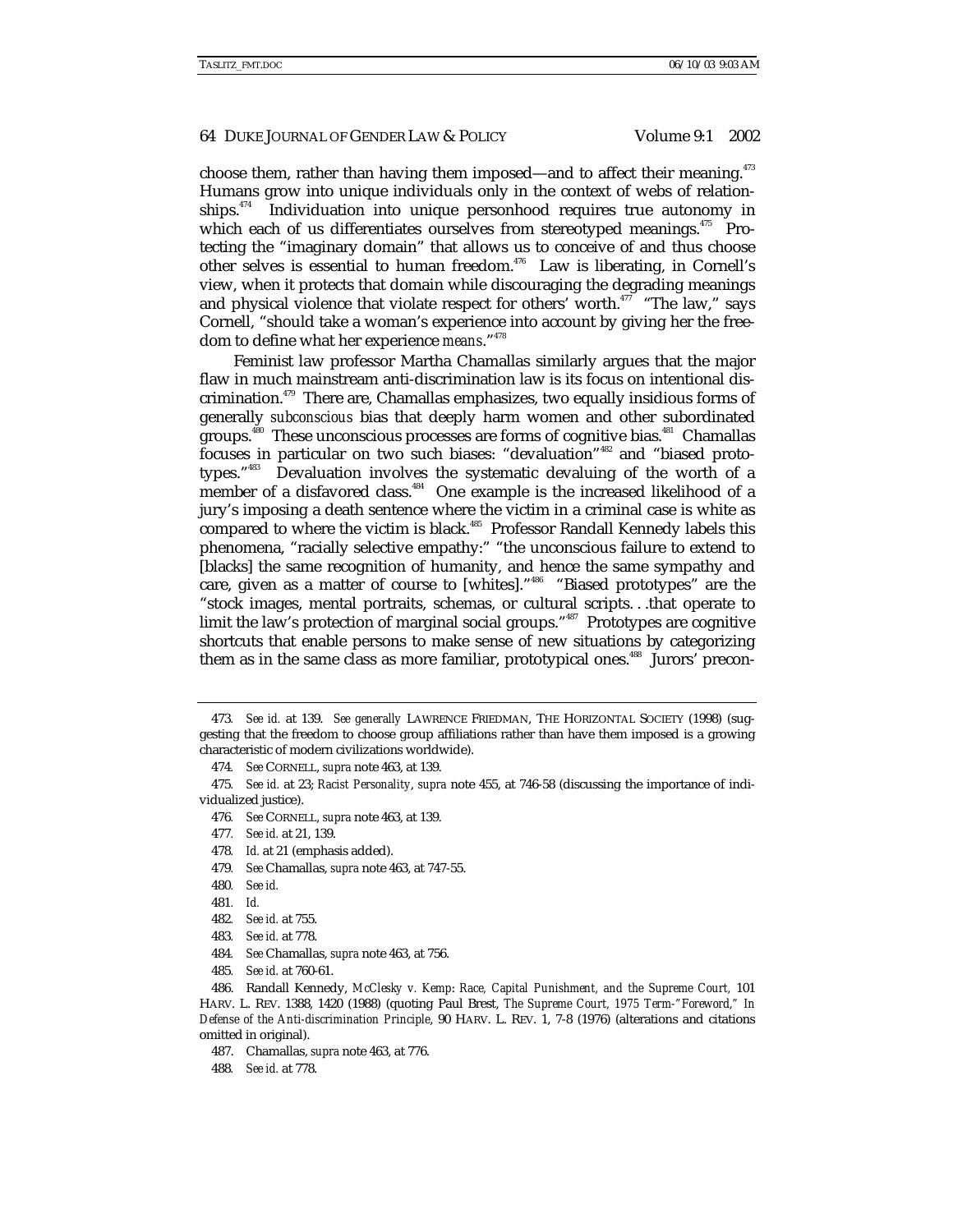choose them, rather than having them imposed—and to affect their meaning.[473] Humans grow into unique individuals only in the context of webs of relationships.[474] Individuation into unique personhood requires true autonomy in which each of us differentiates ourselves from stereotyped meanings.[475] Protecting the "imaginary domain" that allows us to conceive of and thus choose other selves is essential to human freedom.[476] Law is liberating, in Cornell's view, when it protects that domain while discouraging the degrading meanings and physical violence that violate respect for others' worth.[477] "The law," says Cornell, "should take a woman's experience into account by giving her the freedom to define what her experience *means*."[478]

Feminist law professor Martha Chamallas similarly argues that the major flaw in much mainstream anti-discrimination law is its focus on intentional discrimination.[479] There are, Chamallas emphasizes, two equally insidious forms of generally *subconscious* bias that deeply harm women and other subordinated groups.[480] These unconscious processes are forms of cognitive bias.[481] Chamallas focuses in particular on two such biases: "devaluation"[482] and "biased prototypes."[483] Devaluation involves the systematic devaluing of the worth of a member of a disfavored class.[484] One example is the increased likelihood of a jury's imposing a death sentence where the victim in a criminal case is white as compared to where the victim is black.[485] Professor Randall Kennedy labels this phenomena, "racially selective empathy:" "the unconscious failure to extend to [blacks] the same recognition of humanity, and hence the same sympathy and care, given as a matter of course to [whites]."[486] "Biased prototypes" are the "stock images, mental portraits, schemas, or cultural scripts. . .that operate to limit the law's protection of marginal social groups."[487] Prototypes are cognitive shortcuts that enable persons to make sense of new situations by categorizing them as in the same class as more familiar, prototypical ones.[488] Jurors' precon-

---

473. *See id.* at 139. *See generally* LAWRENCE FRIEDMAN, THE HORIZONTAL SOCIETY (1998) (suggesting that the freedom to choose group affiliations rather than have them imposed is a growing characteristic of modern civilizations worldwide).

474. *See* CORNELL, *supra* note 463, at 139.

475. *See id.* at 23; *Racist Personality*, *supra* note 455, at 746-58 (discussing the importance of individualized justice).

476. *See* CORNELL, *supra* note 463, at 139.

477. *See id.* at 21, 139.

478. *Id.* at 21 (emphasis added).

479. *See* Chamallas, *supra* note 463, at 747-55.

480. *See id.*

481. *Id.*

482. *See id.* at 755.

483. *See id.* at 778.

484. *See* Chamallas, *supra* note 463, at 756.

485. *See id.* at 760-61.

486. Randall Kennedy, *McClesky v. Kemp: Race, Capital Punishment, and the Supreme Court*, 101 HARV. L. REV. 1388, 1420 (1988) (quoting Paul Brest, *The Supreme Court, 1975 Term-"Foreword," In Defense of the Anti-discrimination Principle*, 90 HARV. L. REV. 1, 7-8 (1976) (alterations and citations omitted in original).

487. Chamallas, *supra* note 463, at 776.

488. *See id.* at 778.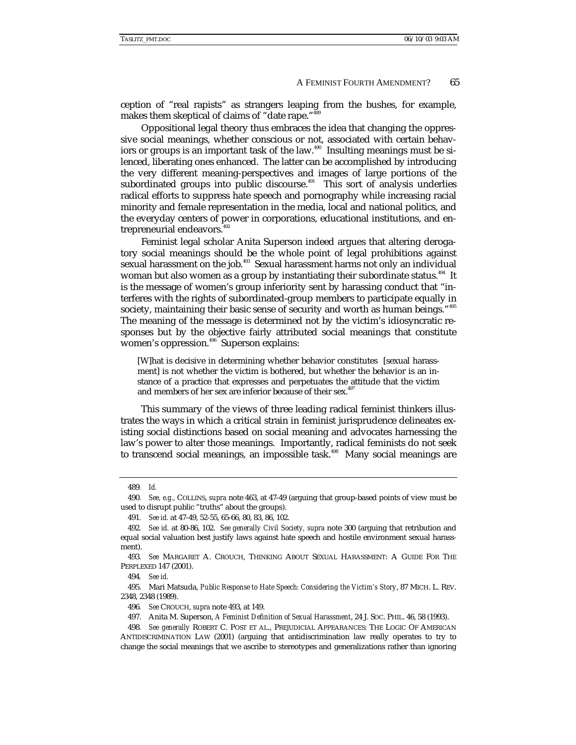ception of "real rapists" as strangers leaping from the bushes, for example, makes them skeptical of claims of "date rape."[489]

Oppositional legal theory thus embraces the idea that changing the oppressive social meanings, whether conscious or not, associated with certain behaviors or groups is an important task of the law.[490] Insulting meanings must be silenced, liberating ones enhanced. The latter can be accomplished by introducing the very different meaning-perspectives and images of large portions of the subordinated groups into public discourse.[491] This sort of analysis underlies radical efforts to suppress hate speech and pornography while increasing racial minority and female representation in the media, local and national politics, and the everyday centers of power in corporations, educational institutions, and entrepreneurial endeavors.[492]

Feminist legal scholar Anita Superson indeed argues that altering derogatory social meanings should be the whole point of legal prohibitions against sexual harassment on the job.[493] Sexual harassment harms not only an individual woman but also women as a group by instantiating their subordinate status.[494] It is the message of women's group inferiority sent by harassing conduct that "interferes with the rights of subordinated-group members to participate equally in society, maintaining their basic sense of security and worth as human beings."[495] The meaning of the message is determined not by the victim's idiosyncratic responses but by the objective fairly attributed social meanings that constitute women's oppression.[496] Superson explains:

> [W]hat is decisive in determining whether behavior constitutes [sexual harassment] is not whether the victim is bothered, but whether the behavior is an instance of a practice that expresses and perpetuates the attitude that the victim and members of her sex are inferior because of their sex.[497]

This summary of the views of three leading radical feminist thinkers illustrates the ways in which a critical strain in feminist jurisprudence delineates existing social distinctions based on social meaning and advocates harnessing the law's power to alter those meanings. Importantly, radical feminists do not seek to transcend social meanings, an impossible task.[498] Many social meanings are

---

489. *Id.*

490. *See, e.g.,* COLLINS, *supra* note 463, at 47-49 (arguing that group-based points of view must be used to disrupt public "truths" about the groups).

491. *See id.* at 47-49, 52-55, 65-66, 80, 83, 86, 102.

492. *See id.* at 80-86, 102. *See generally Civil Society*, *supra* note 300 (arguing that retribution and equal social valuation best justify laws against hate speech and hostile environment sexual harassment).

493. *See* MARGARET A. CROUCH, THINKING ABOUT SEXUAL HARASSMENT: A GUIDE FOR THE PERPLEXED 147 (2001).

494. *See id.*

495. Mari Matsuda, *Public Response to Hate Speech: Considering the Victim's Story*, 87 MICH. L. REV. 2348, 2348 (1989).

496. *See* CROUCH, *supra* note 493, at 149.

497. Anita M. Superson, *A Feminist Definition of Sexual Harassment*, 24 J. SOC. PHIL. 46, 58 (1993).

498. *See generally* ROBERT C. POST ET AL., PREJUDICIAL APPEARANCES: THE LOGIC OF AMERICAN ANTIDISCRIMINATION LAW (2001) (arguing that antidiscrimination law really operates to try to change the social meanings that we ascribe to stereotypes and generalizations rather than ignoring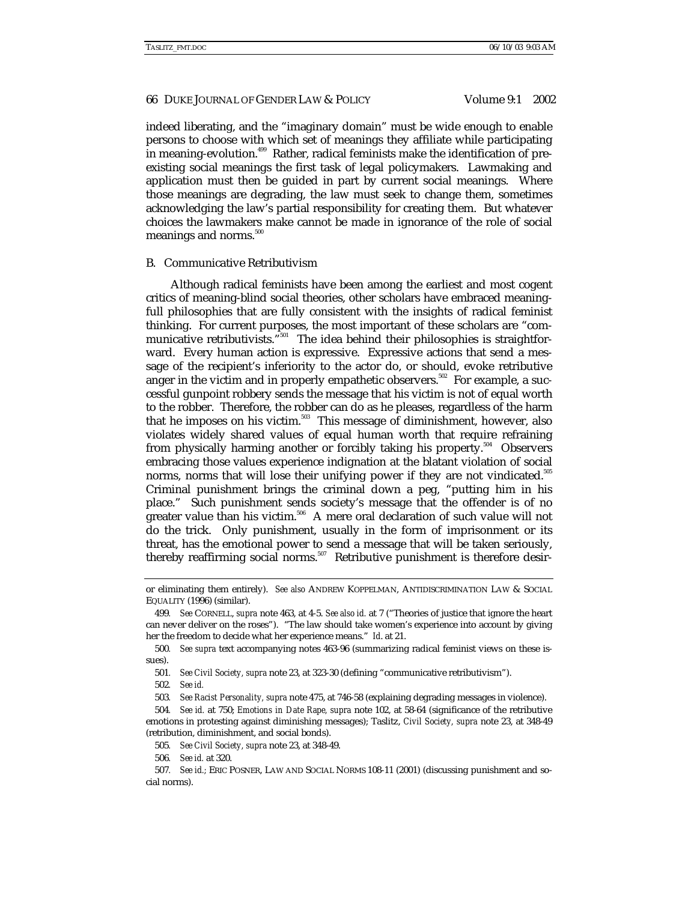indeed liberating, and the "imaginary domain" must be wide enough to enable persons to choose with which set of meanings they affiliate while participating in meaning-evolution.[499] Rather, radical feminists make the identification of preexisting social meanings the first task of legal policymakers. Lawmaking and application must then be guided in part by current social meanings. Where those meanings are degrading, the law must seek to change them, sometimes acknowledging the law's partial responsibility for creating them. But whatever choices the lawmakers make cannot be made in ignorance of the role of social meanings and norms.[500]

## B. Communicative Retributivism

Although radical feminists have been among the earliest and most cogent critics of meaning-blind social theories, other scholars have embraced meaning-full philosophies that are fully consistent with the insights of radical feminist thinking. For current purposes, the most important of these scholars are "communicative retributivists."[501] The idea behind their philosophies is straightforward. Every human action is expressive. Expressive actions that send a message of the recipient's inferiority to the actor do, or should, evoke retributive anger in the victim and in properly empathetic observers.[502] For example, a successful gunpoint robbery sends the message that his victim is not of equal worth to the robber. Therefore, the robber can do as he pleases, regardless of the harm that he imposes on his victim.[503] This message of diminishment, however, also violates widely shared values of equal human worth that require refraining from physically harming another or forcibly taking his property.[504] Observers embracing those values experience indignation at the blatant violation of social norms, norms that will lose their unifying power if they are not vindicated.[505] Criminal punishment brings the criminal down a peg, "putting him in his place." Such punishment sends society's message that the offender is of no greater value than his victim.[506] A mere oral declaration of such value will not do the trick. Only punishment, usually in the form of imprisonment or its threat, has the emotional power to send a message that will be taken seriously, thereby reaffirming social norms.[507] Retributive punishment is therefore desir-

---

or eliminating them entirely). *See also* ANDREW KOPPELMAN, ANTIDISCRIMINATION LAW & SOCIAL EQUALITY (1996) (similar).

499. *See* CORNELL, *supra* note 463, at 4-5. *See also id.* at 7 ("Theories of justice that ignore the heart can never deliver on the roses"). "The law should take women's experience into account by giving her the freedom to decide what her experience means." *Id.* at 21.

500. *See supra* text accompanying notes 463-96 (summarizing radical feminist views on these issues).

501. *See Civil Society, supra* note 23, at 323-30 (defining "communicative retributivism").

502. *See id.*

503. *See Racist Personality, supra* note 475, at 746-58 (explaining degrading messages in violence).

504. *See id.* at 750; *Emotions in Date Rape, supra* note 102, at 58-64 (significance of the retributive emotions in protesting against diminishing messages); Taslitz, *Civil Society, supra* note 23, at 348-49 (retribution, diminishment, and social bonds).

505. *See Civil Society, supra* note 23, at 348-49.

506. *See id.* at 320.

507. *See id.*; ERIC POSNER, LAW AND SOCIAL NORMS 108-11 (2001) (discussing punishment and social norms).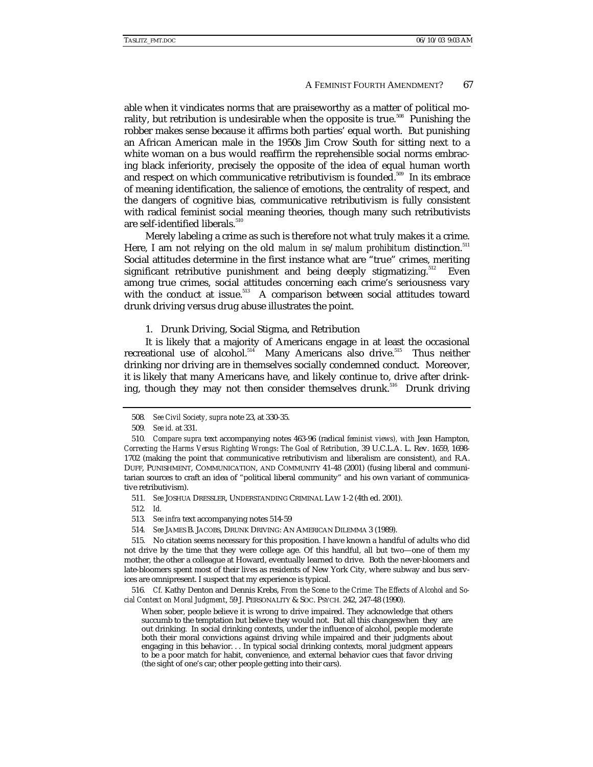able when it vindicates norms that are praiseworthy as a matter of political morality, but retribution is undesirable when the opposite is true.[508] Punishing the robber makes sense because it affirms both parties' equal worth. But punishing an African American male in the 1950s Jim Crow South for sitting next to a white woman on a bus would reaffirm the reprehensible social norms embracing black inferiority, precisely the opposite of the idea of equal human worth and respect on which communicative retributivism is founded.[509] In its embrace of meaning identification, the salience of emotions, the centrality of respect, and the dangers of cognitive bias, communicative retributivism is fully consistent with radical feminist social meaning theories, though many such retributivists are self-identified liberals.[510]

Merely labeling a crime as such is therefore not what truly makes it a crime. Here, I am not relying on the old *malum in se/malum prohibitum* distinction.[511] Social attitudes determine in the first instance what are "true" crimes, meriting significant retributive punishment and being deeply stigmatizing.[512] Even among true crimes, social attitudes concerning each crime's seriousness vary with the conduct at issue.[513] A comparison between social attitudes toward drunk driving versus drug abuse illustrates the point.

### 1. Drunk Driving, Social Stigma, and Retribution

It is likely that a majority of Americans engage in at least the occasional recreational use of alcohol.[514] Many Americans also drive.[515] Thus neither drinking nor driving are in themselves socially condemned conduct. Moreover, it is likely that many Americans have, and likely continue to, drive after drinking, though they may not then consider themselves drunk.[516] Drunk driving

---

508. *See Civil Society*, *supra* note 23, at 330-35.

509. *See id.* at 331.

510. *Compare supra* text accompanying notes 463-96 (radical *feminist views), with* Jean Hampton, *Correcting the Harms Versus Righting Wrongs: The Goal of Retribution*, 39 U.C.L.A. L. Rev. 1659, 1698-1702 (making the point that communicative retributivism and liberalism are consistent), *and* R.A. DUFF, PUNISHMENT, COMMUNICATION, AND COMMUNITY 41-48 (2001) (fusing liberal and communitarian sources to craft an idea of "political liberal community" and his own variant of communicative retributivism).

511. *See* JOSHUA DRESSLER, UNDERSTANDING CRIMINAL LAW 1-2 (4th ed. 2001).

512. *Id.*

513. *See infra* text accompanying notes 514-59

514. *See* JAMES B. JACOBS, DRUNK DRIVING: AN AMERICAN DILEMMA 3 (1989).

515. No citation seems necessary for this proposition. I have known a handful of adults who did not drive by the time that they were college age. Of this handful, all but two—one of them my mother, the other a colleague at Howard, eventually learned to drive. Both the never-bloomers and late-bloomers spent most of their lives as residents of New York City, where subway and bus services are omnipresent. I suspect that my experience is typical.

516. *Cf.* Kathy Denton and Dennis Krebs, *From the Scene to the Crime: The Effects of Alcohol and Social Context on Moral Judgment*, 59 J. PERSONALITY & SOC. PSYCH. 242, 247-48 (1990).

> When sober, people believe it is wrong to drive impaired. They acknowledge that others succumb to the temptation but believe they would not. But all this changeswhen they are out drinking. In social drinking contexts, under the influence of alcohol, people moderate both their moral convictions against driving while impaired and their judgments about engaging in this behavior. . . In typical social drinking contexts, moral judgment appears to be a poor match for habit, convenience, and external behavior cues that favor driving (the sight of one's car; other people getting into their cars).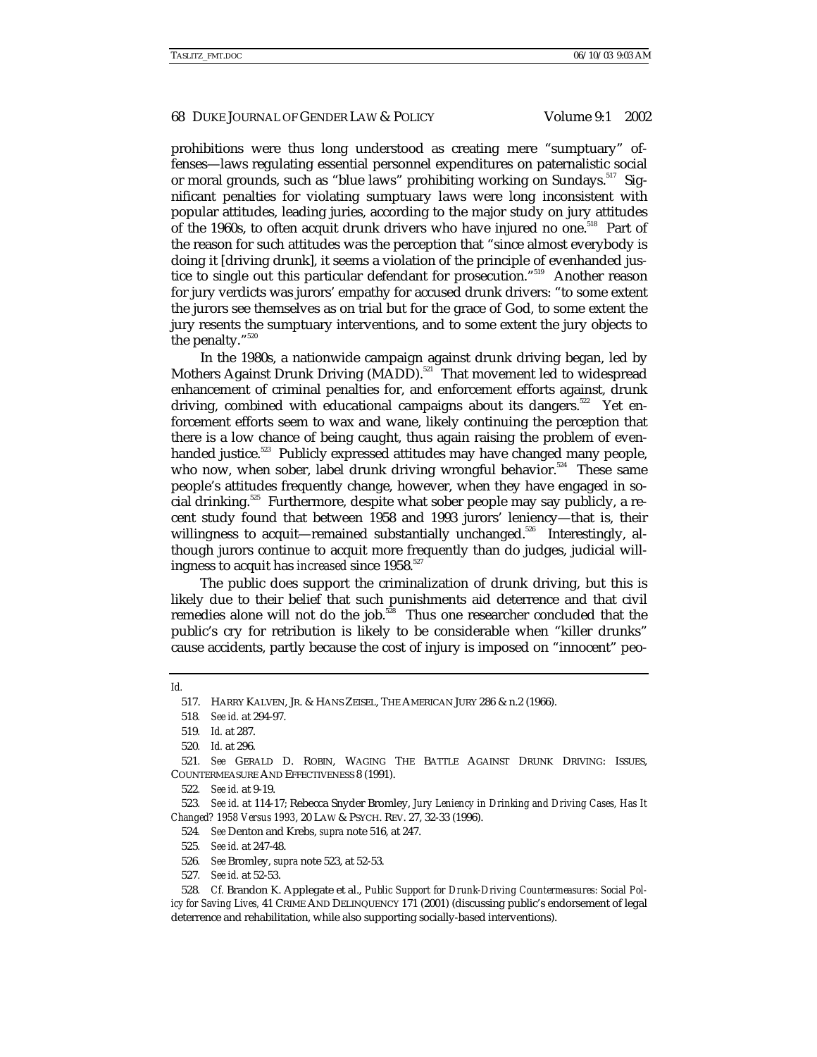prohibitions were thus long understood as creating mere "sumptuary" offenses—laws regulating essential personnel expenditures on paternalistic social or moral grounds, such as "blue laws" prohibiting working on Sundays.[517] Significant penalties for violating sumptuary laws were long inconsistent with popular attitudes, leading juries, according to the major study on jury attitudes of the 1960s, to often acquit drunk drivers who have injured no one.[518] Part of the reason for such attitudes was the perception that "since almost everybody is doing it [driving drunk], it seems a violation of the principle of evenhanded justice to single out this particular defendant for prosecution."[519] Another reason for jury verdicts was jurors' empathy for accused drunk drivers: "to some extent the jurors see themselves as on trial but for the grace of God, to some extent the jury resents the sumptuary interventions, and to some extent the jury objects to the penalty."[520]

In the 1980s, a nationwide campaign against drunk driving began, led by Mothers Against Drunk Driving (MADD).[521] That movement led to widespread enhancement of criminal penalties for, and enforcement efforts against, drunk driving, combined with educational campaigns about its dangers.[522] Yet enforcement efforts seem to wax and wane, likely continuing the perception that there is a low chance of being caught, thus again raising the problem of evenhanded justice.[523] Publicly expressed attitudes may have changed many people, who now, when sober, label drunk driving wrongful behavior.[524] These same people's attitudes frequently change, however, when they have engaged in social drinking.[525] Furthermore, despite what sober people may say publicly, a recent study found that between 1958 and 1993 jurors' leniency—that is, their willingness to acquit—remained substantially unchanged.[526] Interestingly, although jurors continue to acquit more frequently than do judges, judicial willingness to acquit has *increased* since 1958.[527]

The public does support the criminalization of drunk driving, but this is likely due to their belief that such punishments aid deterrence and that civil remedies alone will not do the job.[528] Thus one researcher concluded that the public's cry for retribution is likely to be considerable when "killer drunks" cause accidents, partly because the cost of injury is imposed on "innocent" peo-

---

*Id.*

517. HARRY KALVEN, JR. & HANS ZEISEL, THE AMERICAN JURY 286 & n.2 (1966).

518. *See id.* at 294-97.

519. *Id.* at 287.

520. *Id.* at 296.

521. *See* GERALD D. ROBIN, WAGING THE BATTLE AGAINST DRUNK DRIVING: ISSUES, COUNTERMEASURE AND EFFECTIVENESS 8 (1991).

522. *See id.* at 9-19.

523. *See id.* at 114-17; Rebecca Snyder Bromley, *Jury Leniency in Drinking and Driving Cases, Has It Changed? 1958 Versus 1993*, 20 LAW & PSYCH. REV. 27, 32-33 (1996).

524. *See* Denton and Krebs, *supra* note 516, at 247.

525. *See id.* at 247-48.

526. *See* Bromley, *supra* note 523, at 52-53.

527. *See id.* at 52-53.

528. *Cf.* Brandon K. Applegate et al., *Public Support for Drunk-Driving Countermeasures: Social Policy for Saving Lives*, 41 CRIME AND DELINQUENCY 171 (2001) (discussing public's endorsement of legal deterrence and rehabilitation, while also supporting socially-based interventions).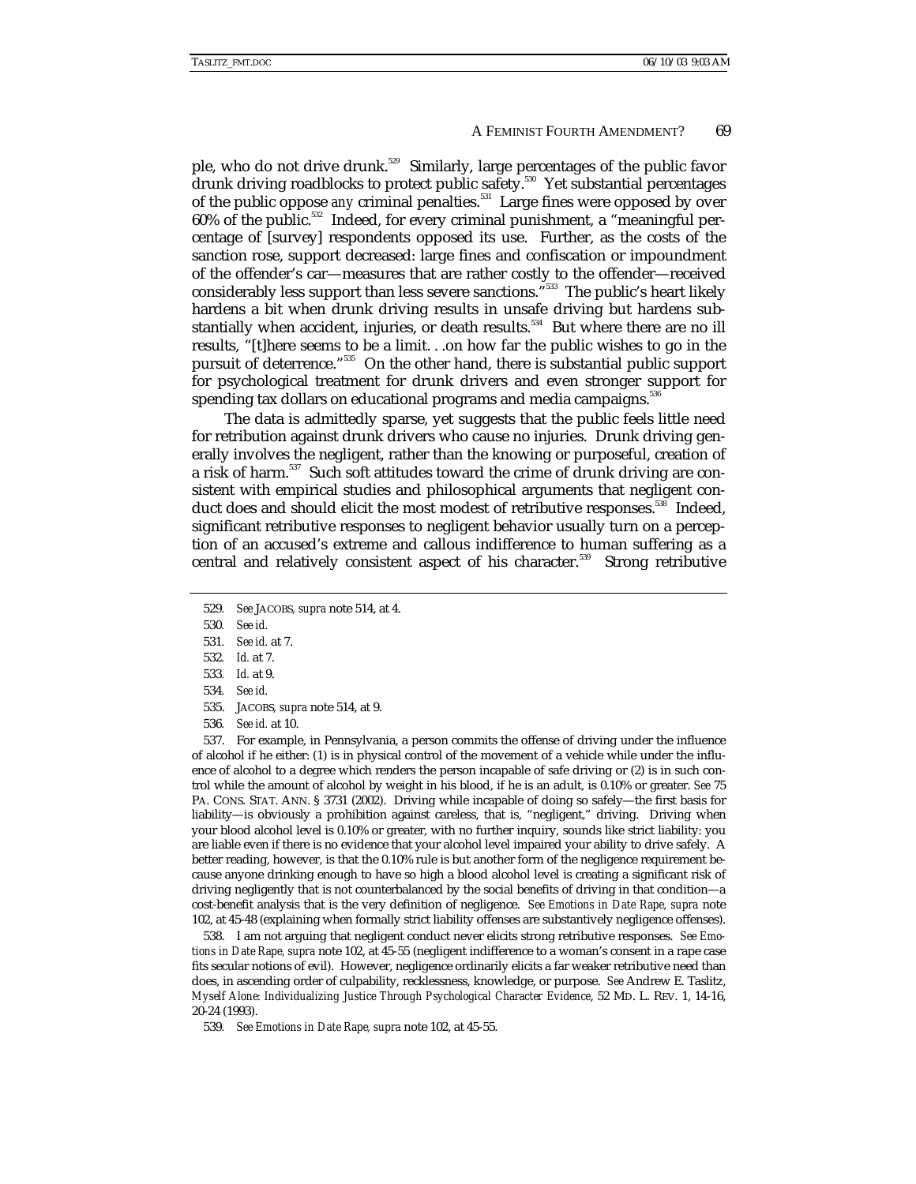ple, who do not drive drunk.[529] Similarly, large percentages of the public favor drunk driving roadblocks to protect public safety.[530] Yet substantial percentages of the public oppose *any* criminal penalties.[531] Large fines were opposed by over 60% of the public.[532] Indeed, for every criminal punishment, a "meaningful percentage of [survey] respondents opposed its use. Further, as the costs of the sanction rose, support decreased: large fines and confiscation or impoundment of the offender's car—measures that are rather costly to the offender—received considerably less support than less severe sanctions."[533] The public's heart likely hardens a bit when drunk driving results in unsafe driving but hardens substantially when accident, injuries, or death results.[534] But where there are no ill results, "[t]here seems to be a limit. . .on how far the public wishes to go in the pursuit of deterrence."[535] On the other hand, there is substantial public support for psychological treatment for drunk drivers and even stronger support for spending tax dollars on educational programs and media campaigns.[536]

The data is admittedly sparse, yet suggests that the public feels little need for retribution against drunk drivers who cause no injuries. Drunk driving generally involves the negligent, rather than the knowing or purposeful, creation of a risk of harm.[537] Such soft attitudes toward the crime of drunk driving are consistent with empirical studies and philosophical arguments that negligent conduct does and should elicit the most modest of retributive responses.[538] Indeed, significant retributive responses to negligent behavior usually turn on a perception of an accused's extreme and callous indifference to human suffering as a central and relatively consistent aspect of his character.[539] Strong retributive

---

529. *See* JACOBS, *supra* note 514, at 4.

530. *See id.*

531. *See id.* at 7.

532. *Id.* at 7.

533. *Id.* at 9.

534. *See id.*

535. JACOBS, *supra* note 514, at 9.

536. *See id.* at 10.

537. For example, in Pennsylvania, a person commits the offense of driving under the influence of alcohol if he either: (1) is in physical control of the movement of a vehicle while under the influence of alcohol to a degree which renders the person incapable of safe driving or (2) is in such control while the amount of alcohol by weight in his blood, if he is an adult, is 0.10% or greater. *See* 75 PA. CONS. STAT. ANN. § 3731 (2002). Driving while incapable of doing so safely—the first basis for liability—is obviously a prohibition against careless, that is, "negligent," driving. Driving when your blood alcohol level is 0.10% or greater, with no further inquiry, sounds like strict liability: you are liable even if there is no evidence that your alcohol level impaired your ability to drive safely. A better reading, however, is that the 0.10% rule is but another form of the negligence requirement because anyone drinking enough to have so high a blood alcohol level is creating a significant risk of driving negligently that is not counterbalanced by the social benefits of driving in that condition—a cost-benefit analysis that is the very definition of negligence. *See Emotions in Date Rape*, *supra* note 102, at 45-48 (explaining when formally strict liability offenses are substantively negligence offenses).

538. I am not arguing that negligent conduct never elicits strong retributive responses. *See Emotions in Date Rape*, *supra* note 102, at 45-55 (negligent indifference to a woman's consent in a rape case fits secular notions of evil). However, negligence ordinarily elicits a far weaker retributive need than does, in ascending order of culpability, recklessness, knowledge, or purpose. *See* Andrew E. Taslitz, *Myself Alone: Individualizing Justice Through Psychological Character Evidence*, 52 MD. L. REV. 1, 14-16, 20-24 (1993).

539. *See Emotions in Date Rape*, *supra* note 102, at 45-55.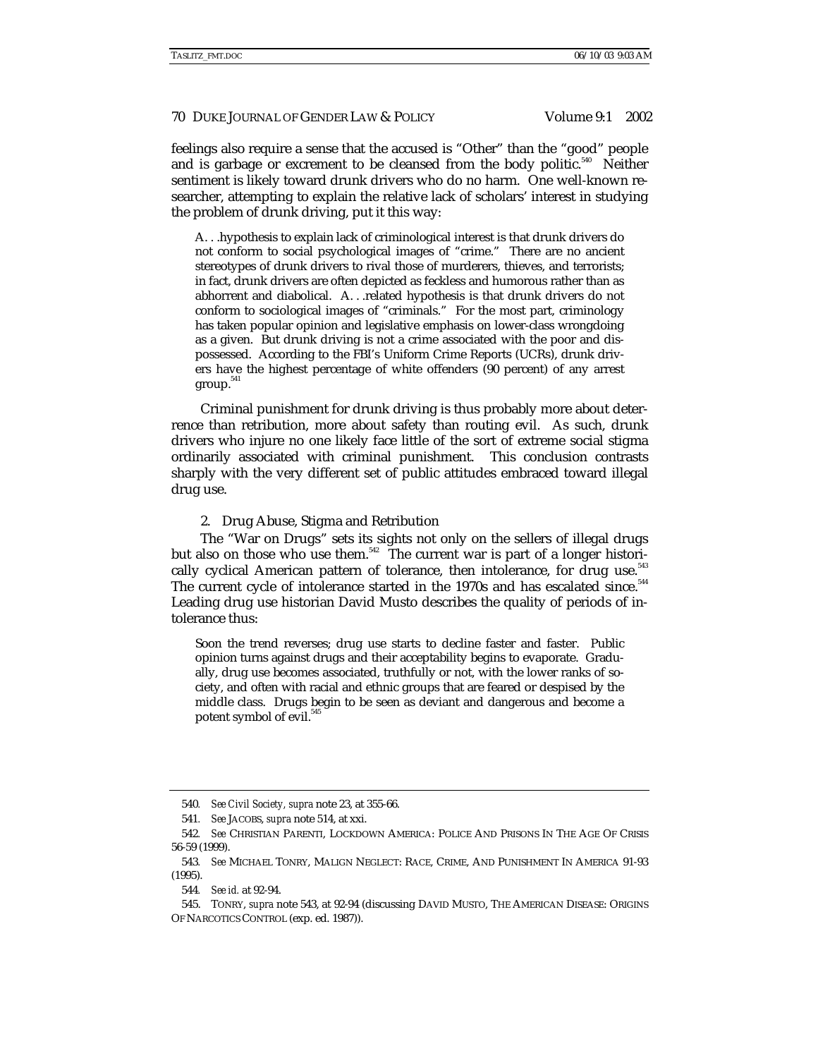feelings also require a sense that the accused is "Other" than the "good" people and is garbage or excrement to be cleansed from the body politic.[540] Neither sentiment is likely toward drunk drivers who do no harm. One well-known researcher, attempting to explain the relative lack of scholars' interest in studying the problem of drunk driving, put it this way:

> A. . .hypothesis to explain lack of criminological interest is that drunk drivers do not conform to social psychological images of "crime." There are no ancient stereotypes of drunk drivers to rival those of murderers, thieves, and terrorists; in fact, drunk drivers are often depicted as feckless and humorous rather than as abhorrent and diabolical. A. . .related hypothesis is that drunk drivers do not conform to sociological images of "criminals." For the most part, criminology has taken popular opinion and legislative emphasis on lower-class wrongdoing as a given. But drunk driving is not a crime associated with the poor and dispossessed. According to the FBI's Uniform Crime Reports (UCRs), drunk drivers have the highest percentage of white offenders (90 percent) of any arrest group.[541]

Criminal punishment for drunk driving is thus probably more about deterrence than retribution, more about safety than routing evil. As such, drunk drivers who injure no one likely face little of the sort of extreme social stigma ordinarily associated with criminal punishment. This conclusion contrasts sharply with the very different set of public attitudes embraced toward illegal drug use.

### 2. Drug Abuse, Stigma and Retribution

The "War on Drugs" sets its sights not only on the sellers of illegal drugs but also on those who use them.[542] The current war is part of a longer historically cyclical American pattern of tolerance, then intolerance, for drug use.[543] The current cycle of intolerance started in the 1970s and has escalated since.[544] Leading drug use historian David Musto describes the quality of periods of intolerance thus:

> Soon the trend reverses; drug use starts to decline faster and faster. Public opinion turns against drugs and their acceptability begins to evaporate. Gradually, drug use becomes associated, truthfully or not, with the lower ranks of society, and often with racial and ethnic groups that are feared or despised by the middle class. Drugs begin to be seen as deviant and dangerous and become a potent symbol of evil.[545]

---

540. *See Civil Society, supra* note 23, at 355-66.

541. *See* JACOBS, *supra* note 514, at xxi.

542. *See* CHRISTIAN PARENTI, LOCKDOWN AMERICA: POLICE AND PRISONS IN THE AGE OF CRISIS 56-59 (1999).

543. *See* MICHAEL TONRY, MALIGN NEGLECT: RACE, CRIME, AND PUNISHMENT IN AMERICA 91-93 (1995).

544. *See id.* at 92-94.

545. TONRY, *supra* note 543, at 92-94 (discussing DAVID MUSTO, THE AMERICAN DISEASE: ORIGINS OF NARCOTICS CONTROL (exp. ed. 1987)).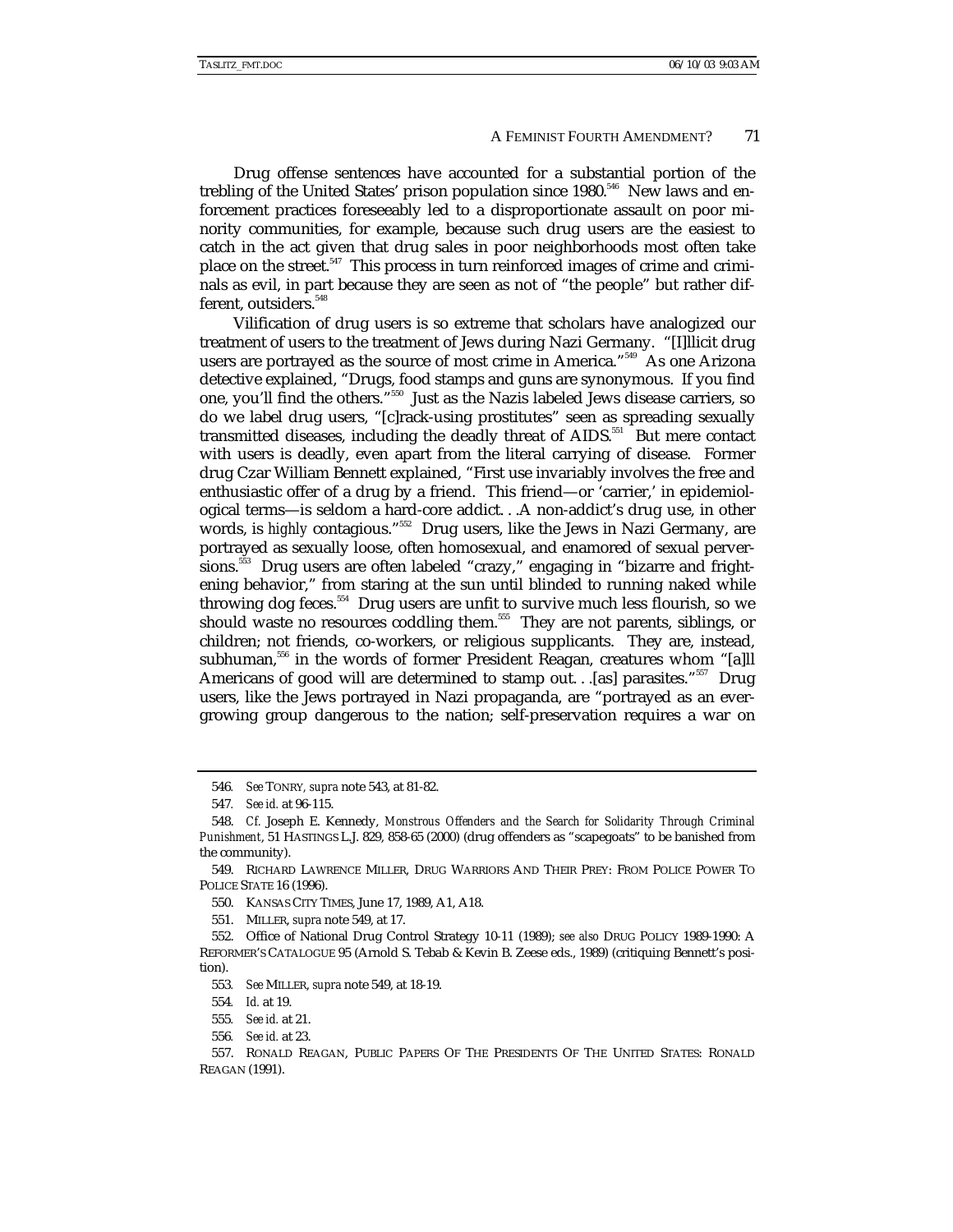Drug offense sentences have accounted for a substantial portion of the trebling of the United States' prison population since 1980.[546] New laws and enforcement practices foreseeably led to a disproportionate assault on poor minority communities, for example, because such drug users are the easiest to catch in the act given that drug sales in poor neighborhoods most often take place on the street.[547] This process in turn reinforced images of crime and criminals as evil, in part because they are seen as not of "the people" but rather different, outsiders.[548]

Vilification of drug users is so extreme that scholars have analogized our treatment of users to the treatment of Jews during Nazi Germany. "[I]llicit drug users are portrayed as the source of most crime in America."[549] As one Arizona detective explained, "Drugs, food stamps and guns are synonymous. If you find one, you'll find the others."[550] Just as the Nazis labeled Jews disease carriers, so do we label drug users, "[c]rack-using prostitutes" seen as spreading sexually transmitted diseases, including the deadly threat of AIDS.[551] But mere contact with users is deadly, even apart from the literal carrying of disease. Former drug Czar William Bennett explained, "First use invariably involves the free and enthusiastic offer of a drug by a friend. This friend—or 'carrier,' in epidemiological terms—is seldom a hard-core addict. . .A non-addict's drug use, in other words, is *highly* contagious."[552] Drug users, like the Jews in Nazi Germany, are portrayed as sexually loose, often homosexual, and enamored of sexual perversions.[553] Drug users are often labeled "crazy," engaging in "bizarre and frightening behavior," from staring at the sun until blinded to running naked while throwing dog feces.[554] Drug users are unfit to survive much less flourish, so we should waste no resources coddling them.[555] They are not parents, siblings, or children; not friends, co-workers, or religious supplicants. They are, instead, subhuman,[556] in the words of former President Reagan, creatures whom "[a]ll Americans of good will are determined to stamp out. . .[as] parasites."[557] Drug users, like the Jews portrayed in Nazi propaganda, are "portrayed as an ever-growing group dangerous to the nation; self-preservation requires a war on

---

546. *See* TONRY, *supra* note 543, at 81-82.

547. *See id.* at 96-115.

548. *Cf.* Joseph E. Kennedy, *Monstrous Offenders and the Search for Solidarity Through Criminal Punishment*, 51 HASTINGS L.J. 829, 858-65 (2000) (drug offenders as "scapegoats" to be banished from the community).

549. RICHARD LAWRENCE MILLER, DRUG WARRIORS AND THEIR PREY: FROM POLICE POWER TO POLICE STATE 16 (1996).

550. KANSAS CITY TIMES, June 17, 1989, A1, A18.

551. MILLER, *supra* note 549, at 17.

552. Office of National Drug Control Strategy 10-11 (1989); *see also* DRUG POLICY 1989-1990: A REFORMER'S CATALOGUE 95 (Arnold S. Tebab & Kevin B. Zeese eds., 1989) (critiquing Bennett's position).

553. *See* MILLER, *supra* note 549, at 18-19.

554. *Id.* at 19.

555. *See id.* at 21.

556. *See id.* at 23.

557. RONALD REAGAN, PUBLIC PAPERS OF THE PRESIDENTS OF THE UNITED STATES: RONALD REAGAN (1991).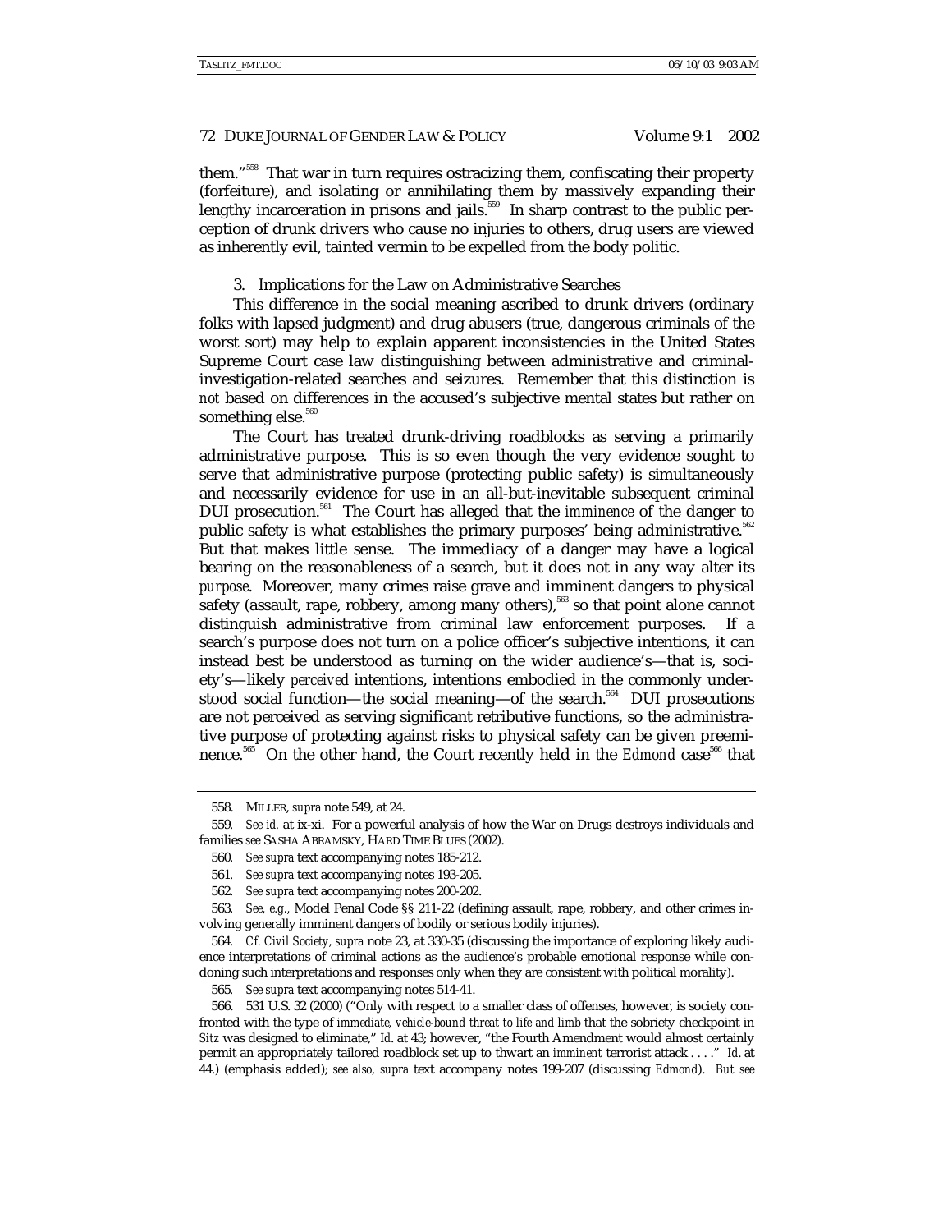them."[558] That war in turn requires ostracizing them, confiscating their property (forfeiture), and isolating or annihilating them by massively expanding their lengthy incarceration in prisons and jails.[559] In sharp contrast to the public perception of drunk drivers who cause no injuries to others, drug users are viewed as inherently evil, tainted vermin to be expelled from the body politic.

### 3. Implications for the Law on Administrative Searches

This difference in the social meaning ascribed to drunk drivers (ordinary folks with lapsed judgment) and drug abusers (true, dangerous criminals of the worst sort) may help to explain apparent inconsistencies in the United States Supreme Court case law distinguishing between administrative and criminal-investigation-related searches and seizures. Remember that this distinction is *not* based on differences in the accused's subjective mental states but rather on something else.[560]

The Court has treated drunk-driving roadblocks as serving a primarily administrative purpose. This is so even though the very evidence sought to serve that administrative purpose (protecting public safety) is simultaneously and necessarily evidence for use in an all-but-inevitable subsequent criminal DUI prosecution.[561] The Court has alleged that the *imminence* of the danger to public safety is what establishes the primary purposes' being administrative.[562] But that makes little sense. The immediacy of a danger may have a logical bearing on the reasonableness of a search, but it does not in any way alter its *purpose*. Moreover, many crimes raise grave and imminent dangers to physical safety (assault, rape, robbery, among many others),[563] so that point alone cannot distinguish administrative from criminal law enforcement purposes. If a search's purpose does not turn on a police officer's subjective intentions, it can instead best be understood as turning on the wider audience's—that is, society's—likely *perceived* intentions, intentions embodied in the commonly understood social function—the social meaning—of the search.[564] DUI prosecutions are not perceived as serving significant retributive functions, so the administrative purpose of protecting against risks to physical safety can be given preeminence.[565] On the other hand, the Court recently held in the *Edmond* case[566] that

---

558. MILLER, *supra* note 549, at 24.

559. *See id.* at ix-xi. For a powerful analysis of how the War on Drugs destroys individuals and families *see* SASHA ABRAMSKY, HARD TIME BLUES (2002).

560. *See supra* text accompanying notes 185-212.

561. *See supra* text accompanying notes 193-205.

562. *See supra* text accompanying notes 200-202.

563. *See, e.g.,* Model Penal Code §§ 211-22 (defining assault, rape, robbery, and other crimes involving generally imminent dangers of bodily or serious bodily injuries).

564. *Cf. Civil Society*, *supra* note 23, at 330-35 (discussing the importance of exploring likely audience interpretations of criminal actions as the audience's probable emotional response while condoning such interpretations and responses only when they are consistent with political morality).

565. *See supra* text accompanying notes 514-41.

566. 531 U.S. 32 (2000) ("Only with respect to a smaller class of offenses, however, is society confronted with the type of *immediate, vehicle-bound threat to life and limb* that the sobriety checkpoint in *Sitz* was designed to eliminate," *Id.* at 43; however, "the Fourth Amendment would almost certainly permit an appropriately tailored roadblock set up to thwart an *imminent* terrorist attack . . . ." *Id.* at 44.) (emphasis added); *see also, supra* text accompany notes 199-207 (discussing *Edmond*). *But see*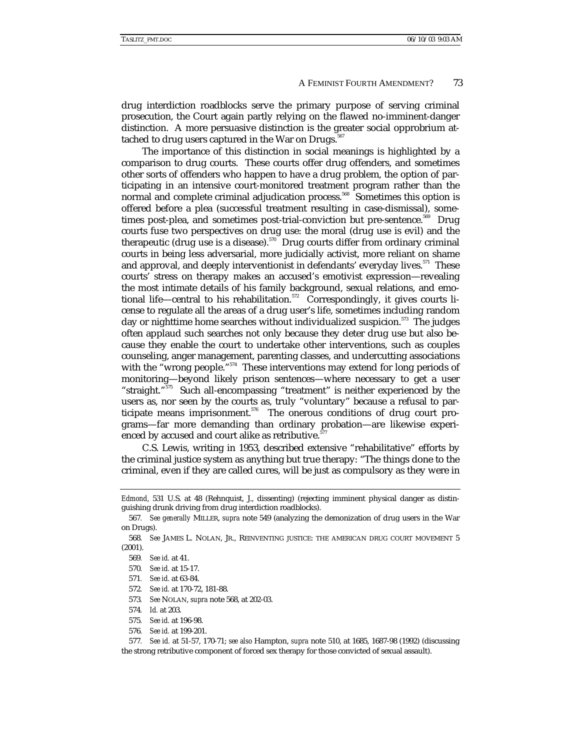drug interdiction roadblocks serve the primary purpose of serving criminal prosecution, the Court again partly relying on the flawed no-imminent-danger distinction. A more persuasive distinction is the greater social opprobrium attached to drug users captured in the War on Drugs.[567]

The importance of this distinction in social meanings is highlighted by a comparison to drug courts. These courts offer drug offenders, and sometimes other sorts of offenders who happen to have a drug problem, the option of participating in an intensive court-monitored treatment program rather than the normal and complete criminal adjudication process.[568] Sometimes this option is offered before a plea (successful treatment resulting in case-dismissal), sometimes post-plea, and sometimes post-trial-conviction but pre-sentence.[569] Drug courts fuse two perspectives on drug use: the moral (drug use is evil) and the therapeutic (drug use is a disease).[570] Drug courts differ from ordinary criminal courts in being less adversarial, more judicially activist, more reliant on shame and approval, and deeply interventionist in defendants' everyday lives.[571] These courts' stress on therapy makes an accused's emotivist expression—revealing the most intimate details of his family background, sexual relations, and emotional life—central to his rehabilitation.[572] Correspondingly, it gives courts license to regulate all the areas of a drug user's life, sometimes including random day or nighttime home searches without individualized suspicion.[573] The judges often applaud such searches not only because they deter drug use but also because they enable the court to undertake other interventions, such as couples counseling, anger management, parenting classes, and undercutting associations with the "wrong people."[574] These interventions may extend for long periods of monitoring—beyond likely prison sentences—where necessary to get a user "straight."[575] Such all-encompassing "treatment" is neither experienced by the users as, nor seen by the courts as, truly "voluntary" because a refusal to participate means imprisonment.[576] The onerous conditions of drug court programs—far more demanding than ordinary probation—are likewise experienced by accused and court alike as retributive.[577]

C.S. Lewis, writing in 1953, described extensive "rehabilitative" efforts by the criminal justice system as anything but true therapy: "The things done to the criminal, even if they are called cures, will be just as compulsory as they were in

---

*Edmond*, 531 U.S. at 48 (Rehnquist, J., dissenting) (rejecting imminent physical danger as distinguishing drunk driving from drug interdiction roadblocks).

567. *See generally* MILLER, *supra* note 549 (analyzing the demonization of drug users in the War on Drugs).

568. *See* JAMES L. NOLAN, JR., REINVENTING JUSTICE: THE AMERICAN DRUG COURT MOVEMENT 5 (2001).

569. *See id.* at 41.

570. *See id.* at 15-17.

571. *See id.* at 63-84.

572. *See id.* at 170-72, 181-88.

573. *See* NOLAN, *supra* note 568, at 202-03.

574. *Id.* at 203.

575. *See id.* at 196-98.

576. *See id.* at 199-201.

577. *See id.* at 51-57, 170-71; *see also* Hampton, *supra* note 510, at 1685, 1687-98 (1992) (discussing the strong retributive component of forced sex therapy for those convicted of sexual assault).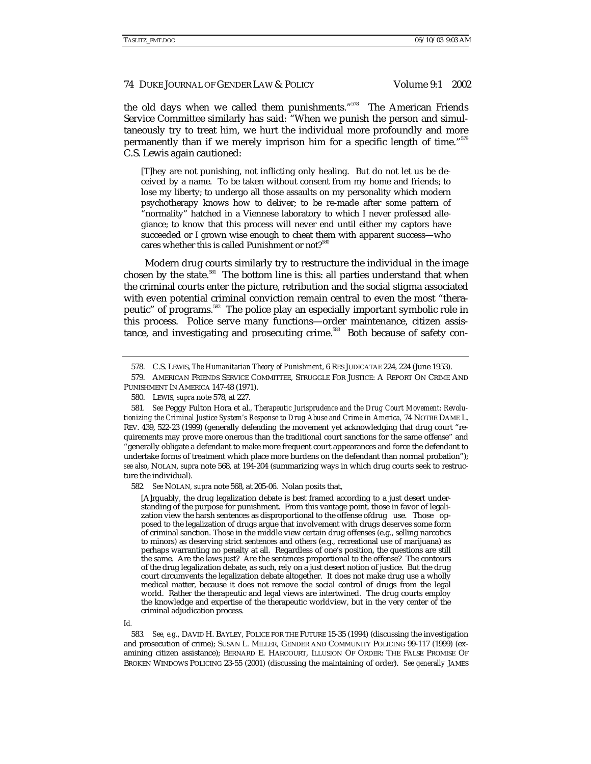the old days when we called them punishments."[578] The American Friends Service Committee similarly has said: "When we punish the person and simultaneously try to treat him, we hurt the individual more profoundly and more permanently than if we merely imprison him for a specific length of time."[579] C.S. Lewis again cautioned:

> [T]hey are not punishing, not inflicting only healing. But do not let us be deceived by a name. To be taken without consent from my home and friends; to lose my liberty; to undergo all those assaults on my personality which modern psychotherapy knows how to deliver; to be re-made after some pattern of "normality" hatched in a Viennese laboratory to which I never professed allegiance; to know that this process will never end until either my captors have succeeded or I grown wise enough to cheat them with apparent success—who cares whether this is called Punishment or not?[580]

Modern drug courts similarly try to restructure the individual in the image chosen by the state.[581] The bottom line is this: all parties understand that when the criminal courts enter the picture, retribution and the social stigma associated with even potential criminal conviction remain central to even the most "therapeutic" of programs.[582] The police play an especially important symbolic role in this process. Police serve many functions—order maintenance, citizen assistance, and investigating and prosecuting crime.[583] Both because of safety con-

---

578. C.S. LEWIS, *The Humanitarian Theory of Punishment*, 6 RES JUDICATAE 224, 224 (June 1953).

579. AMERICAN FRIENDS SERVICE COMMITTEE, STRUGGLE FOR JUSTICE: A REPORT ON CRIME AND PUNISHMENT IN AMERICA 147-48 (1971).

580. LEWIS, *supra* note 578, at 227.

581. *See* Peggy Fulton Hora et al., *Therapeutic Jurisprudence and the Drug Court Movement: Revolutionizing the Criminal Justice System's Response to Drug Abuse and Crime in America,* 74 NOTRE DAME L. REV. 439, 522-23 (1999) (generally defending the movement yet acknowledging that drug court "requirements may prove more onerous than the traditional court sanctions for the same offense" and "generally obligate a defendant to make more frequent court appearances and force the defendant to undertake forms of treatment which place more burdens on the defendant than normal probation"); *see also*, NOLAN, *supra* note 568, at 194-204 (summarizing ways in which drug courts seek to restructure the individual).

582. *See* NOLAN, *supra* note 568, at 205-06. Nolan posits that,

> [A]rguably, the drug legalization debate is best framed according to a just desert understanding of the purpose for punishment. From this vantage point, those in favor of legalization view the harsh sentences as disproportional to the offense ofdrug use. Those opposed to the legalization of drugs argue that involvement with drugs deserves some form of criminal sanction. Those in the middle view certain drug offenses (e.g., selling narcotics to minors) as deserving strict sentences and others (e.g., recreational use of marijuana) as perhaps warranting no penalty at all. Regardless of one's position, the questions are still the same. Are the laws just? Are the sentences proportional to the offense? The contours of the drug legalization debate, as such, rely on a just desert notion of justice. But the drug court circumvents the legalization debate altogether. It does not make drug use a wholly medical matter, because it does not remove the social control of drugs from the legal world. Rather the therapeutic and legal views are intertwined. The drug courts employ the knowledge and expertise of the therapeutic worldview, but in the very center of the criminal adjudication process.

*Id.*

583. *See, e.g.,* DAVID H. BAYLEY, POLICE FOR THE FUTURE 15-35 (1994) (discussing the investigation and prosecution of crime); SUSAN L. MILLER, GENDER AND COMMUNITY POLICING 99-117 (1999) (examining citizen assistance); BERNARD E. HARCOURT, ILLUSION OF ORDER: THE FALSE PROMISE OF BROKEN WINDOWS POLICING 23-55 (2001) (discussing the maintaining of order). *See generally* JAMES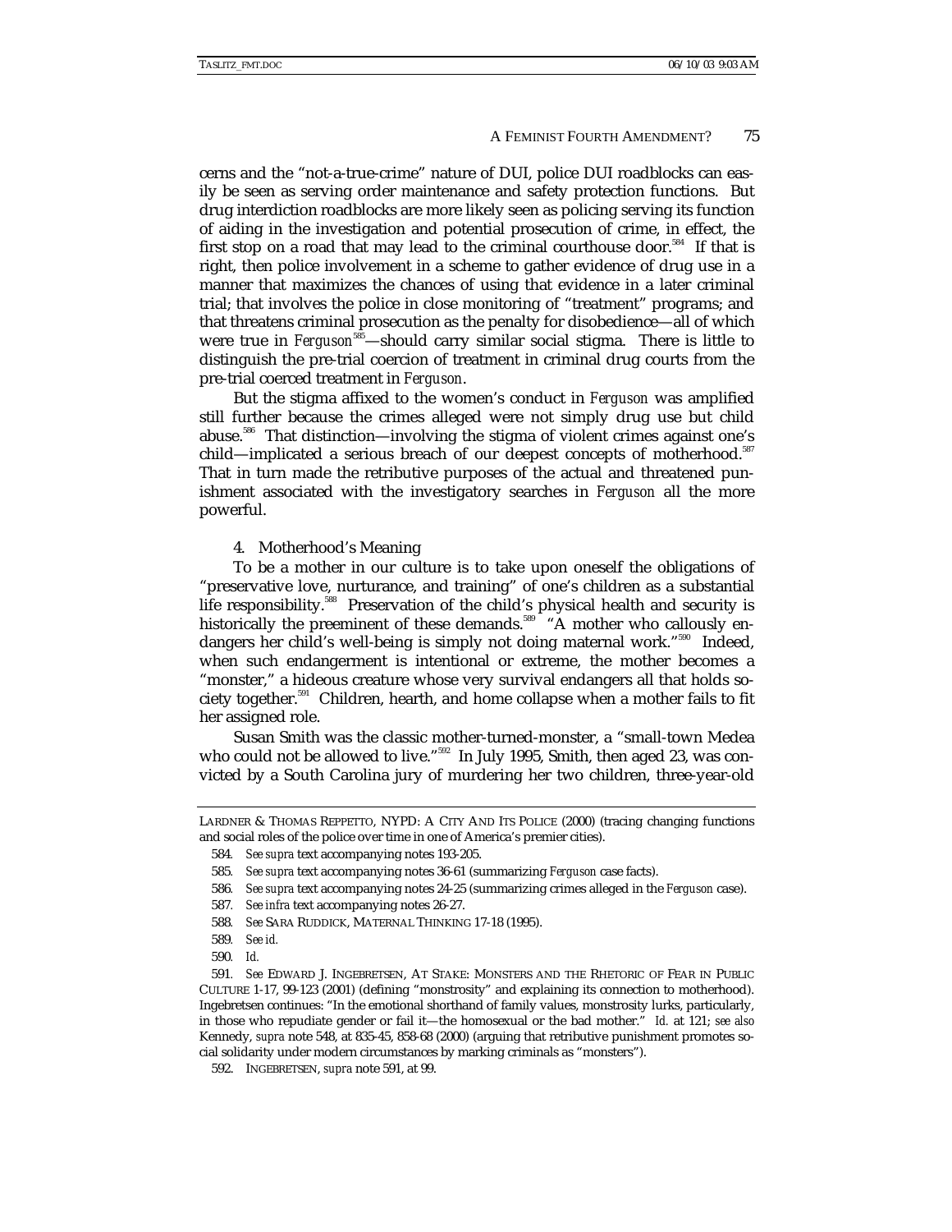cerns and the "not-a-true-crime" nature of DUI, police DUI roadblocks can easily be seen as serving order maintenance and safety protection functions. But drug interdiction roadblocks are more likely seen as policing serving its function of aiding in the investigation and potential prosecution of crime, in effect, the first stop on a road that may lead to the criminal courthouse door.[584] If that is right, then police involvement in a scheme to gather evidence of drug use in a manner that maximizes the chances of using that evidence in a later criminal trial; that involves the police in close monitoring of "treatment" programs; and that threatens criminal prosecution as the penalty for disobedience—all of which were true in *Ferguson*[585]—should carry similar social stigma. There is little to distinguish the pre-trial coercion of treatment in criminal drug courts from the pre-trial coerced treatment in *Ferguson*.

But the stigma affixed to the women's conduct in *Ferguson* was amplified still further because the crimes alleged were not simply drug use but child abuse.[586] That distinction—involving the stigma of violent crimes against one's child—implicated a serious breach of our deepest concepts of motherhood.[587] That in turn made the retributive purposes of the actual and threatened punishment associated with the investigatory searches in *Ferguson* all the more powerful.

#### 4. Motherhood's Meaning

To be a mother in our culture is to take upon oneself the obligations of "preservative love, nurturance, and training" of one's children as a substantial life responsibility.[588] Preservation of the child's physical health and security is historically the preeminent of these demands.[589] "A mother who callously endangers her child's well-being is simply not doing maternal work."[590] Indeed, when such endangerment is intentional or extreme, the mother becomes a "monster," a hideous creature whose very survival endangers all that holds society together.[591] Children, hearth, and home collapse when a mother fails to fit her assigned role.

Susan Smith was the classic mother-turned-monster, a "small-town Medea who could not be allowed to live."[592] In July 1995, Smith, then aged 23, was convicted by a South Carolina jury of murdering her two children, three-year-old

---

LARDNER & THOMAS REPPETTO, NYPD: A CITY AND ITS POLICE (2000) (tracing changing functions and social roles of the police over time in one of America's premier cities).

584. *See supra* text accompanying notes 193-205.

585. *See supra* text accompanying notes 36-61 (summarizing *Ferguson* case facts).

586. *See supra* text accompanying notes 24-25 (summarizing crimes alleged in the *Ferguson* case).

587. *See infra* text accompanying notes 26-27.

588. *See* SARA RUDDICK, MATERNAL THINKING 17-18 (1995).

589. *See id.*

590. *Id.*

591. *See* EDWARD J. INGEBRETSEN, AT STAKE: MONSTERS AND THE RHETORIC OF FEAR IN PUBLIC CULTURE 1-17, 99-123 (2001) (defining "monstrosity" and explaining its connection to motherhood). Ingebretsen continues: "In the emotional shorthand of family values, monstrosity lurks, particularly, in those who repudiate gender or fail it—the homosexual or the bad mother." *Id.* at 121; *see also* Kennedy, *supra* note 548, at 835-45, 858-68 (2000) (arguing that retributive punishment promotes social solidarity under modern circumstances by marking criminals as "monsters").

592. INGEBRETSEN, *supra* note 591, at 99.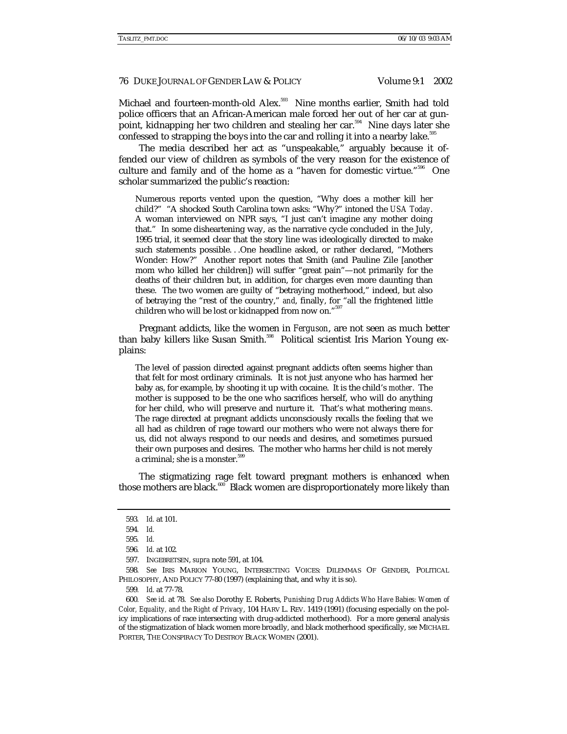Michael and fourteen-month-old Alex.[593] Nine months earlier, Smith had told police officers that an African-American male forced her out of her car at gunpoint, kidnapping her two children and stealing her car.[594] Nine days later she confessed to strapping the boys into the car and rolling it into a nearby lake.[595]

The media described her act as "unspeakable," arguably because it offended our view of children as symbols of the very reason for the existence of culture and family and of the home as a "haven for domestic virtue."[596] One scholar summarized the public's reaction:

> Numerous reports vented upon the question, "Why does a mother kill her child?" "A shocked South Carolina town asks: "Why?" intoned the *USA Today*. A woman interviewed on NPR says, "I just can't imagine any mother doing that." In some disheartening way, as the narrative cycle concluded in the July, 1995 trial, it seemed clear that the story line was ideologically directed to make such statements possible. . .One headline asked, or rather declared, "Mothers Wonder: How?" Another report notes that Smith (and Pauline Zile [another mom who killed her children]) will suffer "great pain"—not primarily for the deaths of their children but, in addition, for charges even more daunting than these. The two women are guilty of "betraying motherhood," indeed, but also of betraying the "rest of the country," *and*, finally, for "all the frightened little children who will be lost or kidnapped from now on."[597]

Pregnant addicts, like the women in *Ferguson*, are not seen as much better than baby killers like Susan Smith.[598] Political scientist Iris Marion Young explains:

> The level of passion directed against pregnant addicts often seems higher than that felt for most ordinary criminals. It is not just anyone who has harmed her baby as, for example, by shooting it up with cocaine. It is the child's *mother*. The mother is supposed to be the one who sacrifices herself, who will do anything for her child, who will preserve and nurture it. That's what mothering *means*. The rage directed at pregnant addicts unconsciously recalls the feeling that we all had as children of rage toward our mothers who were not always there for us, did not always respond to our needs and desires, and sometimes pursued their own purposes and desires. The mother who harms her child is not merely a criminal; she is a monster.[599]

The stigmatizing rage felt toward pregnant mothers is enhanced when those mothers are black.[600] Black women are disproportionately more likely than

---

593. *Id.* at 101.

594. *Id.*

595. *Id.*

596. *Id.* at 102.

597. INGEBRETSEN, *supra* note 591, at 104.

598. *See* IRIS MARION YOUNG, INTERSECTING VOICES: DILEMMAS OF GENDER, POLITICAL PHILOSOPHY, AND POLICY 77-80 (1997) (explaining that, and why it is so).

599. *Id.* at 77-78.

600. *See id.* at 78. *See also* Dorothy E. Roberts, *Punishing Drug Addicts Who Have Babies: Women of Color, Equality, and the Right of Privacy*, 104 HARV L. REV. 1419 (1991) (focusing especially on the policy implications of race intersecting with drug-addicted motherhood). For a more general analysis of the stigmatization of black women more broadly, and black motherhood specifically, *see* MICHAEL PORTER, THE CONSPIRACY TO DESTROY BLACK WOMEN (2001).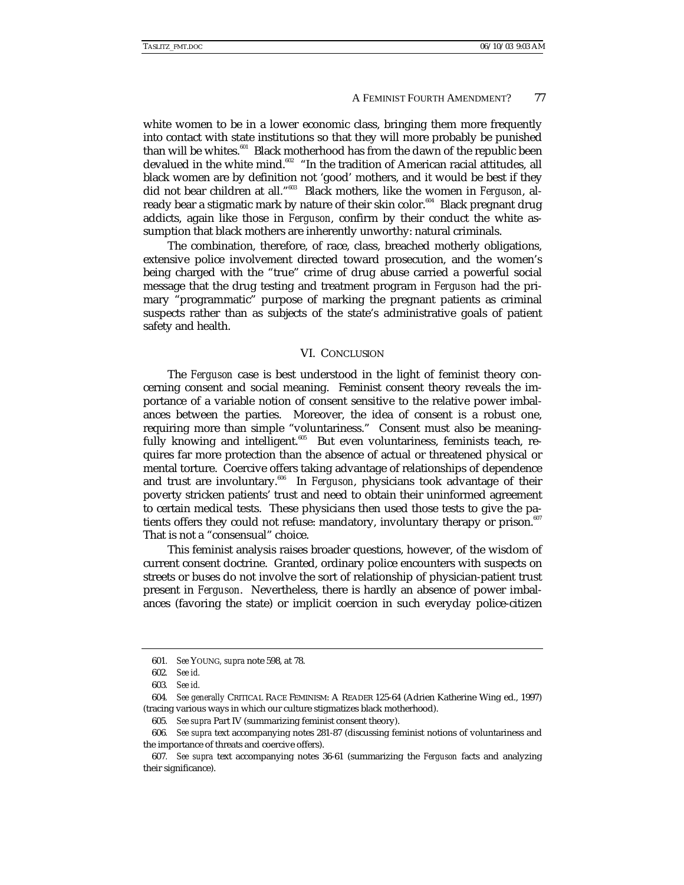white women to be in a lower economic class, bringing them more frequently into contact with state institutions so that they will more probably be punished than will be whites.[601] Black motherhood has from the dawn of the republic been devalued in the white mind.[602] "In the tradition of American racial attitudes, all black women are by definition not 'good' mothers, and it would be best if they did not bear children at all."[603] Black mothers, like the women in *Ferguson*, already bear a stigmatic mark by nature of their skin color.[604] Black pregnant drug addicts, again like those in *Ferguson*, confirm by their conduct the white assumption that black mothers are inherently unworthy: natural criminals.

The combination, therefore, of race, class, breached motherly obligations, extensive police involvement directed toward prosecution, and the women's being charged with the "true" crime of drug abuse carried a powerful social message that the drug testing and treatment program in *Ferguson* had the primary "programmatic" purpose of marking the pregnant patients as criminal suspects rather than as subjects of the state's administrative goals of patient safety and health.

## VI. CONCLUSION

The *Ferguson* case is best understood in the light of feminist theory concerning consent and social meaning. Feminist consent theory reveals the importance of a variable notion of consent sensitive to the relative power imbalances between the parties. Moreover, the idea of consent is a robust one, requiring more than simple "voluntariness." Consent must also be meaningfully knowing and intelligent.[605] But even voluntariness, feminists teach, requires far more protection than the absence of actual or threatened physical or mental torture. Coercive offers taking advantage of relationships of dependence and trust are involuntary.[606] In *Ferguson*, physicians took advantage of their poverty stricken patients' trust and need to obtain their uninformed agreement to certain medical tests. These physicians then used those tests to give the patients offers they could not refuse: mandatory, involuntary therapy or prison.[607] That is not a "consensual" choice.

This feminist analysis raises broader questions, however, of the wisdom of current consent doctrine. Granted, ordinary police encounters with suspects on streets or buses do not involve the sort of relationship of physician-patient trust present in *Ferguson*. Nevertheless, there is hardly an absence of power imbalances (favoring the state) or implicit coercion in such everyday police-citizen

---

601. *See* YOUNG, *supra* note 598, at 78.

602. *See id.*

603. *See id.*

604. *See generally* CRITICAL RACE FEMINISM: A READER 125-64 (Adrien Katherine Wing ed., 1997) (tracing various ways in which our culture stigmatizes black motherhood).

605. *See supra* Part IV (summarizing feminist consent theory).

606. *See supra* text accompanying notes 281-87 (discussing feminist notions of voluntariness and the importance of threats and coercive offers).

607. *See supra* text accompanying notes 36-61 (summarizing the *Ferguson* facts and analyzing their significance).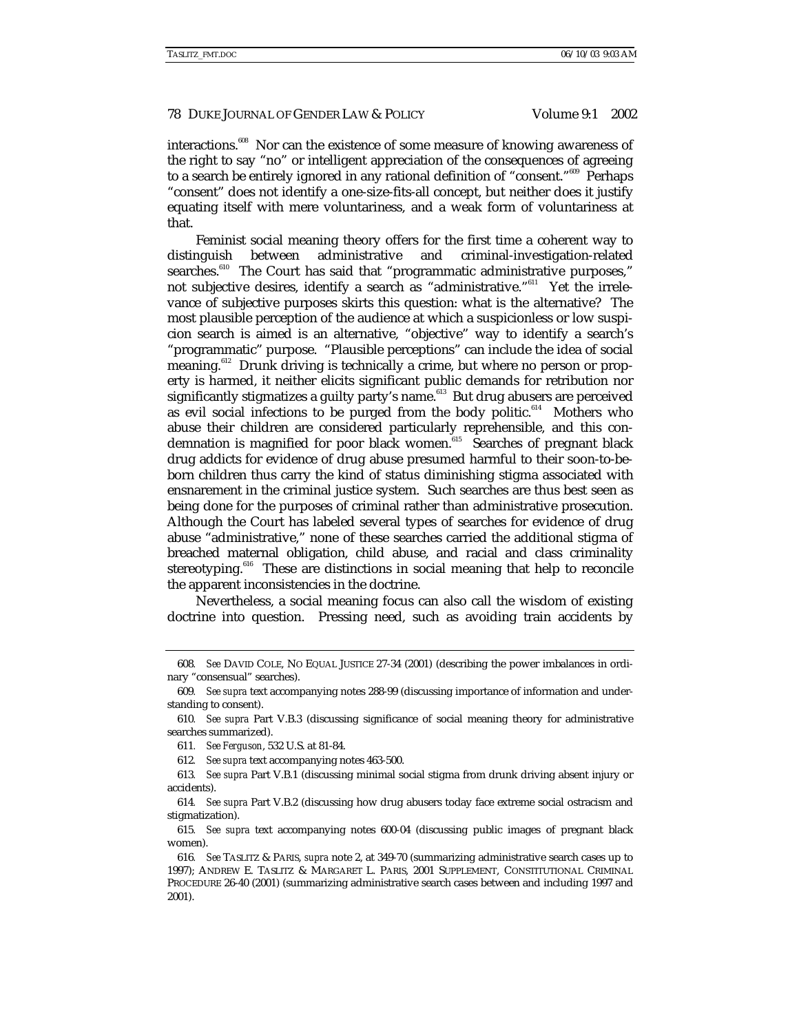interactions.[608] Nor can the existence of some measure of knowing awareness of the right to say "no" or intelligent appreciation of the consequences of agreeing to a search be entirely ignored in any rational definition of "consent."[609] Perhaps "consent" does not identify a one-size-fits-all concept, but neither does it justify equating itself with mere voluntariness, and a weak form of voluntariness at that.

Feminist social meaning theory offers for the first time a coherent way to distinguish between administrative and criminal-investigation-related searches.[610] The Court has said that "programmatic administrative purposes," not subjective desires, identify a search as "administrative."[611] Yet the irrelevance of subjective purposes skirts this question: what is the alternative? The most plausible perception of the audience at which a suspicionless or low suspicion search is aimed is an alternative, "objective" way to identify a search's "programmatic" purpose. "Plausible perceptions" can include the idea of social meaning.[612] Drunk driving is technically a crime, but where no person or property is harmed, it neither elicits significant public demands for retribution nor significantly stigmatizes a guilty party's name.[613] But drug abusers are perceived as evil social infections to be purged from the body politic.[614] Mothers who abuse their children are considered particularly reprehensible, and this condemnation is magnified for poor black women.[615] Searches of pregnant black drug addicts for evidence of drug abuse presumed harmful to their soon-to-be-born children thus carry the kind of status diminishing stigma associated with ensnarement in the criminal justice system. Such searches are thus best seen as being done for the purposes of criminal rather than administrative prosecution. Although the Court has labeled several types of searches for evidence of drug abuse "administrative," none of these searches carried the additional stigma of breached maternal obligation, child abuse, and racial and class criminality stereotyping.[616] These are distinctions in social meaning that help to reconcile the apparent inconsistencies in the doctrine.

Nevertheless, a social meaning focus can also call the wisdom of existing doctrine into question. Pressing need, such as avoiding train accidents by

---

608. *See* DAVID COLE, NO EQUAL JUSTICE 27-34 (2001) (describing the power imbalances in ordinary "consensual" searches).

609. *See supra* text accompanying notes 288-99 (discussing importance of information and understanding to consent).

610. *See supra* Part V.B.3 (discussing significance of social meaning theory for administrative searches summarized).

611. *See Ferguson*, 532 U.S. at 81-84.

612. *See supra* text accompanying notes 463-500.

613. *See supra* Part V.B.1 (discussing minimal social stigma from drunk driving absent injury or accidents).

614. *See supra* Part V.B.2 (discussing how drug abusers today face extreme social ostracism and stigmatization).

615. *See supra* text accompanying notes 600-04 (discussing public images of pregnant black women).

616. *See* TASLITZ & PARIS, *supra* note 2, at 349-70 (summarizing administrative search cases up to 1997); ANDREW E. TASLITZ & MARGARET L. PARIS, 2001 SUPPLEMENT, CONSTITUTIONAL CRIMINAL PROCEDURE 26-40 (2001) (summarizing administrative search cases between and including 1997 and 2001).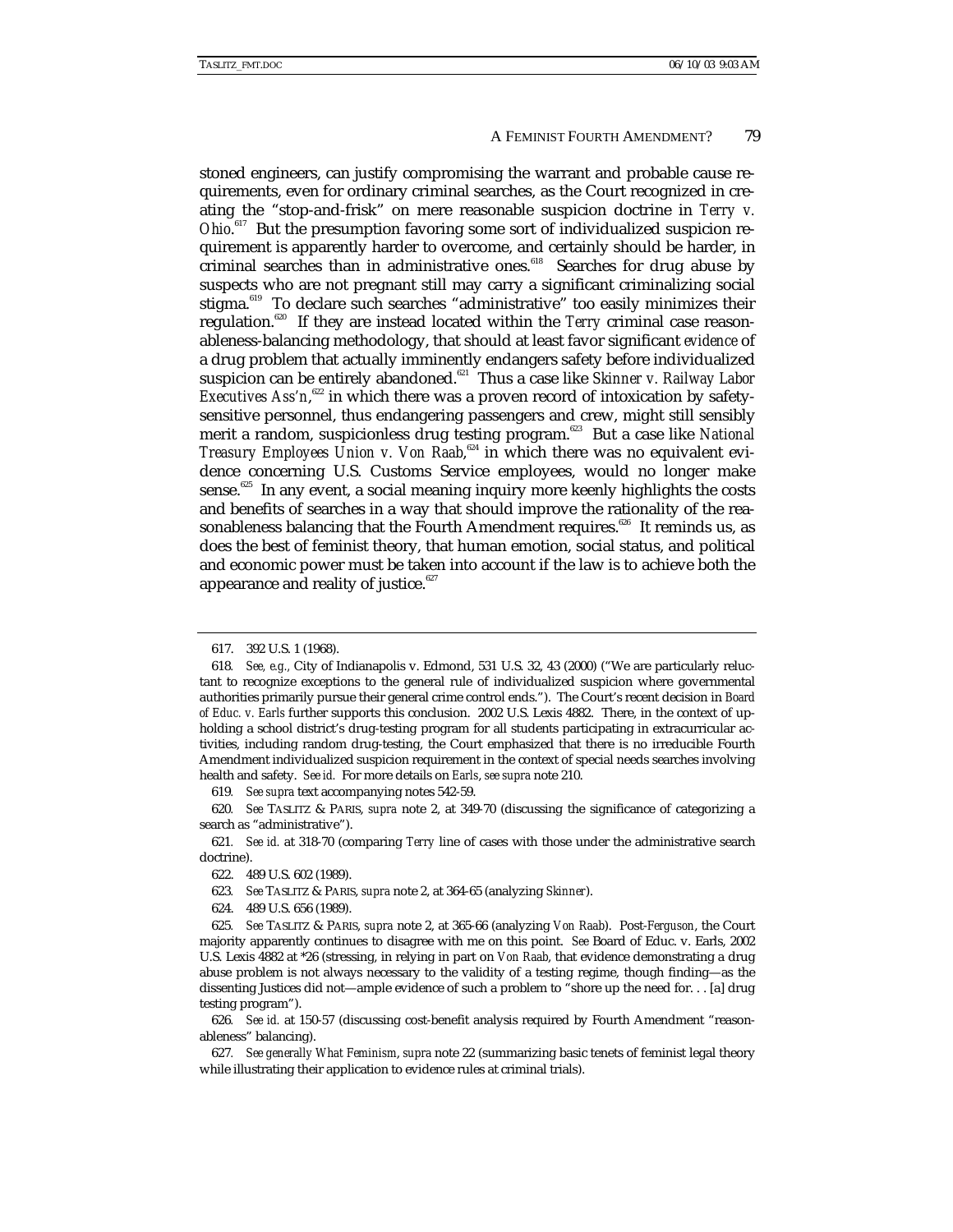stoned engineers, can justify compromising the warrant and probable cause requirements, even for ordinary criminal searches, as the Court recognized in creating the "stop-and-frisk" on mere reasonable suspicion doctrine in *Terry v. Ohio*.[617] But the presumption favoring some sort of individualized suspicion requirement is apparently harder to overcome, and certainly should be harder, in criminal searches than in administrative ones.[618] Searches for drug abuse by suspects who are not pregnant still may carry a significant criminalizing social stigma.[619] To declare such searches "administrative" too easily minimizes their regulation.[620] If they are instead located within the *Terry* criminal case reasonableness-balancing methodology, that should at least favor significant *evidence* of a drug problem that actually imminently endangers safety before individualized suspicion can be entirely abandoned.[621] Thus a case like *Skinner v. Railway Labor Executives Ass'n*,[622] in which there was a proven record of intoxication by safety-sensitive personnel, thus endangering passengers and crew, might still sensibly merit a random, suspicionless drug testing program.[623] But a case like *National Treasury Employees Union v. Von Raab*,[624] in which there was no equivalent evidence concerning U.S. Customs Service employees, would no longer make sense.[625] In any event, a social meaning inquiry more keenly highlights the costs and benefits of searches in a way that should improve the rationality of the reasonableness balancing that the Fourth Amendment requires.[626] It reminds us, as does the best of feminist theory, that human emotion, social status, and political and economic power must be taken into account if the law is to achieve both the appearance and reality of justice.[627]

---

617. 392 U.S. 1 (1968).

618. *See, e.g.*, City of Indianapolis v. Edmond, 531 U.S. 32, 43 (2000) ("We are particularly reluctant to recognize exceptions to the general rule of individualized suspicion where governmental authorities primarily pursue their general crime control ends."). The Court's recent decision in *Board of Educ. v. Earls* further supports this conclusion. 2002 U.S. Lexis 4882. There, in the context of upholding a school district's drug-testing program for all students participating in extracurricular activities, including random drug-testing, the Court emphasized that there is no irreducible Fourth Amendment individualized suspicion requirement in the context of special needs searches involving health and safety. *See id.* For more details on *Earls*, *see supra* note 210.

619. *See supra* text accompanying notes 542-59.

620. *See* TASLITZ & PARIS, *supra* note 2, at 349-70 (discussing the significance of categorizing a search as "administrative").

621. *See id.* at 318-70 (comparing *Terry* line of cases with those under the administrative search doctrine).

622. 489 U.S. 602 (1989).

623. *See* TASLITZ & PARIS, *supra* note 2, at 364-65 (analyzing *Skinner*).

624. 489 U.S. 656 (1989).

625. *See* TASLITZ & PARIS, *supra* note 2, at 365-66 (analyzing *Von Raab*). Post-*Ferguson*, the Court majority apparently continues to disagree with me on this point. *See* Board of Educ. v. Earls, 2002 U.S. Lexis 4882 at *26 (stressing, in relying in part on *Von Raab*, that evidence demonstrating a drug abuse problem is not always necessary to the validity of a testing regime, though finding—as the dissenting Justices did not—ample evidence of such a problem to "shore up the need for. . . [a] drug testing program").

626. *See id.* at 150-57 (discussing cost-benefit analysis required by Fourth Amendment "reasonableness" balancing).

627. *See generally What Feminism*, *supra* note 22 (summarizing basic tenets of feminist legal theory while illustrating their application to evidence rules at criminal trials).